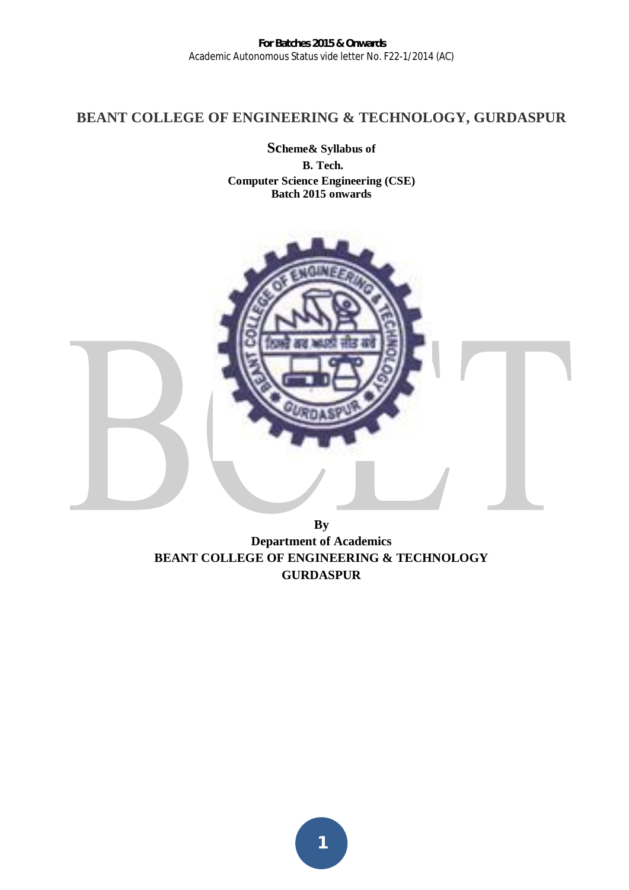**For Batches 2015 & Onwards**

Academic Autonomous Status vide letter No. F22-1/2014 (AC)

# BEANT COLLEGE OF ENGINEERING & TECHNOLOGY, GURDASPUR

**Scheme& Syllabus of**

**B. Tech.**

**Computer Science Engineering (CSE)**

**Batch 2015 onwards**

**By**

**Department of Academics**

**BEANT COLLEGE OF ENGINEERING & TECHNOLOGY**

**GURDASPUR**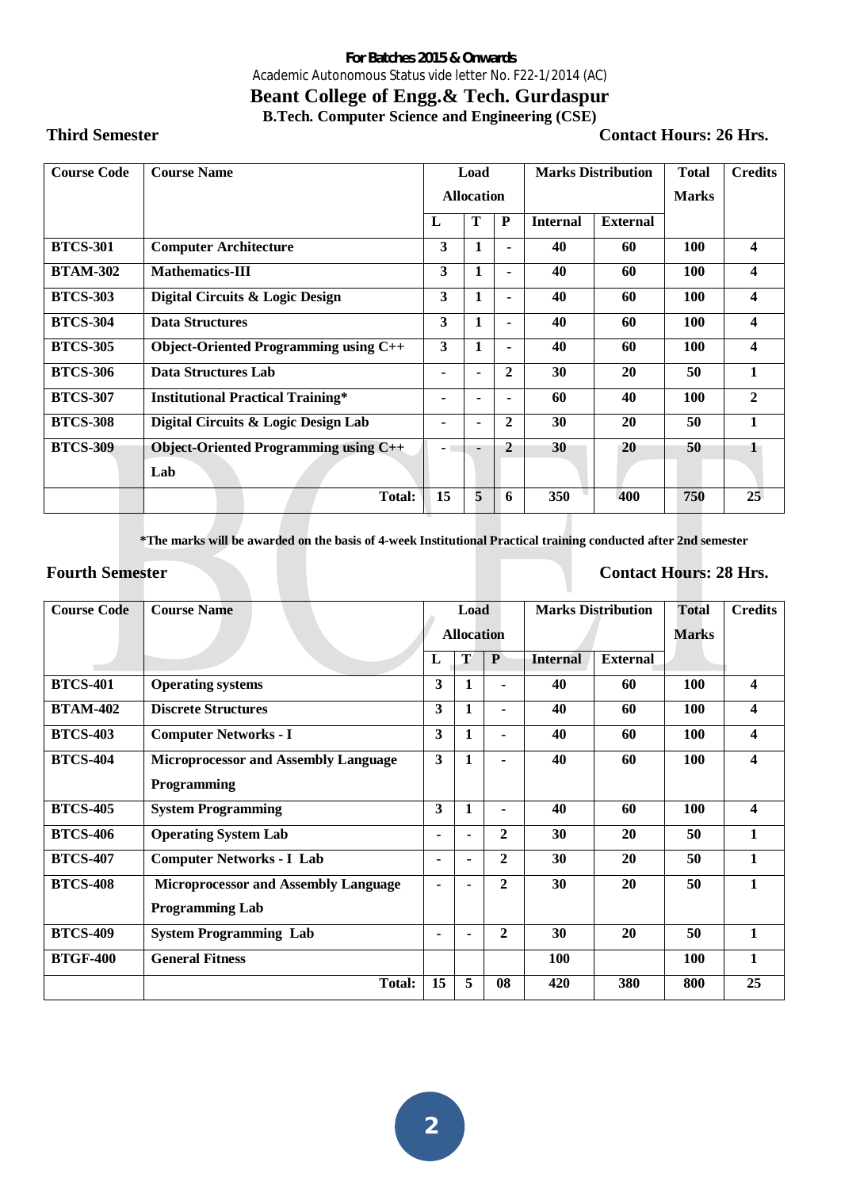**For Batches 2015 & Onwards**

Academic Autonomous Status vide letter No. F22-1/2014 (AC)

# Beant College of Engg.& Tech. Gurdaspur

## B.Tech. Computer Science and Engineering (CSE)

**Third Semester** **Contact Hours: 26 Hrs.**

| Course Code | Course Name | Load Allocation | | | Marks Distribution | | Total Marks | Credits |
|---|---|---|---|---|---|---|---|---|
| | | L | T | P | Internal | External | | |
| BTCS-301 | Computer Architecture | 3 | 1 | - | 40 | 60 | 100 | 4 |
| BTAM-302 | Mathematics-III | 3 | 1 | - | 40 | 60 | 100 | 4 |
| BTCS-303 | Digital Circuits & Logic Design | 3 | 1 | - | 40 | 60 | 100 | 4 |
| BTCS-304 | Data Structures | 3 | 1 | - | 40 | 60 | 100 | 4 |
| BTCS-305 | Object-Oriented Programming using C++ | 3 | 1 | - | 40 | 60 | 100 | 4 |
| BTCS-306 | Data Structures Lab | - | - | 2 | 30 | 20 | 50 | 1 |
| BTCS-307 | Institutional Practical Training* | - | - | - | 60 | 40 | 100 | 2 |
| BTCS-308 | Digital Circuits & Logic Design Lab | - | - | 2 | 30 | 20 | 50 | 1 |
| BTCS-309 | Object-Oriented Programming using C++ Lab | - | - | 2 | 30 | 20 | 50 | 1 |
| | **Total:** | 15 | 5 | 6 | 350 | 400 | 750 | 25 |

***The marks will be awarded on the basis of 4-week Institutional Practical training conducted after 2nd semester**

**Fourth Semester** **Contact Hours: 28 Hrs.**

| Course Code | Course Name | Load Allocation | | | Marks Distribution | | Total Marks | Credits |
|---|---|---|---|---|---|---|---|---|
| | | L | T | P | Internal | External | | |
| BTCS-401 | Operating systems | 3 | 1 | - | 40 | 60 | 100 | 4 |
| BTAM-402 | Discrete Structures | 3 | 1 | - | 40 | 60 | 100 | 4 |
| BTCS-403 | Computer Networks - I | 3 | 1 | - | 40 | 60 | 100 | 4 |
| BTCS-404 | Microprocessor and Assembly Language Programming | 3 | 1 | - | 40 | 60 | 100 | 4 |
| BTCS-405 | System Programming | 3 | 1 | - | 40 | 60 | 100 | 4 |
| BTCS-406 | Operating System Lab | - | - | 2 | 30 | 20 | 50 | 1 |
| BTCS-407 | Computer Networks - I Lab | - | - | 2 | 30 | 20 | 50 | 1 |
| BTCS-408 | Microprocessor and Assembly Language Programming Lab | - | - | 2 | 30 | 20 | 50 | 1 |
| BTCS-409 | System Programming Lab | - | - | 2 | 30 | 20 | 50 | 1 |
| BTGF-400 | General Fitness | | | | 100 | | 100 | 1 |
| | **Total:** | 15 | 5 | 08 | 420 | 380 | 800 | 25 |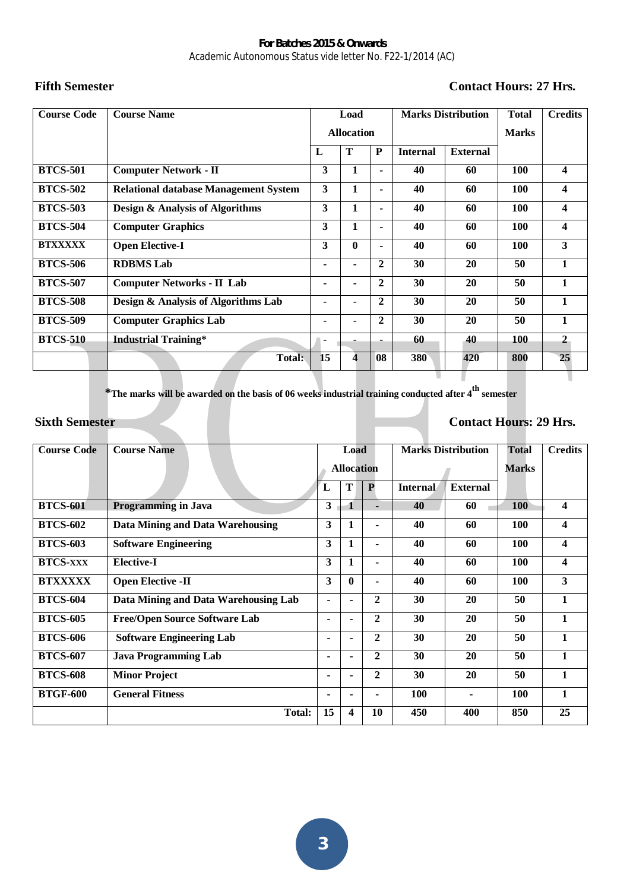**For Batches 2015 & Onwards**
Academic Autonomous Status vide letter No. F22-1/2014 (AC)

## Fifth Semester

**Contact Hours: 27 Hrs.**

| Course Code | Course Name | Load Allocation | | | Marks Distribution | | Total Marks | Credits |
|---|---|---|---|---|---|---|---|---|
| | | L | T | P | Internal | External | | |
| BTCS-501 | Computer Network - II | 3 | 1 | - | 40 | 60 | 100 | 4 |
| BTCS-502 | Relational database Management System | 3 | 1 | - | 40 | 60 | 100 | 4 |
| BTCS-503 | Design & Analysis of Algorithms | 3 | 1 | - | 40 | 60 | 100 | 4 |
| BTCS-504 | Computer Graphics | 3 | 1 | - | 40 | 60 | 100 | 4 |
| BTXXXXX | Open Elective-I | 3 | 0 | - | 40 | 60 | 100 | 3 |
| BTCS-506 | RDBMS Lab | - | - | 2 | 30 | 20 | 50 | 1 |
| BTCS-507 | Computer Networks - II Lab | - | - | 2 | 30 | 20 | 50 | 1 |
| BTCS-508 | Design & Analysis of Algorithms Lab | - | - | 2 | 30 | 20 | 50 | 1 |
| BTCS-509 | Computer Graphics Lab | - | - | 2 | 30 | 20 | 50 | 1 |
| BTCS-510 | Industrial Training* | - | - | - | 60 | 40 | 100 | 2 |
| | Total: | 15 | 4 | 08 | 380 | 420 | 800 | 25 |

*The marks will be awarded on the basis of 06 weeks industrial training conducted after 4th semester

## Sixth Semester

**Contact Hours: 29 Hrs.**

| Course Code | Course Name | Load Allocation | | | Marks Distribution | | Total Marks | Credits |
|---|---|---|---|---|---|---|---|---|
| | | L | T | P | Internal | External | | |
| BTCS-601 | Programming in Java | 3 | 1 | - | 40 | 60 | 100 | 4 |
| BTCS-602 | Data Mining and Data Warehousing | 3 | 1 | - | 40 | 60 | 100 | 4 |
| BTCS-603 | Software Engineering | 3 | 1 | - | 40 | 60 | 100 | 4 |
| BTCS-xxx | Elective-I | 3 | 1 | - | 40 | 60 | 100 | 4 |
| BTXXXXX | Open Elective -II | 3 | 0 | - | 40 | 60 | 100 | 3 |
| BTCS-604 | Data Mining and Data Warehousing Lab | - | - | 2 | 30 | 20 | 50 | 1 |
| BTCS-605 | Free/Open Source Software Lab | - | - | 2 | 30 | 20 | 50 | 1 |
| BTCS-606 | Software Engineering Lab | - | - | 2 | 30 | 20 | 50 | 1 |
| BTCS-607 | Java Programming Lab | - | - | 2 | 30 | 20 | 50 | 1 |
| BTCS-608 | Minor Project | - | - | 2 | 30 | 20 | 50 | 1 |
| BTGF-600 | General Fitness | - | - | - | 100 | - | 100 | 1 |
| | Total: | 15 | 4 | 10 | 450 | 400 | 850 | 25 |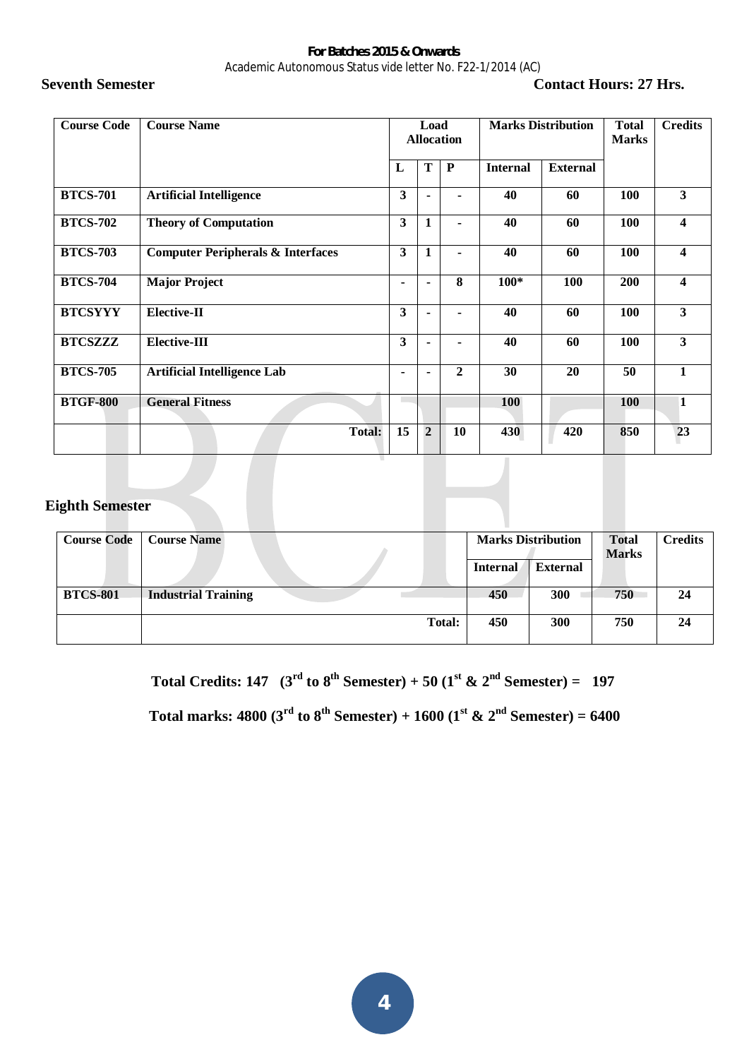For Batches 2015 & Onwards

Academic Autonomous Status vide letter No. F22-1/2014 (AC)

**Seventh Semester** **Contact Hours: 27 Hrs.**

| Course Code | Course Name | Load Allocation | | | Marks Distribution | | Total Marks | Credits |
|---|---|---|---|---|---|---|---|---|
| | | L | T | P | Internal | External | | |
| BTCS-701 | Artificial Intelligence | 3 | - | - | 40 | 60 | 100 | 3 |
| BTCS-702 | Theory of Computation | 3 | 1 | - | 40 | 60 | 100 | 4 |
| BTCS-703 | Computer Peripherals & Interfaces | 3 | 1 | - | 40 | 60 | 100 | 4 |
| BTCS-704 | Major Project | - | - | 8 | 100* | 100 | 200 | 4 |
| BTCSYYY | Elective-II | 3 | - | - | 40 | 60 | 100 | 3 |
| BTCSZZZ | Elective-III | 3 | - | - | 40 | 60 | 100 | 3 |
| BTCS-705 | Artificial Intelligence Lab | - | - | 2 | 30 | 20 | 50 | 1 |
| BTGF-800 | General Fitness | | | | 100 | | 100 | 1 |
| | Total: | 15 | 2 | 10 | 430 | 420 | 850 | 23 |

**Eighth Semester**

| Course Code | Course Name | Marks Distribution | | Total Marks | Credits |
|---|---|---|---|---|---|
| | | Internal | External | | |
| BTCS-801 | Industrial Training | 450 | 300 | 750 | 24 |
| | Total: | 450 | 300 | 750 | 24 |

**Total Credits: 147 (3rd to 8th Semester) + 50 (1st & 2nd Semester) = 197**

**Total marks: 4800 (3rd to 8th Semester) + 1600 (1st & 2nd Semester) = 6400**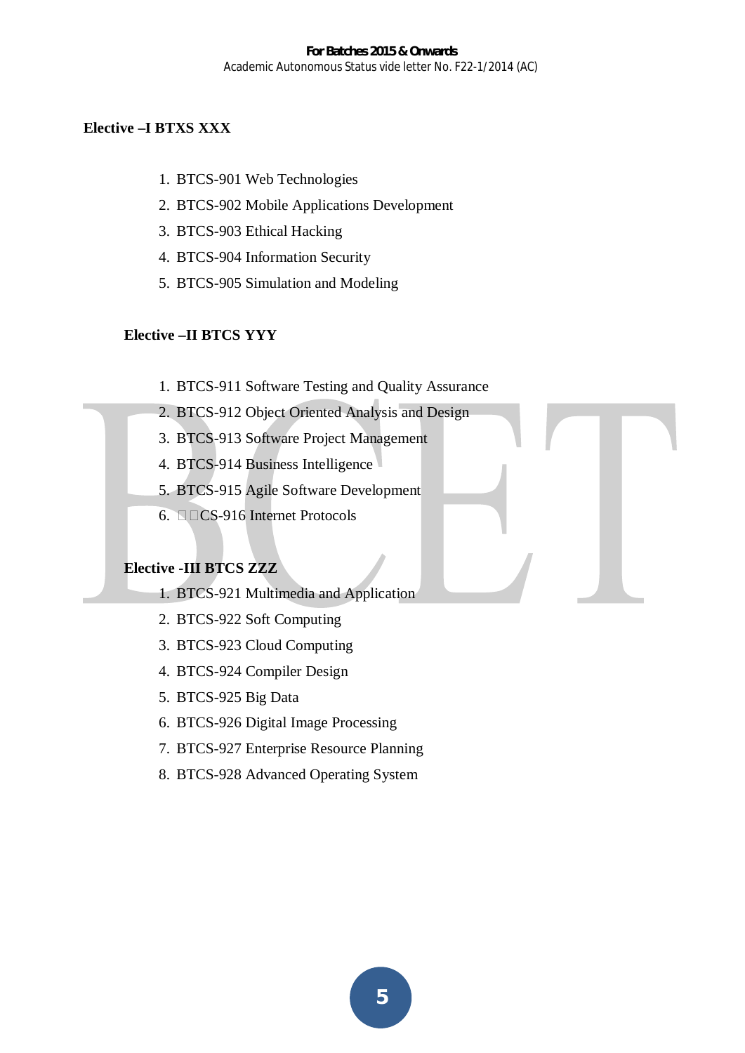**Elective –I BTXS XXX**

1. BTCS-901 Web Technologies
2. BTCS-902 Mobile Applications Development
3. BTCS-903 Ethical Hacking
4. BTCS-904 Information Security
5. BTCS-905 Simulation and Modeling

**Elective –II BTCS YYY**

1. BTCS-911 Software Testing and Quality Assurance
2. BTCS-912 Object Oriented Analysis and Design
3. BTCS-913 Software Project Management
4. BTCS-914 Business Intelligence
5. BTCS-915 Agile Software Development
6. BTCS-916 Internet Protocols

**Elective -III BTCS ZZZ**

1. BTCS-921 Multimedia and Application
2. BTCS-922 Soft Computing
3. BTCS-923 Cloud Computing
4. BTCS-924 Compiler Design
5. BTCS-925 Big Data
6. BTCS-926 Digital Image Processing
7. BTCS-927 Enterprise Resource Planning
8. BTCS-928 Advanced Operating System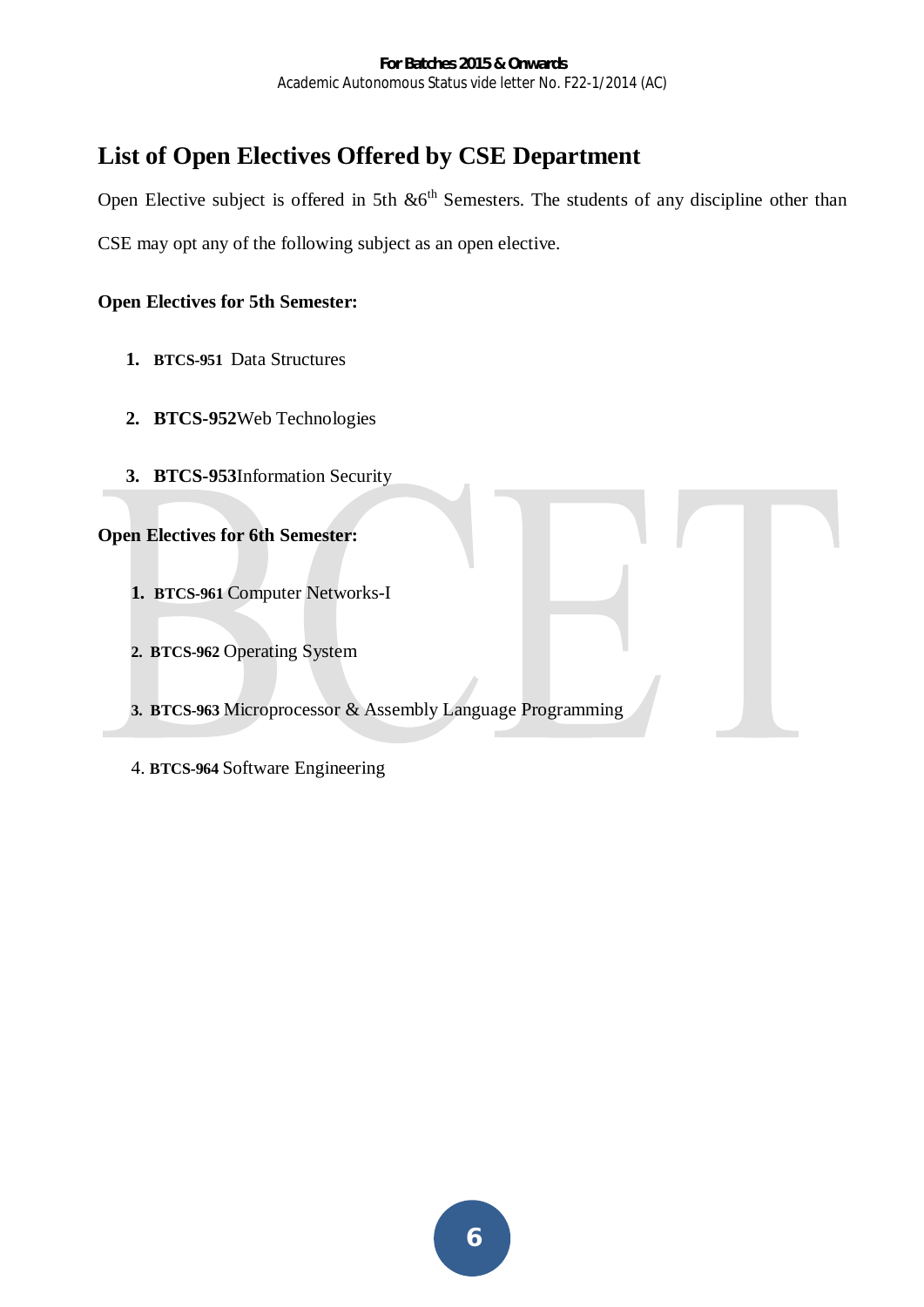# List of Open Electives Offered by CSE Department

Open Elective subject is offered in 5th &6th Semesters. The students of any discipline other than CSE may opt any of the following subject as an open elective.

**Open Electives for 5th Semester:**

1. **BTCS-951** Data Structures
2. **BTCS-952**Web Technologies
3. **BTCS-953**Information Security

**Open Electives for 6th Semester:**

1. **BTCS-961** Computer Networks-I
2. **BTCS-962** Operating System
3. **BTCS-963** Microprocessor & Assembly Language Programming
4. **BTCS-964** Software Engineering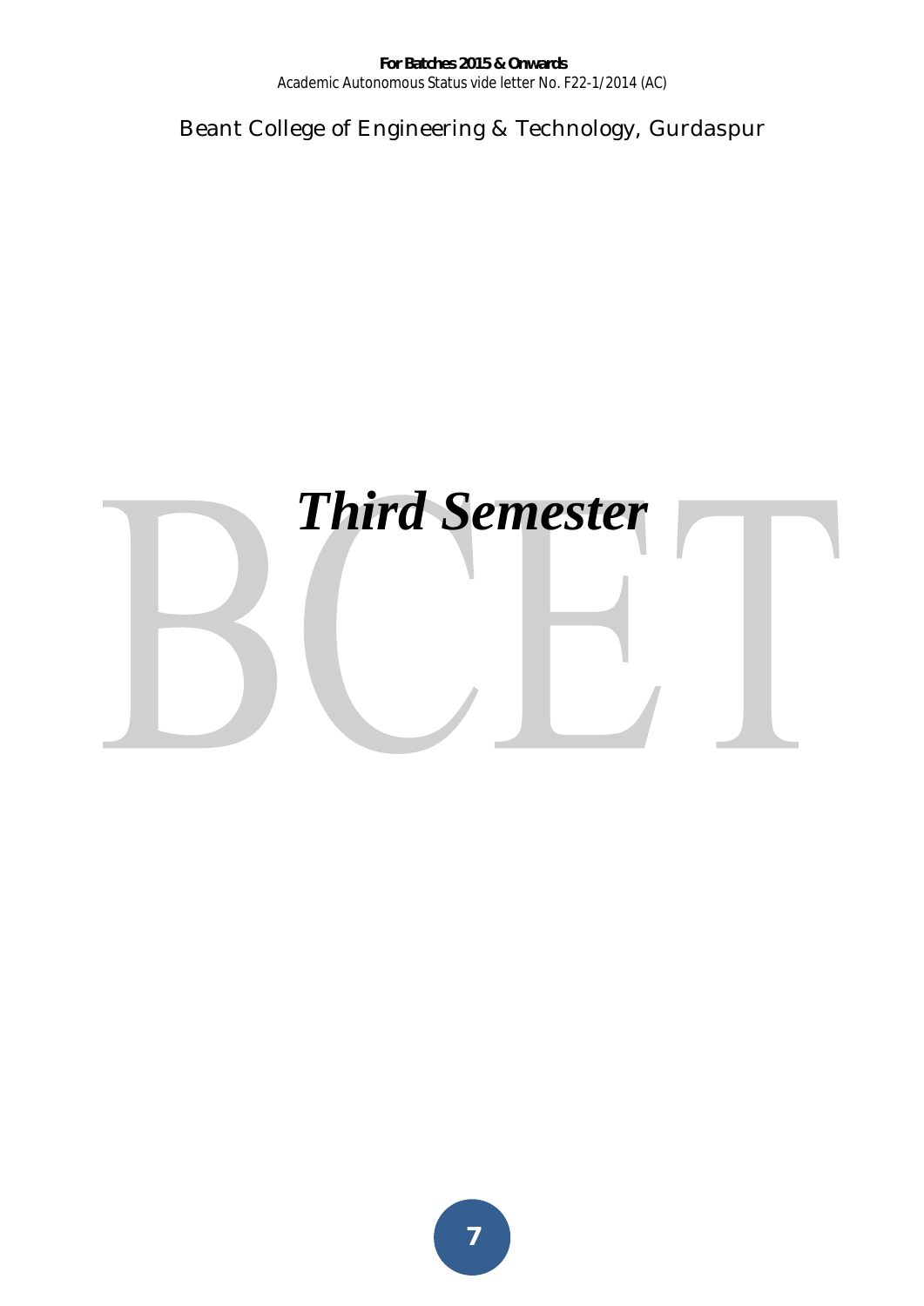# *Third Semester*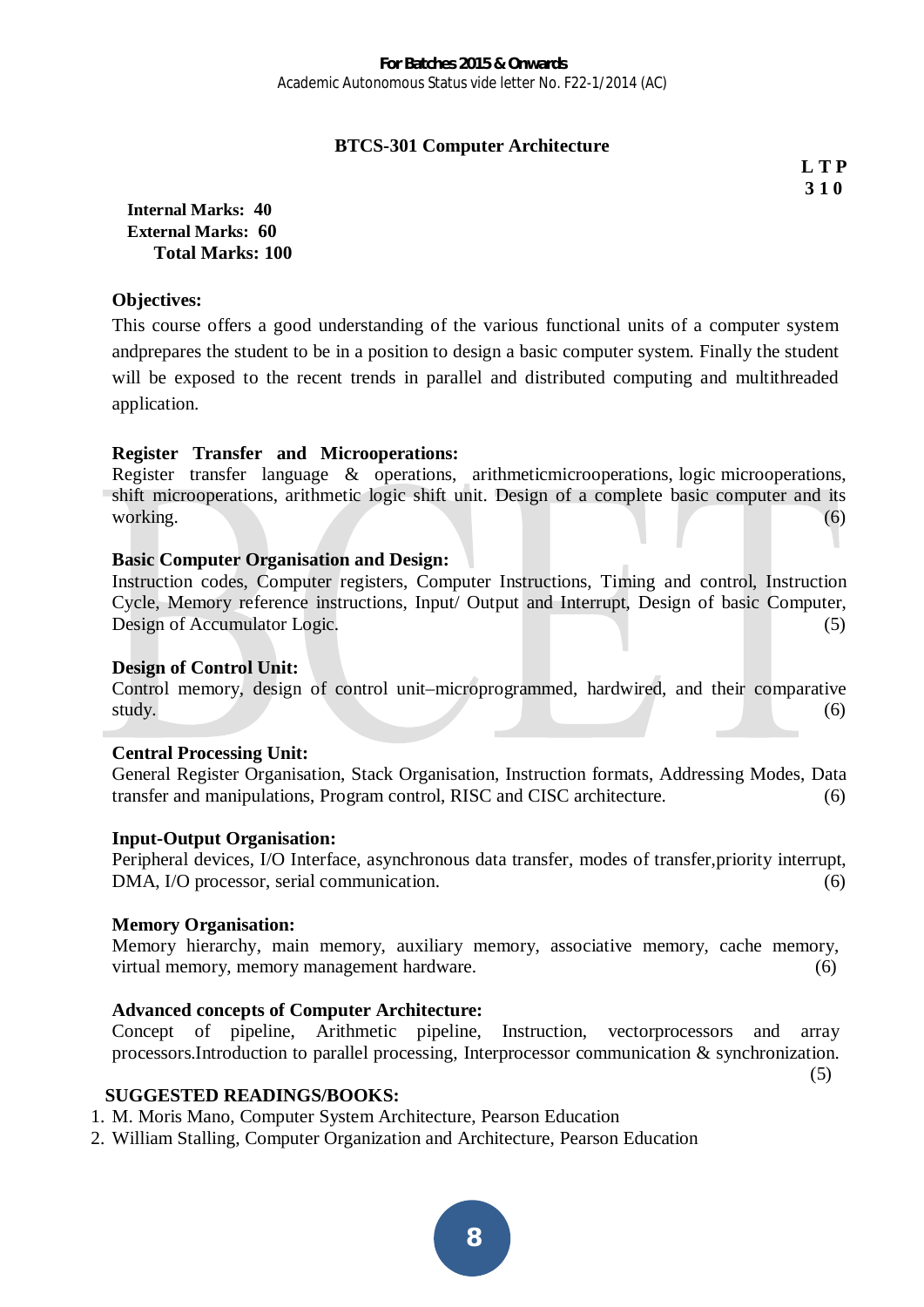## BTCS-301 Computer Architecture

**L T P**
**3 1 0**

**Internal Marks: 40**
**External Marks: 60**
**Total Marks: 100**

**Objectives:**

This course offers a good understanding of the various functional units of a computer system andprepares the student to be in a position to design a basic computer system. Finally the student will be exposed to the recent trends in parallel and distributed computing and multithreaded application.

**Register Transfer and Microoperations:**
Register transfer language & operations, arithmeticmicrooperations, logic microoperations, shift microoperations, arithmetic logic shift unit. Design of a complete basic computer and its working. (6)

**Basic Computer Organisation and Design:**
Instruction codes, Computer registers, Computer Instructions, Timing and control, Instruction Cycle, Memory reference instructions, Input/ Output and Interrupt, Design of basic Computer, Design of Accumulator Logic. (5)

**Design of Control Unit:**
Control memory, design of control unit–microprogrammed, hardwired, and their comparative study. (6)

**Central Processing Unit:**
General Register Organisation, Stack Organisation, Instruction formats, Addressing Modes, Data transfer and manipulations, Program control, RISC and CISC architecture. (6)

**Input-Output Organisation:**
Peripheral devices, I/O Interface, asynchronous data transfer, modes of transfer,priority interrupt, DMA, I/O processor, serial communication. (6)

**Memory Organisation:**
Memory hierarchy, main memory, auxiliary memory, associative memory, cache memory, virtual memory, memory management hardware. (6)

**Advanced concepts of Computer Architecture:**
Concept of pipeline, Arithmetic pipeline, Instruction, vectorprocessors and array processors.Introduction to parallel processing, Interprocessor communication & synchronization. (5)

**SUGGESTED READINGS/BOOKS:**

1. M. Moris Mano, Computer System Architecture, Pearson Education
2. William Stalling, Computer Organization and Architecture, Pearson Education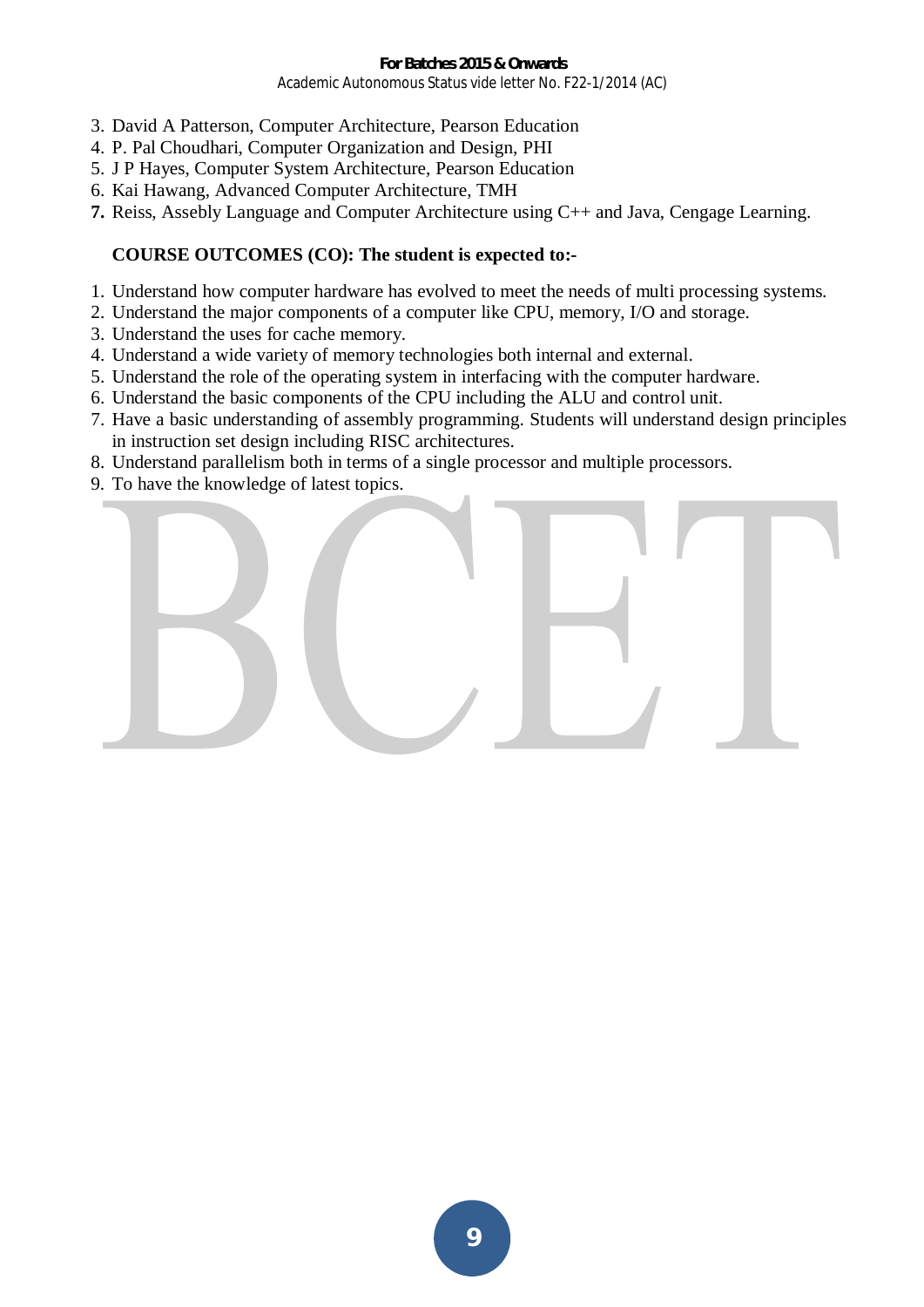3. David A Patterson, Computer Architecture, Pearson Education
4. P. Pal Choudhari, Computer Organization and Design, PHI
5. J P Hayes, Computer System Architecture, Pearson Education
6. Kai Hawang, Advanced Computer Architecture, TMH
7. Reiss, Assebly Language and Computer Architecture using C++ and Java, Cengage Learning.

**COURSE OUTCOMES (CO): The student is expected to:-**

1. Understand how computer hardware has evolved to meet the needs of multi processing systems.
2. Understand the major components of a computer like CPU, memory, I/O and storage.
3. Understand the uses for cache memory.
4. Understand a wide variety of memory technologies both internal and external.
5. Understand the role of the operating system in interfacing with the computer hardware.
6. Understand the basic components of the CPU including the ALU and control unit.
7. Have a basic understanding of assembly programming. Students will understand design principles in instruction set design including RISC architectures.
8. Understand parallelism both in terms of a single processor and multiple processors.
9. To have the knowledge of latest topics.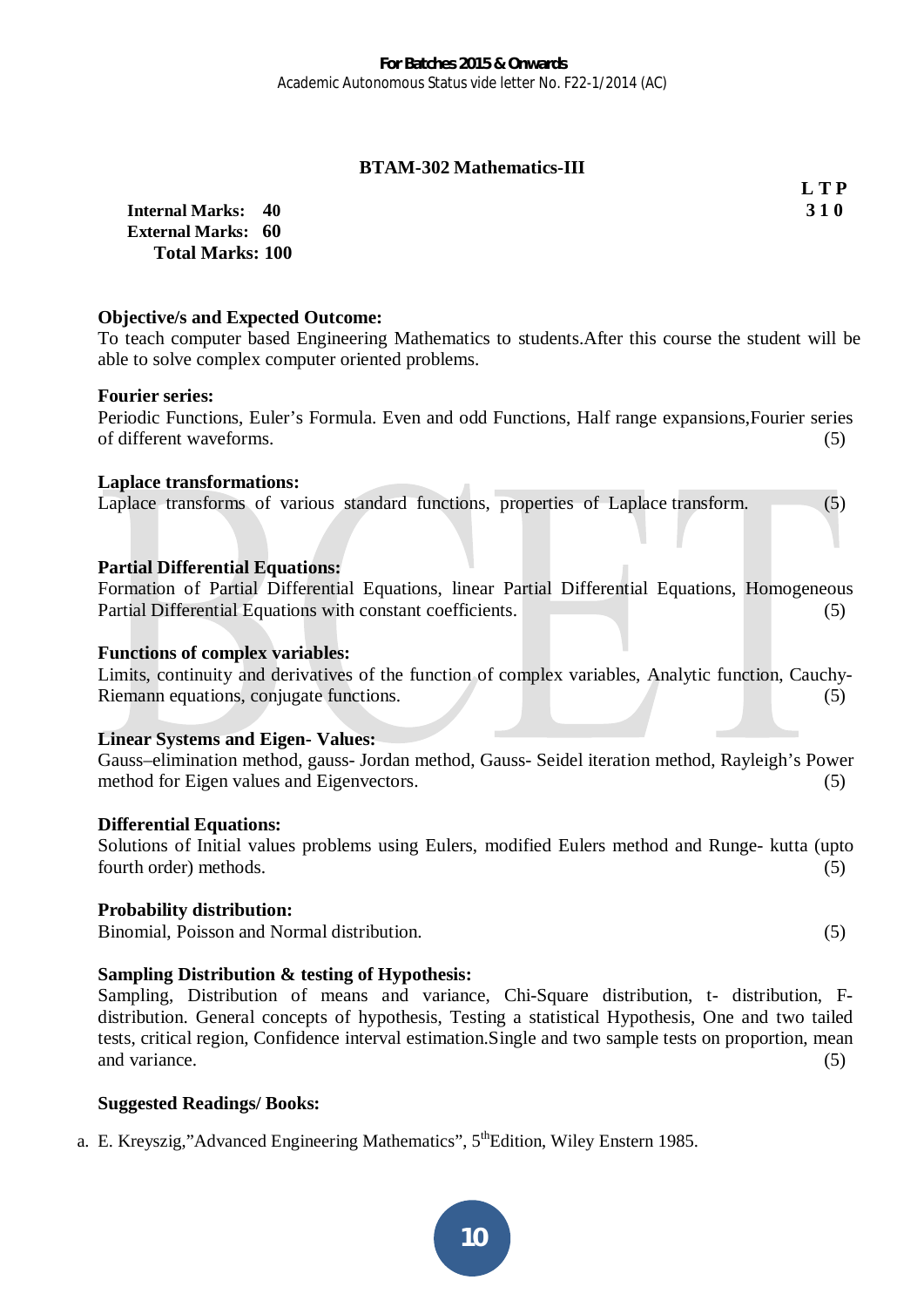## BTAM-302 Mathematics-III

**L T P**
**3 1 0**

**Internal Marks: 40**
**External Marks: 60**
**Total Marks: 100**

**Objective/s and Expected Outcome:**
To teach computer based Engineering Mathematics to students.After this course the student will be able to solve complex computer oriented problems.

**Fourier series:**
Periodic Functions, Euler's Formula. Even and odd Functions, Half range expansions,Fourier series of different waveforms. (5)

**Laplace transformations:**
Laplace transforms of various standard functions, properties of Laplace transform. (5)

**Partial Differential Equations:**
Formation of Partial Differential Equations, linear Partial Differential Equations, Homogeneous Partial Differential Equations with constant coefficients. (5)

**Functions of complex variables:**
Limits, continuity and derivatives of the function of complex variables, Analytic function, Cauchy-Riemann equations, conjugate functions. (5)

**Linear Systems and Eigen- Values:**
Gauss–elimination method, gauss- Jordan method, Gauss- Seidel iteration method, Rayleigh's Power method for Eigen values and Eigenvectors. (5)

**Differential Equations:**
Solutions of Initial values problems using Eulers, modified Eulers method and Runge- kutta (upto fourth order) methods. (5)

**Probability distribution:**
Binomial, Poisson and Normal distribution. (5)

**Sampling Distribution & testing of Hypothesis:**
Sampling, Distribution of means and variance, Chi-Square distribution, t- distribution, F-distribution. General concepts of hypothesis, Testing a statistical Hypothesis, One and two tailed tests, critical region, Confidence interval estimation.Single and two sample tests on proportion, mean and variance. (5)

**Suggested Readings/ Books:**

a. E. Kreyszig,"Advanced Engineering Mathematics", 5th Edition, Wiley Enstern 1985.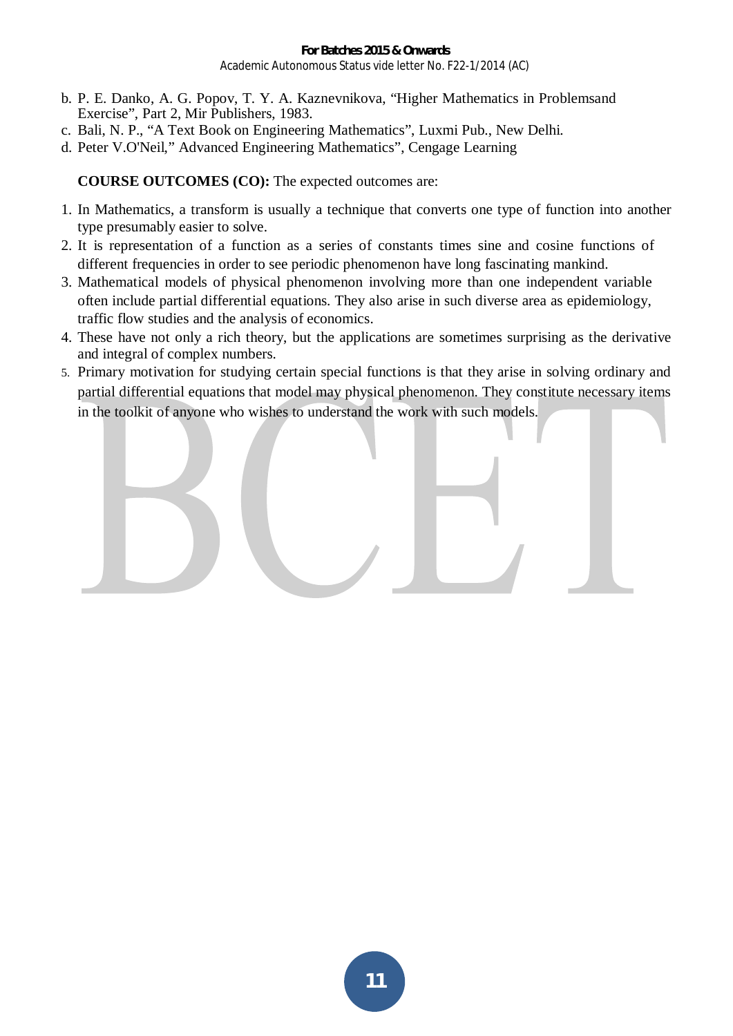b. P. E. Danko, A. G. Popov, T. Y. A. Kaznevnikova, "Higher Mathematics in Problemsand Exercise", Part 2, Mir Publishers, 1983.
c. Bali, N. P., "A Text Book on Engineering Mathematics", Luxmi Pub., New Delhi.
d. Peter V.O'Neil," Advanced Engineering Mathematics", Cengage Learning

**COURSE OUTCOMES (CO):** The expected outcomes are:

1. In Mathematics, a transform is usually a technique that converts one type of function into another type presumably easier to solve.
2. It is representation of a function as a series of constants times sine and cosine functions of different frequencies in order to see periodic phenomenon have long fascinating mankind.
3. Mathematical models of physical phenomenon involving more than one independent variable often include partial differential equations. They also arise in such diverse area as epidemiology, traffic flow studies and the analysis of economics.
4. These have not only a rich theory, but the applications are sometimes surprising as the derivative and integral of complex numbers.
5. Primary motivation for studying certain special functions is that they arise in solving ordinary and partial differential equations that model may physical phenomenon. They constitute necessary items in the toolkit of anyone who wishes to understand the work with such models.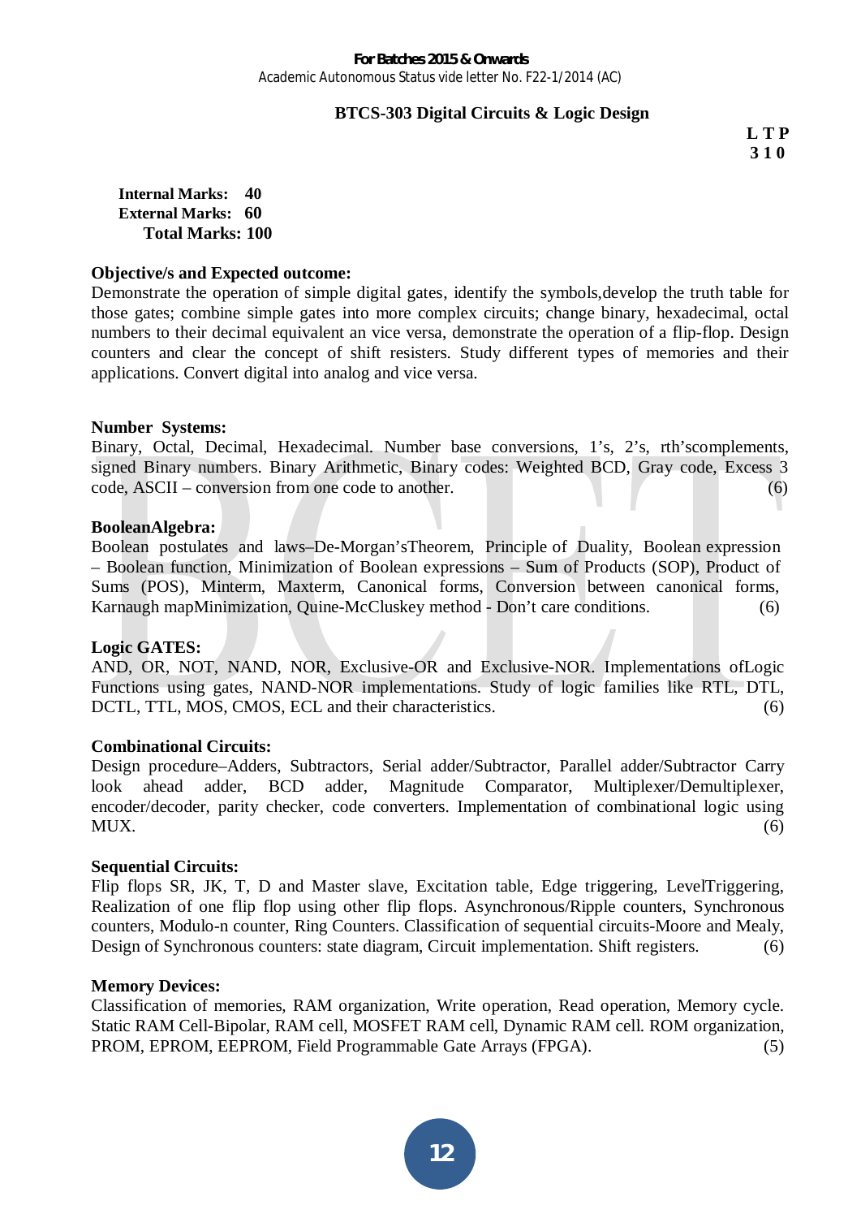**For Batches 2015 & Onwards**
Academic Autonomous Status vide letter No. F22-1/2014 (AC)

## BTCS-303 Digital Circuits & Logic Design

**L T P**
**3 1 0**

**Internal Marks: 40**
**External Marks: 60**
**Total Marks: 100**

**Objective/s and Expected outcome:**
Demonstrate the operation of simple digital gates, identify the symbols,develop the truth table for those gates; combine simple gates into more complex circuits; change binary, hexadecimal, octal numbers to their decimal equivalent an vice versa, demonstrate the operation of a flip-flop. Design counters and clear the concept of shift resisters. Study different types of memories and their applications. Convert digital into analog and vice versa.

**Number Systems:**
Binary, Octal, Decimal, Hexadecimal. Number base conversions, 1's, 2's, rth'scomplements, signed Binary numbers. Binary Arithmetic, Binary codes: Weighted BCD, Gray code, Excess 3 code, ASCII – conversion from one code to another. (6)

**BooleanAlgebra:**
Boolean postulates and laws–De-Morgan'sTheorem, Principle of Duality, Boolean expression – Boolean function, Minimization of Boolean expressions – Sum of Products (SOP), Product of Sums (POS), Minterm, Maxterm, Canonical forms, Conversion between canonical forms, Karnaugh mapMinimization, Quine-McCluskey method - Don't care conditions. (6)

**Logic GATES:**
AND, OR, NOT, NAND, NOR, Exclusive-OR and Exclusive-NOR. Implementations ofLogic Functions using gates, NAND-NOR implementations. Study of logic families like RTL, DTL, DCTL, TTL, MOS, CMOS, ECL and their characteristics. (6)

**Combinational Circuits:**
Design procedure–Adders, Subtractors, Serial adder/Subtractor, Parallel adder/Subtractor Carry look ahead adder, BCD adder, Magnitude Comparator, Multiplexer/Demultiplexer, encoder/decoder, parity checker, code converters. Implementation of combinational logic using MUX. (6)

**Sequential Circuits:**
Flip flops SR, JK, T, D and Master slave, Excitation table, Edge triggering, LevelTriggering, Realization of one flip flop using other flip flops. Asynchronous/Ripple counters, Synchronous counters, Modulo-n counter, Ring Counters. Classification of sequential circuits-Moore and Mealy, Design of Synchronous counters: state diagram, Circuit implementation. Shift registers. (6)

**Memory Devices:**
Classification of memories, RAM organization, Write operation, Read operation, Memory cycle. Static RAM Cell-Bipolar, RAM cell, MOSFET RAM cell, Dynamic RAM cell. ROM organization, PROM, EPROM, EEPROM, Field Programmable Gate Arrays (FPGA). (5)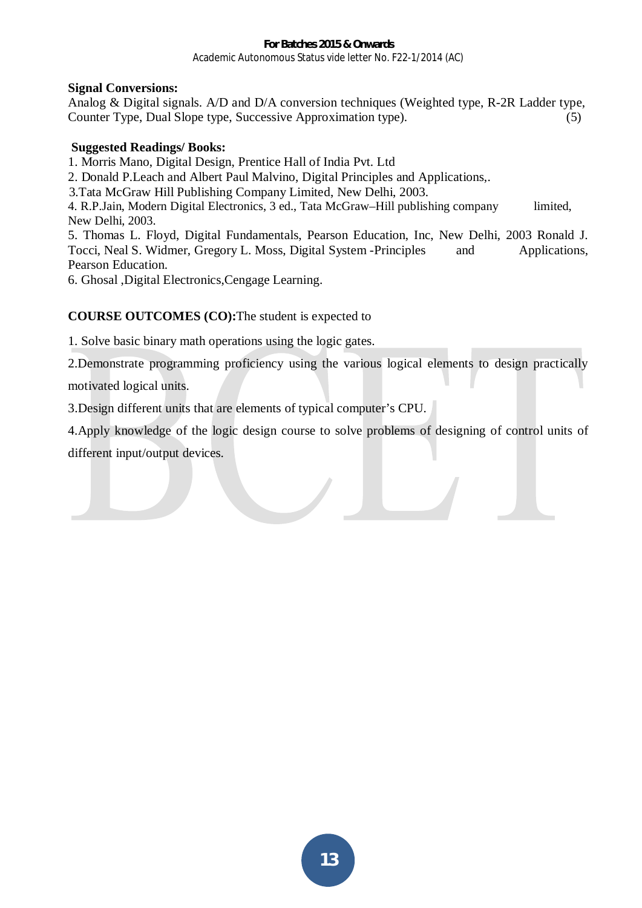**Signal Conversions:**

Analog & Digital signals. A/D and D/A conversion techniques (Weighted type, R-2R Ladder type, Counter Type, Dual Slope type, Successive Approximation type). (5)

**Suggested Readings/ Books:**

1. Morris Mano, Digital Design, Prentice Hall of India Pvt. Ltd
2. Donald P.Leach and Albert Paul Malvino, Digital Principles and Applications,.
3. Tata McGraw Hill Publishing Company Limited, New Delhi, 2003.
4. R.P.Jain, Modern Digital Electronics, 3 ed., Tata McGraw–Hill publishing company limited, New Delhi, 2003.
5. Thomas L. Floyd, Digital Fundamentals, Pearson Education, Inc, New Delhi, 2003 Ronald J. Tocci, Neal S. Widmer, Gregory L. Moss, Digital System -Principles and Applications, Pearson Education.
6. Ghosal ,Digital Electronics,Cengage Learning.

**COURSE OUTCOMES (CO):** The student is expected to

1. Solve basic binary math operations using the logic gates.
2. Demonstrate programming proficiency using the various logical elements to design practically motivated logical units.
3. Design different units that are elements of typical computer's CPU.
4. Apply knowledge of the logic design course to solve problems of designing of control units of different input/output devices.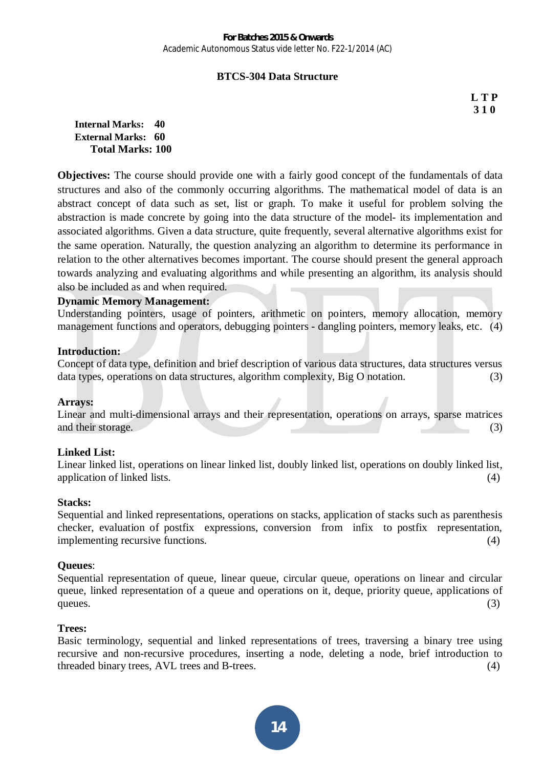## BTCS-304 Data Structure

**L T P**
**3 1 0**

**Internal Marks: 40**
**External Marks: 60**
**Total Marks: 100**

**Objectives:** The course should provide one with a fairly good concept of the fundamentals of data structures and also of the commonly occurring algorithms. The mathematical model of data is an abstract concept of data such as set, list or graph. To make it useful for problem solving the abstraction is made concrete by going into the data structure of the model- its implementation and associated algorithms. Given a data structure, quite frequently, several alternative algorithms exist for the same operation. Naturally, the question analyzing an algorithm to determine its performance in relation to the other alternatives becomes important. The course should present the general approach towards analyzing and evaluating algorithms and while presenting an algorithm, its analysis should also be included as and when required.

**Dynamic Memory Management:**
Understanding pointers, usage of pointers, arithmetic on pointers, memory allocation, memory management functions and operators, debugging pointers - dangling pointers, memory leaks, etc. (4)

**Introduction:**
Concept of data type, definition and brief description of various data structures, data structures versus data types, operations on data structures, algorithm complexity, Big O notation. (3)

**Arrays:**
Linear and multi-dimensional arrays and their representation, operations on arrays, sparse matrices and their storage. (3)

**Linked List:**
Linear linked list, operations on linear linked list, doubly linked list, operations on doubly linked list, application of linked lists. (4)

**Stacks:**
Sequential and linked representations, operations on stacks, application of stacks such as parenthesis checker, evaluation of postfix expressions, conversion from infix to postfix representation, implementing recursive functions. (4)

**Queues**:
Sequential representation of queue, linear queue, circular queue, operations on linear and circular queue, linked representation of a queue and operations on it, deque, priority queue, applications of queues. (3)

**Trees:**
Basic terminology, sequential and linked representations of trees, traversing a binary tree using recursive and non-recursive procedures, inserting a node, deleting a node, brief introduction to threaded binary trees, AVL trees and B-trees. (4)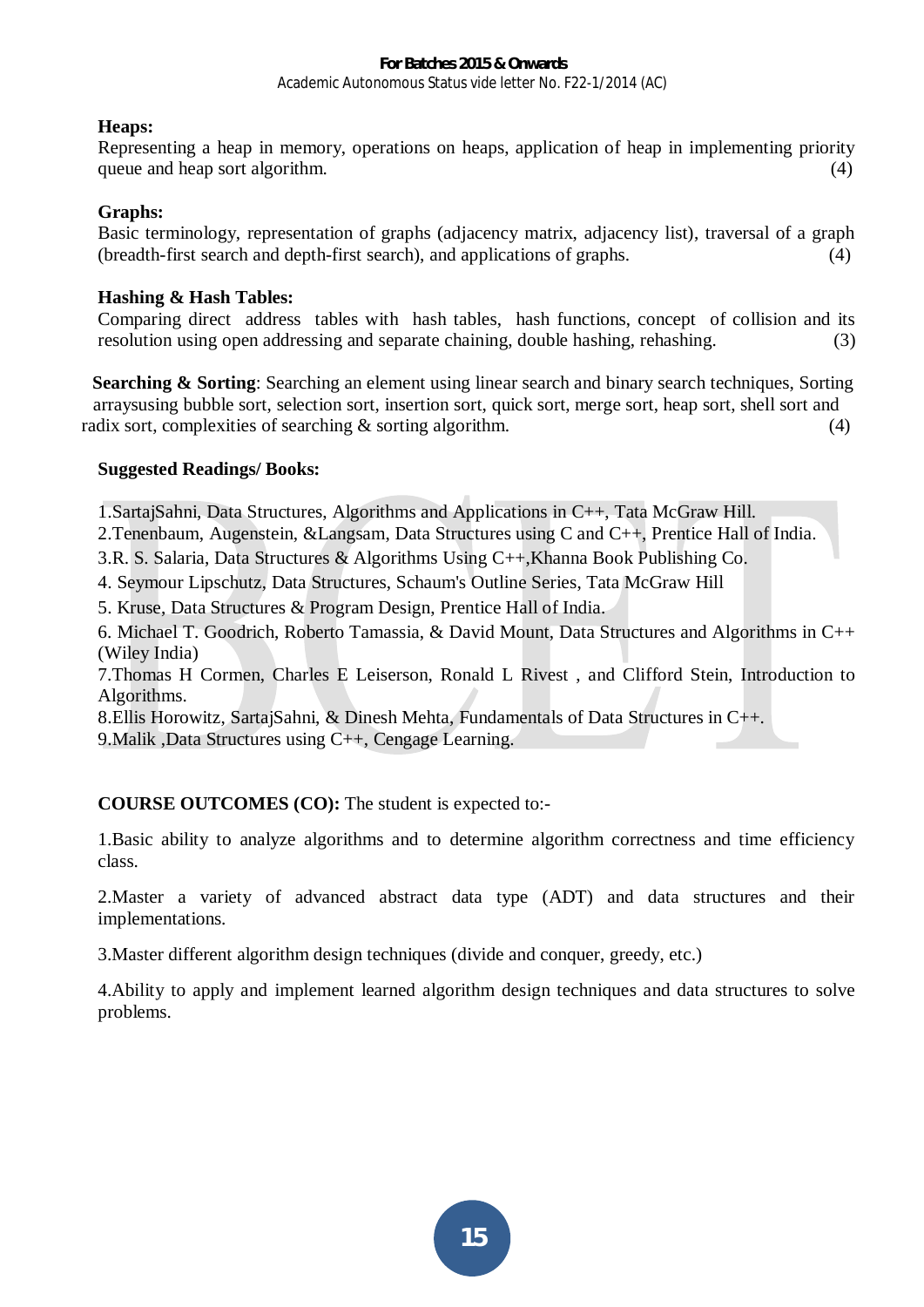**Heaps:**
Representing a heap in memory, operations on heaps, application of heap in implementing priority queue and heap sort algorithm. (4)

**Graphs:**
Basic terminology, representation of graphs (adjacency matrix, adjacency list), traversal of a graph (breadth-first search and depth-first search), and applications of graphs. (4)

**Hashing & Hash Tables:**
Comparing direct address tables with hash tables, hash functions, concept of collision and its resolution using open addressing and separate chaining, double hashing, rehashing. (3)

**Searching & Sorting**: Searching an element using linear search and binary search techniques, Sorting arraysusing bubble sort, selection sort, insertion sort, quick sort, merge sort, heap sort, shell sort and radix sort, complexities of searching & sorting algorithm. (4)

**Suggested Readings/ Books:**

1.SartajSahni, Data Structures, Algorithms and Applications in C++, Tata McGraw Hill.
2.Tenenbaum, Augenstein, &Langsam, Data Structures using C and C++, Prentice Hall of India.
3.R. S. Salaria, Data Structures & Algorithms Using C++,Khanna Book Publishing Co.
4. Seymour Lipschutz, Data Structures, Schaum's Outline Series, Tata McGraw Hill
5. Kruse, Data Structures & Program Design, Prentice Hall of India.
6. Michael T. Goodrich, Roberto Tamassia, & David Mount, Data Structures and Algorithms in C++ (Wiley India)
7.Thomas H Cormen, Charles E Leiserson, Ronald L Rivest , and Clifford Stein, Introduction to Algorithms.
8.Ellis Horowitz, SartajSahni, & Dinesh Mehta, Fundamentals of Data Structures in C++.
9.Malik ,Data Structures using C++, Cengage Learning.

**COURSE OUTCOMES (CO):** The student is expected to:-

1.Basic ability to analyze algorithms and to determine algorithm correctness and time efficiency class.

2.Master a variety of advanced abstract data type (ADT) and data structures and their implementations.

3.Master different algorithm design techniques (divide and conquer, greedy, etc.)

4.Ability to apply and implement learned algorithm design techniques and data structures to solve problems.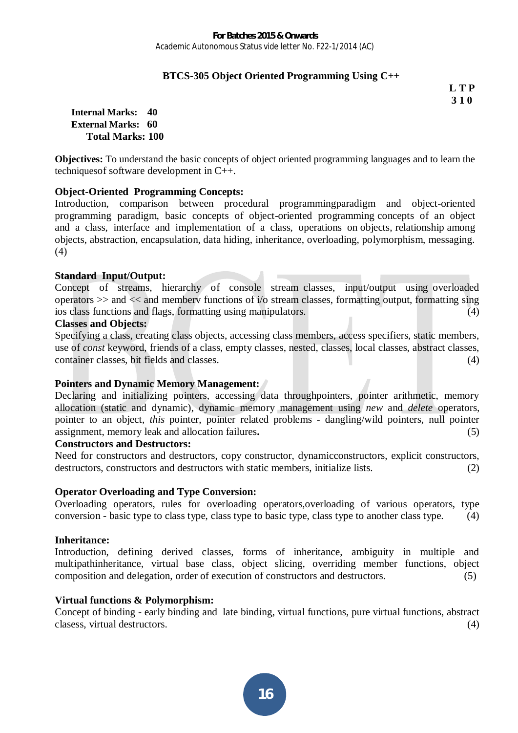## BTCS-305 Object Oriented Programming Using C++

**L T P**
**3 1 0**

**Internal Marks: 40**
**External Marks: 60**
**Total Marks: 100**

**Objectives:** To understand the basic concepts of object oriented programming languages and to learn the techniquesof software development in C++.

**Object-Oriented Programming Concepts:**
Introduction, comparison between procedural programmingparadigm and object-oriented programming paradigm, basic concepts of object-oriented programming concepts of an object and a class, interface and implementation of a class, operations on objects, relationship among objects, abstraction, encapsulation, data hiding, inheritance, overloading, polymorphism, messaging. (4)

**Standard Input/Output:**
Concept of streams, hierarchy of console stream classes, input/output using overloaded operators >> and << and memberv functions of i/o stream classes, formatting output, formatting sing ios class functions and flags, formatting using manipulators. (4)

**Classes and Objects:**
Specifying a class, creating class objects, accessing class members, access specifiers, static members, use of *const* keyword, friends of a class, empty classes, nested, classes, local classes, abstract classes, container classes, bit fields and classes. (4)

**Pointers and Dynamic Memory Management:**
Declaring and initializing pointers, accessing data throughpointers, pointer arithmetic, memory allocation (static and dynamic), dynamic memory management using *new* and *delete* operators, pointer to an object, *this* pointer, pointer related problems - dangling/wild pointers, null pointer assignment, memory leak and allocation failures**.** (5)

**Constructors and Destructors:**
Need for constructors and destructors, copy constructor, dynamicconstructors, explicit constructors, destructors, constructors and destructors with static members, initialize lists. (2)

**Operator Overloading and Type Conversion:**
Overloading operators, rules for overloading operators,overloading of various operators, type conversion - basic type to class type, class type to basic type, class type to another class type. (4)

**Inheritance:**
Introduction, defining derived classes, forms of inheritance, ambiguity in multiple and multipathinheritance, virtual base class, object slicing, overriding member functions, object composition and delegation, order of execution of constructors and destructors. (5)

**Virtual functions & Polymorphism:**
Concept of binding - early binding and late binding, virtual functions, pure virtual functions, abstract clasess, virtual destructors. (4)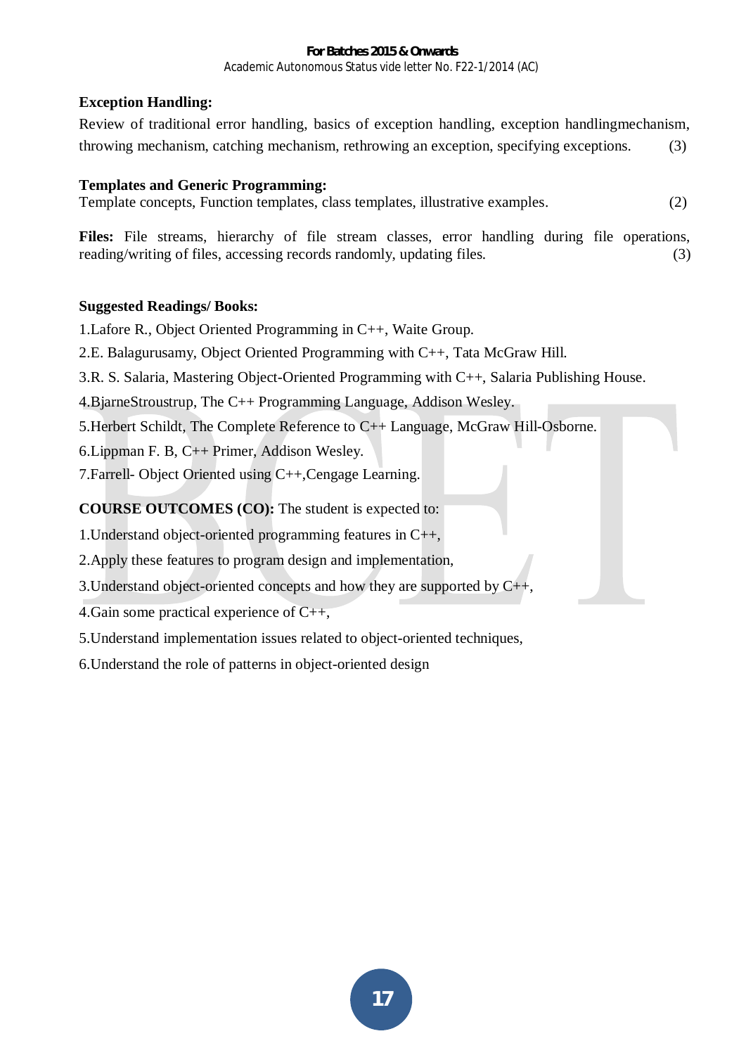**Exception Handling:**

Review of traditional error handling, basics of exception handling, exception handlingmechanism, throwing mechanism, catching mechanism, rethrowing an exception, specifying exceptions. (3)

**Templates and Generic Programming:**

Template concepts, Function templates, class templates, illustrative examples. (2)

**Files:** File streams, hierarchy of file stream classes, error handling during file operations, reading/writing of files, accessing records randomly, updating files. (3)

**Suggested Readings/ Books:**

1.Lafore R., Object Oriented Programming in C++, Waite Group.

2.E. Balagurusamy, Object Oriented Programming with C++, Tata McGraw Hill.

3.R. S. Salaria, Mastering Object-Oriented Programming with C++, Salaria Publishing House.

4.BjarneStroustrup, The C++ Programming Language, Addison Wesley.

5.Herbert Schildt, The Complete Reference to C++ Language, McGraw Hill-Osborne.

6.Lippman F. B, C++ Primer, Addison Wesley.

7.Farrell- Object Oriented using C++,Cengage Learning.

**COURSE OUTCOMES (CO):** The student is expected to:

1.Understand object-oriented programming features in C++,

2.Apply these features to program design and implementation,

3.Understand object-oriented concepts and how they are supported by C++,

4.Gain some practical experience of C++,

5.Understand implementation issues related to object-oriented techniques,

6.Understand the role of patterns in object-oriented design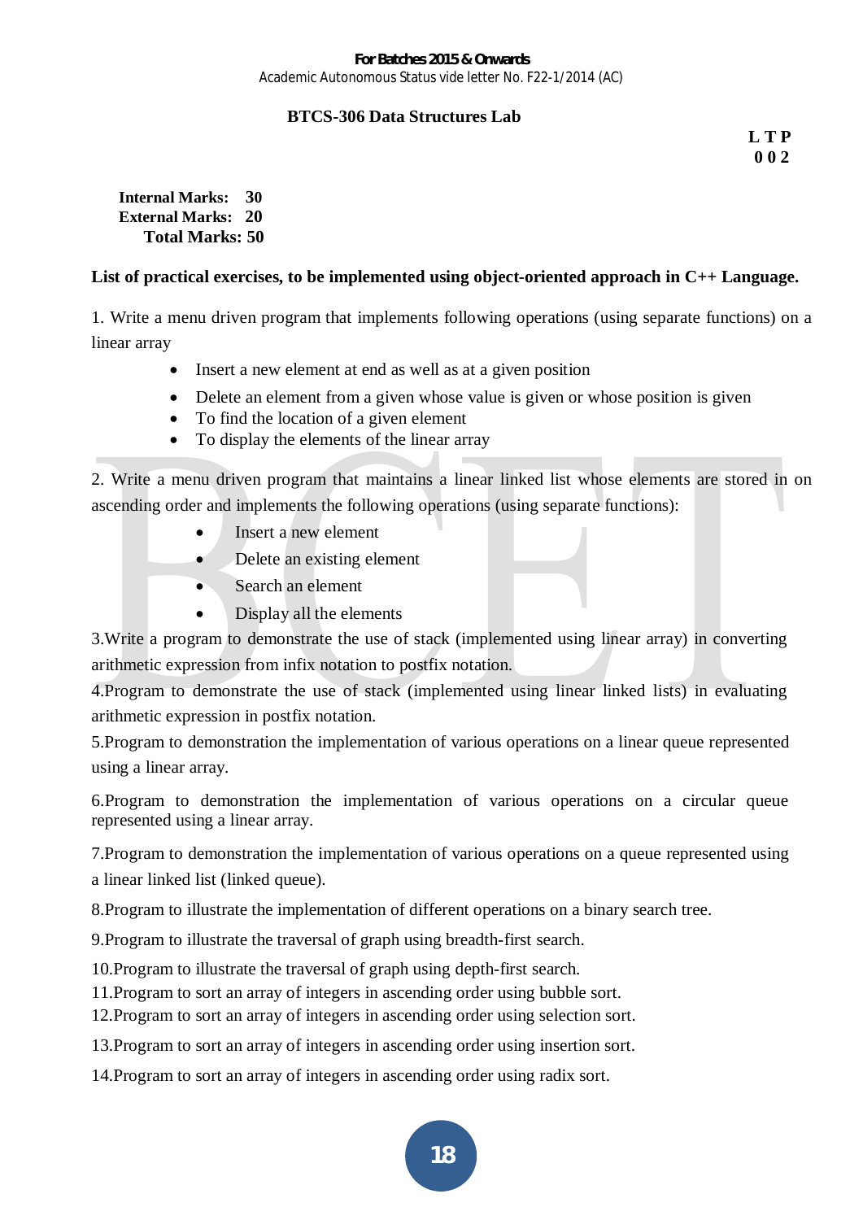## BTCS-306 Data Structures Lab

**L T P**
**0 0 2**

**Internal Marks: 30**
**External Marks: 20**
**Total Marks: 50**

**List of practical exercises, to be implemented using object-oriented approach in C++ Language.**

1. Write a menu driven program that implements following operations (using separate functions) on a linear array
   - Insert a new element at end as well as at a given position
   - Delete an element from a given whose value is given or whose position is given
   - To find the location of a given element
   - To display the elements of the linear array

2. Write a menu driven program that maintains a linear linked list whose elements are stored in on ascending order and implements the following operations (using separate functions):
   - Insert a new element
   - Delete an existing element
   - Search an element
   - Display all the elements

3.Write a program to demonstrate the use of stack (implemented using linear array) in converting arithmetic expression from infix notation to postfix notation.

4.Program to demonstrate the use of stack (implemented using linear linked lists) in evaluating arithmetic expression in postfix notation.

5.Program to demonstration the implementation of various operations on a linear queue represented using a linear array.

6.Program to demonstration the implementation of various operations on a circular queue represented using a linear array.

7.Program to demonstration the implementation of various operations on a queue represented using a linear linked list (linked queue).

8.Program to illustrate the implementation of different operations on a binary search tree.

9.Program to illustrate the traversal of graph using breadth-first search.

10.Program to illustrate the traversal of graph using depth-first search.

11.Program to sort an array of integers in ascending order using bubble sort.

12.Program to sort an array of integers in ascending order using selection sort.

13.Program to sort an array of integers in ascending order using insertion sort.

14.Program to sort an array of integers in ascending order using radix sort.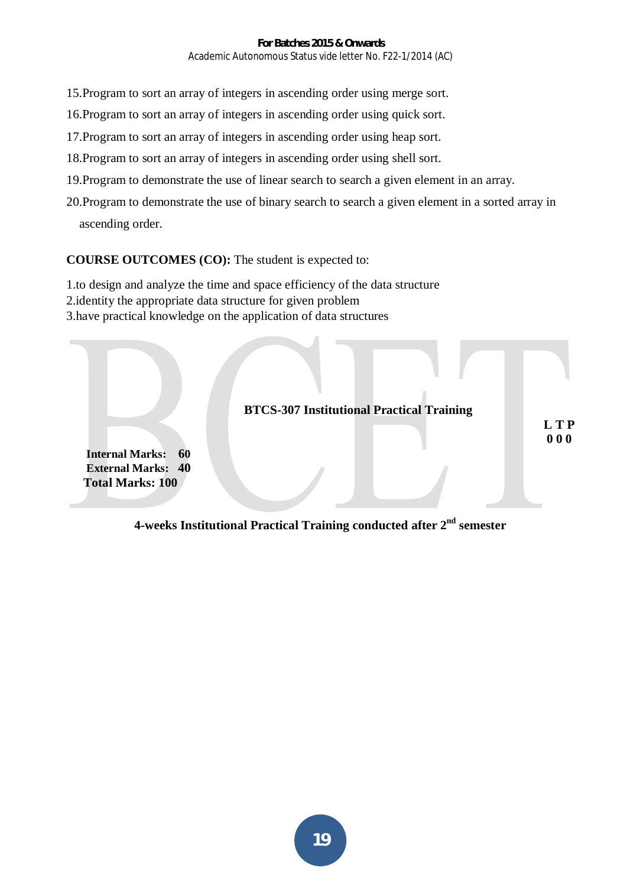15. Program to sort an array of integers in ascending order using merge sort.
16. Program to sort an array of integers in ascending order using quick sort.
17. Program to sort an array of integers in ascending order using heap sort.
18. Program to sort an array of integers in ascending order using shell sort.
19. Program to demonstrate the use of linear search to search a given element in an array.
20. Program to demonstrate the use of binary search to search a given element in a sorted array in ascending order.

**COURSE OUTCOMES (CO):** The student is expected to:

1. to design and analyze the time and space efficiency of the data structure
2. identity the appropriate data structure for given problem
3. have practical knowledge on the application of data structures

## BTCS-307 Institutional Practical Training

**L T P**
**0 0 0**

**Internal Marks: 60**
**External Marks: 40**
**Total Marks: 100**

**4-weeks Institutional Practical Training conducted after 2nd semester**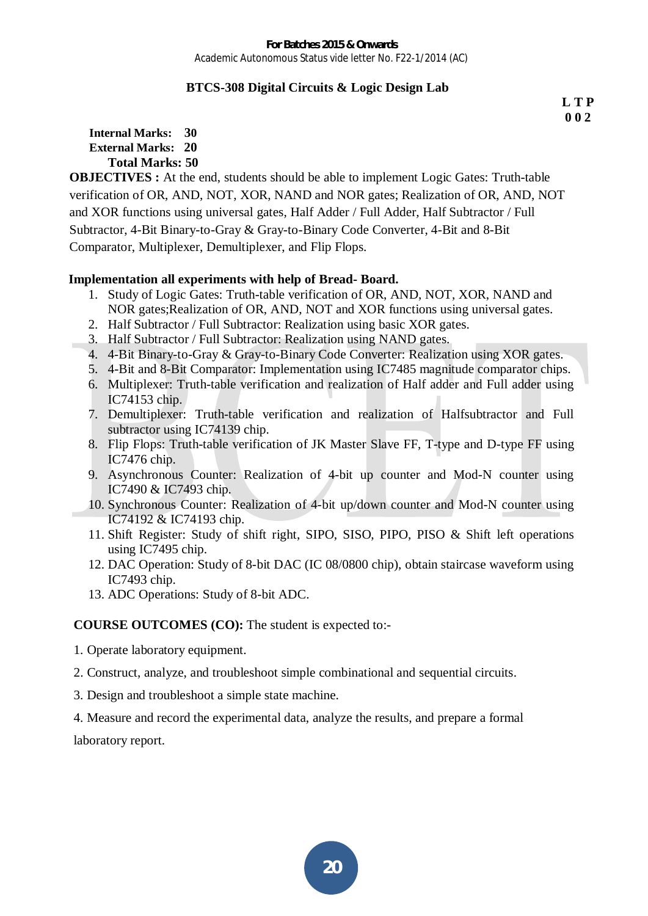## BTCS-308 Digital Circuits & Logic Design Lab

**L T P**
**0 0 2**

**Internal Marks: 30**
**External Marks: 20**
**Total Marks: 50**

**OBJECTIVES :** At the end, students should be able to implement Logic Gates: Truth-table verification of OR, AND, NOT, XOR, NAND and NOR gates; Realization of OR, AND, NOT and XOR functions using universal gates, Half Adder / Full Adder, Half Subtractor / Full Subtractor, 4-Bit Binary-to-Gray & Gray-to-Binary Code Converter, 4-Bit and 8-Bit Comparator, Multiplexer, Demultiplexer, and Flip Flops.

**Implementation all experiments with help of Bread- Board.**

1. Study of Logic Gates: Truth-table verification of OR, AND, NOT, XOR, NAND and NOR gates;Realization of OR, AND, NOT and XOR functions using universal gates.
2. Half Subtractor / Full Subtractor: Realization using basic XOR gates.
3. Half Subtractor / Full Subtractor: Realization using NAND gates.
4. 4-Bit Binary-to-Gray & Gray-to-Binary Code Converter: Realization using XOR gates.
5. 4-Bit and 8-Bit Comparator: Implementation using IC7485 magnitude comparator chips.
6. Multiplexer: Truth-table verification and realization of Half adder and Full adder using IC74153 chip.
7. Demultiplexer: Truth-table verification and realization of Halfsubtractor and Full subtractor using IC74139 chip.
8. Flip Flops: Truth-table verification of JK Master Slave FF, T-type and D-type FF using IC7476 chip.
9. Asynchronous Counter: Realization of 4-bit up counter and Mod-N counter using IC7490 & IC7493 chip.
10. Synchronous Counter: Realization of 4-bit up/down counter and Mod-N counter using IC74192 & IC74193 chip.
11. Shift Register: Study of shift right, SIPO, SISO, PIPO, PISO & Shift left operations using IC7495 chip.
12. DAC Operation: Study of 8-bit DAC (IC 08/0800 chip), obtain staircase waveform using IC7493 chip.
13. ADC Operations: Study of 8-bit ADC.

**COURSE OUTCOMES (CO):** The student is expected to:-

1. Operate laboratory equipment.
2. Construct, analyze, and troubleshoot simple combinational and sequential circuits.
3. Design and troubleshoot a simple state machine.
4. Measure and record the experimental data, analyze the results, and prepare a formal laboratory report.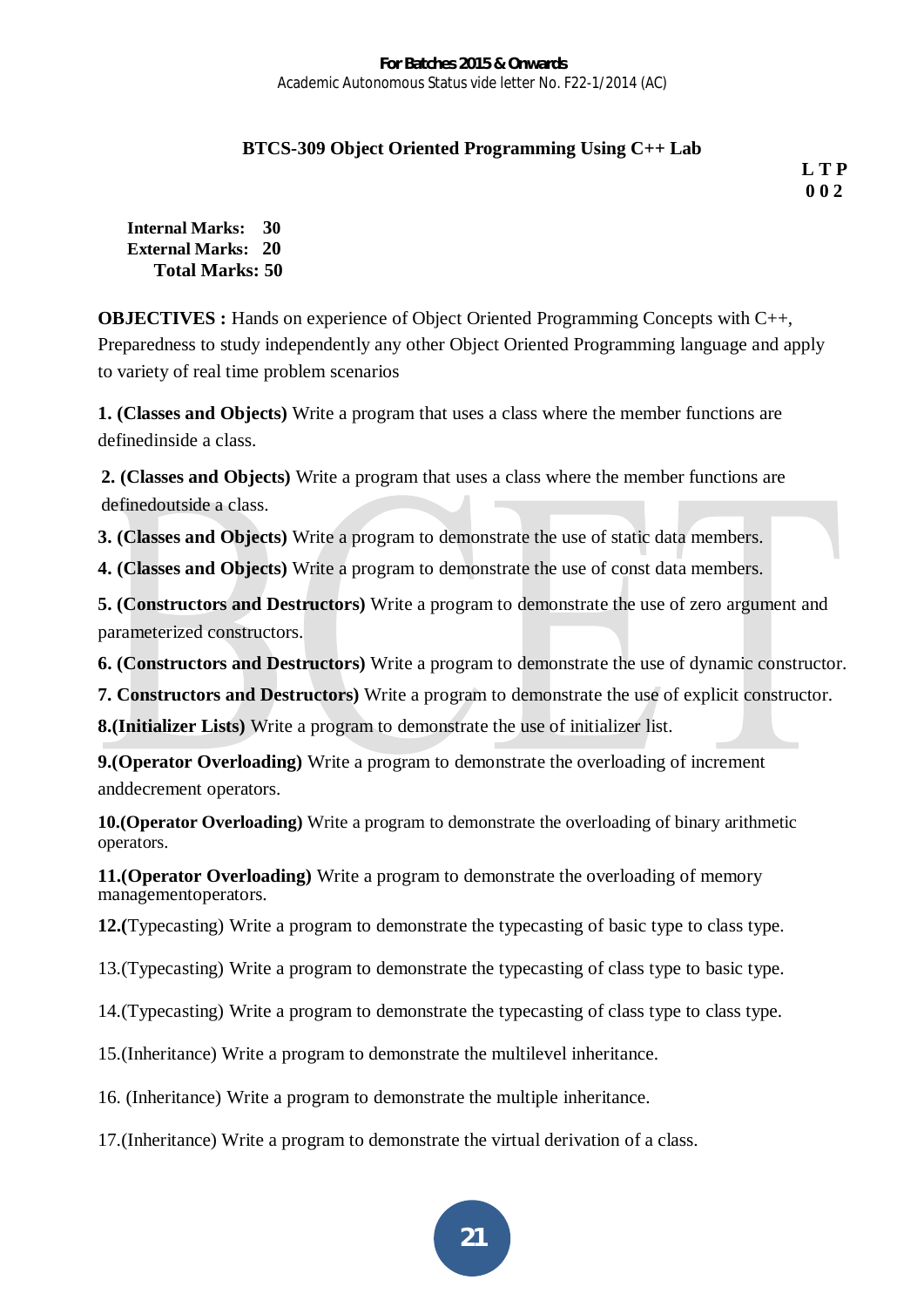## BTCS-309 Object Oriented Programming Using C++ Lab

**L T P**
**0 0 2**

**Internal Marks: 30**
**External Marks: 20**
**Total Marks: 50**

**OBJECTIVES :** Hands on experience of Object Oriented Programming Concepts with C++, Preparedness to study independently any other Object Oriented Programming language and apply to variety of real time problem scenarios

**1. (Classes and Objects)** Write a program that uses a class where the member functions are definedinside a class.

**2. (Classes and Objects)** Write a program that uses a class where the member functions are definedoutside a class.

**3. (Classes and Objects)** Write a program to demonstrate the use of static data members.

**4. (Classes and Objects)** Write a program to demonstrate the use of const data members.

**5. (Constructors and Destructors)** Write a program to demonstrate the use of zero argument and parameterized constructors.

**6. (Constructors and Destructors)** Write a program to demonstrate the use of dynamic constructor.

**7. Constructors and Destructors)** Write a program to demonstrate the use of explicit constructor.

**8.(Initializer Lists)** Write a program to demonstrate the use of initializer list.

**9.(Operator Overloading)** Write a program to demonstrate the overloading of increment anddecrement operators.

**10.(Operator Overloading)** Write a program to demonstrate the overloading of binary arithmetic operators.

**11.(Operator Overloading)** Write a program to demonstrate the overloading of memory managementoperators.

**12.(**Typecasting) Write a program to demonstrate the typecasting of basic type to class type.

13.(Typecasting) Write a program to demonstrate the typecasting of class type to basic type.

14.(Typecasting) Write a program to demonstrate the typecasting of class type to class type.

15.(Inheritance) Write a program to demonstrate the multilevel inheritance.

16. (Inheritance) Write a program to demonstrate the multiple inheritance.

17.(Inheritance) Write a program to demonstrate the virtual derivation of a class.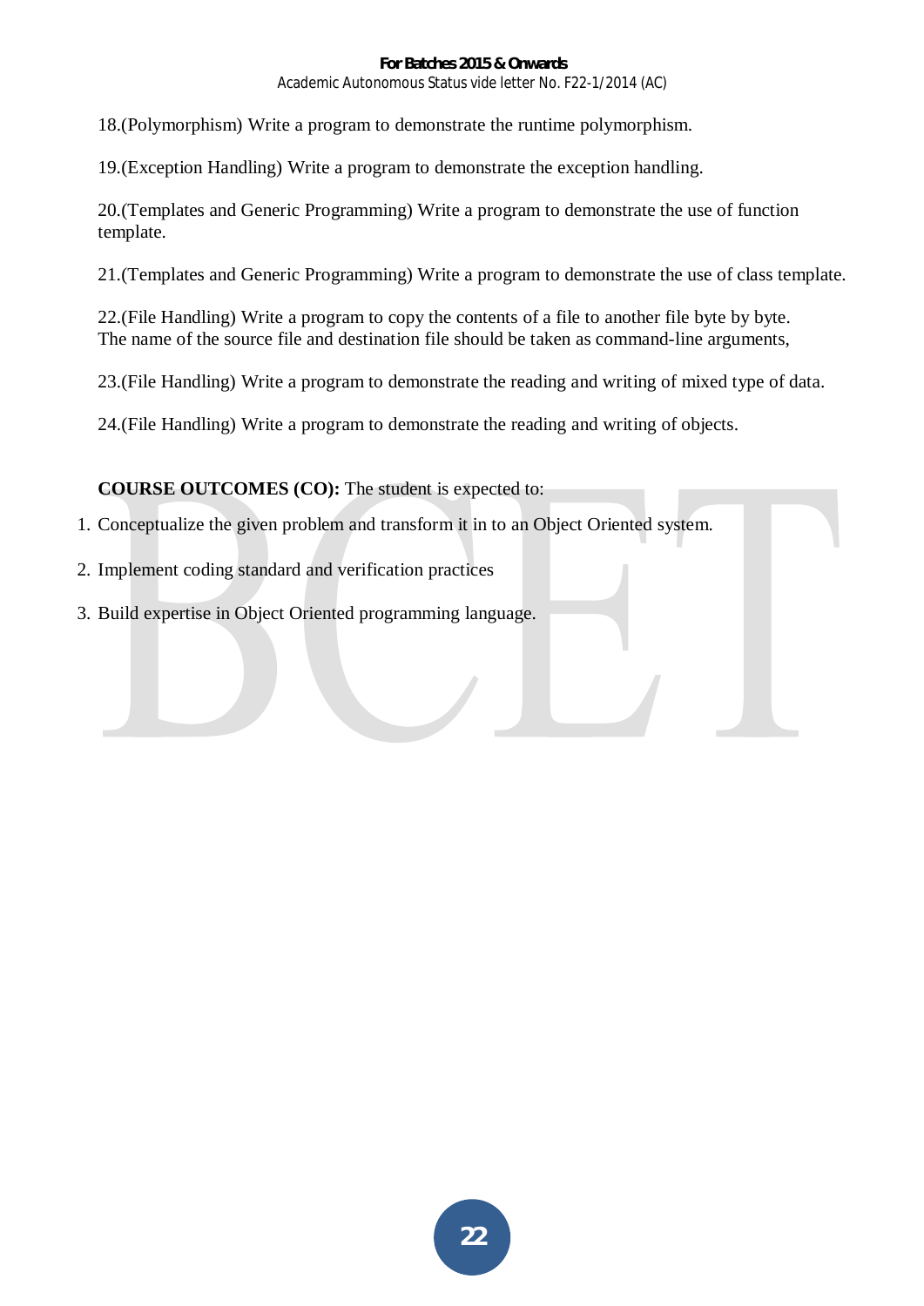18.(Polymorphism) Write a program to demonstrate the runtime polymorphism.

19.(Exception Handling) Write a program to demonstrate the exception handling.

20.(Templates and Generic Programming) Write a program to demonstrate the use of function template.

21.(Templates and Generic Programming) Write a program to demonstrate the use of class template.

22.(File Handling) Write a program to copy the contents of a file to another file byte by byte. The name of the source file and destination file should be taken as command-line arguments,

23.(File Handling) Write a program to demonstrate the reading and writing of mixed type of data.

24.(File Handling) Write a program to demonstrate the reading and writing of objects.

**COURSE OUTCOMES (CO):** The student is expected to:

1. Conceptualize the given problem and transform it in to an Object Oriented system.
2. Implement coding standard and verification practices
3. Build expertise in Object Oriented programming language.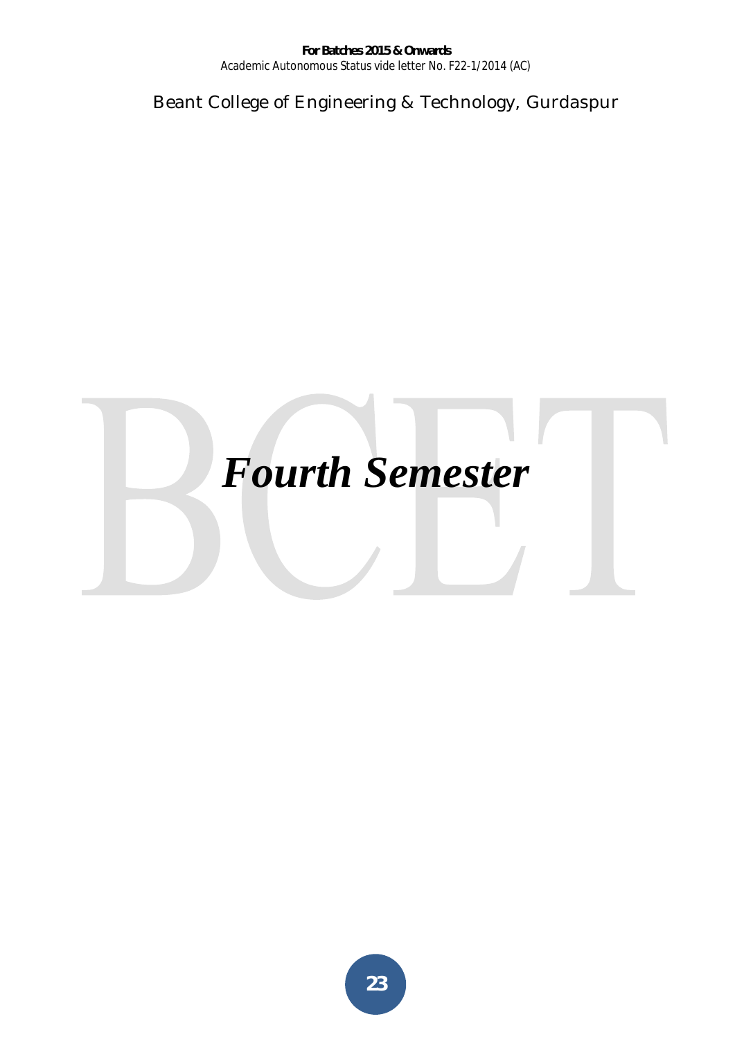# *Fourth Semester*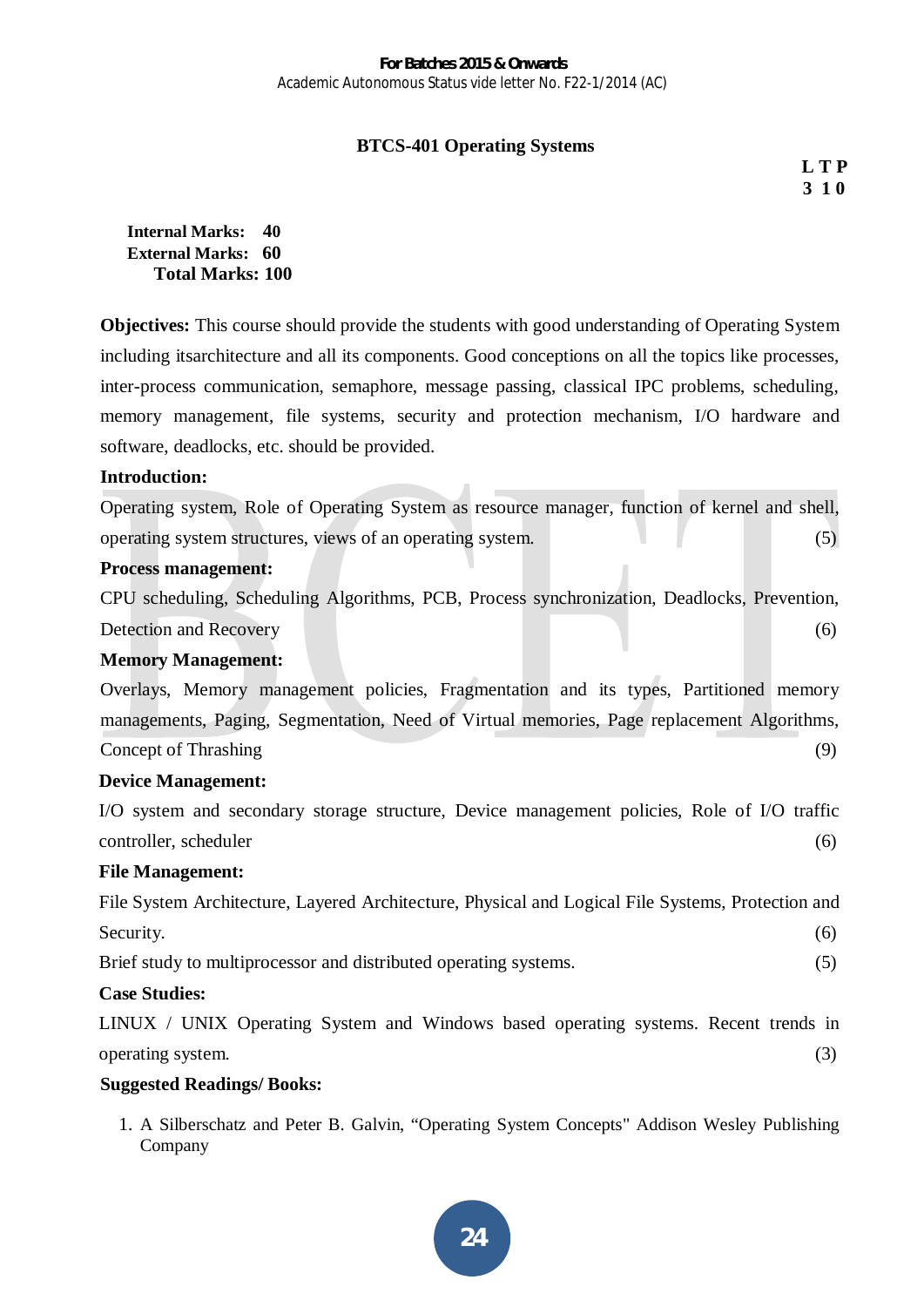**For Batches 2015 & Onwards**
Academic Autonomous Status vide letter No. F22-1/2014 (AC)

## BTCS-401 Operating Systems

**L T P**
**3 1 0**

**Internal Marks: 40**
**External Marks: 60**
**Total Marks: 100**

**Objectives:** This course should provide the students with good understanding of Operating System including itsarchitecture and all its components. Good conceptions on all the topics like processes, inter-process communication, semaphore, message passing, classical IPC problems, scheduling, memory management, file systems, security and protection mechanism, I/O hardware and software, deadlocks, etc. should be provided.

**Introduction:**

Operating system, Role of Operating System as resource manager, function of kernel and shell, operating system structures, views of an operating system. (5)

**Process management:**

CPU scheduling, Scheduling Algorithms, PCB, Process synchronization, Deadlocks, Prevention, Detection and Recovery (6)

**Memory Management:**

Overlays, Memory management policies, Fragmentation and its types, Partitioned memory managements, Paging, Segmentation, Need of Virtual memories, Page replacement Algorithms, Concept of Thrashing (9)

**Device Management:**

I/O system and secondary storage structure, Device management policies, Role of I/O traffic controller, scheduler (6)

**File Management:**

File System Architecture, Layered Architecture, Physical and Logical File Systems, Protection and Security. (6)

Brief study to multiprocessor and distributed operating systems. (5)

**Case Studies:**

LINUX / UNIX Operating System and Windows based operating systems. Recent trends in operating system. (3)

**Suggested Readings/ Books:**

1. A Silberschatz and Peter B. Galvin, “Operating System Concepts" Addison Wesley Publishing Company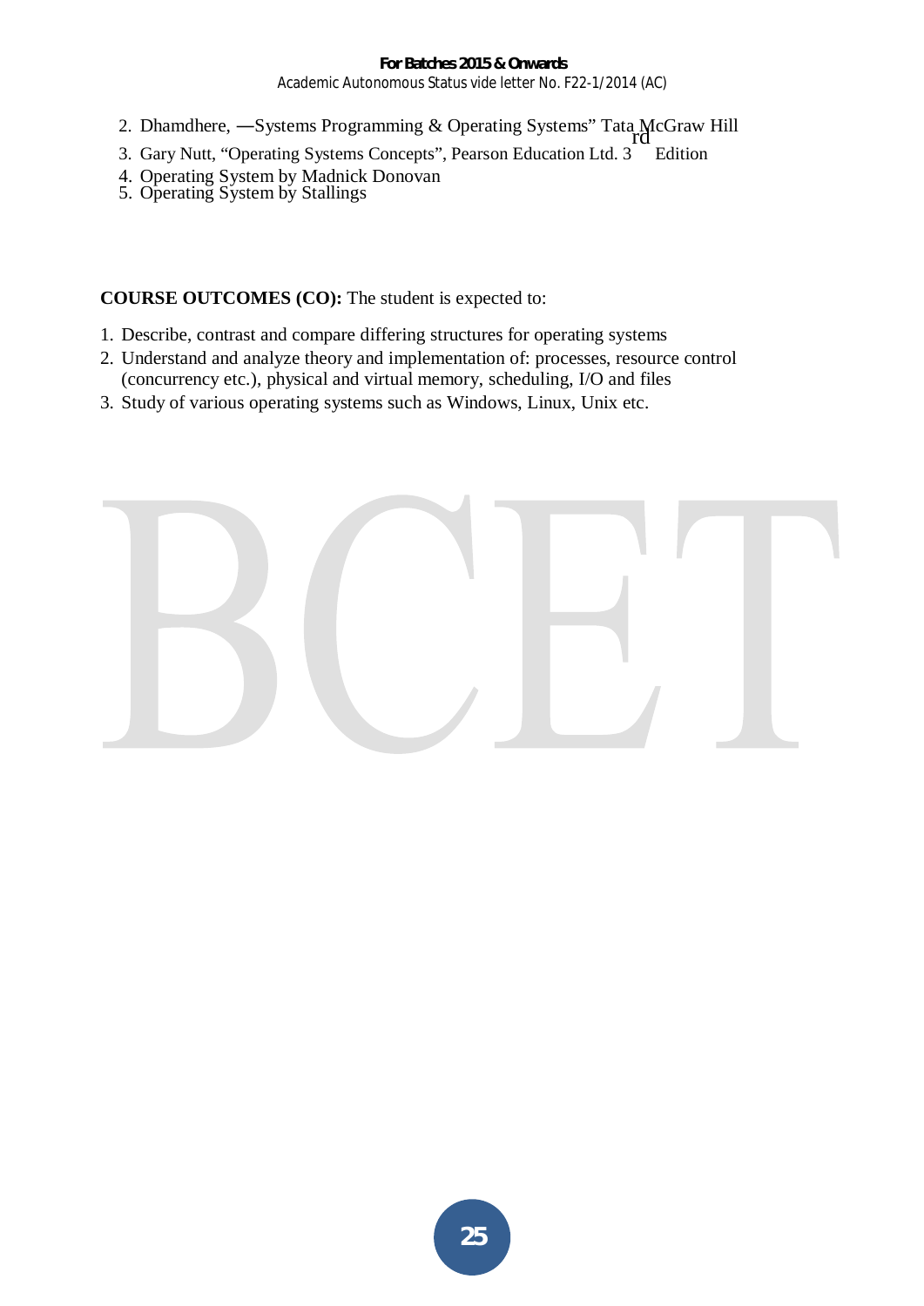2. Dhamdhere, ―Systems Programming & Operating Systems" Tata McGraw Hill
3. Gary Nutt, "Operating Systems Concepts", Pearson Education Ltd. 3rd Edition
4. Operating System by Madnick Donovan
5. Operating System by Stallings

**COURSE OUTCOMES (CO):** The student is expected to:

1. Describe, contrast and compare differing structures for operating systems
2. Understand and analyze theory and implementation of: processes, resource control (concurrency etc.), physical and virtual memory, scheduling, I/O and files
3. Study of various operating systems such as Windows, Linux, Unix etc.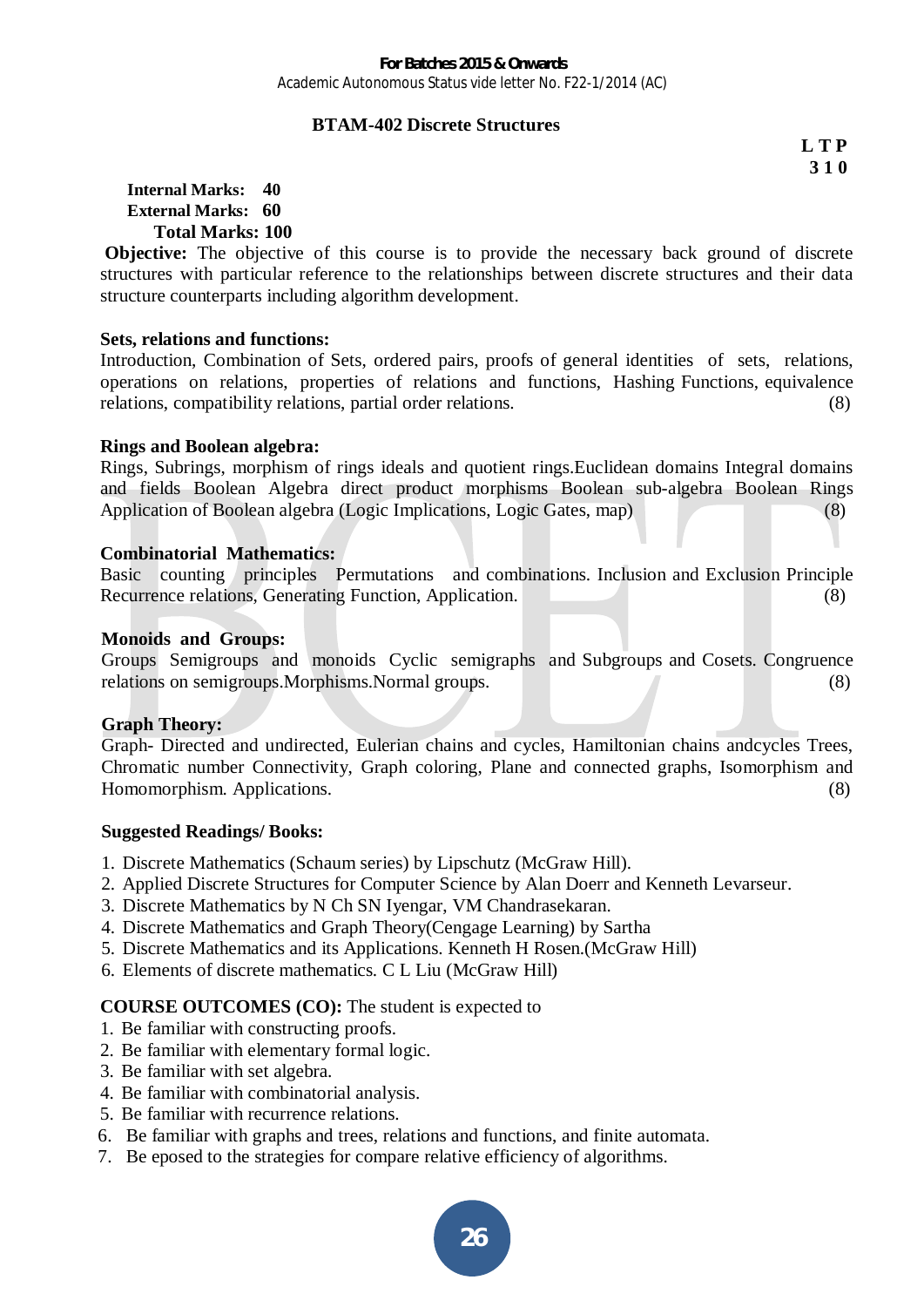**For Batches 2015 & Onwards**

Academic Autonomous Status vide letter No. F22-1/2014 (AC)

## BTAM-402 Discrete Structures

**L T P**
**3 1 0**

**Internal Marks: 40**
**External Marks: 60**
**Total Marks: 100**

**Objective:** The objective of this course is to provide the necessary back ground of discrete structures with particular reference to the relationships between discrete structures and their data structure counterparts including algorithm development.

**Sets, relations and functions:**

Introduction, Combination of Sets, ordered pairs, proofs of general identities of sets, relations, operations on relations, properties of relations and functions, Hashing Functions, equivalence relations, compatibility relations, partial order relations. (8)

**Rings and Boolean algebra:**

Rings, Subrings, morphism of rings ideals and quotient rings.Euclidean domains Integral domains and fields Boolean Algebra direct product morphisms Boolean sub-algebra Boolean Rings Application of Boolean algebra (Logic Implications, Logic Gates, map) (8)

**Combinatorial Mathematics:**

Basic counting principles Permutations and combinations. Inclusion and Exclusion Principle Recurrence relations, Generating Function, Application. (8)

**Monoids and Groups:**

Groups Semigroups and monoids Cyclic semigraphs and Subgroups and Cosets. Congruence relations on semigroups.Morphisms.Normal groups. (8)

**Graph Theory:**

Graph- Directed and undirected, Eulerian chains and cycles, Hamiltonian chains andcycles Trees, Chromatic number Connectivity, Graph coloring, Plane and connected graphs, Isomorphism and Homomorphism. Applications. (8)

**Suggested Readings/ Books:**

1. Discrete Mathematics (Schaum series) by Lipschutz (McGraw Hill).
2. Applied Discrete Structures for Computer Science by Alan Doerr and Kenneth Levarseur.
3. Discrete Mathematics by N Ch SN Iyengar, VM Chandrasekaran.
4. Discrete Mathematics and Graph Theory(Cengage Learning) by Sartha
5. Discrete Mathematics and its Applications. Kenneth H Rosen.(McGraw Hill)
6. Elements of discrete mathematics. C L Liu (McGraw Hill)

**COURSE OUTCOMES (CO):** The student is expected to

1. Be familiar with constructing proofs.
2. Be familiar with elementary formal logic.
3. Be familiar with set algebra.
4. Be familiar with combinatorial analysis.
5. Be familiar with recurrence relations.
6. Be familiar with graphs and trees, relations and functions, and finite automata.
7. Be eposed to the strategies for compare relative efficiency of algorithms.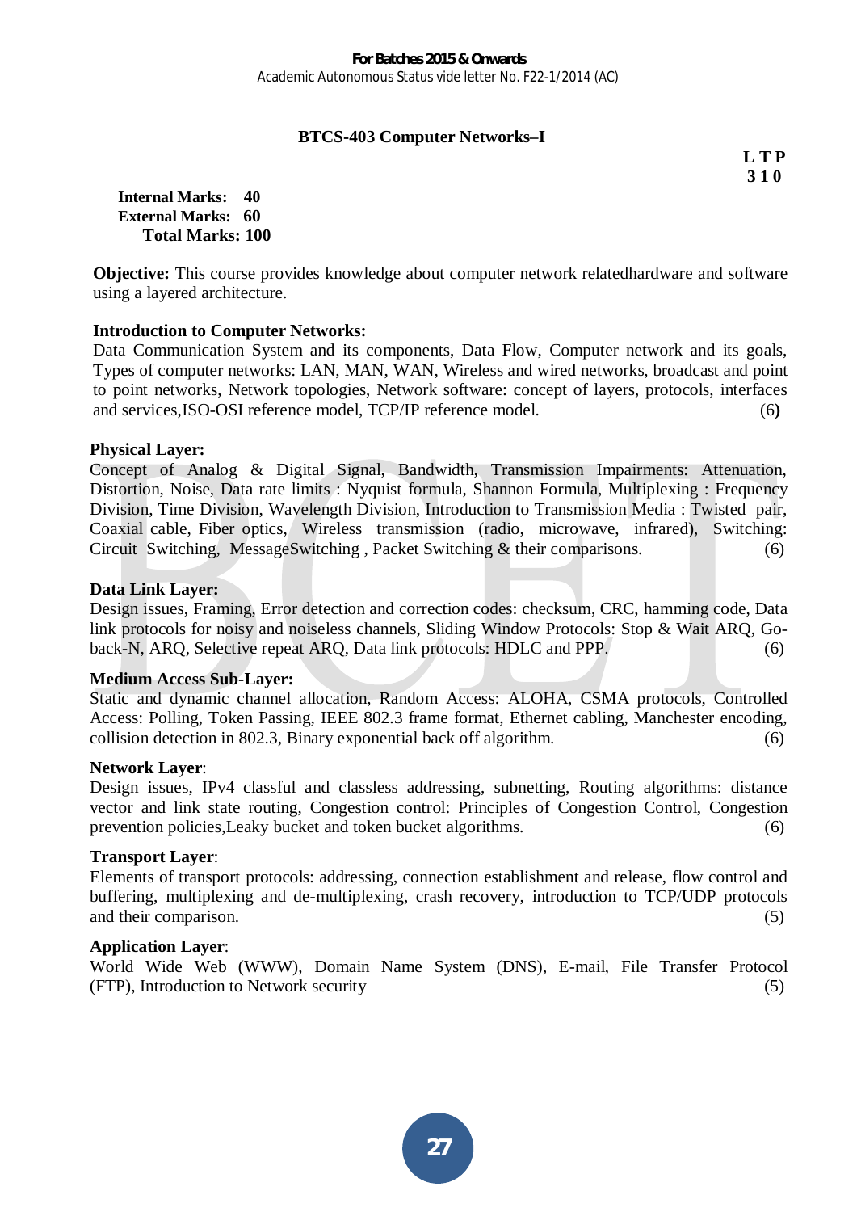# BTCS-403 Computer Networks–I

**L T P**
**3 1 0**

**Internal Marks: 40**
**External Marks: 60**
**Total Marks: 100**

**Objective:** This course provides knowledge about computer network relatedhardware and software using a layered architecture.

**Introduction to Computer Networks:**
Data Communication System and its components, Data Flow, Computer network and its goals, Types of computer networks: LAN, MAN, WAN, Wireless and wired networks, broadcast and point to point networks, Network topologies, Network software: concept of layers, protocols, interfaces and services,ISO-OSI reference model, TCP/IP reference model. (6**)**

**Physical Layer:**
Concept of Analog & Digital Signal, Bandwidth, Transmission Impairments: Attenuation, Distortion, Noise, Data rate limits : Nyquist formula, Shannon Formula, Multiplexing : Frequency Division, Time Division, Wavelength Division, Introduction to Transmission Media : Twisted pair, Coaxial cable, Fiber optics, Wireless transmission (radio, microwave, infrared), Switching: Circuit Switching, MessageSwitching , Packet Switching & their comparisons. (6)

**Data Link Layer:**
Design issues, Framing, Error detection and correction codes: checksum, CRC, hamming code, Data link protocols for noisy and noiseless channels, Sliding Window Protocols: Stop & Wait ARQ, Go-back-N, ARQ, Selective repeat ARQ, Data link protocols: HDLC and PPP. (6)

**Medium Access Sub-Layer:**
Static and dynamic channel allocation, Random Access: ALOHA, CSMA protocols, Controlled Access: Polling, Token Passing, IEEE 802.3 frame format, Ethernet cabling, Manchester encoding, collision detection in 802.3, Binary exponential back off algorithm. (6)

**Network Layer**:
Design issues, IPv4 classful and classless addressing, subnetting, Routing algorithms: distance vector and link state routing, Congestion control: Principles of Congestion Control, Congestion prevention policies,Leaky bucket and token bucket algorithms. (6)

**Transport Layer**:
Elements of transport protocols: addressing, connection establishment and release, flow control and buffering, multiplexing and de-multiplexing, crash recovery, introduction to TCP/UDP protocols and their comparison. (5)

**Application Layer**:
World Wide Web (WWW), Domain Name System (DNS), E-mail, File Transfer Protocol (FTP), Introduction to Network security (5)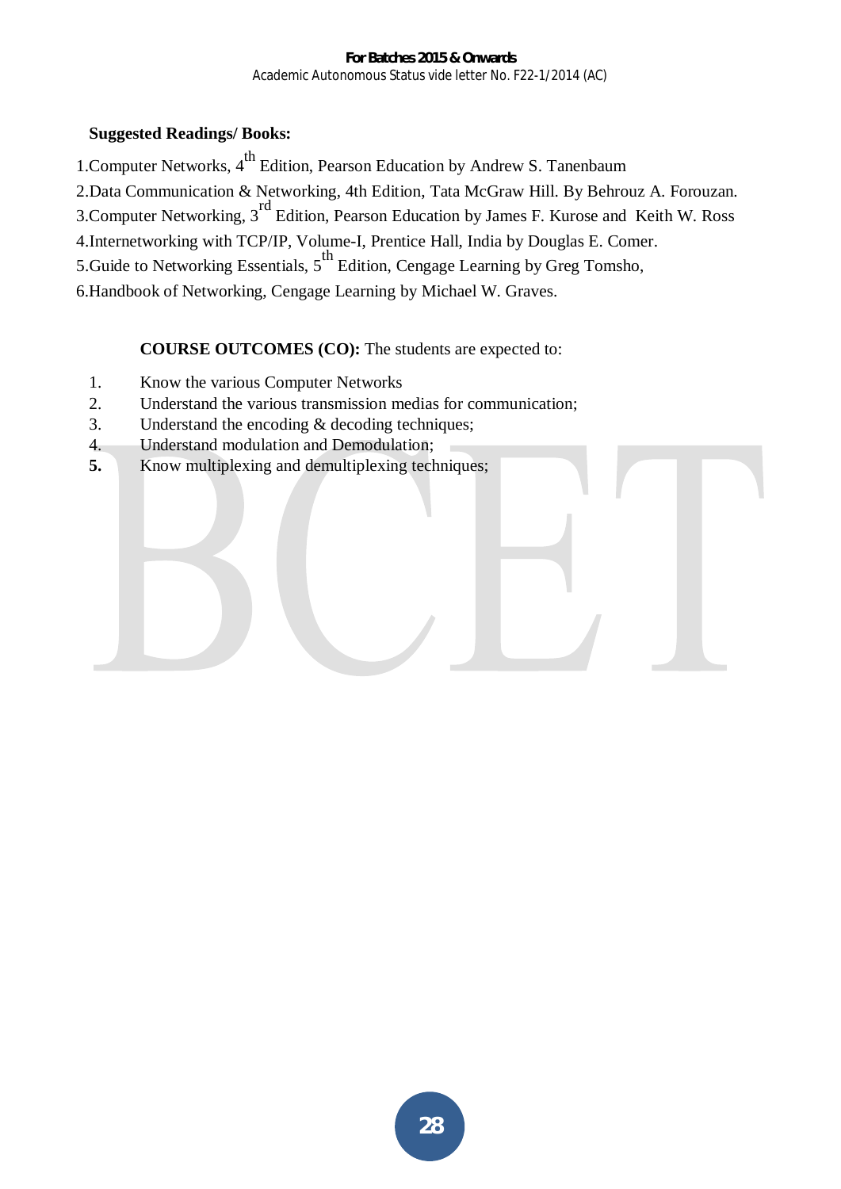**Suggested Readings/ Books:**

1. Computer Networks, 4th Edition, Pearson Education by Andrew S. Tanenbaum
2. Data Communication & Networking, 4th Edition, Tata McGraw Hill. By Behrouz A. Forouzan.
3. Computer Networking, 3rd Edition, Pearson Education by James F. Kurose and Keith W. Ross
4. Internetworking with TCP/IP, Volume-I, Prentice Hall, India by Douglas E. Comer.
5. Guide to Networking Essentials, 5th Edition, Cengage Learning by Greg Tomsho,
6. Handbook of Networking, Cengage Learning by Michael W. Graves.

**COURSE OUTCOMES (CO):** The students are expected to:

1. Know the various Computer Networks
2. Understand the various transmission medias for communication;
3. Understand the encoding & decoding techniques;
4. Understand modulation and Demodulation;
5. Know multiplexing and demultiplexing techniques;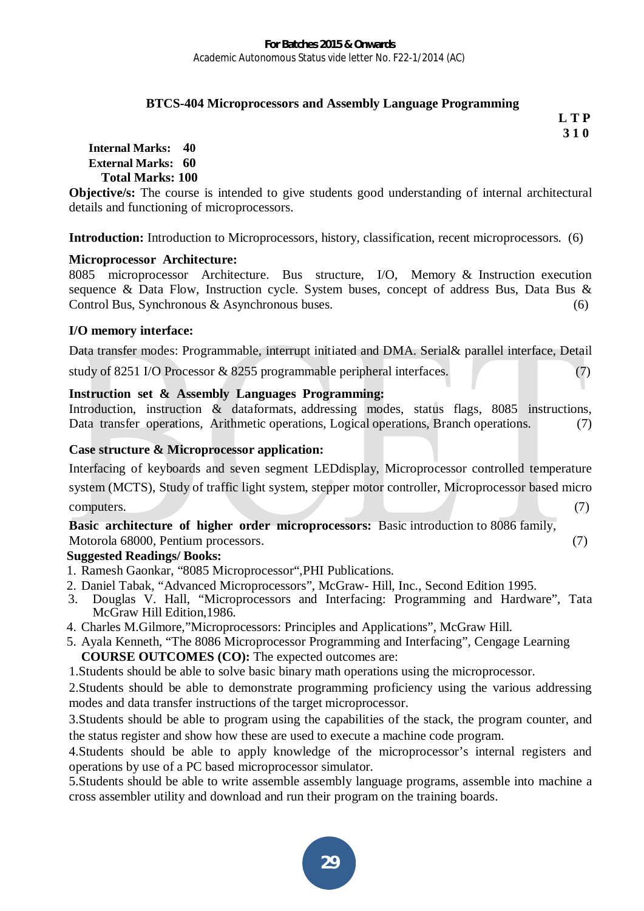For Batches 2015 & Onwards
Academic Autonomous Status vide letter No. F22-1/2014 (AC)

## BTCS-404 Microprocessors and Assembly Language Programming

**L T P**
**3 1 0**

**Internal Marks: 40**
**External Marks: 60**
**Total Marks: 100**

**Objective/s:** The course is intended to give students good understanding of internal architectural details and functioning of microprocessors.

**Introduction:** Introduction to Microprocessors, history, classification, recent microprocessors. (6)

**Microprocessor Architecture:**
8085 microprocessor Architecture. Bus structure, I/O, Memory & Instruction execution sequence & Data Flow, Instruction cycle. System buses, concept of address Bus, Data Bus & Control Bus, Synchronous & Asynchronous buses. (6)

**I/O memory interface:**

Data transfer modes: Programmable, interrupt initiated and DMA. Serial& parallel interface, Detail study of 8251 I/O Processor & 8255 programmable peripheral interfaces. (7)

**Instruction set & Assembly Languages Programming:**
Introduction, instruction & dataformats, addressing modes, status flags, 8085 instructions, Data transfer operations, Arithmetic operations, Logical operations, Branch operations. (7)

**Case structure & Microprocessor application:**

Interfacing of keyboards and seven segment LEDdisplay, Microprocessor controlled temperature system (MCTS), Study of traffic light system, stepper motor controller, Microprocessor based micro computers. (7)

**Basic architecture of higher order microprocessors:** Basic introduction to 8086 family, Motorola 68000, Pentium processors. (7)

**Suggested Readings/ Books:**

1. Ramesh Gaonkar, "8085 Microprocessor",PHI Publications.
2. Daniel Tabak, "Advanced Microprocessors", McGraw- Hill, Inc., Second Edition 1995.
3. Douglas V. Hall, "Microprocessors and Interfacing: Programming and Hardware", Tata McGraw Hill Edition,1986.
4. Charles M.Gilmore,"Microprocessors: Principles and Applications", McGraw Hill.
5. Ayala Kenneth, "The 8086 Microprocessor Programming and Interfacing", Cengage Learning

**COURSE OUTCOMES (CO):** The expected outcomes are:

1.Students should be able to solve basic binary math operations using the microprocessor.

2.Students should be able to demonstrate programming proficiency using the various addressing modes and data transfer instructions of the target microprocessor.

3.Students should be able to program using the capabilities of the stack, the program counter, and the status register and show how these are used to execute a machine code program.

4.Students should be able to apply knowledge of the microprocessor's internal registers and operations by use of a PC based microprocessor simulator.

5.Students should be able to write assemble assembly language programs, assemble into machine a cross assembler utility and download and run their program on the training boards.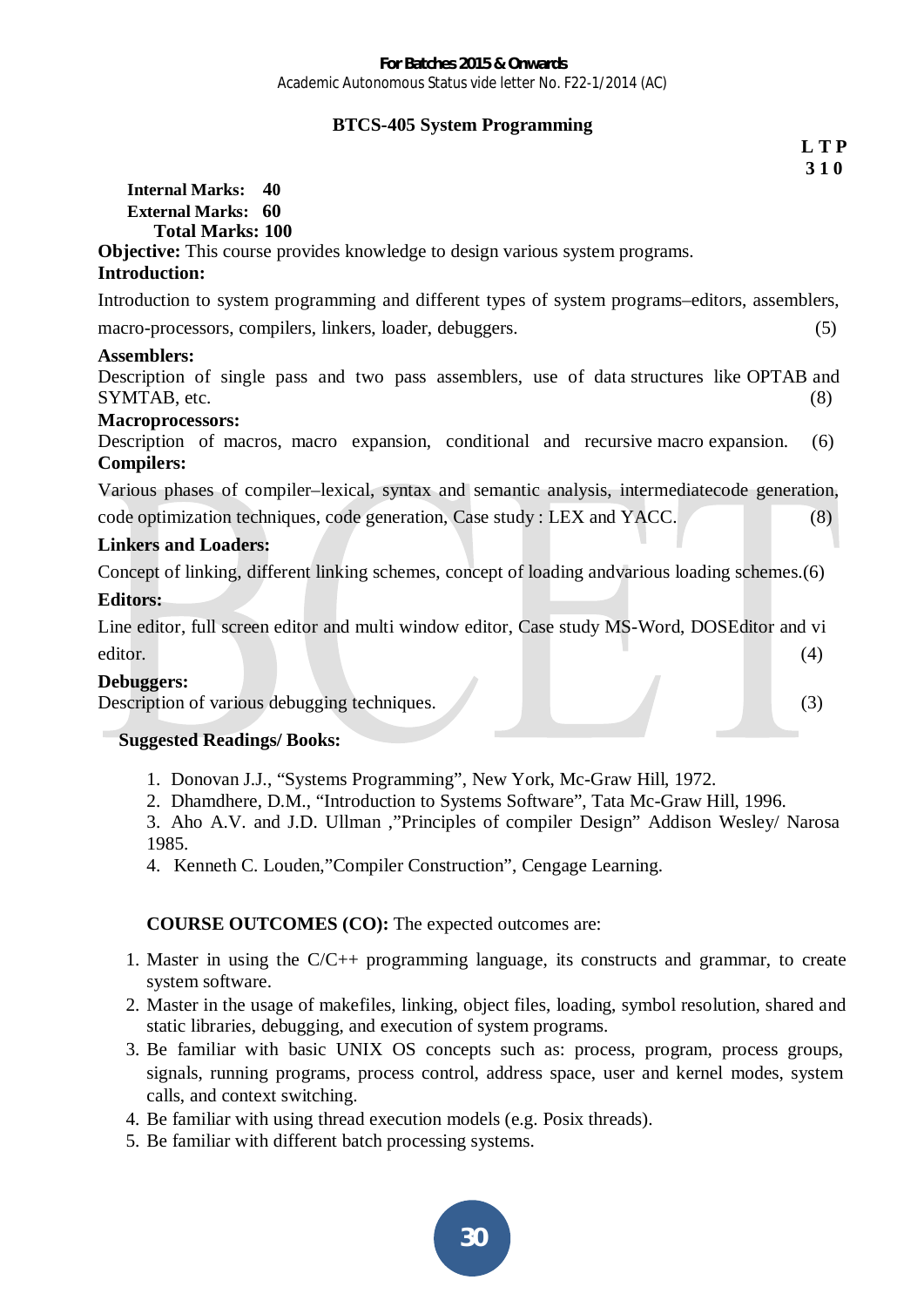**For Batches 2015 & Onwards**
Academic Autonomous Status vide letter No. F22-1/2014 (AC)

## BTCS-405 System Programming

**L T P**
**3 1 0**

**Internal Marks: 40**
**External Marks: 60**
**Total Marks: 100**

**Objective:** This course provides knowledge to design various system programs.

**Introduction:**

Introduction to system programming and different types of system programs–editors, assemblers, macro-processors, compilers, linkers, loader, debuggers. (5)

**Assemblers:**

Description of single pass and two pass assemblers, use of data structures like OPTAB and SYMTAB, etc. (8)

**Macroprocessors:**

Description of macros, macro expansion, conditional and recursive macro expansion. (6)

**Compilers:**

Various phases of compiler–lexical, syntax and semantic analysis, intermediatecode generation, code optimization techniques, code generation, Case study : LEX and YACC. (8)

**Linkers and Loaders:**

Concept of linking, different linking schemes, concept of loading andvarious loading schemes.(6)

**Editors:**

Line editor, full screen editor and multi window editor, Case study MS-Word, DOSEditor and vi editor. (4)

**Debuggers:**

Description of various debugging techniques. (3)

**Suggested Readings/ Books:**

1. Donovan J.J., "Systems Programming", New York, Mc-Graw Hill, 1972.
2. Dhamdhere, D.M., "Introduction to Systems Software", Tata Mc-Graw Hill, 1996.
3. Aho A.V. and J.D. Ullman ,"Principles of compiler Design" Addison Wesley/ Narosa 1985.
4. Kenneth C. Louden,"Compiler Construction", Cengage Learning.

**COURSE OUTCOMES (CO):** The expected outcomes are:

1. Master in using the C/C++ programming language, its constructs and grammar, to create system software.
2. Master in the usage of makefiles, linking, object files, loading, symbol resolution, shared and static libraries, debugging, and execution of system programs.
3. Be familiar with basic UNIX OS concepts such as: process, program, process groups, signals, running programs, process control, address space, user and kernel modes, system calls, and context switching.
4. Be familiar with using thread execution models (e.g. Posix threads).
5. Be familiar with different batch processing systems.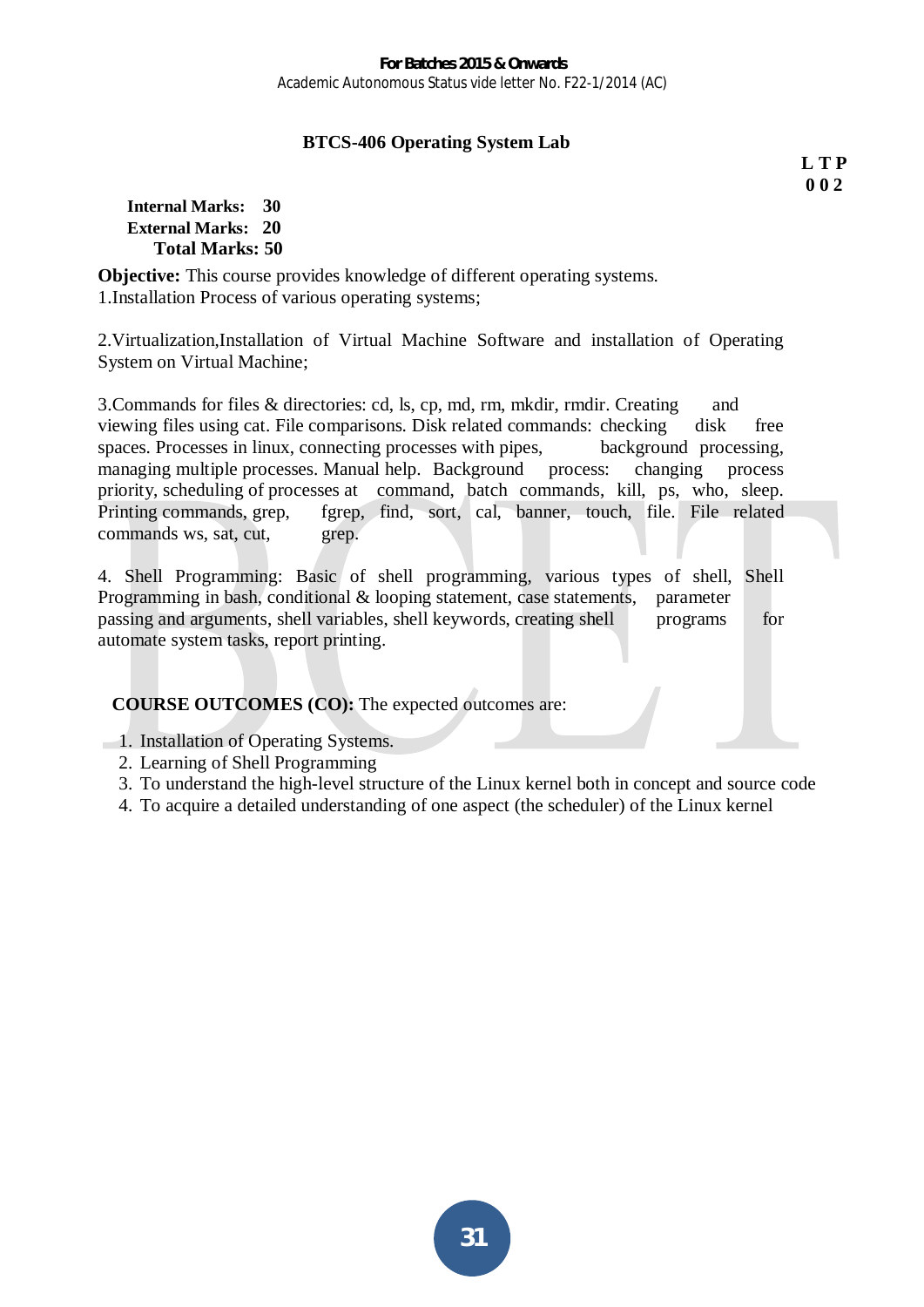For Batches 2015 & Onwards
Academic Autonomous Status vide letter No. F22-1/2014 (AC)

## BTCS-406 Operating System Lab

**L T P**
**0 0 2**

**Internal Marks: 30**
**External Marks: 20**
**Total Marks: 50**

**Objective:** This course provides knowledge of different operating systems.

1.Installation Process of various operating systems;

2.Virtualization,Installation of Virtual Machine Software and installation of Operating System on Virtual Machine;

3.Commands for files & directories: cd, ls, cp, md, rm, mkdir, rmdir. Creating and viewing files using cat. File comparisons. Disk related commands: checking disk free spaces. Processes in linux, connecting processes with pipes, background processing, managing multiple processes. Manual help. Background process: changing process priority, scheduling of processes at command, batch commands, kill, ps, who, sleep. Printing commands, grep, fgrep, find, sort, cal, banner, touch, file. File related commands ws, sat, cut, grep.

4. Shell Programming: Basic of shell programming, various types of shell, Shell Programming in bash, conditional & looping statement, case statements, parameter passing and arguments, shell variables, shell keywords, creating shell programs for automate system tasks, report printing.

**COURSE OUTCOMES (CO):** The expected outcomes are:

1. Installation of Operating Systems.
2. Learning of Shell Programming
3. To understand the high-level structure of the Linux kernel both in concept and source code
4. To acquire a detailed understanding of one aspect (the scheduler) of the Linux kernel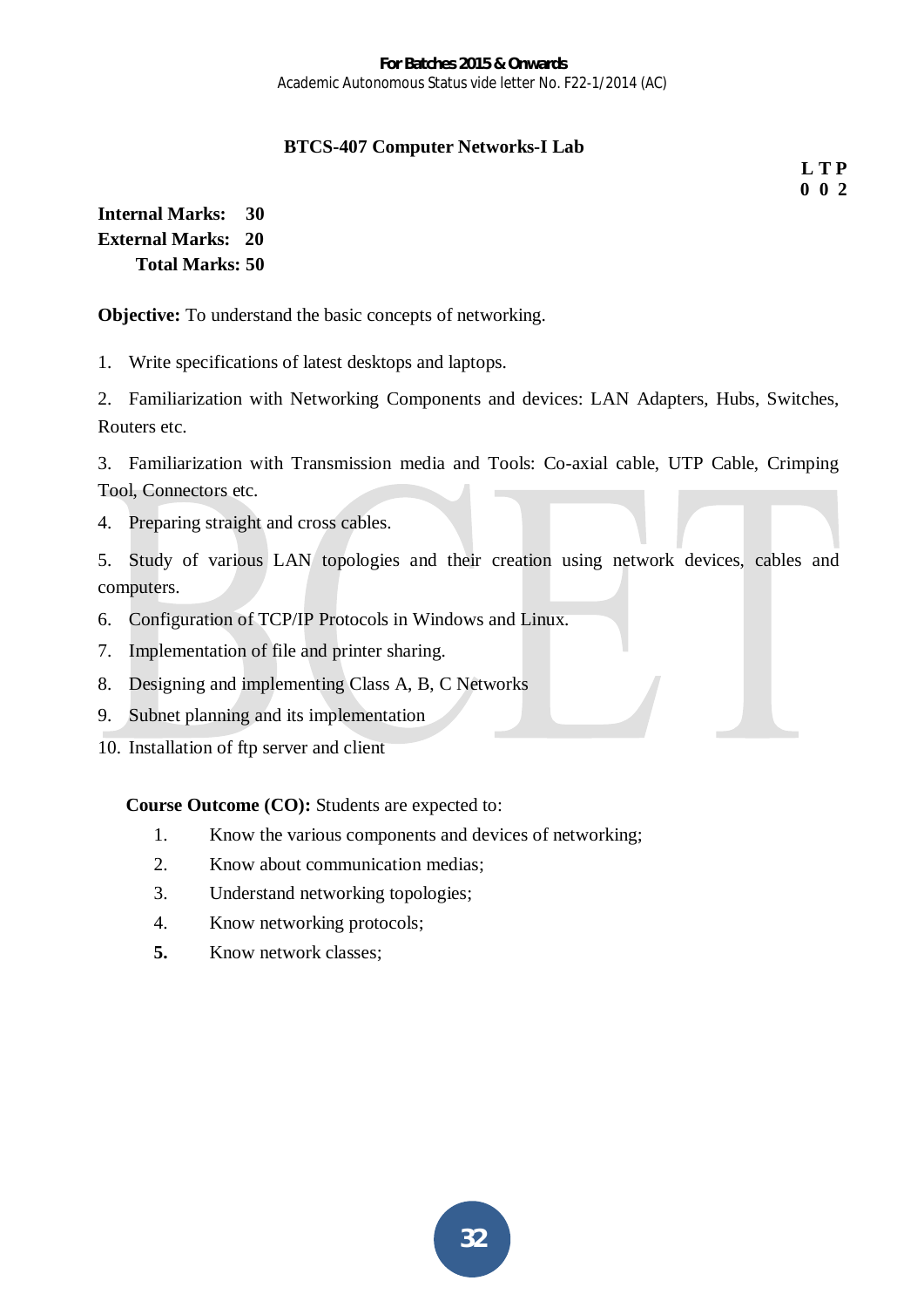## BTCS-407 Computer Networks-I Lab

**L T P**
**0 0 2**

**Internal Marks: 30**
**External Marks: 20**
**Total Marks: 50**

**Objective:** To understand the basic concepts of networking.

1. Write specifications of latest desktops and laptops.
2. Familiarization with Networking Components and devices: LAN Adapters, Hubs, Switches, Routers etc.
3. Familiarization with Transmission media and Tools: Co-axial cable, UTP Cable, Crimping Tool, Connectors etc.
4. Preparing straight and cross cables.
5. Study of various LAN topologies and their creation using network devices, cables and computers.
6. Configuration of TCP/IP Protocols in Windows and Linux.
7. Implementation of file and printer sharing.
8. Designing and implementing Class A, B, C Networks
9. Subnet planning and its implementation
10. Installation of ftp server and client

**Course Outcome (CO):** Students are expected to:

1. Know the various components and devices of networking;
2. Know about communication medias;
3. Understand networking topologies;
4. Know networking protocols;
5. Know network classes;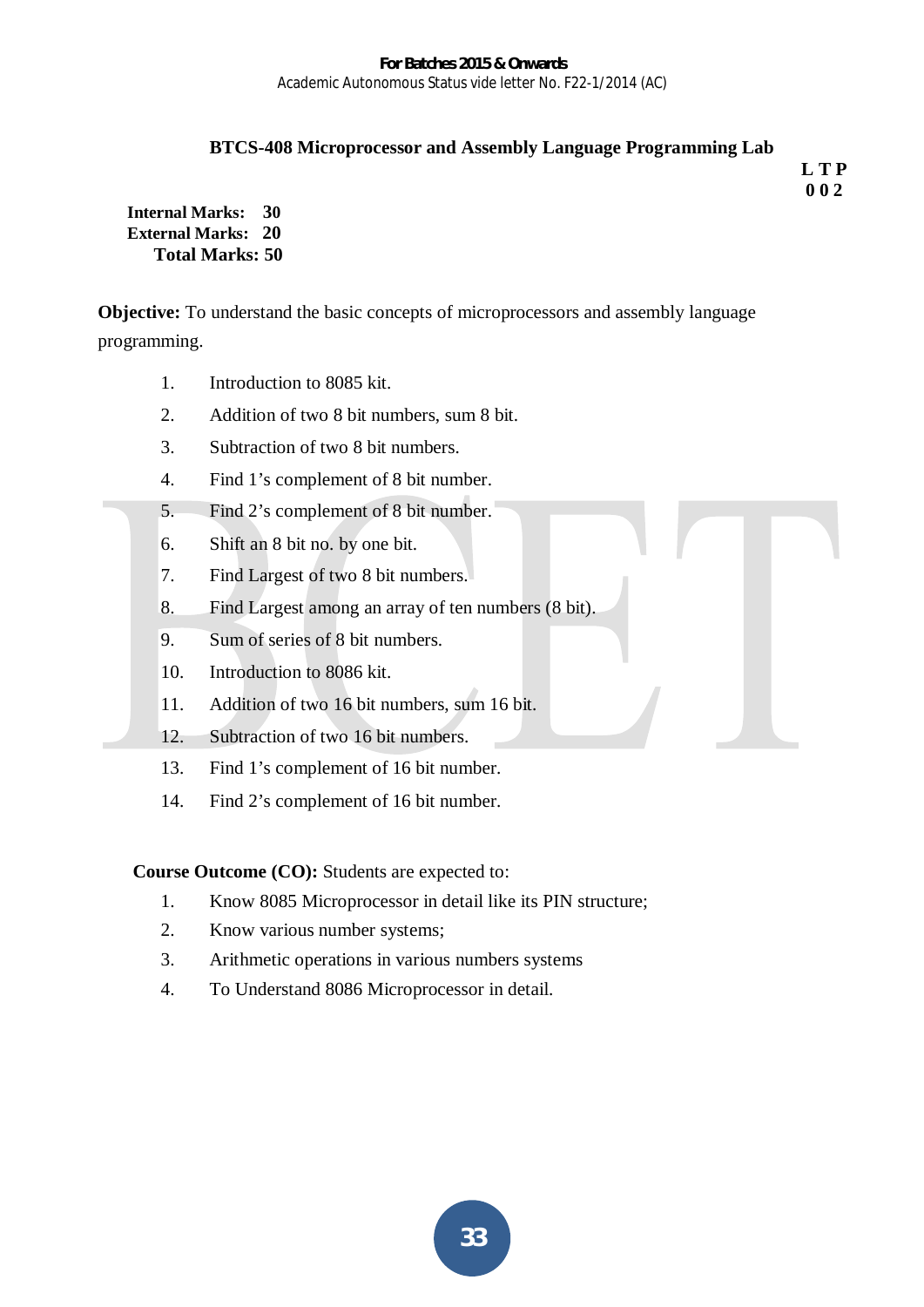## BTCS-408 Microprocessor and Assembly Language Programming Lab

**L T P**
**0 0 2**

**Internal Marks: 30**
**External Marks: 20**
**Total Marks: 50**

**Objective:** To understand the basic concepts of microprocessors and assembly language programming.

1. Introduction to 8085 kit.
2. Addition of two 8 bit numbers, sum 8 bit.
3. Subtraction of two 8 bit numbers.
4. Find 1's complement of 8 bit number.
5. Find 2's complement of 8 bit number.
6. Shift an 8 bit no. by one bit.
7. Find Largest of two 8 bit numbers.
8. Find Largest among an array of ten numbers (8 bit).
9. Sum of series of 8 bit numbers.
10. Introduction to 8086 kit.
11. Addition of two 16 bit numbers, sum 16 bit.
12. Subtraction of two 16 bit numbers.
13. Find 1's complement of 16 bit number.
14. Find 2's complement of 16 bit number.

**Course Outcome (CO):** Students are expected to:

1. Know 8085 Microprocessor in detail like its PIN structure;
2. Know various number systems;
3. Arithmetic operations in various numbers systems
4. To Understand 8086 Microprocessor in detail.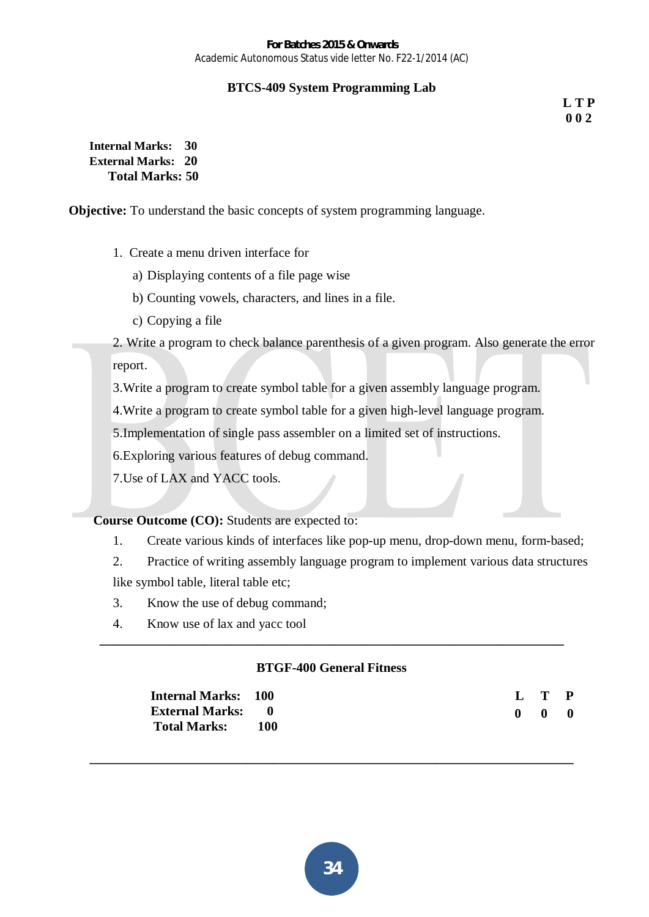## BTCS-409 System Programming Lab

**L T P**
**0 0 2**

**Internal Marks: 30**
**External Marks: 20**
**Total Marks: 50**

**Objective:** To understand the basic concepts of system programming language.

1. Create a menu driven interface for
   a) Displaying contents of a file page wise
   b) Counting vowels, characters, and lines in a file.
   c) Copying a file
2. Write a program to check balance parenthesis of a given program. Also generate the error report.
3. Write a program to create symbol table for a given assembly language program.
4. Write a program to create symbol table for a given high-level language program.
5. Implementation of single pass assembler on a limited set of instructions.
6. Exploring various features of debug command.
7. Use of LAX and YACC tools.

**Course Outcome (CO):** Students are expected to:

1. Create various kinds of interfaces like pop-up menu, drop-down menu, form-based;
2. Practice of writing assembly language program to implement various data structures like symbol table, literal table etc;
3. Know the use of debug command;
4. Know use of lax and yacc tool

---

## BTGF-400 General Fitness

**Internal Marks: 100**
**External Marks: 0**
**Total Marks: 100**

| L | T | P |
|---|---|---|
| 0 | 0 | 0 |

---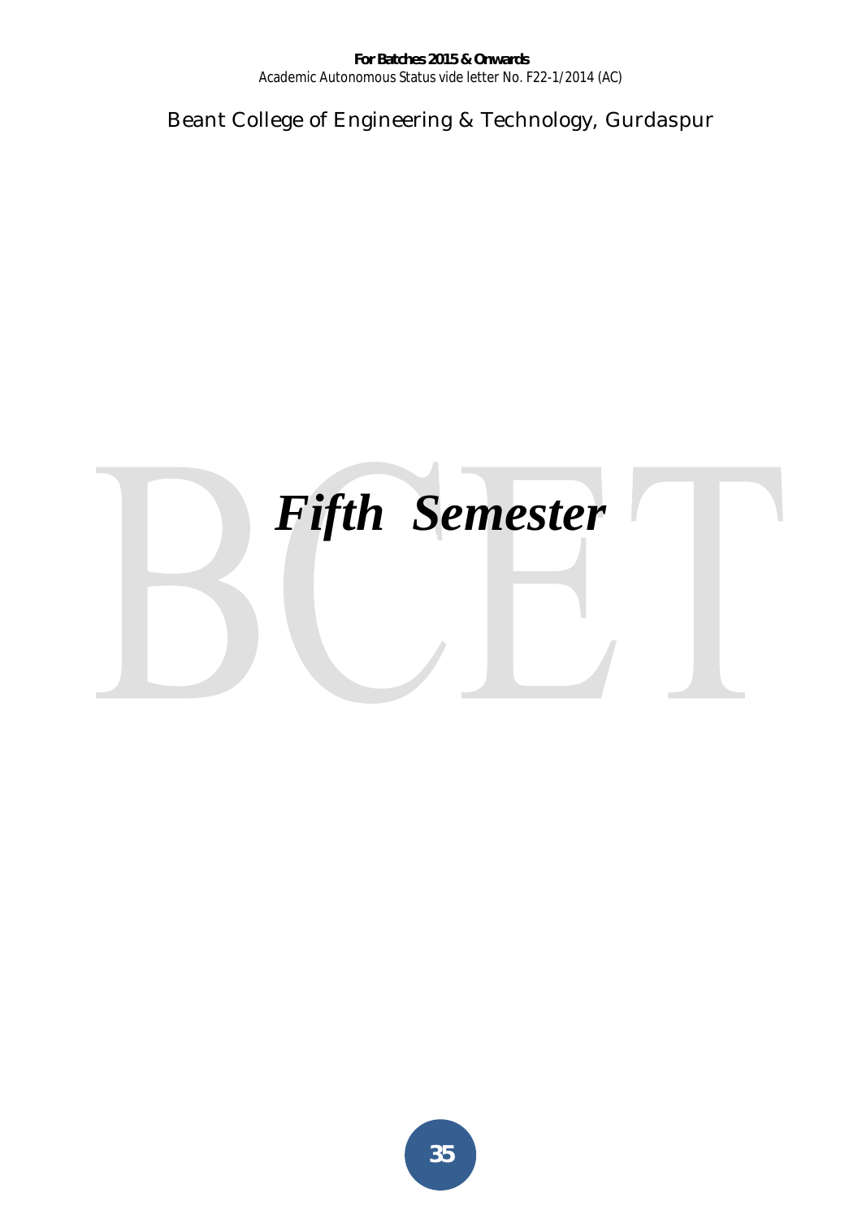# *Fifth Semester*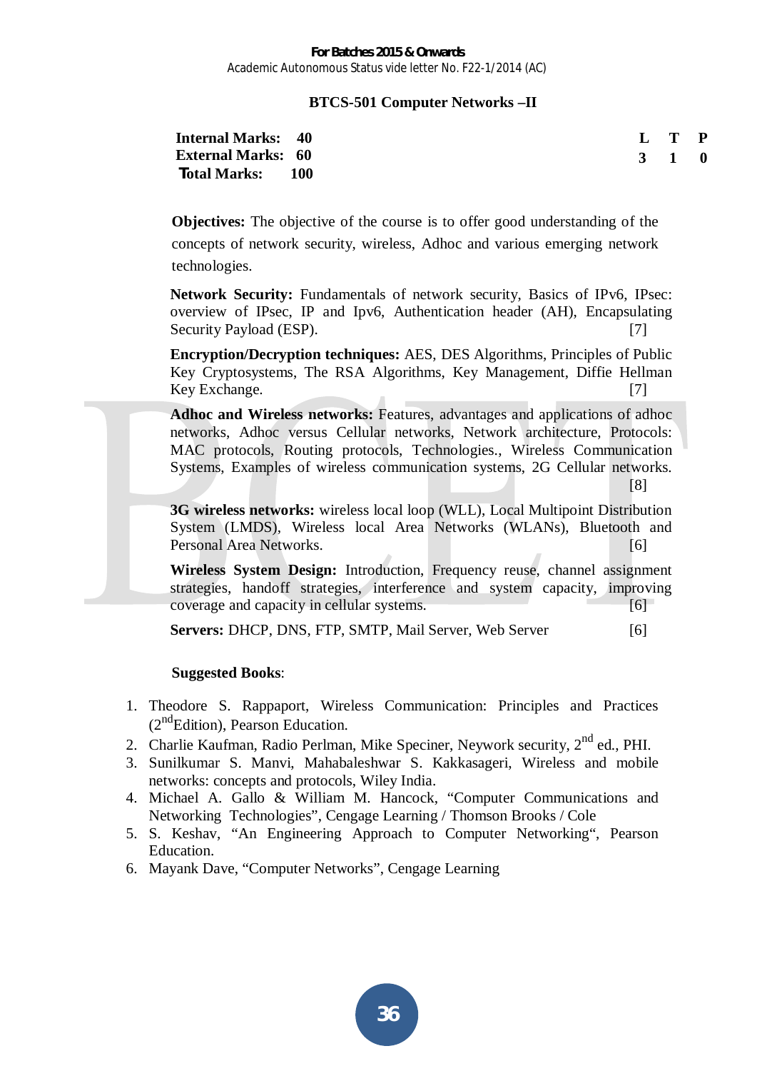For Batches 2015 & Onwards

Academic Autonomous Status vide letter No. F22-1/2014 (AC)

## BTCS-501 Computer Networks –II

**Internal Marks: 40**
**External Marks: 60**
**Total Marks: 100**

| L | T | P |
|---|---|---|
| 3 | 1 | 0 |

**Objectives:** The objective of the course is to offer good understanding of the concepts of network security, wireless, Adhoc and various emerging network technologies.

**Network Security:** Fundamentals of network security, Basics of IPv6, IPsec: overview of IPsec, IP and Ipv6, Authentication header (AH), Encapsulating Security Payload (ESP). [7]

**Encryption/Decryption techniques:** AES, DES Algorithms, Principles of Public Key Cryptosystems, The RSA Algorithms, Key Management, Diffie Hellman Key Exchange. [7]

**Adhoc and Wireless networks:** Features, advantages and applications of adhoc networks, Adhoc versus Cellular networks, Network architecture, Protocols: MAC protocols, Routing protocols, Technologies., Wireless Communication Systems, Examples of wireless communication systems, 2G Cellular networks. [8]

**3G wireless networks:** wireless local loop (WLL), Local Multipoint Distribution System (LMDS), Wireless local Area Networks (WLANs), Bluetooth and Personal Area Networks. [6]

**Wireless System Design:** Introduction, Frequency reuse, channel assignment strategies, handoff strategies, interference and system capacity, improving coverage and capacity in cellular systems. [6]

**Servers:** DHCP, DNS, FTP, SMTP, Mail Server, Web Server [6]

**Suggested Books**:

1. Theodore S. Rappaport, Wireless Communication: Principles and Practices (2nd Edition), Pearson Education.
2. Charlie Kaufman, Radio Perlman, Mike Speciner, Neywork security, 2nd ed., PHI.
3. Sunilkumar S. Manvi, Mahabaleshwar S. Kakkasageri, Wireless and mobile networks: concepts and protocols, Wiley India.
4. Michael A. Gallo & William M. Hancock, "Computer Communications and Networking Technologies", Cengage Learning / Thomson Brooks / Cole
5. S. Keshav, "An Engineering Approach to Computer Networking", Pearson Education.
6. Mayank Dave, "Computer Networks", Cengage Learning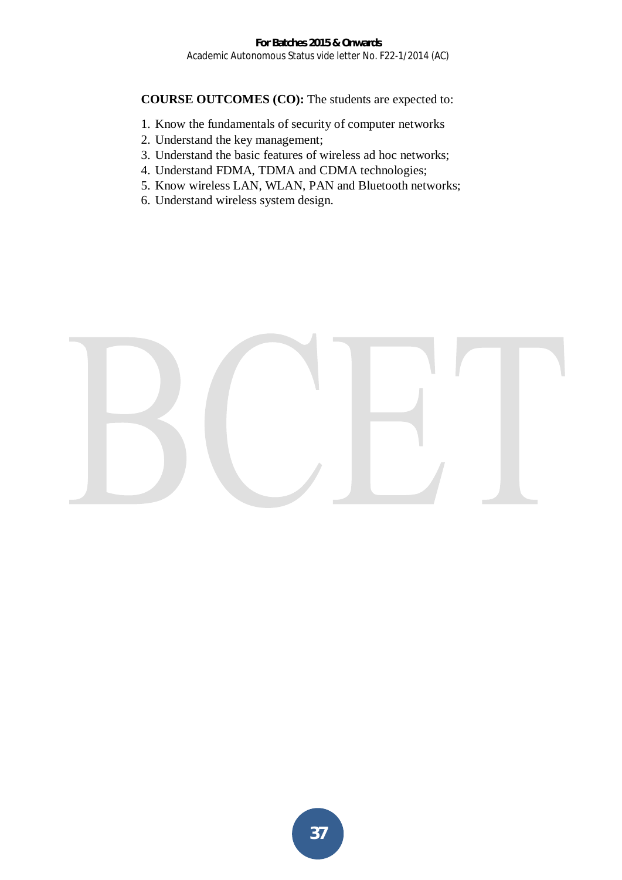**COURSE OUTCOMES (CO):** The students are expected to:

1. Know the fundamentals of security of computer networks
2. Understand the key management;
3. Understand the basic features of wireless ad hoc networks;
4. Understand FDMA, TDMA and CDMA technologies;
5. Know wireless LAN, WLAN, PAN and Bluetooth networks;
6. Understand wireless system design.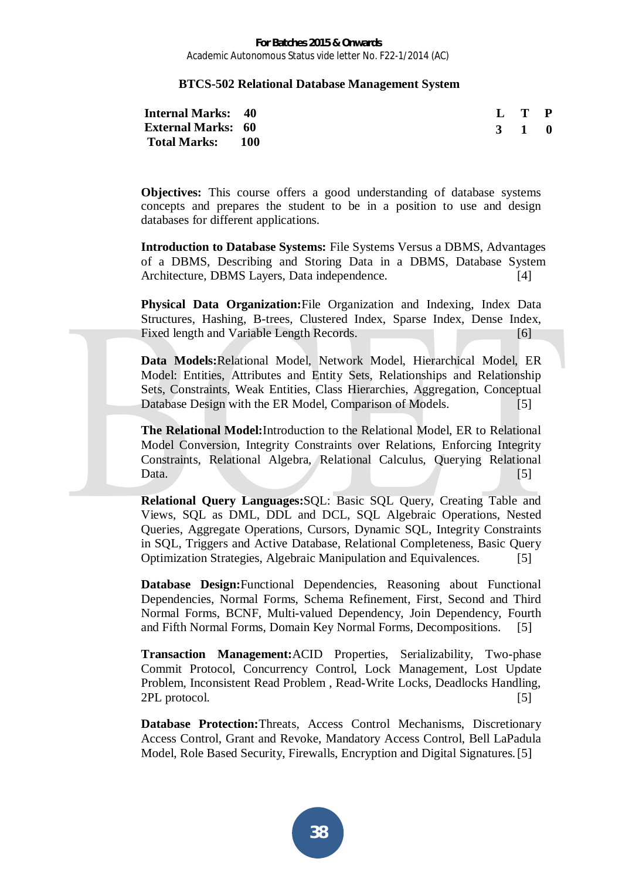For Batches 2015 & Onwards
Academic Autonomous Status vide letter No. F22-1/2014 (AC)

## BTCS-502 Relational Database Management System

| | | | L | T | P |
|---|---|---|---|---|---|
| **Internal Marks:** | **40** | | **3** | **1** | **0** |
| **External Marks:** | **60** | | | | |
| **Total Marks:** | **100** | | | | |

**Objectives:** This course offers a good understanding of database systems concepts and prepares the student to be in a position to use and design databases for different applications.

**Introduction to Database Systems:** File Systems Versus a DBMS, Advantages of a DBMS, Describing and Storing Data in a DBMS, Database System Architecture, DBMS Layers, Data independence. [4]

**Physical Data Organization:** File Organization and Indexing, Index Data Structures, Hashing, B-trees, Clustered Index, Sparse Index, Dense Index, Fixed length and Variable Length Records. [6]

**Data Models:** Relational Model, Network Model, Hierarchical Model, ER Model: Entities, Attributes and Entity Sets, Relationships and Relationship Sets, Constraints, Weak Entities, Class Hierarchies, Aggregation, Conceptual Database Design with the ER Model, Comparison of Models. [5]

**The Relational Model:** Introduction to the Relational Model, ER to Relational Model Conversion, Integrity Constraints over Relations, Enforcing Integrity Constraints, Relational Algebra, Relational Calculus, Querying Relational Data. [5]

**Relational Query Languages:** SQL: Basic SQL Query, Creating Table and Views, SQL as DML, DDL and DCL, SQL Algebraic Operations, Nested Queries, Aggregate Operations, Cursors, Dynamic SQL, Integrity Constraints in SQL, Triggers and Active Database, Relational Completeness, Basic Query Optimization Strategies, Algebraic Manipulation and Equivalences. [5]

**Database Design:** Functional Dependencies, Reasoning about Functional Dependencies, Normal Forms, Schema Refinement, First, Second and Third Normal Forms, BCNF, Multi-valued Dependency, Join Dependency, Fourth and Fifth Normal Forms, Domain Key Normal Forms, Decompositions. [5]

**Transaction Management:** ACID Properties, Serializability, Two-phase Commit Protocol, Concurrency Control, Lock Management, Lost Update Problem, Inconsistent Read Problem , Read-Write Locks, Deadlocks Handling, 2PL protocol. [5]

**Database Protection:** Threats, Access Control Mechanisms, Discretionary Access Control, Grant and Revoke, Mandatory Access Control, Bell LaPadula Model, Role Based Security, Firewalls, Encryption and Digital Signatures. [5]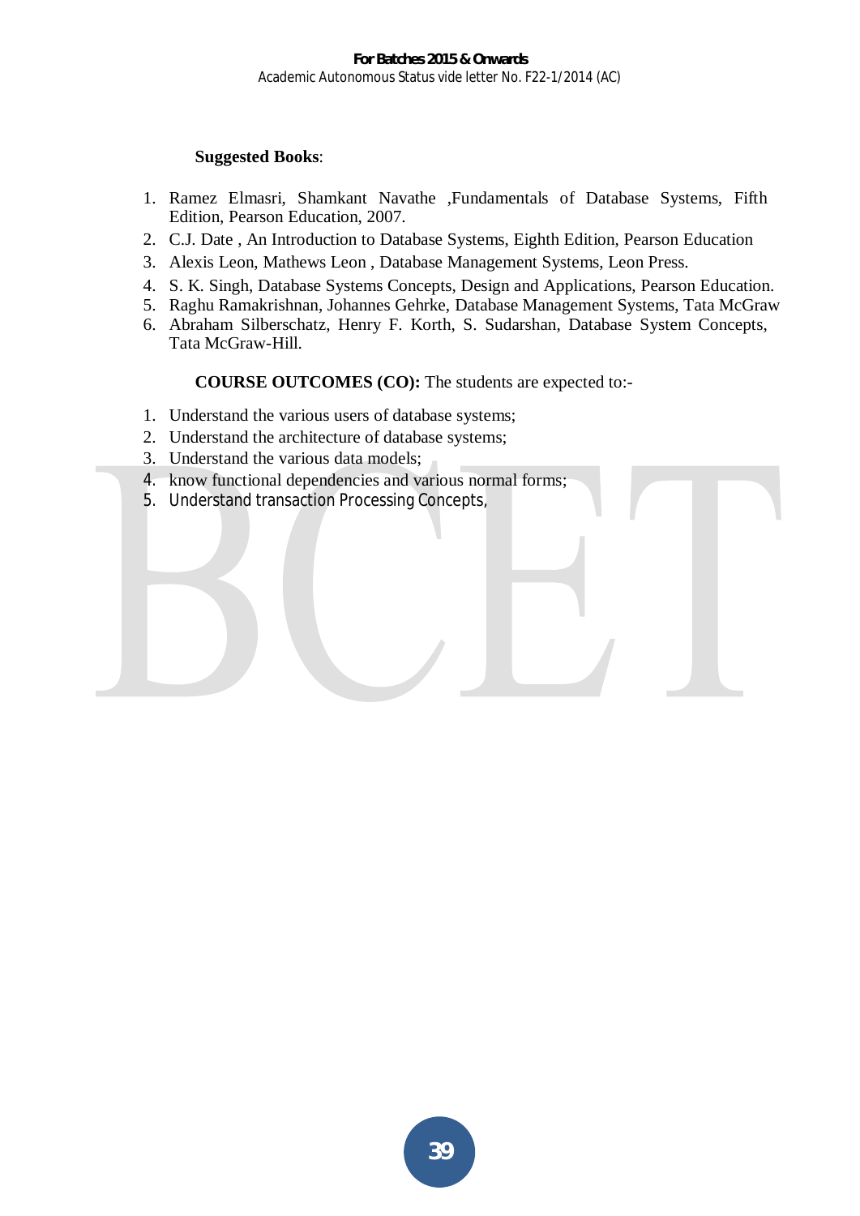**Suggested Books**:

1. Ramez Elmasri, Shamkant Navathe ,Fundamentals of Database Systems, Fifth Edition, Pearson Education, 2007.
2. C.J. Date , An Introduction to Database Systems, Eighth Edition, Pearson Education
3. Alexis Leon, Mathews Leon , Database Management Systems, Leon Press.
4. S. K. Singh, Database Systems Concepts, Design and Applications, Pearson Education.
5. Raghu Ramakrishnan, Johannes Gehrke, Database Management Systems, Tata McGraw
6. Abraham Silberschatz, Henry F. Korth, S. Sudarshan, Database System Concepts, Tata McGraw-Hill.

**COURSE OUTCOMES (CO):** The students are expected to:-

1. Understand the various users of database systems;
2. Understand the architecture of database systems;
3. Understand the various data models;
4. know functional dependencies and various normal forms;
5. Understand transaction Processing Concepts,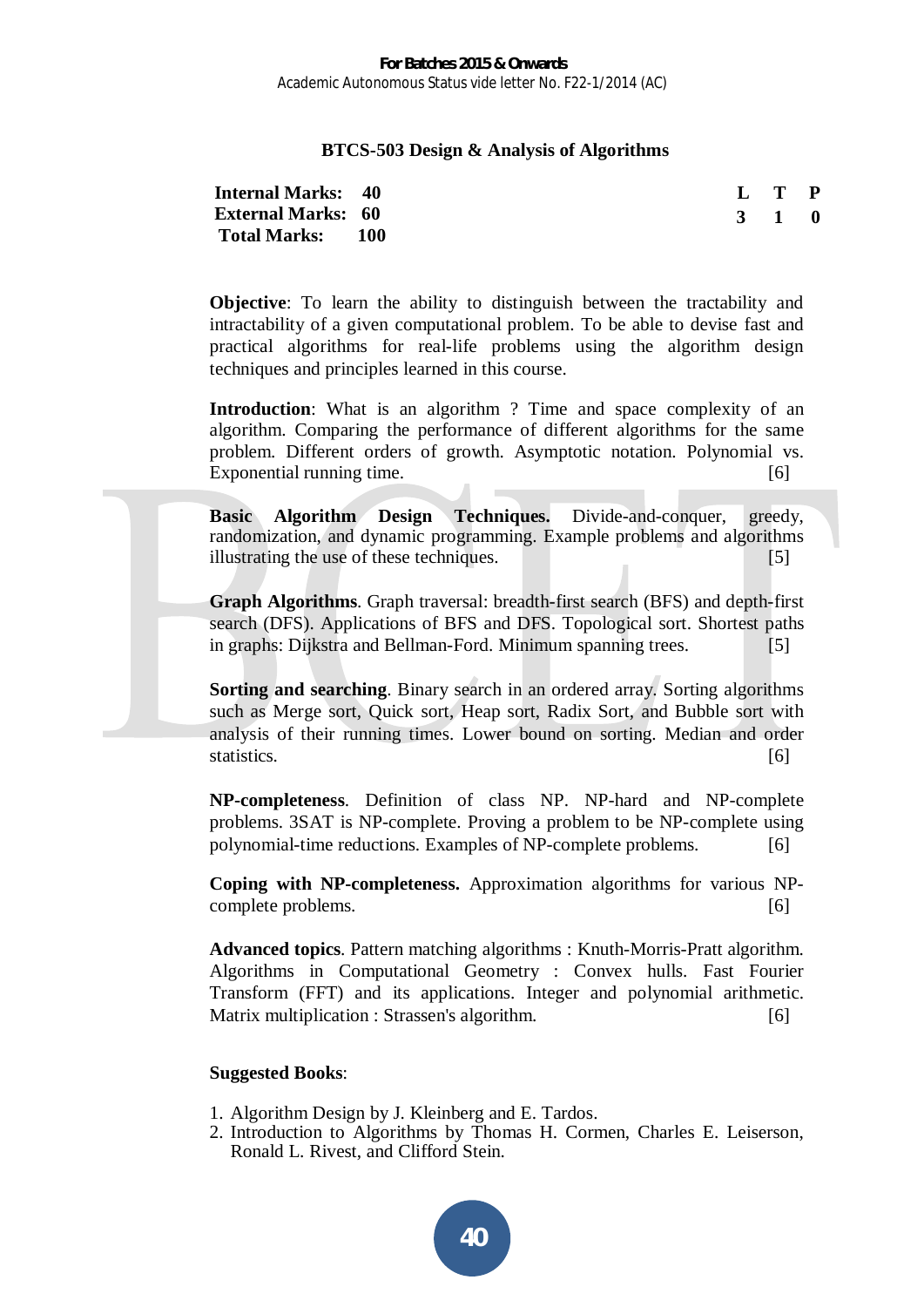## BTCS-503 Design & Analysis of Algorithms

| | | L | T | P |
|---|---|---|---|---|
| **Internal Marks:** | **40** | **3** | **1** | **0** |
| **External Marks:** | **60** | | | |
| **Total Marks:** | **100** | | | |

**Objective**: To learn the ability to distinguish between the tractability and intractability of a given computational problem. To be able to devise fast and practical algorithms for real-life problems using the algorithm design techniques and principles learned in this course.

**Introduction**: What is an algorithm ? Time and space complexity of an algorithm. Comparing the performance of different algorithms for the same problem. Different orders of growth. Asymptotic notation. Polynomial vs. Exponential running time. [6]

**Basic Algorithm Design Techniques.** Divide-and-conquer, greedy, randomization, and dynamic programming. Example problems and algorithms illustrating the use of these techniques. [5]

**Graph Algorithms**. Graph traversal: breadth-first search (BFS) and depth-first search (DFS). Applications of BFS and DFS. Topological sort. Shortest paths in graphs: Dijkstra and Bellman-Ford. Minimum spanning trees. [5]

**Sorting and searching**. Binary search in an ordered array. Sorting algorithms such as Merge sort, Quick sort, Heap sort, Radix Sort, and Bubble sort with analysis of their running times. Lower bound on sorting. Median and order statistics. [6]

**NP-completeness**. Definition of class NP. NP-hard and NP-complete problems. 3SAT is NP-complete. Proving a problem to be NP-complete using polynomial-time reductions. Examples of NP-complete problems. [6]

**Coping with NP-completeness.** Approximation algorithms for various NP-complete problems. [6]

**Advanced topics**. Pattern matching algorithms : Knuth-Morris-Pratt algorithm. Algorithms in Computational Geometry : Convex hulls. Fast Fourier Transform (FFT) and its applications. Integer and polynomial arithmetic. Matrix multiplication : Strassen's algorithm. [6]

**Suggested Books**:

1. Algorithm Design by J. Kleinberg and E. Tardos.
2. Introduction to Algorithms by Thomas H. Cormen, Charles E. Leiserson, Ronald L. Rivest, and Clifford Stein.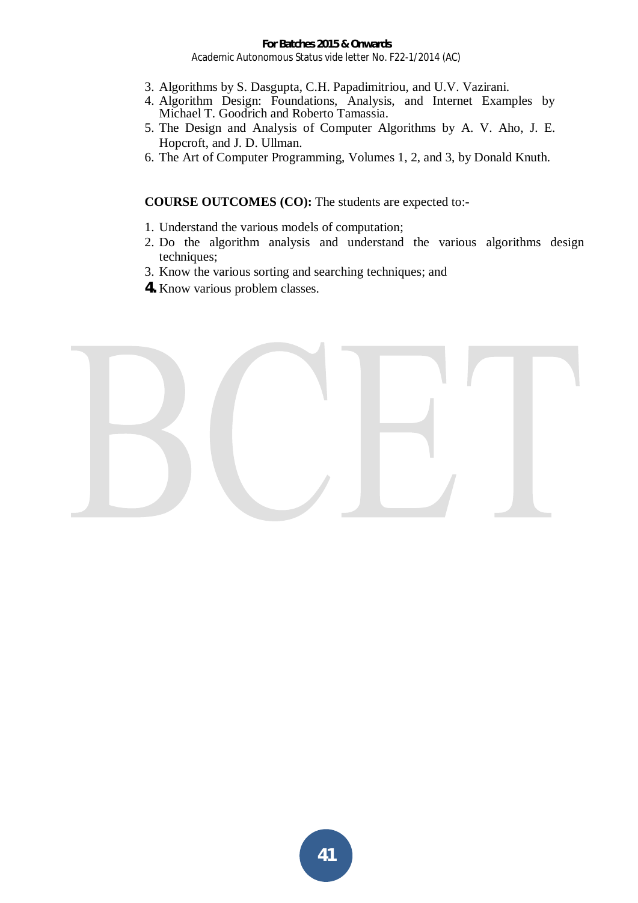3. Algorithms by S. Dasgupta, C.H. Papadimitriou, and U.V. Vazirani.
4. Algorithm Design: Foundations, Analysis, and Internet Examples by Michael T. Goodrich and Roberto Tamassia.
5. The Design and Analysis of Computer Algorithms by A. V. Aho, J. E. Hopcroft, and J. D. Ullman.
6. The Art of Computer Programming, Volumes 1, 2, and 3, by Donald Knuth.

**COURSE OUTCOMES (CO):** The students are expected to:-

1. Understand the various models of computation;
2. Do the algorithm analysis and understand the various algorithms design techniques;
3. Know the various sorting and searching techniques; and
4. Know various problem classes.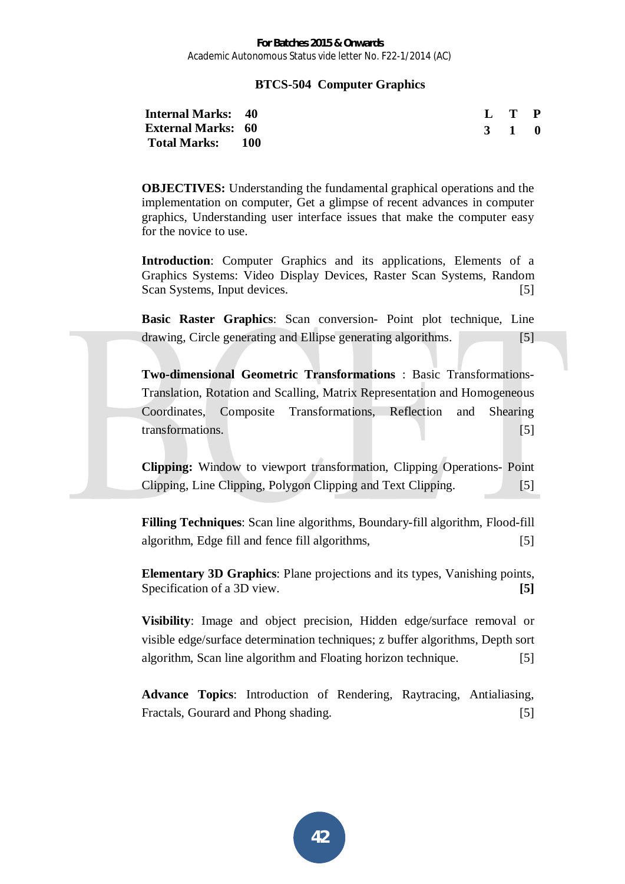**For Batches 2015 & Onwards**
Academic Autonomous Status vide letter No. F22-1/2014 (AC)

## BTCS-504 Computer Graphics

| | | | L | T | P |
|---|---|---|---|---|---|
| **Internal Marks:** | **40** | | **3** | **1** | **0** |
| **External Marks:** | **60** | | | | |
| **Total Marks:** | **100** | | | | |

**OBJECTIVES:** Understanding the fundamental graphical operations and the implementation on computer, Get a glimpse of recent advances in computer graphics, Understanding user interface issues that make the computer easy for the novice to use.

**Introduction**: Computer Graphics and its applications, Elements of a Graphics Systems: Video Display Devices, Raster Scan Systems, Random Scan Systems, Input devices. [5]

**Basic Raster Graphics**: Scan conversion- Point plot technique, Line drawing, Circle generating and Ellipse generating algorithms. [5]

**Two-dimensional Geometric Transformations** : Basic Transformations-Translation, Rotation and Scalling, Matrix Representation and Homogeneous Coordinates, Composite Transformations, Reflection and Shearing transformations. [5]

**Clipping:** Window to viewport transformation, Clipping Operations- Point Clipping, Line Clipping, Polygon Clipping and Text Clipping. [5]

**Filling Techniques**: Scan line algorithms, Boundary-fill algorithm, Flood-fill algorithm, Edge fill and fence fill algorithms, [5]

**Elementary 3D Graphics**: Plane projections and its types, Vanishing points, Specification of a 3D view. **[5]**

**Visibility**: Image and object precision, Hidden edge/surface removal or visible edge/surface determination techniques; z buffer algorithms, Depth sort algorithm, Scan line algorithm and Floating horizon technique. [5]

**Advance Topics**: Introduction of Rendering, Raytracing, Antialiasing, Fractals, Gourard and Phong shading. [5]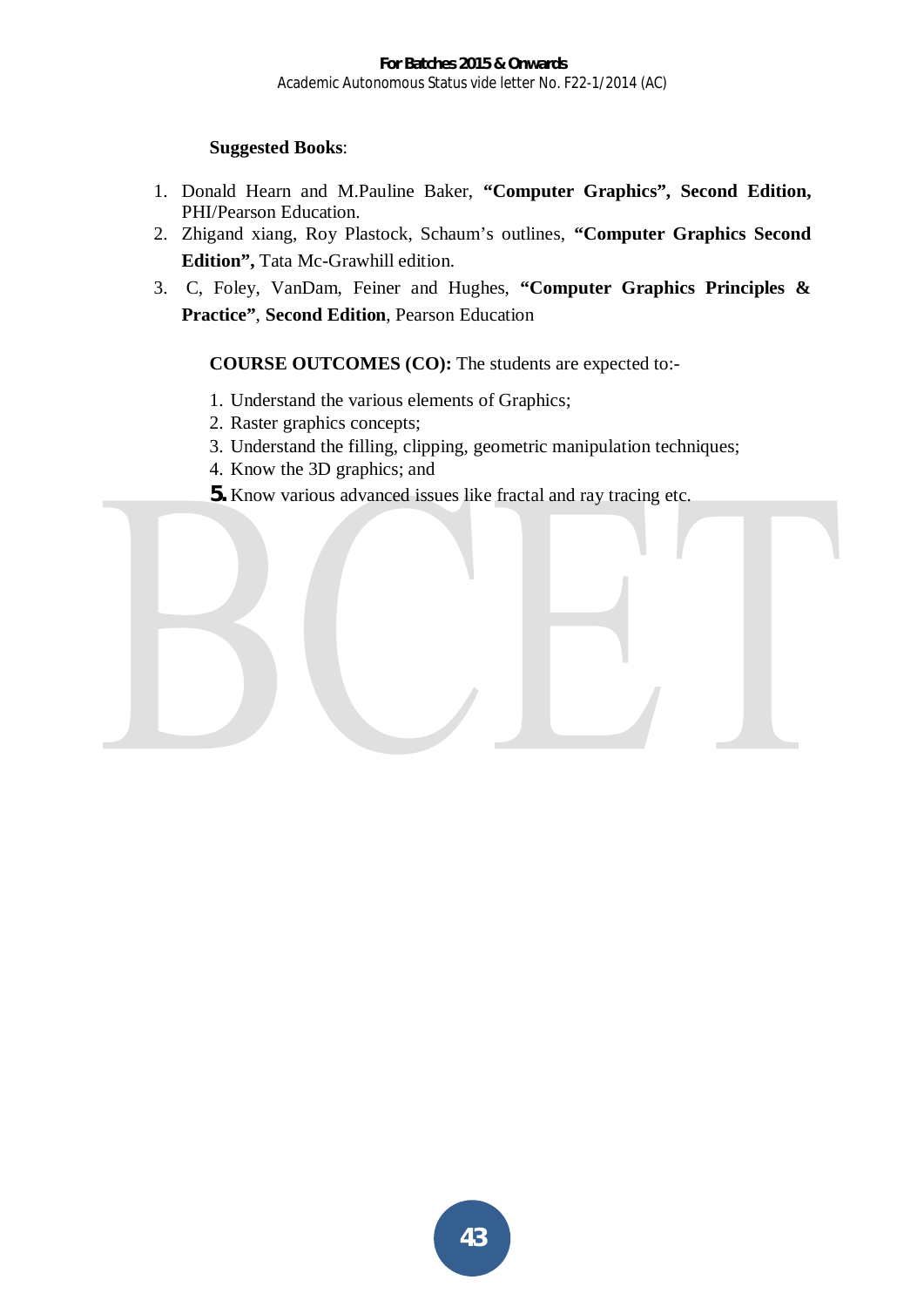**Suggested Books**:

1. Donald Hearn and M.Pauline Baker, **"Computer Graphics", Second Edition,** PHI/Pearson Education.
2. Zhigand xiang, Roy Plastock, Schaum's outlines, **"Computer Graphics Second Edition",** Tata Mc-Grawhill edition.
3. C, Foley, VanDam, Feiner and Hughes, **"Computer Graphics Principles & Practice"**, **Second Edition**, Pearson Education

**COURSE OUTCOMES (CO):** The students are expected to:-

1. Understand the various elements of Graphics;
2. Raster graphics concepts;
3. Understand the filling, clipping, geometric manipulation techniques;
4. Know the 3D graphics; and
5. Know various advanced issues like fractal and ray tracing etc.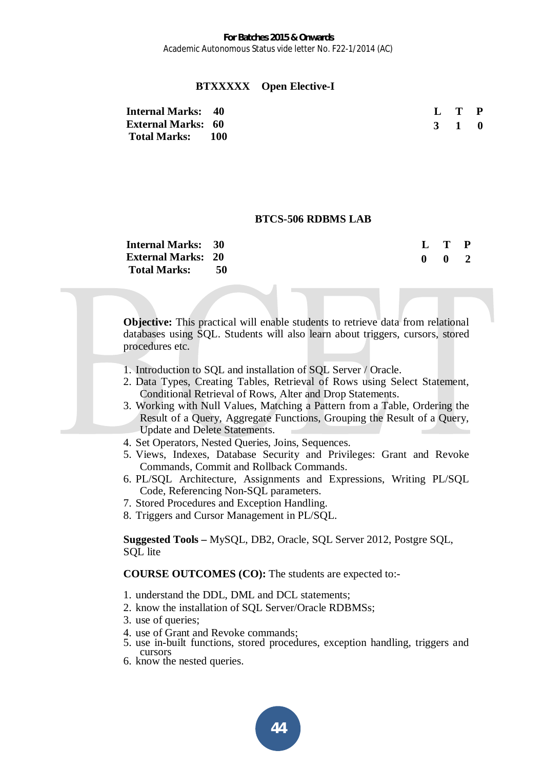## BTXXXXX Open Elective-I

| | | | L | T | P |
|---|---|---|---|---|---|
| **Internal Marks:** | **40** | | **3** | **1** | **0** |
| **External Marks:** | **60** | | | | |
| **Total Marks:** | **100** | | | | |

## BTCS-506 RDBMS LAB

| | | | L | T | P |
|---|---|---|---|---|---|
| **Internal Marks:** | **30** | | **0** | **0** | **2** |
| **External Marks:** | **20** | | | | |
| **Total Marks:** | **50** | | | | |

**Objective:** This practical will enable students to retrieve data from relational databases using SQL. Students will also learn about triggers, cursors, stored procedures etc.

1. Introduction to SQL and installation of SQL Server / Oracle.
2. Data Types, Creating Tables, Retrieval of Rows using Select Statement, Conditional Retrieval of Rows, Alter and Drop Statements.
3. Working with Null Values, Matching a Pattern from a Table, Ordering the Result of a Query, Aggregate Functions, Grouping the Result of a Query, Update and Delete Statements.
4. Set Operators, Nested Queries, Joins, Sequences.
5. Views, Indexes, Database Security and Privileges: Grant and Revoke Commands, Commit and Rollback Commands.
6. PL/SQL Architecture, Assignments and Expressions, Writing PL/SQL Code, Referencing Non-SQL parameters.
7. Stored Procedures and Exception Handling.
8. Triggers and Cursor Management in PL/SQL.

**Suggested Tools –** MySQL, DB2, Oracle, SQL Server 2012, Postgre SQL, SQL lite

**COURSE OUTCOMES (CO):** The students are expected to:-

1. understand the DDL, DML and DCL statements;
2. know the installation of SQL Server/Oracle RDBMSs;
3. use of queries;
4. use of Grant and Revoke commands;
5. use in-built functions, stored procedures, exception handling, triggers and cursors
6. know the nested queries.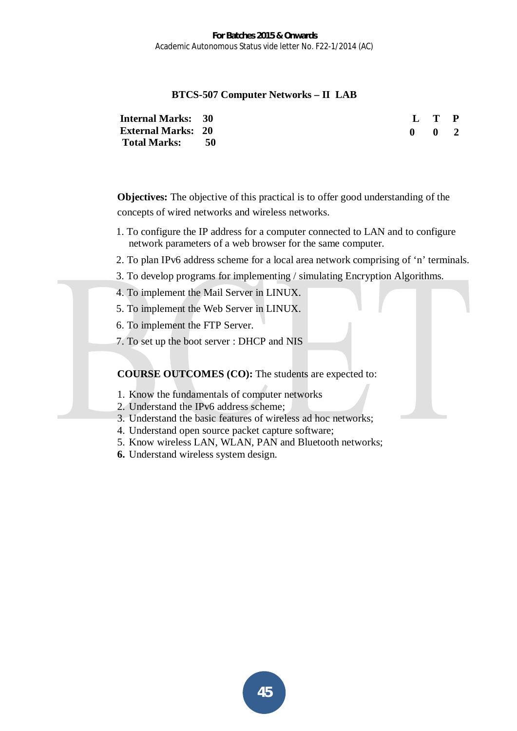## BTCS-507 Computer Networks – II LAB

| | | L | T | P |
|---|---|---|---|---|
| **Internal Marks:** | **30** | **0** | **0** | **2** |
| **External Marks:** | **20** | | | |
| **Total Marks:** | **50** | | | |

**Objectives:** The objective of this practical is to offer good understanding of the concepts of wired networks and wireless networks.

1. To configure the IP address for a computer connected to LAN and to configure network parameters of a web browser for the same computer.
2. To plan IPv6 address scheme for a local area network comprising of 'n' terminals.
3. To develop programs for implementing / simulating Encryption Algorithms.
4. To implement the Mail Server in LINUX.
5. To implement the Web Server in LINUX.
6. To implement the FTP Server.
7. To set up the boot server : DHCP and NIS

**COURSE OUTCOMES (CO):** The students are expected to:

1. Know the fundamentals of computer networks
2. Understand the IPv6 address scheme;
3. Understand the basic features of wireless ad hoc networks;
4. Understand open source packet capture software;
5. Know wireless LAN, WLAN, PAN and Bluetooth networks;
6. Understand wireless system design.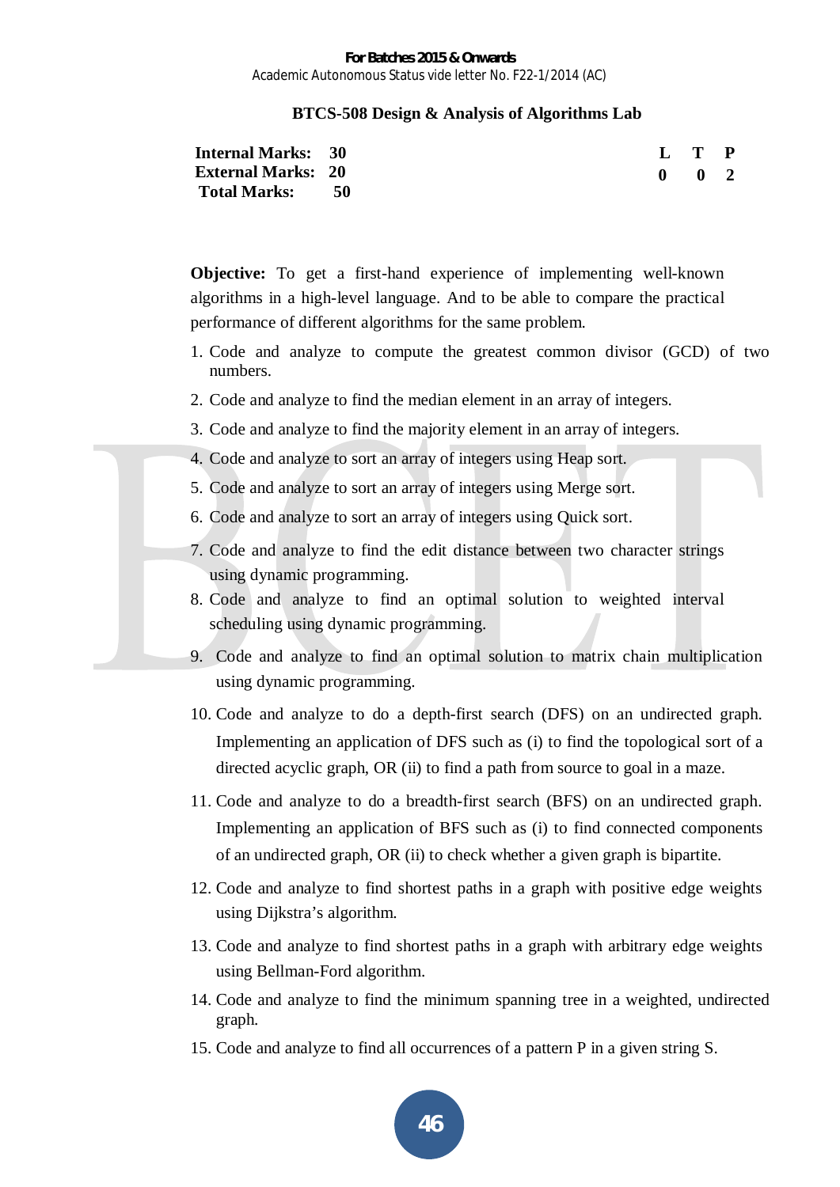## BTCS-508 Design & Analysis of Algorithms Lab

| | | | L | T | P |
|---|---|---|---|---|---|
| **Internal Marks:** | **30** | | **0** | **0** | **2** |
| **External Marks:** | **20** | | | | |
| **Total Marks:** | **50** | | | | |

**Objective:** To get a first-hand experience of implementing well-known algorithms in a high-level language. And to be able to compare the practical performance of different algorithms for the same problem.

1. Code and analyze to compute the greatest common divisor (GCD) of two numbers.
2. Code and analyze to find the median element in an array of integers.
3. Code and analyze to find the majority element in an array of integers.
4. Code and analyze to sort an array of integers using Heap sort.
5. Code and analyze to sort an array of integers using Merge sort.
6. Code and analyze to sort an array of integers using Quick sort.
7. Code and analyze to find the edit distance between two character strings using dynamic programming.
8. Code and analyze to find an optimal solution to weighted interval scheduling using dynamic programming.
9. Code and analyze to find an optimal solution to matrix chain multiplication using dynamic programming.
10. Code and analyze to do a depth-first search (DFS) on an undirected graph. Implementing an application of DFS such as (i) to find the topological sort of a directed acyclic graph, OR (ii) to find a path from source to goal in a maze.
11. Code and analyze to do a breadth-first search (BFS) on an undirected graph. Implementing an application of BFS such as (i) to find connected components of an undirected graph, OR (ii) to check whether a given graph is bipartite.
12. Code and analyze to find shortest paths in a graph with positive edge weights using Dijkstra's algorithm.
13. Code and analyze to find shortest paths in a graph with arbitrary edge weights using Bellman-Ford algorithm.
14. Code and analyze to find the minimum spanning tree in a weighted, undirected graph.
15. Code and analyze to find all occurrences of a pattern P in a given string S.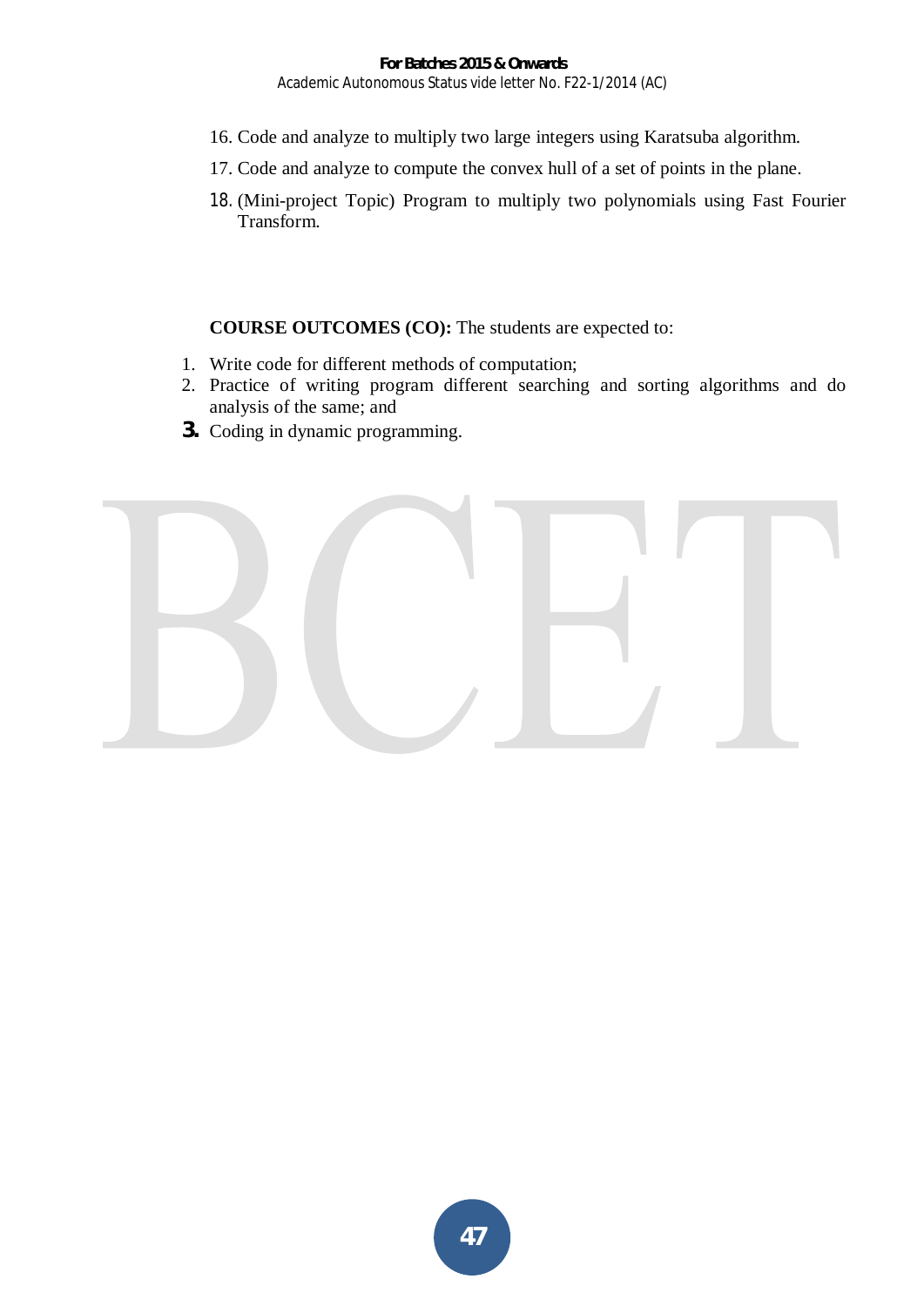16. Code and analyze to multiply two large integers using Karatsuba algorithm.
17. Code and analyze to compute the convex hull of a set of points in the plane.
18. (Mini-project Topic) Program to multiply two polynomials using Fast Fourier Transform.

**COURSE OUTCOMES (CO):** The students are expected to:

1. Write code for different methods of computation;
2. Practice of writing program different searching and sorting algorithms and do analysis of the same; and
3. Coding in dynamic programming.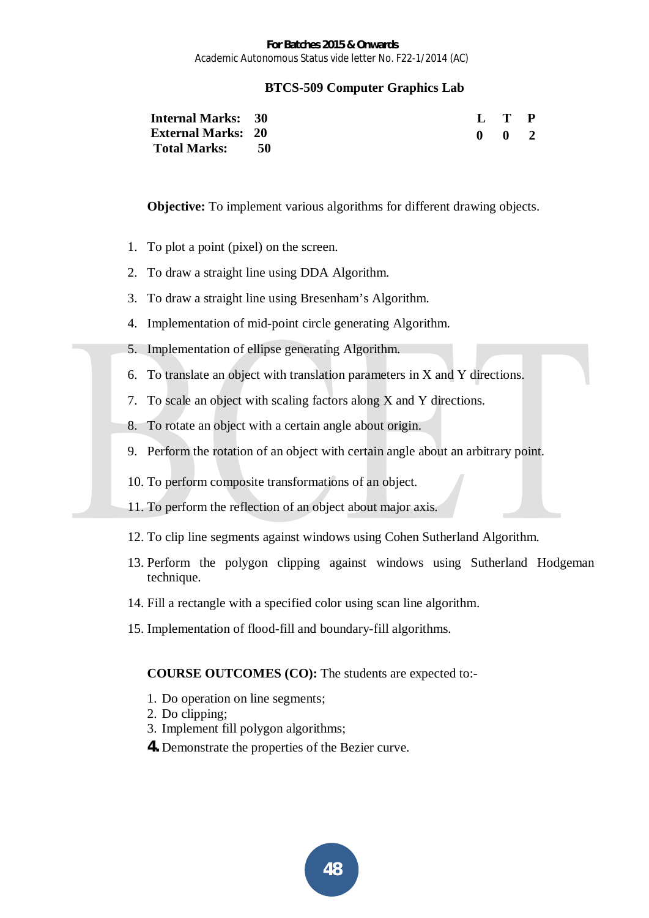# BTCS-509 Computer Graphics Lab

| | | | L | T | P |
|---|---|---|---|---|---|
| **Internal Marks:** | **30** | | | | |
| **External Marks:** | **20** | | **0** | **0** | **2** |
| **Total Marks:** | **50** | | | | |

**Objective:** To implement various algorithms for different drawing objects.

1. To plot a point (pixel) on the screen.
2. To draw a straight line using DDA Algorithm.
3. To draw a straight line using Bresenham's Algorithm.
4. Implementation of mid-point circle generating Algorithm.
5. Implementation of ellipse generating Algorithm.
6. To translate an object with translation parameters in X and Y directions.
7. To scale an object with scaling factors along X and Y directions.
8. To rotate an object with a certain angle about origin.
9. Perform the rotation of an object with certain angle about an arbitrary point.
10. To perform composite transformations of an object.
11. To perform the reflection of an object about major axis.
12. To clip line segments against windows using Cohen Sutherland Algorithm.
13. Perform the polygon clipping against windows using Sutherland Hodgeman technique.
14. Fill a rectangle with a specified color using scan line algorithm.
15. Implementation of flood-fill and boundary-fill algorithms.

**COURSE OUTCOMES (CO):** The students are expected to:-

1. Do operation on line segments;
2. Do clipping;
3. Implement fill polygon algorithms;
4. Demonstrate the properties of the Bezier curve.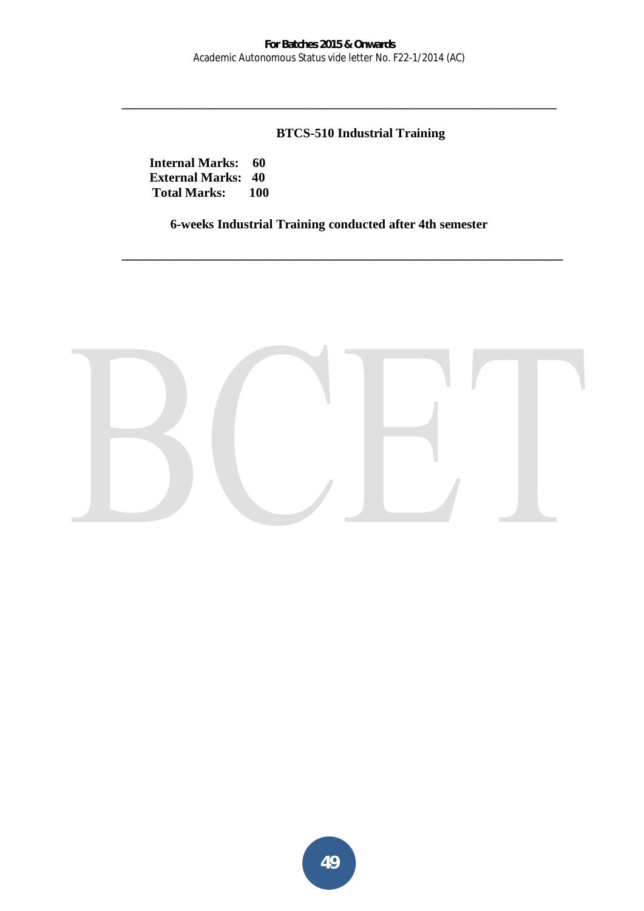---

## BTCS-510 Industrial Training

**Internal Marks: 60**
**External Marks: 40**
**Total Marks: 100**

**6-weeks Industrial Training conducted after 4th semester**

---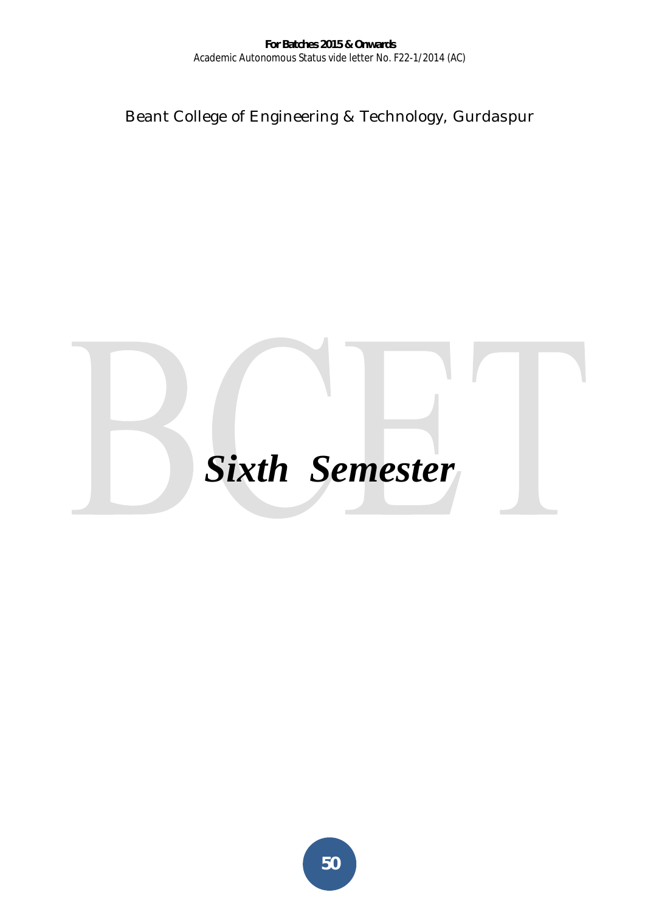# *Sixth Semester*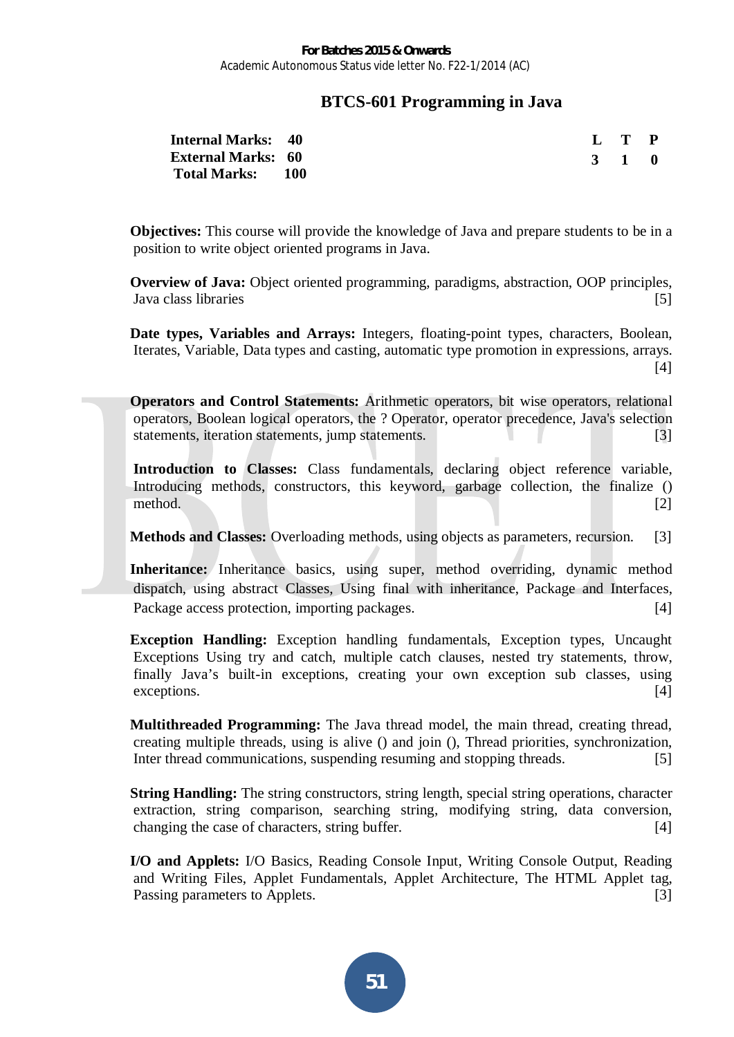For Batches 2015 & Onwards
Academic Autonomous Status vide letter No. F22-1/2014 (AC)

# BTCS-601 Programming in Java

| | | | L | T | P |
|---|---|---|---|---|---|
| **Internal Marks:** | **40** | | **3** | **1** | **0** |
| **External Marks:** | **60** | | | | |
| **Total Marks:** | **100** | | | | |

**Objectives:** This course will provide the knowledge of Java and prepare students to be in a position to write object oriented programs in Java.

**Overview of Java:** Object oriented programming, paradigms, abstraction, OOP principles, Java class libraries [5]

**Date types, Variables and Arrays:** Integers, floating-point types, characters, Boolean, Iterates, Variable, Data types and casting, automatic type promotion in expressions, arrays. [4]

**Operators and Control Statements:** Arithmetic operators, bit wise operators, relational operators, Boolean logical operators, the ? Operator, operator precedence, Java's selection statements, iteration statements, jump statements. [3]

**Introduction to Classes:** Class fundamentals, declaring object reference variable, Introducing methods, constructors, this keyword, garbage collection, the finalize () method. [2]

**Methods and Classes:** Overloading methods, using objects as parameters, recursion. [3]

**Inheritance:** Inheritance basics, using super, method overriding, dynamic method dispatch, using abstract Classes, Using final with inheritance, Package and Interfaces, Package access protection, importing packages. [4]

**Exception Handling:** Exception handling fundamentals, Exception types, Uncaught Exceptions Using try and catch, multiple catch clauses, nested try statements, throw, finally Java's built-in exceptions, creating your own exception sub classes, using exceptions. [4]

**Multithreaded Programming:** The Java thread model, the main thread, creating thread, creating multiple threads, using is alive () and join (), Thread priorities, synchronization, Inter thread communications, suspending resuming and stopping threads. [5]

**String Handling:** The string constructors, string length, special string operations, character extraction, string comparison, searching string, modifying string, data conversion, changing the case of characters, string buffer. [4]

**I/O and Applets:** I/O Basics, Reading Console Input, Writing Console Output, Reading and Writing Files, Applet Fundamentals, Applet Architecture, The HTML Applet tag, Passing parameters to Applets. [3]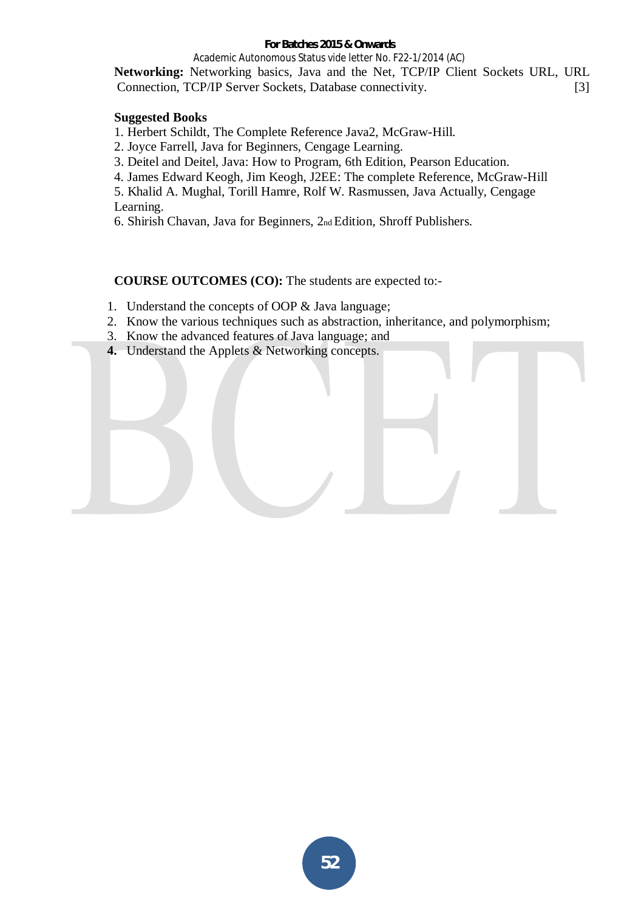**Networking:** Networking basics, Java and the Net, TCP/IP Client Sockets URL, URL Connection, TCP/IP Server Sockets, Database connectivity. [3]

**Suggested Books**

1. Herbert Schildt, The Complete Reference Java2, McGraw-Hill.
2. Joyce Farrell, Java for Beginners, Cengage Learning.
3. Deitel and Deitel, Java: How to Program, 6th Edition, Pearson Education.
4. James Edward Keogh, Jim Keogh, J2EE: The complete Reference, McGraw-Hill
5. Khalid A. Mughal, Torill Hamre, Rolf W. Rasmussen, Java Actually, Cengage Learning.
6. Shirish Chavan, Java for Beginners, 2nd Edition, Shroff Publishers.

**COURSE OUTCOMES (CO):** The students are expected to:-

1. Understand the concepts of OOP & Java language;
2. Know the various techniques such as abstraction, inheritance, and polymorphism;
3. Know the advanced features of Java language; and
4. Understand the Applets & Networking concepts.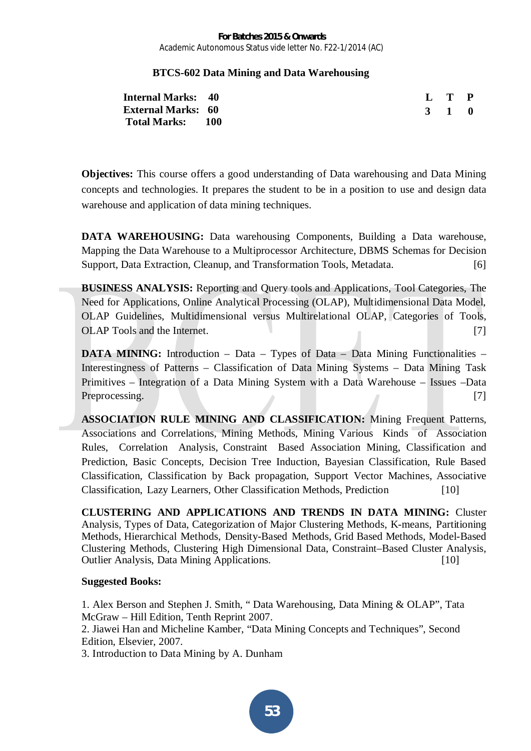# BTCS-602 Data Mining and Data Warehousing

| | | L | T | P |
|---|---|---|---|---|
| **Internal Marks:** | **40** | **3** | **1** | **0** |
| **External Marks:** | **60** | | | |
| **Total Marks:** | **100** | | | |

**Objectives:** This course offers a good understanding of Data warehousing and Data Mining concepts and technologies. It prepares the student to be in a position to use and design data warehouse and application of data mining techniques.

**DATA WAREHOUSING:** Data warehousing Components, Building a Data warehouse, Mapping the Data Warehouse to a Multiprocessor Architecture, DBMS Schemas for Decision Support, Data Extraction, Cleanup, and Transformation Tools, Metadata. [6]

**BUSINESS ANALYSIS:** Reporting and Query tools and Applications, Tool Categories, The Need for Applications, Online Analytical Processing (OLAP), Multidimensional Data Model, OLAP Guidelines, Multidimensional versus Multirelational OLAP, Categories of Tools, OLAP Tools and the Internet. [7]

**DATA MINING:** Introduction – Data – Types of Data – Data Mining Functionalities – Interestingness of Patterns – Classification of Data Mining Systems – Data Mining Task Primitives – Integration of a Data Mining System with a Data Warehouse – Issues –Data Preprocessing. [7]

**ASSOCIATION RULE MINING AND CLASSIFICATION:** Mining Frequent Patterns, Associations and Correlations, Mining Methods, Mining Various Kinds of Association Rules, Correlation Analysis, Constraint Based Association Mining, Classification and Prediction, Basic Concepts, Decision Tree Induction, Bayesian Classification, Rule Based Classification, Classification by Back propagation, Support Vector Machines, Associative Classification, Lazy Learners, Other Classification Methods, Prediction [10]

**CLUSTERING AND APPLICATIONS AND TRENDS IN DATA MINING:** Cluster Analysis, Types of Data, Categorization of Major Clustering Methods, K-means, Partitioning Methods, Hierarchical Methods, Density-Based Methods, Grid Based Methods, Model-Based Clustering Methods, Clustering High Dimensional Data, Constraint–Based Cluster Analysis, Outlier Analysis, Data Mining Applications. [10]

**Suggested Books:**

1. Alex Berson and Stephen J. Smith, " Data Warehousing, Data Mining & OLAP", Tata McGraw – Hill Edition, Tenth Reprint 2007.
2. Jiawei Han and Micheline Kamber, "Data Mining Concepts and Techniques", Second Edition, Elsevier, 2007.
3. Introduction to Data Mining by A. Dunham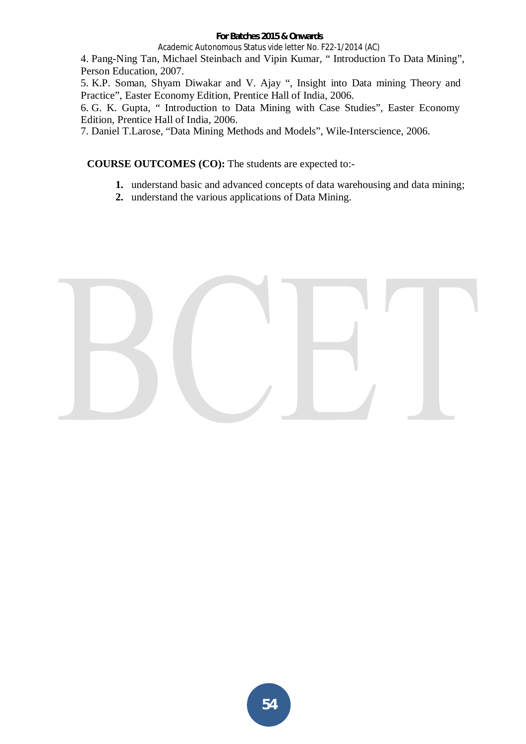4. Pang-Ning Tan, Michael Steinbach and Vipin Kumar, " Introduction To Data Mining", Person Education, 2007.

5. K.P. Soman, Shyam Diwakar and V. Ajay ", Insight into Data mining Theory and Practice", Easter Economy Edition, Prentice Hall of India, 2006.

6. G. K. Gupta, " Introduction to Data Mining with Case Studies", Easter Economy Edition, Prentice Hall of India, 2006.

7. Daniel T.Larose, "Data Mining Methods and Models", Wile-Interscience, 2006.

**COURSE OUTCOMES (CO):** The students are expected to:-

1. understand basic and advanced concepts of data warehousing and data mining;
2. understand the various applications of Data Mining.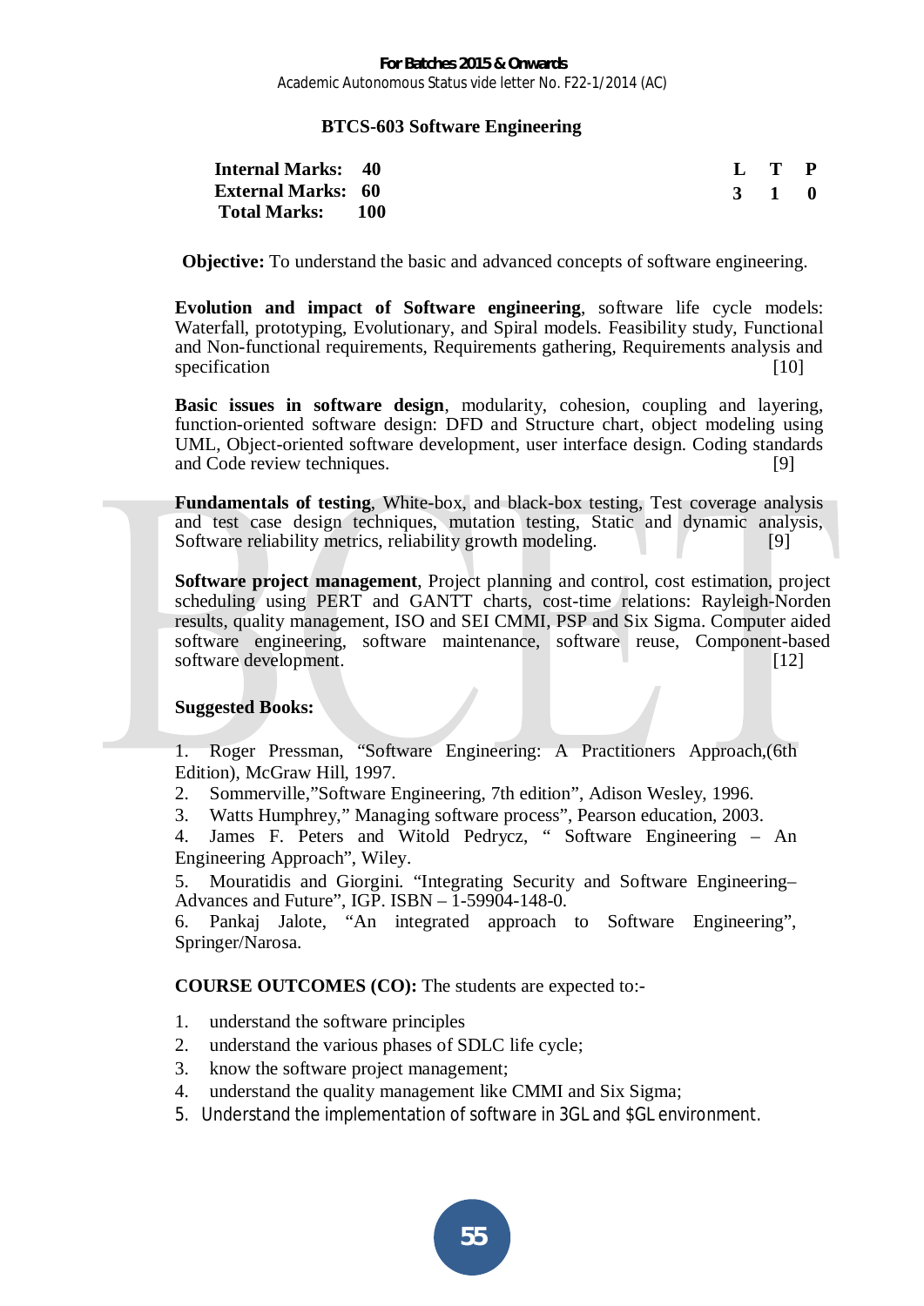**For Batches 2015 & Onwards**
Academic Autonomous Status vide letter No. F22-1/2014 (AC)

## BTCS-603 Software Engineering

| | | | L | T | P |
|---|---|---|---|---|---|
| **Internal Marks:** | **40** | | **3** | **1** | **0** |
| **External Marks:** | **60** | | | | |
| **Total Marks:** | **100** | | | | |

**Objective:** To understand the basic and advanced concepts of software engineering.

**Evolution and impact of Software engineering**, software life cycle models: Waterfall, prototyping, Evolutionary, and Spiral models. Feasibility study, Functional and Non-functional requirements, Requirements gathering, Requirements analysis and specification [10]

**Basic issues in software design**, modularity, cohesion, coupling and layering, function-oriented software design: DFD and Structure chart, object modeling using UML, Object-oriented software development, user interface design. Coding standards and Code review techniques. [9]

**Fundamentals of testing**, White-box, and black-box testing, Test coverage analysis and test case design techniques, mutation testing, Static and dynamic analysis, Software reliability metrics, reliability growth modeling. [9]

**Software project management**, Project planning and control, cost estimation, project scheduling using PERT and GANTT charts, cost-time relations: Rayleigh-Norden results, quality management, ISO and SEI CMMI, PSP and Six Sigma. Computer aided software engineering, software maintenance, software reuse, Component-based software development. [12]

**Suggested Books:**

1. Roger Pressman, “Software Engineering: A Practitioners Approach,(6th Edition), McGraw Hill, 1997.
2. Sommerville,”Software Engineering, 7th edition”, Adison Wesley, 1996.
3. Watts Humphrey,” Managing software process”, Pearson education, 2003.
4. James F. Peters and Witold Pedrycz, “ Software Engineering – An Engineering Approach”, Wiley.
5. Mouratidis and Giorgini. “Integrating Security and Software Engineering–Advances and Future”, IGP. ISBN – 1-59904-148-0.
6. Pankaj Jalote, “An integrated approach to Software Engineering”, Springer/Narosa.

**COURSE OUTCOMES (CO):** The students are expected to:-

1. understand the software principles
2. understand the various phases of SDLC life cycle;
3. know the software project management;
4. understand the quality management like CMMI and Six Sigma;
5. Understand the implementation of software in 3GL and $GL environment.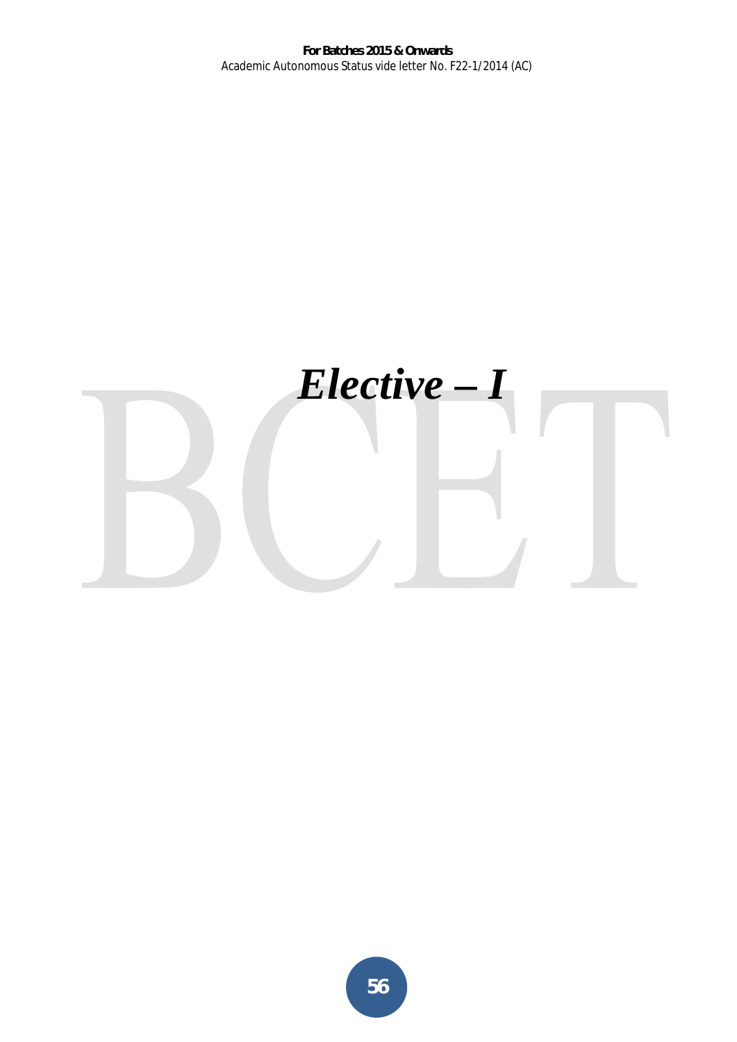# *Elective – I*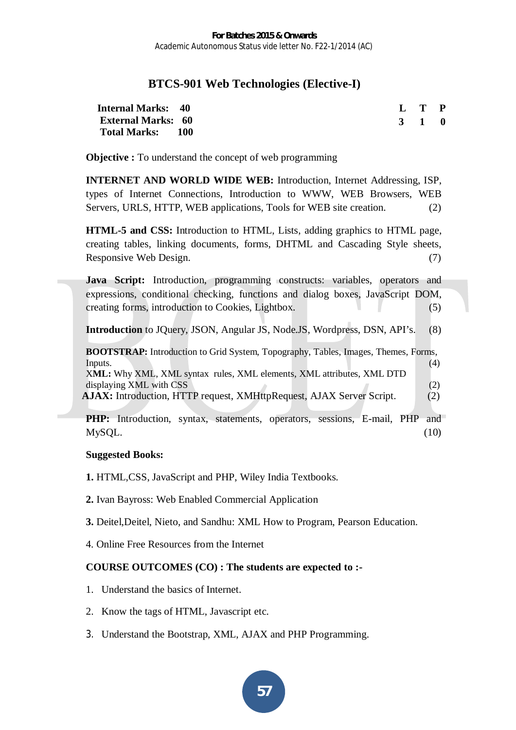# BTCS-901 Web Technologies (Elective-I)

| | | L | T | P |
|---|---|---|---|---|
| **Internal Marks:** | **40** | **3** | **1** | **0** |
| **External Marks:** | **60** | | | |
| **Total Marks:** | **100** | | | |

**Objective :** To understand the concept of web programming

**INTERNET AND WORLD WIDE WEB:** Introduction, Internet Addressing, ISP, types of Internet Connections, Introduction to WWW, WEB Browsers, WEB Servers, URLS, HTTP, WEB applications, Tools for WEB site creation. (2)

**HTML-5 and CSS:** Introduction to HTML, Lists, adding graphics to HTML page, creating tables, linking documents, forms, DHTML and Cascading Style sheets, Responsive Web Design. (7)

**Java Script:** Introduction, programming constructs: variables, operators and expressions, conditional checking, functions and dialog boxes, JavaScript DOM, creating forms, introduction to Cookies, Lightbox. (5)

**Introduction** to JQuery, JSON, Angular JS, Node.JS, Wordpress, DSN, API's. (8)

**BOOTSTRAP:** Introduction to Grid System, Topography, Tables, Images, Themes, Forms, Inputs. (4)

**XML:** Why XML, XML syntax rules, XML elements, XML attributes, XML DTD displaying XML with CSS (2)

**AJAX:** Introduction, HTTP request, XMHttpRequest, AJAX Server Script. (2)

**PHP:** Introduction, syntax, statements, operators, sessions, E-mail, PHP and MySQL. (10)

**Suggested Books:**

**1.** HTML,CSS, JavaScript and PHP, Wiley India Textbooks.

**2.** Ivan Bayross: Web Enabled Commercial Application

**3.** Deitel,Deitel, Nieto, and Sandhu: XML How to Program, Pearson Education.

4. Online Free Resources from the Internet

**COURSE OUTCOMES (CO) : The students are expected to :-**

1. Understand the basics of Internet.
2. Know the tags of HTML, Javascript etc.
3. Understand the Bootstrap, XML, AJAX and PHP Programming.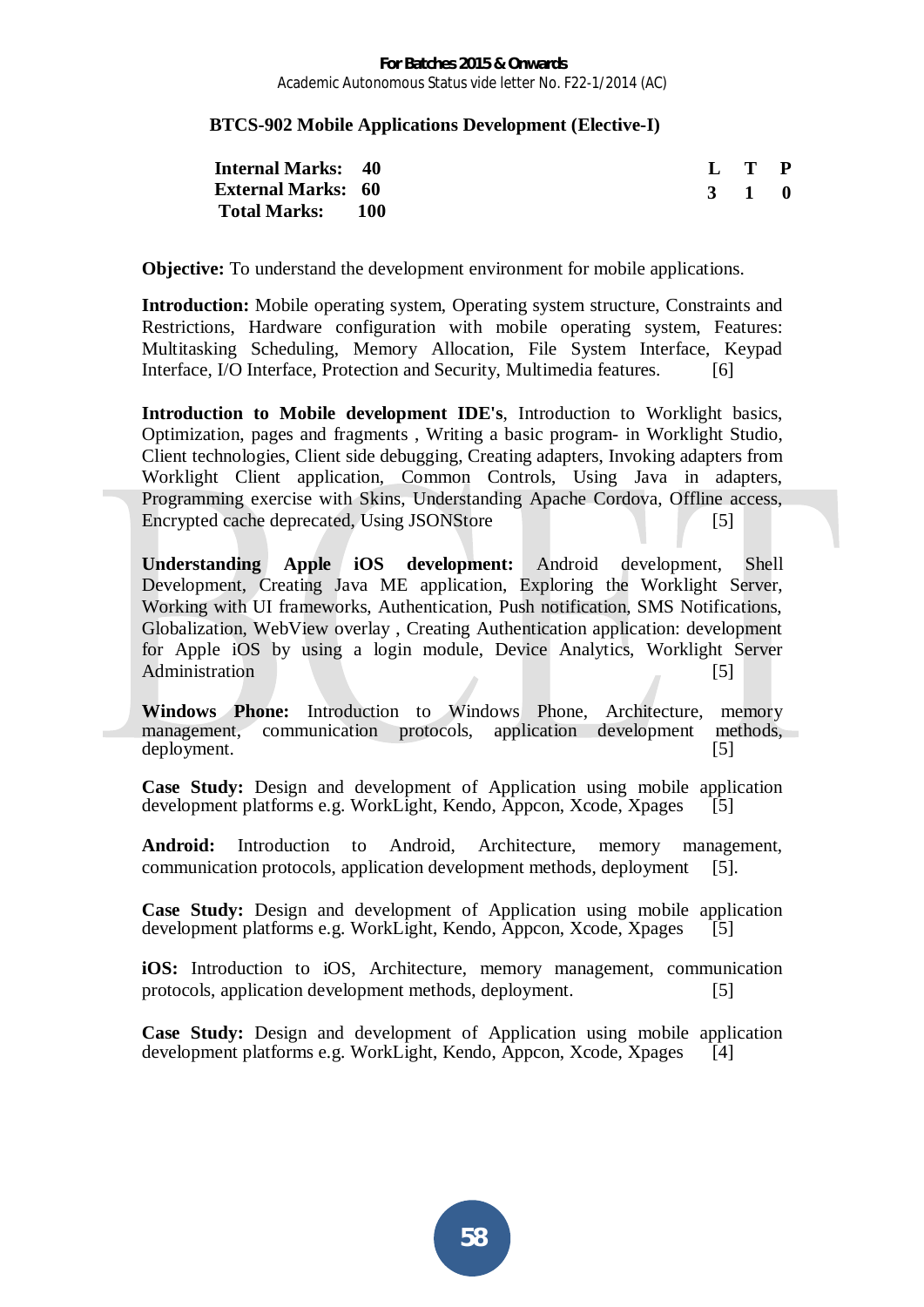## BTCS-902 Mobile Applications Development (Elective-I)

| | | | L | T | P |
|---|---|---|---|---|---|
| **Internal Marks:** | **40** | | **3** | **1** | **0** |
| **External Marks:** | **60** | | | | |
| **Total Marks:** | **100** | | | | |

**Objective:** To understand the development environment for mobile applications.

**Introduction:** Mobile operating system, Operating system structure, Constraints and Restrictions, Hardware configuration with mobile operating system, Features: Multitasking Scheduling, Memory Allocation, File System Interface, Keypad Interface, I/O Interface, Protection and Security, Multimedia features. [6]

**Introduction to Mobile development IDE's**, Introduction to Worklight basics, Optimization, pages and fragments , Writing a basic program- in Worklight Studio, Client technologies, Client side debugging, Creating adapters, Invoking adapters from Worklight Client application, Common Controls, Using Java in adapters, Programming exercise with Skins, Understanding Apache Cordova, Offline access, Encrypted cache deprecated, Using JSONStore [5]

**Understanding Apple iOS development:** Android development, Shell Development, Creating Java ME application, Exploring the Worklight Server, Working with UI frameworks, Authentication, Push notification, SMS Notifications, Globalization, WebView overlay , Creating Authentication application: development for Apple iOS by using a login module, Device Analytics, Worklight Server Administration [5]

**Windows Phone:** Introduction to Windows Phone, Architecture, memory management, communication protocols, application development methods, deployment. [5]

**Case Study:** Design and development of Application using mobile application development platforms e.g. WorkLight, Kendo, Appcon, Xcode, Xpages [5]

**Android:** Introduction to Android, Architecture, memory management, communication protocols, application development methods, deployment [5].

**Case Study:** Design and development of Application using mobile application development platforms e.g. WorkLight, Kendo, Appcon, Xcode, Xpages [5]

**iOS:** Introduction to iOS, Architecture, memory management, communication protocols, application development methods, deployment. [5]

**Case Study:** Design and development of Application using mobile application development platforms e.g. WorkLight, Kendo, Appcon, Xcode, Xpages [4]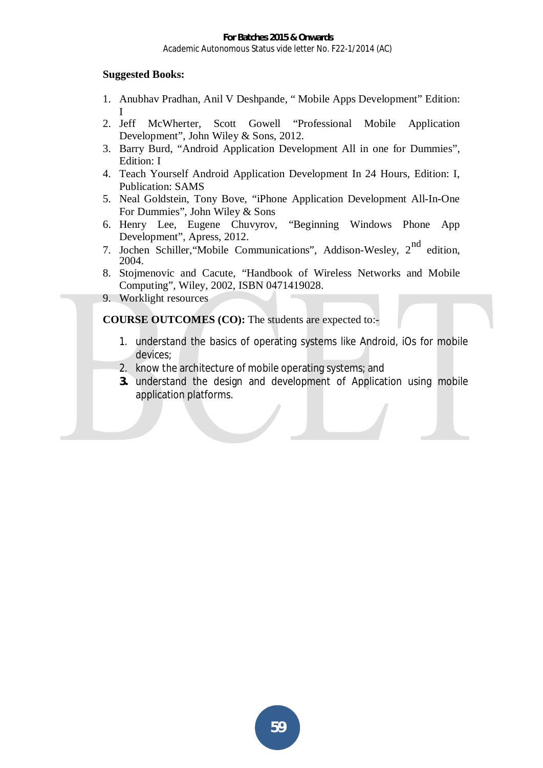**Suggested Books:**

1. Anubhav Pradhan, Anil V Deshpande, " Mobile Apps Development" Edition: I
2. Jeff McWherter, Scott Gowell "Professional Mobile Application Development", John Wiley & Sons, 2012.
3. Barry Burd, "Android Application Development All in one for Dummies", Edition: I
4. Teach Yourself Android Application Development In 24 Hours, Edition: I, Publication: SAMS
5. Neal Goldstein, Tony Bove, "iPhone Application Development All-In-One For Dummies", John Wiley & Sons
6. Henry Lee, Eugene Chuvyrov, "Beginning Windows Phone App Development", Apress, 2012.
7. Jochen Schiller,"Mobile Communications", Addison-Wesley, 2nd edition, 2004.
8. Stojmenovic and Cacute, "Handbook of Wireless Networks and Mobile Computing", Wiley, 2002, ISBN 0471419028.
9. Worklight resources

**COURSE OUTCOMES (CO):** The students are expected to:-

1. understand the basics of operating systems like Android, iOs for mobile devices;
2. know the architecture of mobile operating systems; and
3. understand the design and development of Application using mobile application platforms.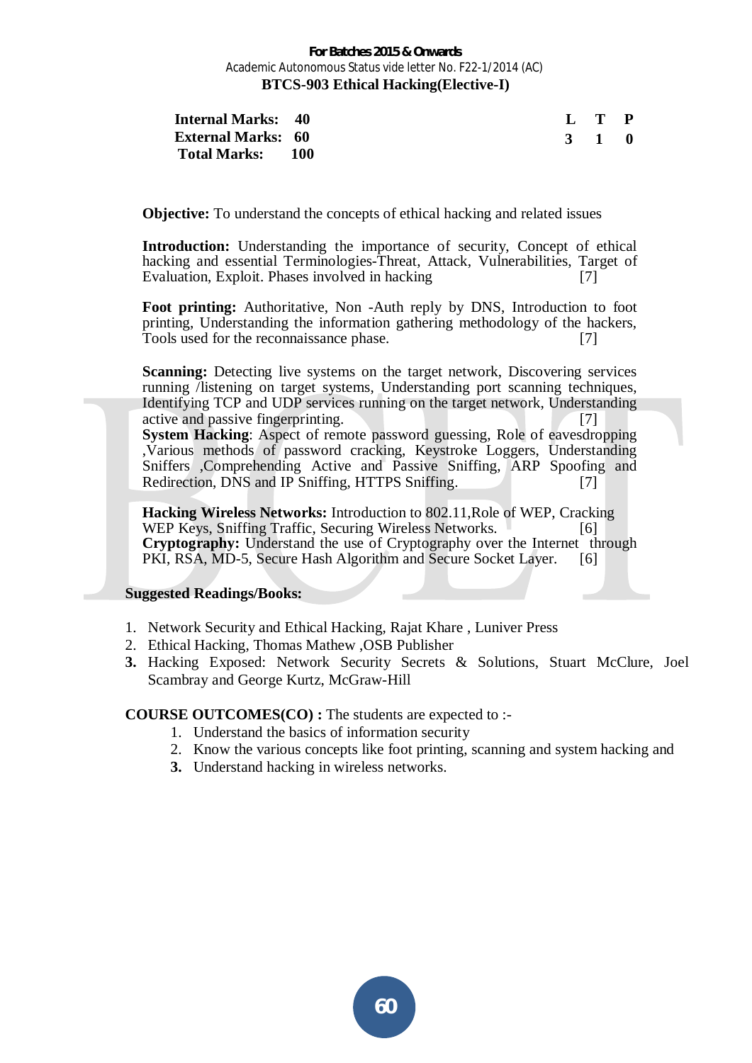For Batches 2015 & Onwards
Academic Autonomous Status vide letter No. F22-1/2014 (AC)

## BTCS-903 Ethical Hacking(Elective-I)

| | | | L | T | P |
|---|---|---|---|---|---|
| **Internal Marks:** | **40** | | **3** | **1** | **0** |
| **External Marks:** | **60** | | | | |
| **Total Marks:** | **100** | | | | |

**Objective:** To understand the concepts of ethical hacking and related issues

**Introduction:** Understanding the importance of security, Concept of ethical hacking and essential Terminologies-Threat, Attack, Vulnerabilities, Target of Evaluation, Exploit. Phases involved in hacking [7]

**Foot printing:** Authoritative, Non -Auth reply by DNS, Introduction to foot printing, Understanding the information gathering methodology of the hackers, Tools used for the reconnaissance phase. [7]

**Scanning:** Detecting live systems on the target network, Discovering services running /listening on target systems, Understanding port scanning techniques, Identifying TCP and UDP services running on the target network, Understanding active and passive fingerprinting. [7]

**System Hacking**: Aspect of remote password guessing, Role of eavesdropping ,Various methods of password cracking, Keystroke Loggers, Understanding Sniffers ,Comprehending Active and Passive Sniffing, ARP Spoofing and Redirection, DNS and IP Sniffing, HTTPS Sniffing. [7]

**Hacking Wireless Networks:** Introduction to 802.11,Role of WEP, Cracking WEP Keys, Sniffing Traffic, Securing Wireless Networks. [6]

**Cryptography:** Understand the use of Cryptography over the Internet through PKI, RSA, MD-5, Secure Hash Algorithm and Secure Socket Layer. [6]

**Suggested Readings/Books:**

1. Network Security and Ethical Hacking, Rajat Khare , Luniver Press
2. Ethical Hacking, Thomas Mathew ,OSB Publisher
3. Hacking Exposed: Network Security Secrets & Solutions, Stuart McClure, Joel Scambray and George Kurtz, McGraw-Hill

**COURSE OUTCOMES(CO) :** The students are expected to :-

1. Understand the basics of information security
2. Know the various concepts like foot printing, scanning and system hacking and
3. Understand hacking in wireless networks.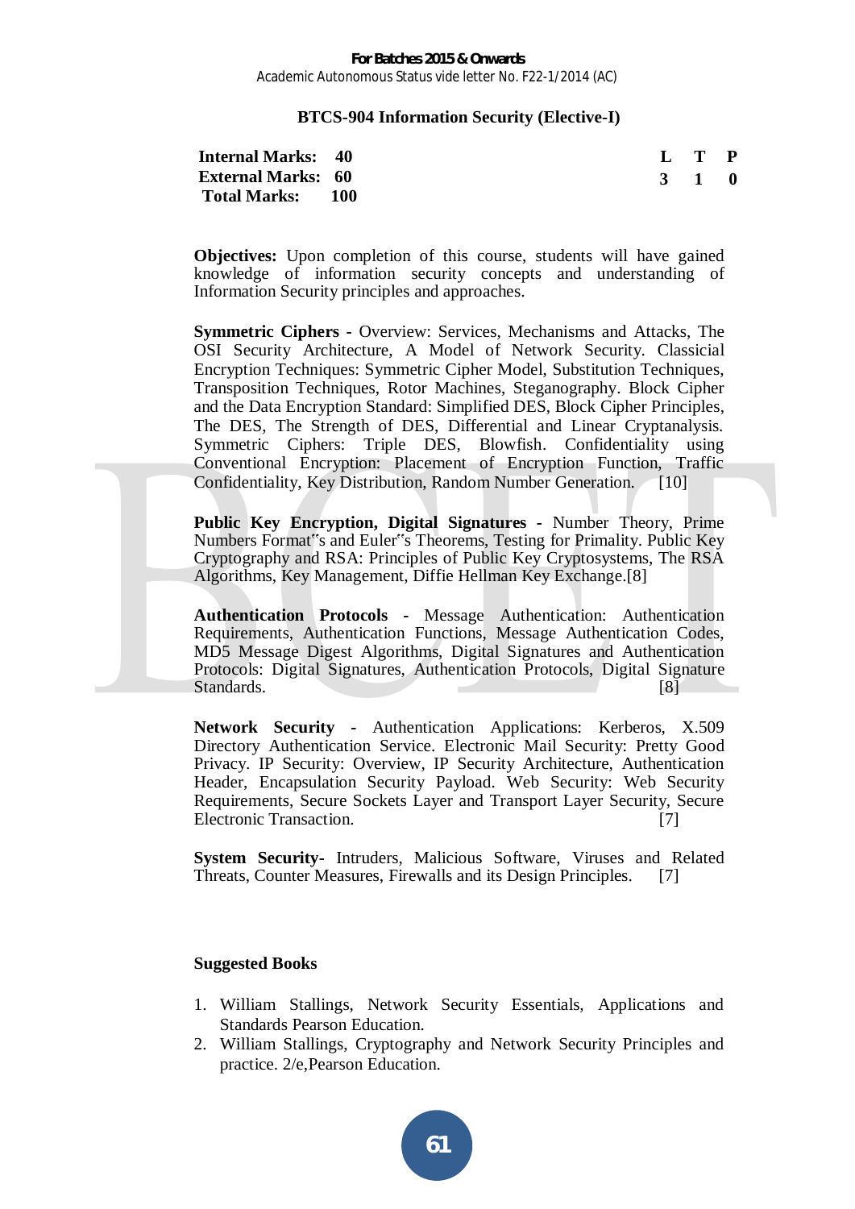## BTCS-904 Information Security (Elective-I)

| | | | L | T | P |
|---|---|---|---|---|---|
| **Internal Marks:** | **40** | | **3** | **1** | **0** |
| **External Marks:** | **60** | | | | |
| **Total Marks:** | **100** | | | | |

**Objectives:** Upon completion of this course, students will have gained knowledge of information security concepts and understanding of Information Security principles and approaches.

**Symmetric Ciphers** - Overview: Services, Mechanisms and Attacks, The OSI Security Architecture, A Model of Network Security. Classical Encryption Techniques: Symmetric Cipher Model, Substitution Techniques, Transposition Techniques, Rotor Machines, Steganography. Block Cipher and the Data Encryption Standard: Simplified DES, Block Cipher Principles, The DES, The Strength of DES, Differential and Linear Cryptanalysis. Symmetric Ciphers: Triple DES, Blowfish. Confidentiality using Conventional Encryption: Placement of Encryption Function, Traffic Confidentiality, Key Distribution, Random Number Generation. [10]

**Public Key Encryption, Digital Signatures** - Number Theory, Prime Numbers Format‟s and Euler‟s Theorems, Testing for Primality. Public Key Cryptography and RSA: Principles of Public Key Cryptosystems, The RSA Algorithms, Key Management, Diffie Hellman Key Exchange.[8]

**Authentication Protocols** - Message Authentication: Authentication Requirements, Authentication Functions, Message Authentication Codes, MD5 Message Digest Algorithms, Digital Signatures and Authentication Protocols: Digital Signatures, Authentication Protocols, Digital Signature Standards. [8]

**Network Security** - Authentication Applications: Kerberos, X.509 Directory Authentication Service. Electronic Mail Security: Pretty Good Privacy. IP Security: Overview, IP Security Architecture, Authentication Header, Encapsulation Security Payload. Web Security: Web Security Requirements, Secure Sockets Layer and Transport Layer Security, Secure Electronic Transaction. [7]

**System Security-** Intruders, Malicious Software, Viruses and Related Threats, Counter Measures, Firewalls and its Design Principles. [7]

**Suggested Books**

1. William Stallings, Network Security Essentials, Applications and Standards Pearson Education.
2. William Stallings, Cryptography and Network Security Principles and practice. 2/e,Pearson Education.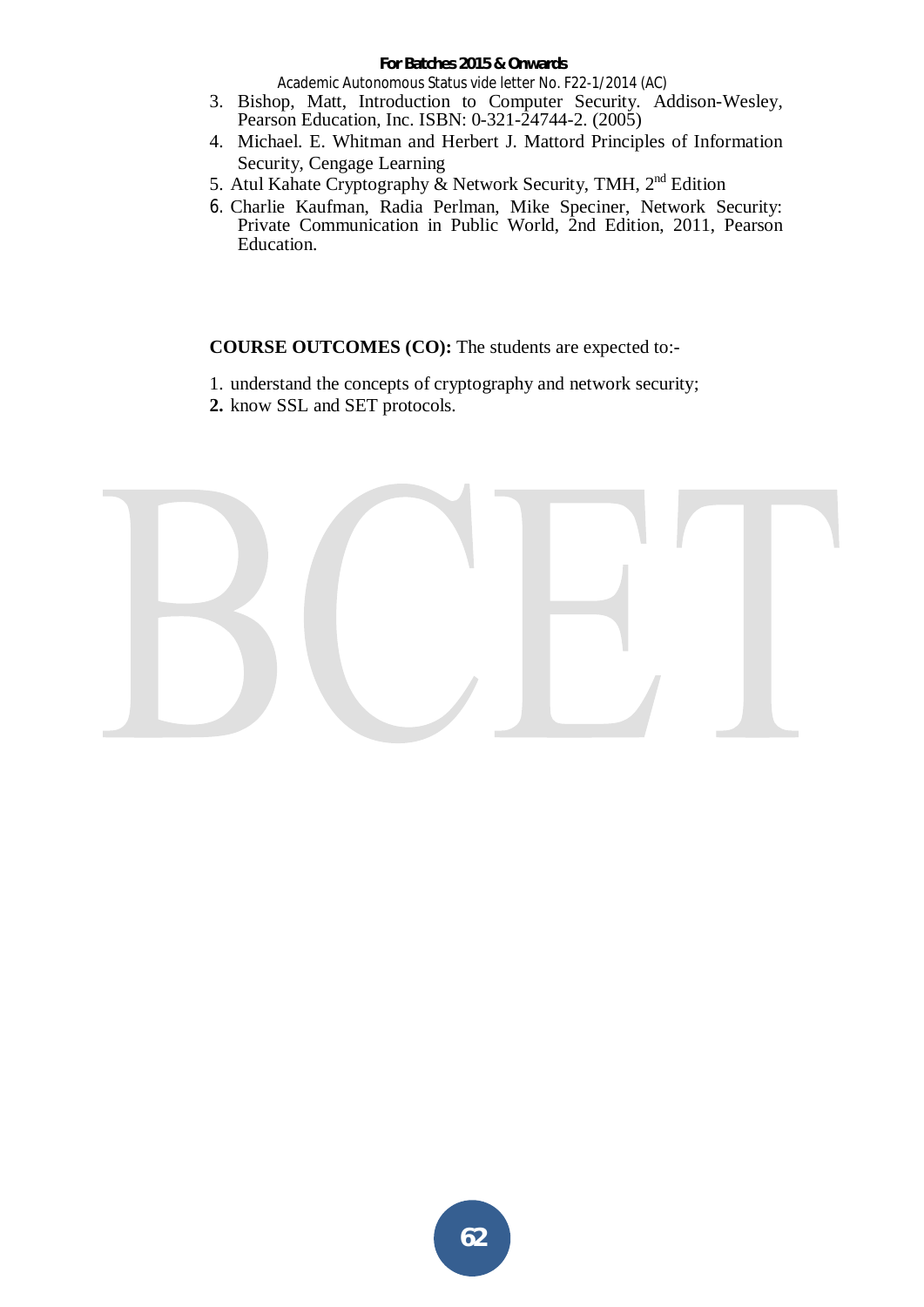3. Bishop, Matt, Introduction to Computer Security. Addison-Wesley, Pearson Education, Inc. ISBN: 0-321-24744-2. (2005)
4. Michael. E. Whitman and Herbert J. Mattord Principles of Information Security, Cengage Learning
5. Atul Kahate Cryptography & Network Security, TMH, 2nd Edition
6. Charlie Kaufman, Radia Perlman, Mike Speciner, Network Security: Private Communication in Public World, 2nd Edition, 2011, Pearson Education.

**COURSE OUTCOMES (CO):** The students are expected to:-

1. understand the concepts of cryptography and network security;
2. know SSL and SET protocols.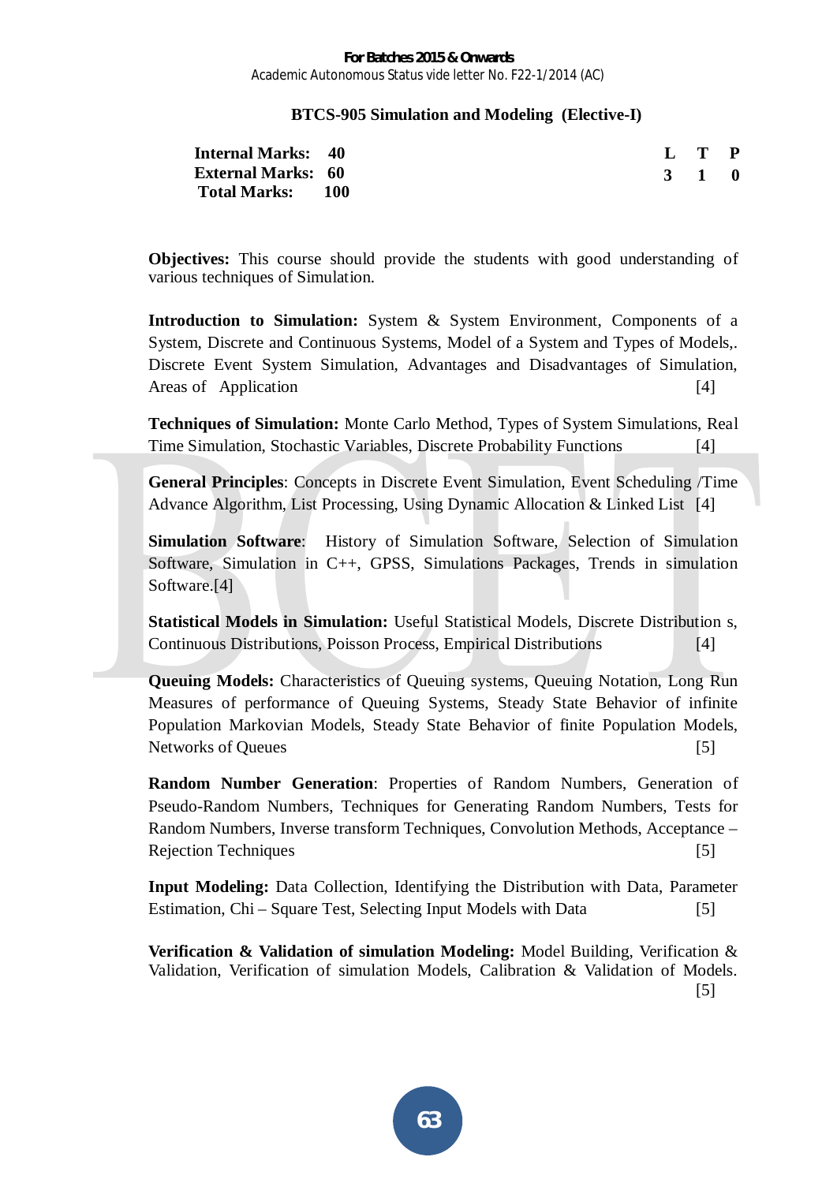## BTCS-905 Simulation and Modeling (Elective-I)

| | | | L | T | P |
|---|---|---|---|---|---|
| **Internal Marks:** | **40** | | **3** | **1** | **0** |
| **External Marks:** | **60** | | | | |
| **Total Marks:** | **100** | | | | |

**Objectives:** This course should provide the students with good understanding of various techniques of Simulation.

**Introduction to Simulation:** System & System Environment, Components of a System, Discrete and Continuous Systems, Model of a System and Types of Models,. Discrete Event System Simulation, Advantages and Disadvantages of Simulation, Areas of Application [4]

**Techniques of Simulation:** Monte Carlo Method, Types of System Simulations, Real Time Simulation, Stochastic Variables, Discrete Probability Functions [4]

**General Principles**: Concepts in Discrete Event Simulation, Event Scheduling /Time Advance Algorithm, List Processing, Using Dynamic Allocation & Linked List [4]

**Simulation Software**: History of Simulation Software, Selection of Simulation Software, Simulation in C++, GPSS, Simulations Packages, Trends in simulation Software.[4]

**Statistical Models in Simulation:** Useful Statistical Models, Discrete Distribution s, Continuous Distributions, Poisson Process, Empirical Distributions [4]

**Queuing Models:** Characteristics of Queuing systems, Queuing Notation, Long Run Measures of performance of Queuing Systems, Steady State Behavior of infinite Population Markovian Models, Steady State Behavior of finite Population Models, Networks of Queues [5]

**Random Number Generation**: Properties of Random Numbers, Generation of Pseudo-Random Numbers, Techniques for Generating Random Numbers, Tests for Random Numbers, Inverse transform Techniques, Convolution Methods, Acceptance – Rejection Techniques [5]

**Input Modeling:** Data Collection, Identifying the Distribution with Data, Parameter Estimation, Chi – Square Test, Selecting Input Models with Data [5]

**Verification & Validation of simulation Modeling:** Model Building, Verification & Validation, Verification of simulation Models, Calibration & Validation of Models. [5]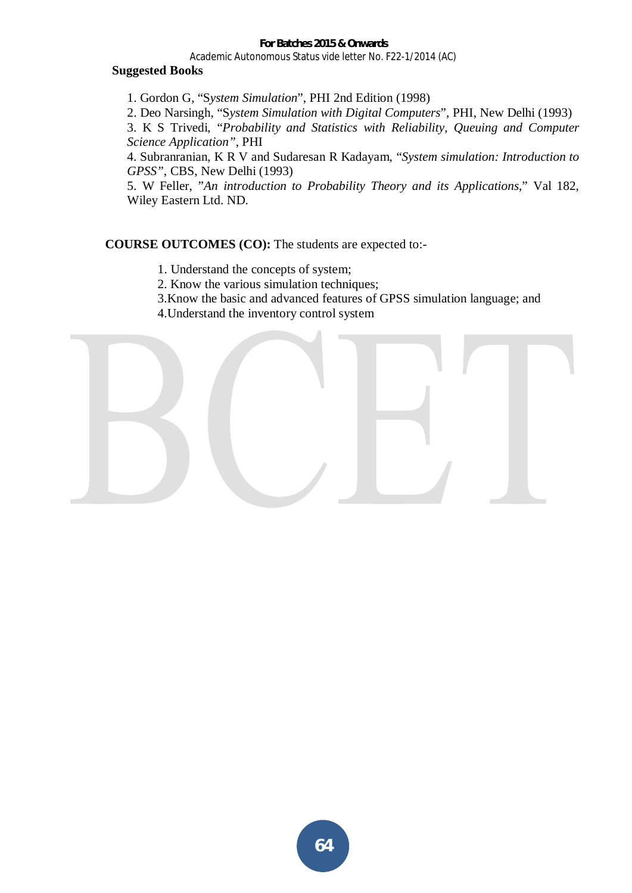**Suggested Books**

1. Gordon G, "*System Simulation*", PHI 2nd Edition (1998)
2. Deo Narsingh, "*System Simulation with Digital Computers*", PHI, New Delhi (1993)
3. K S Trivedi, *"Probability and Statistics with Reliability, Queuing and Computer Science Application"*, PHI
4. Subranranian, K R V and Sudaresan R Kadayam, "*System simulation: Introduction to GPSS"*, CBS, New Delhi (1993)
5. W Feller, *"An introduction to Probability Theory and its Applications*," Val 182, Wiley Eastern Ltd. ND.

**COURSE OUTCOMES (CO):** The students are expected to:-

1. Understand the concepts of system;
2. Know the various simulation techniques;
3. Know the basic and advanced features of GPSS simulation language; and
4. Understand the inventory control system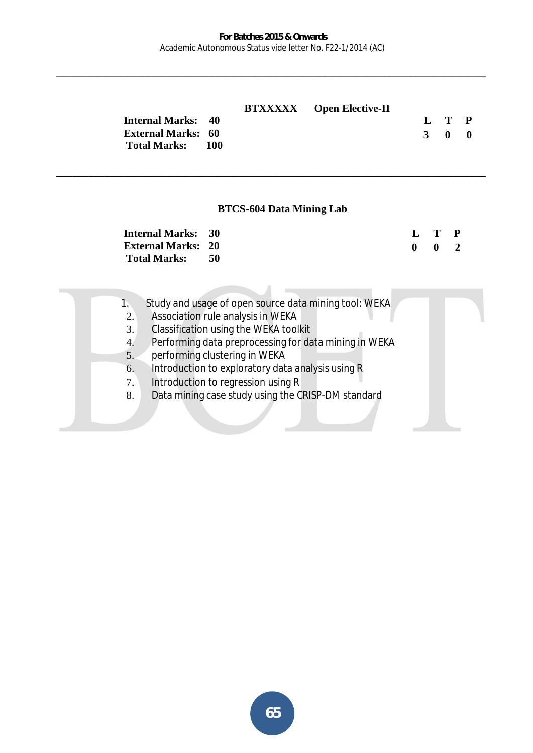**BTXXXXX Open Elective-II**

| | | L | T | P |
|---|---|---|---|---|
| **Internal Marks:** | **40** | **3** | **0** | **0** |
| **External Marks:** | **60** | | | |
| **Total Marks:** | **100** | | | |

---

## BTCS-604 Data Mining Lab

| | | L | T | P |
|---|---|---|---|---|
| **Internal Marks:** | **30** | **0** | **0** | **2** |
| **External Marks:** | **20** | | | |
| **Total Marks:** | **50** | | | |

1. Study and usage of open source data mining tool: WEKA
2. Association rule analysis in WEKA
3. Classification using the WEKA toolkit
4. Performing data preprocessing for data mining in WEKA
5. performing clustering in WEKA
6. Introduction to exploratory data analysis using R
7. Introduction to regression using R
8. Data mining case study using the CRISP-DM standard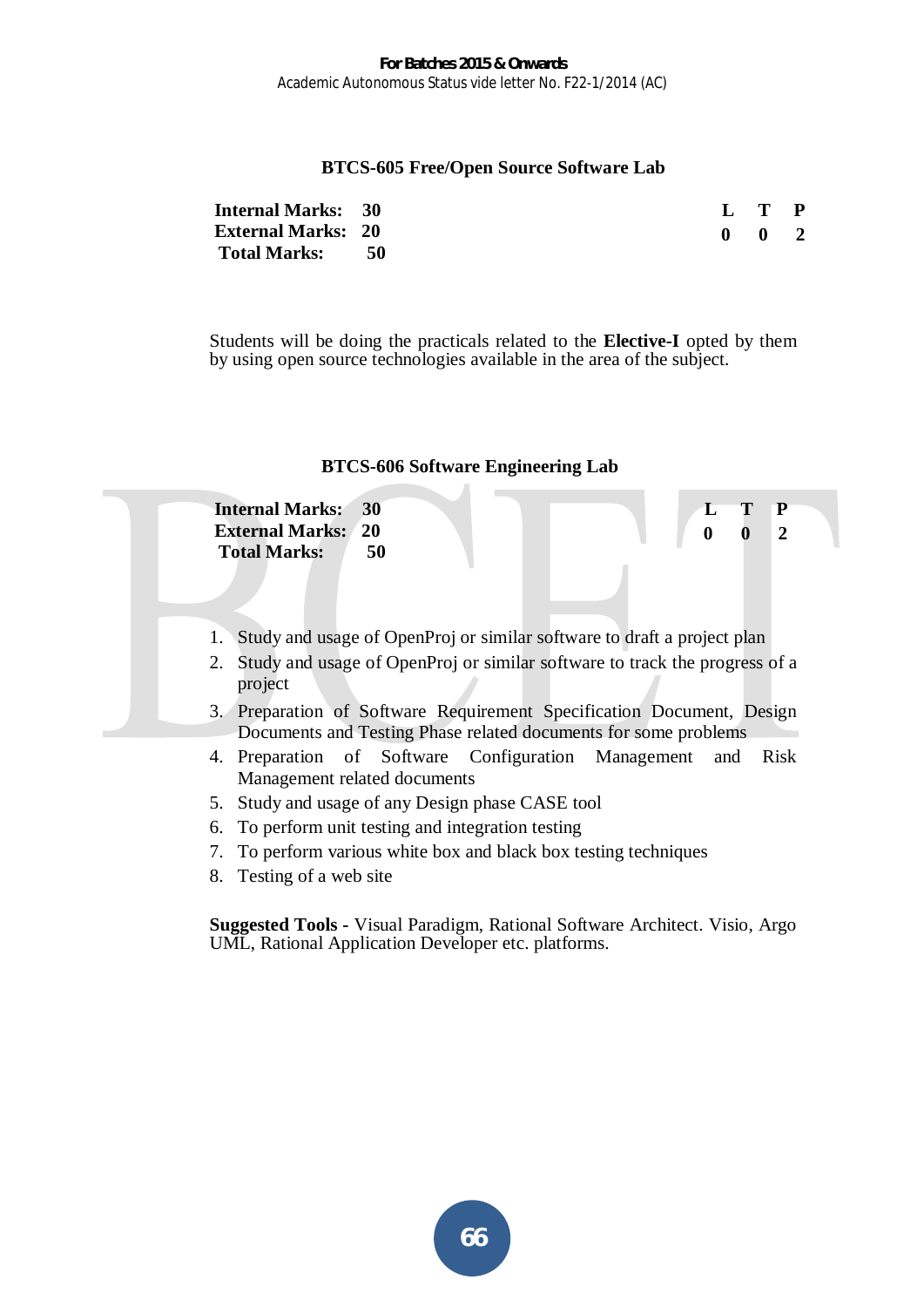### BTCS-605 Free/Open Source Software Lab

| | | | L | T | P |
|---|---|---|---|---|---|
| **Internal Marks:** | **30** | | **0** | **0** | **2** |
| **External Marks:** | **20** | | | | |
| **Total Marks:** | **50** | | | | |

Students will be doing the practicals related to the **Elective-I** opted by them by using open source technologies available in the area of the subject.

### BTCS-606 Software Engineering Lab

| | | | L | T | P |
|---|---|---|---|---|---|
| **Internal Marks:** | **30** | | **0** | **0** | **2** |
| **External Marks:** | **20** | | | | |
| **Total Marks:** | **50** | | | | |

1. Study and usage of OpenProj or similar software to draft a project plan
2. Study and usage of OpenProj or similar software to track the progress of a project
3. Preparation of Software Requirement Specification Document, Design Documents and Testing Phase related documents for some problems
4. Preparation of Software Configuration Management and Risk Management related documents
5. Study and usage of any Design phase CASE tool
6. To perform unit testing and integration testing
7. To perform various white box and black box testing techniques
8. Testing of a web site

**Suggested Tools -** Visual Paradigm, Rational Software Architect. Visio, Argo UML, Rational Application Developer etc. platforms.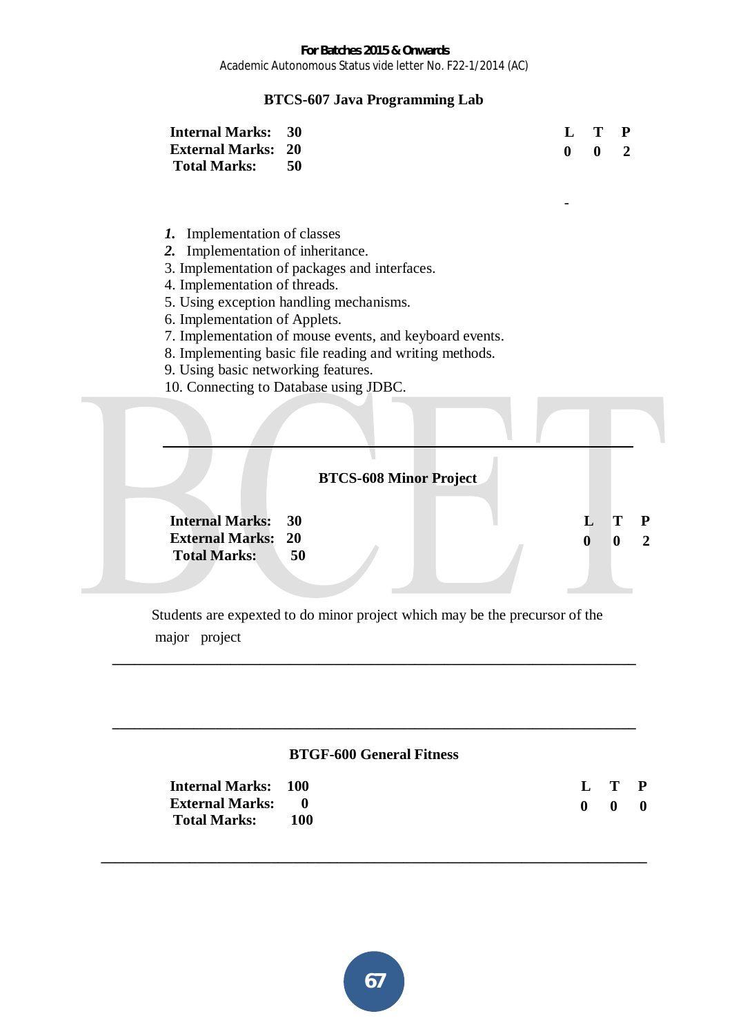## BTCS-607 Java Programming Lab

| | | | L | T | P |
|---|---|---|---|---|---|
| **Internal Marks:** | **30** | | **0** | **0** | **2** |
| **External Marks:** | **20** | | | | |
| **Total Marks:** | **50** | | | | |

-

1. Implementation of classes
2. Implementation of inheritance.
3. Implementation of packages and interfaces.
4. Implementation of threads.
5. Using exception handling mechanisms.
6. Implementation of Applets.
7. Implementation of mouse events, and keyboard events.
8. Implementing basic file reading and writing methods.
9. Using basic networking features.
10. Connecting to Database using JDBC.

---

## BTCS-608 Minor Project

| | | | L | T | P |
|---|---|---|---|---|---|
| **Internal Marks:** | **30** | | **0** | **0** | **2** |
| **External Marks:** | **20** | | | | |
| **Total Marks:** | **50** | | | | |

Students are expexted to do minor project which may be the precursor of the major project

---

---

## BTGF-600 General Fitness

| | | | L | T | P |
|---|---|---|---|---|---|
| **Internal Marks:** | **100** | | **0** | **0** | **0** |
| **External Marks:** | **0** | | | | |
| **Total Marks:** | **100** | | | | |

---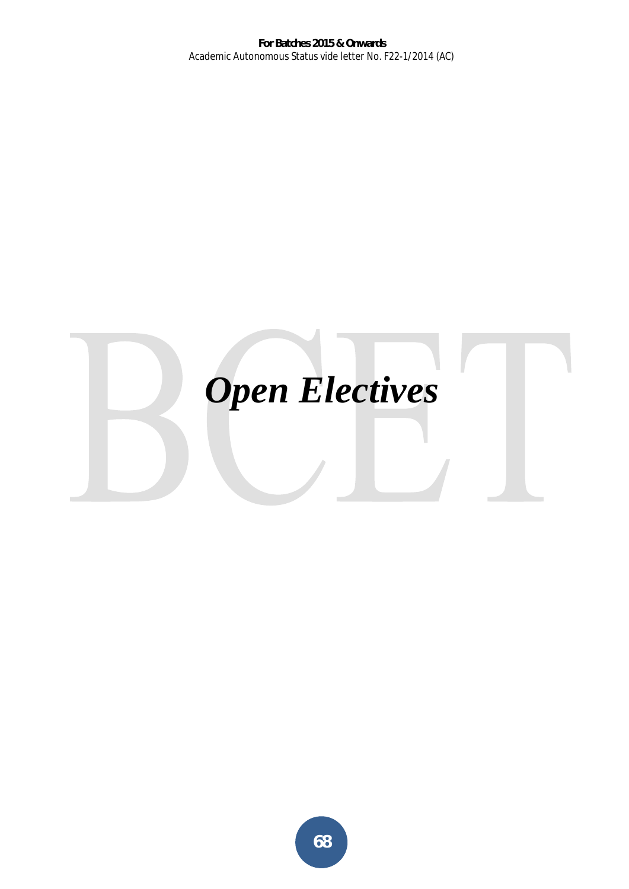# *Open Electives*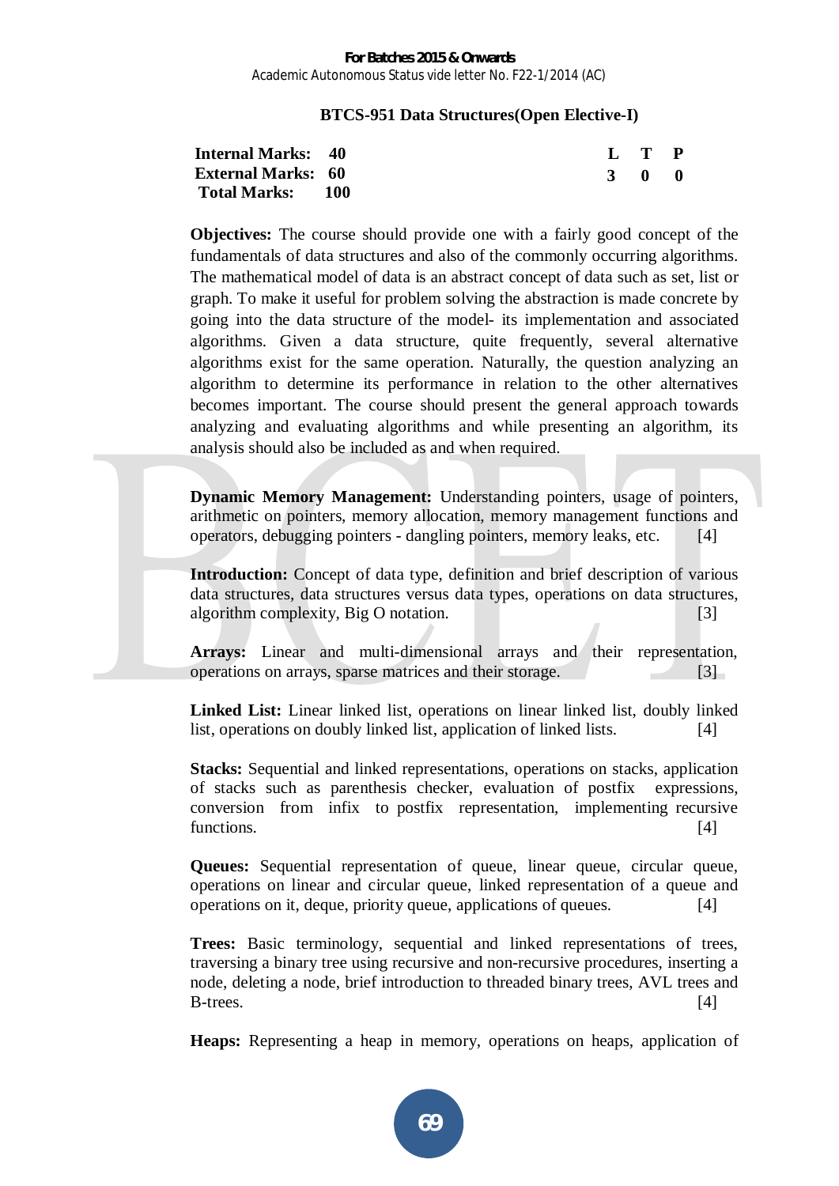## BTCS-951 Data Structures(Open Elective-I)

| **Internal Marks:** | **40** | **L** | **T** | **P** |
|---|---|---|---|---|
| **External Marks:** | **60** | **3** | **0** | **0** |
| **Total Marks:** | **100** | | | |

**Objectives:** The course should provide one with a fairly good concept of the fundamentals of data structures and also of the commonly occurring algorithms. The mathematical model of data is an abstract concept of data such as set, list or graph. To make it useful for problem solving the abstraction is made concrete by going into the data structure of the model- its implementation and associated algorithms. Given a data structure, quite frequently, several alternative algorithms exist for the same operation. Naturally, the question analyzing an algorithm to determine its performance in relation to the other alternatives becomes important. The course should present the general approach towards analyzing and evaluating algorithms and while presenting an algorithm, its analysis should also be included as and when required.

**Dynamic Memory Management:** Understanding pointers, usage of pointers, arithmetic on pointers, memory allocation, memory management functions and operators, debugging pointers - dangling pointers, memory leaks, etc. [4]

**Introduction:** Concept of data type, definition and brief description of various data structures, data structures versus data types, operations on data structures, algorithm complexity, Big O notation. [3]

**Arrays:** Linear and multi-dimensional arrays and their representation, operations on arrays, sparse matrices and their storage. [3]

**Linked List:** Linear linked list, operations on linear linked list, doubly linked list, operations on doubly linked list, application of linked lists. [4]

**Stacks:** Sequential and linked representations, operations on stacks, application of stacks such as parenthesis checker, evaluation of postfix expressions, conversion from infix to postfix representation, implementing recursive functions. [4]

**Queues:** Sequential representation of queue, linear queue, circular queue, operations on linear and circular queue, linked representation of a queue and operations on it, deque, priority queue, applications of queues. [4]

**Trees:** Basic terminology, sequential and linked representations of trees, traversing a binary tree using recursive and non-recursive procedures, inserting a node, deleting a node, brief introduction to threaded binary trees, AVL trees and B-trees. [4]

**Heaps:** Representing a heap in memory, operations on heaps, application of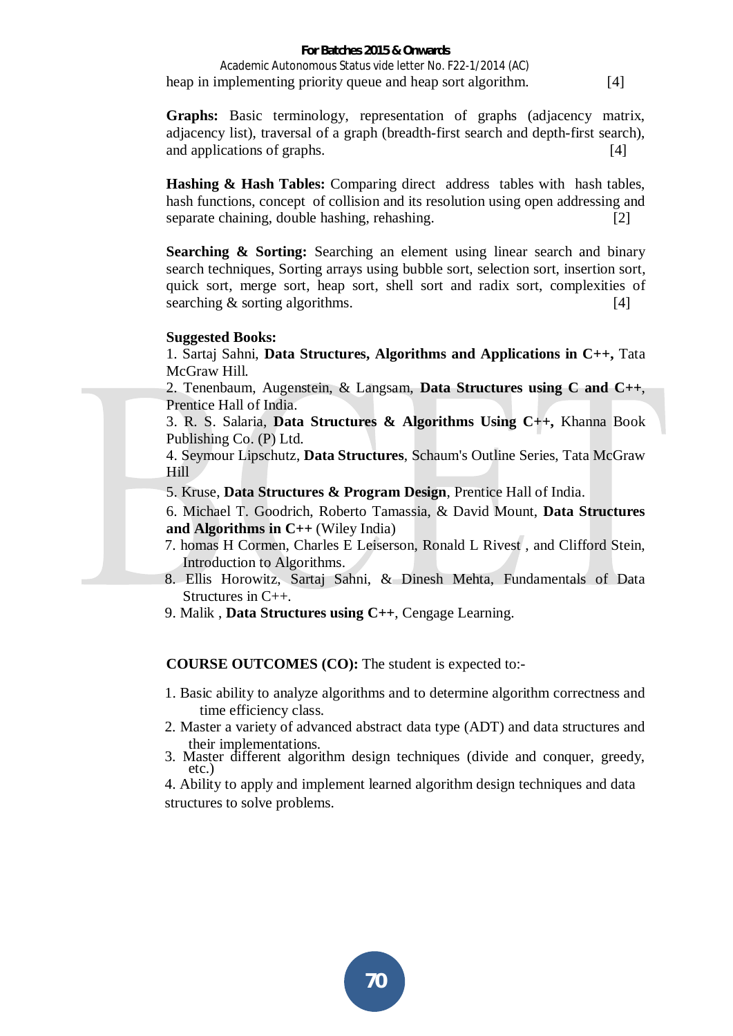heap in implementing priority queue and heap sort algorithm. [4]

**Graphs:** Basic terminology, representation of graphs (adjacency matrix, adjacency list), traversal of a graph (breadth-first search and depth-first search), and applications of graphs. [4]

**Hashing & Hash Tables:** Comparing direct address tables with hash tables, hash functions, concept of collision and its resolution using open addressing and separate chaining, double hashing, rehashing. [2]

**Searching & Sorting:** Searching an element using linear search and binary search techniques, Sorting arrays using bubble sort, selection sort, insertion sort, quick sort, merge sort, heap sort, shell sort and radix sort, complexities of searching & sorting algorithms. [4]

**Suggested Books:**

1. Sartaj Sahni, **Data Structures, Algorithms and Applications in C++,** Tata McGraw Hill.
2. Tenenbaum, Augenstein, & Langsam, **Data Structures using C and C++**, Prentice Hall of India.
3. R. S. Salaria, **Data Structures & Algorithms Using C++,** Khanna Book Publishing Co. (P) Ltd.
4. Seymour Lipschutz, **Data Structures**, Schaum's Outline Series, Tata McGraw Hill
5. Kruse, **Data Structures & Program Design**, Prentice Hall of India.
6. Michael T. Goodrich, Roberto Tamassia, & David Mount, **Data Structures and Algorithms in C++** (Wiley India)
7. homas H Cormen, Charles E Leiserson, Ronald L Rivest , and Clifford Stein, Introduction to Algorithms.
8. Ellis Horowitz, Sartaj Sahni, & Dinesh Mehta, Fundamentals of Data Structures in C++.
9. Malik , **Data Structures using C++**, Cengage Learning.

**COURSE OUTCOMES (CO):** The student is expected to:-

1. Basic ability to analyze algorithms and to determine algorithm correctness and time efficiency class.
2. Master a variety of advanced abstract data type (ADT) and data structures and their implementations.
3. Master different algorithm design techniques (divide and conquer, greedy, etc.)
4. Ability to apply and implement learned algorithm design techniques and data structures to solve problems.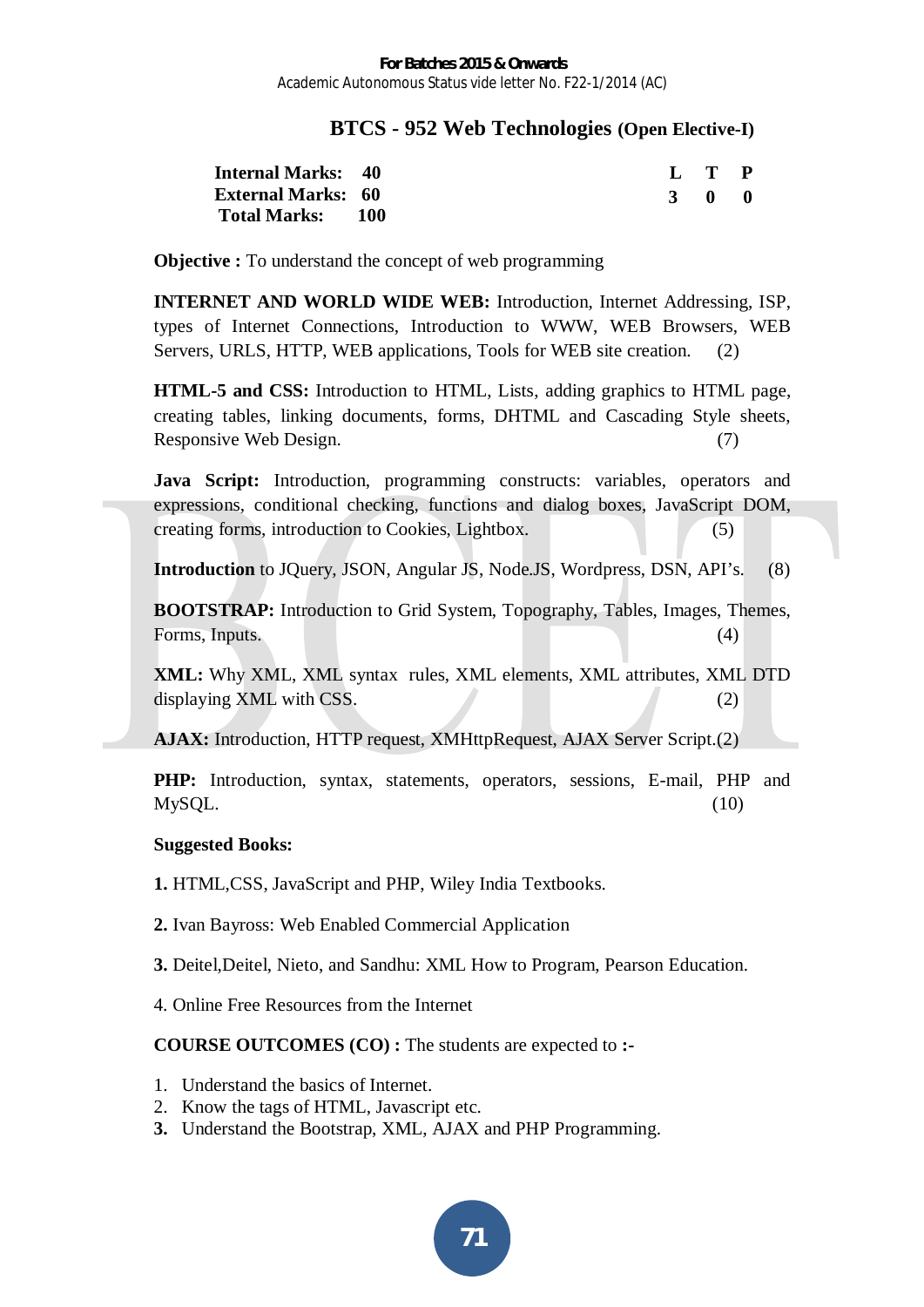For Batches 2015 & Onwards

Academic Autonomous Status vide letter No. F22-1/2014 (AC)

## BTCS - 952 Web Technologies (Open Elective-I)

| | | | L | T | P |
|---|---|---|---|---|---|
| **Internal Marks:** | **40** | | **3** | **0** | **0** |
| **External Marks:** | **60** | | | | |
| **Total Marks:** | **100** | | | | |

**Objective :** To understand the concept of web programming

**INTERNET AND WORLD WIDE WEB:** Introduction, Internet Addressing, ISP, types of Internet Connections, Introduction to WWW, WEB Browsers, WEB Servers, URLS, HTTP, WEB applications, Tools for WEB site creation. (2)

**HTML-5 and CSS:** Introduction to HTML, Lists, adding graphics to HTML page, creating tables, linking documents, forms, DHTML and Cascading Style sheets, Responsive Web Design. (7)

**Java Script:** Introduction, programming constructs: variables, operators and expressions, conditional checking, functions and dialog boxes, JavaScript DOM, creating forms, introduction to Cookies, Lightbox. (5)

**Introduction** to JQuery, JSON, Angular JS, Node.JS, Wordpress, DSN, API's. (8)

**BOOTSTRAP:** Introduction to Grid System, Topography, Tables, Images, Themes, Forms, Inputs. (4)

**XML:** Why XML, XML syntax rules, XML elements, XML attributes, XML DTD displaying XML with CSS. (2)

**AJAX:** Introduction, HTTP request, XMHttpRequest, AJAX Server Script.(2)

**PHP:** Introduction, syntax, statements, operators, sessions, E-mail, PHP and MySQL. (10)

**Suggested Books:**

**1.** HTML,CSS, JavaScript and PHP, Wiley India Textbooks.

**2.** Ivan Bayross: Web Enabled Commercial Application

**3.** Deitel,Deitel, Nieto, and Sandhu: XML How to Program, Pearson Education.

4. Online Free Resources from the Internet

**COURSE OUTCOMES (CO) :** The students are expected to **:-**

1. Understand the basics of Internet.
2. Know the tags of HTML, Javascript etc.
3. Understand the Bootstrap, XML, AJAX and PHP Programming.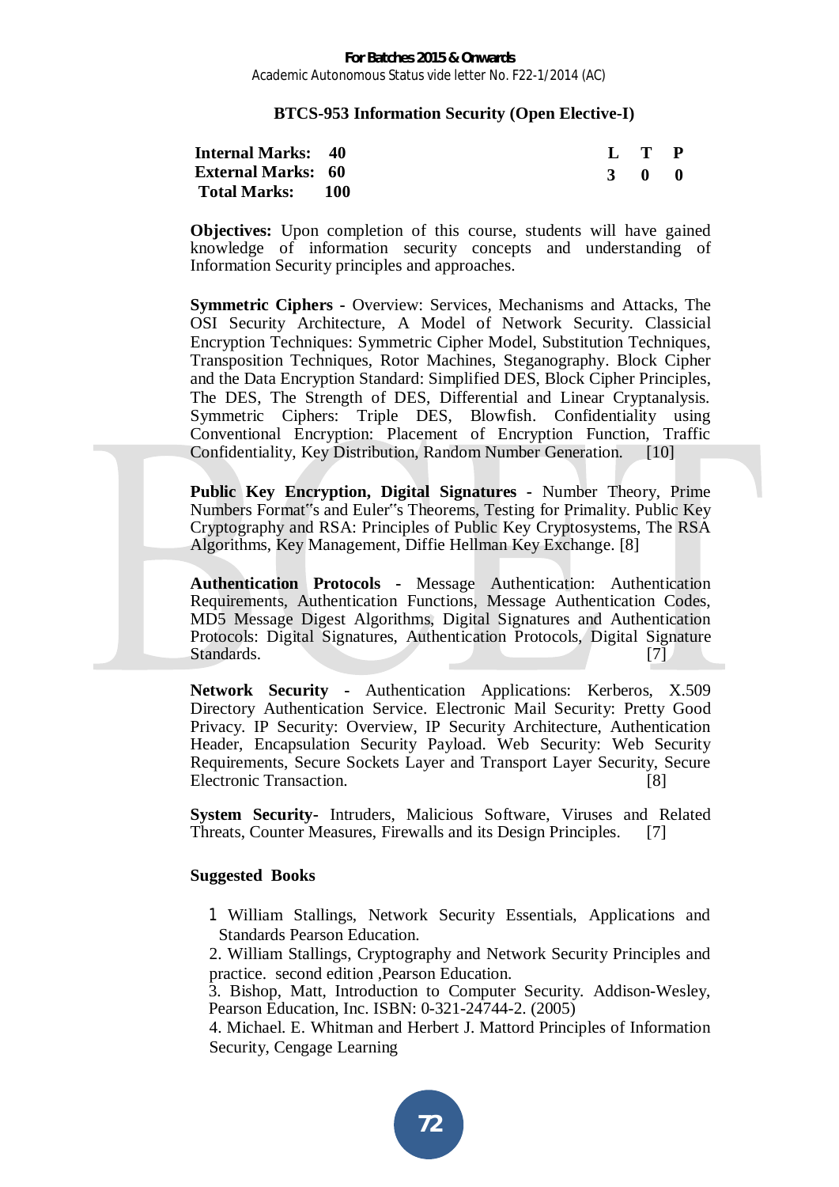## BTCS-953 Information Security (Open Elective-I)

| | | | L | T | P |
|---|---|---|---|---|---|
| **Internal Marks:** | **40** | | **3** | **0** | **0** |
| **External Marks:** | **60** | | | | |
| **Total Marks:** | **100** | | | | |

**Objectives:** Upon completion of this course, students will have gained knowledge of information security concepts and understanding of Information Security principles and approaches.

**Symmetric Ciphers** - Overview: Services, Mechanisms and Attacks, The OSI Security Architecture, A Model of Network Security. Classicial Encryption Techniques: Symmetric Cipher Model, Substitution Techniques, Transposition Techniques, Rotor Machines, Steganography. Block Cipher and the Data Encryption Standard: Simplified DES, Block Cipher Principles, The DES, The Strength of DES, Differential and Linear Cryptanalysis. Symmetric Ciphers: Triple DES, Blowfish. Confidentiality using Conventional Encryption: Placement of Encryption Function, Traffic Confidentiality, Key Distribution, Random Number Generation. [10]

**Public Key Encryption, Digital Signatures** - Number Theory, Prime Numbers Format"s and Euler"s Theorems, Testing for Primality. Public Key Cryptography and RSA: Principles of Public Key Cryptosystems, The RSA Algorithms, Key Management, Diffie Hellman Key Exchange. [8]

**Authentication Protocols** - Message Authentication: Authentication Requirements, Authentication Functions, Message Authentication Codes, MD5 Message Digest Algorithms, Digital Signatures and Authentication Protocols: Digital Signatures, Authentication Protocols, Digital Signature Standards. [7]

**Network Security** - Authentication Applications: Kerberos, X.509 Directory Authentication Service. Electronic Mail Security: Pretty Good Privacy. IP Security: Overview, IP Security Architecture, Authentication Header, Encapsulation Security Payload. Web Security: Web Security Requirements, Secure Sockets Layer and Transport Layer Security, Secure Electronic Transaction. [8]

**System Security-** Intruders, Malicious Software, Viruses and Related Threats, Counter Measures, Firewalls and its Design Principles. [7]

**Suggested Books**

1. William Stallings, Network Security Essentials, Applications and Standards Pearson Education.
2. William Stallings, Cryptography and Network Security Principles and practice. second edition ,Pearson Education.
3. Bishop, Matt, Introduction to Computer Security. Addison-Wesley, Pearson Education, Inc. ISBN: 0-321-24744-2. (2005)
4. Michael. E. Whitman and Herbert J. Mattord Principles of Information Security, Cengage Learning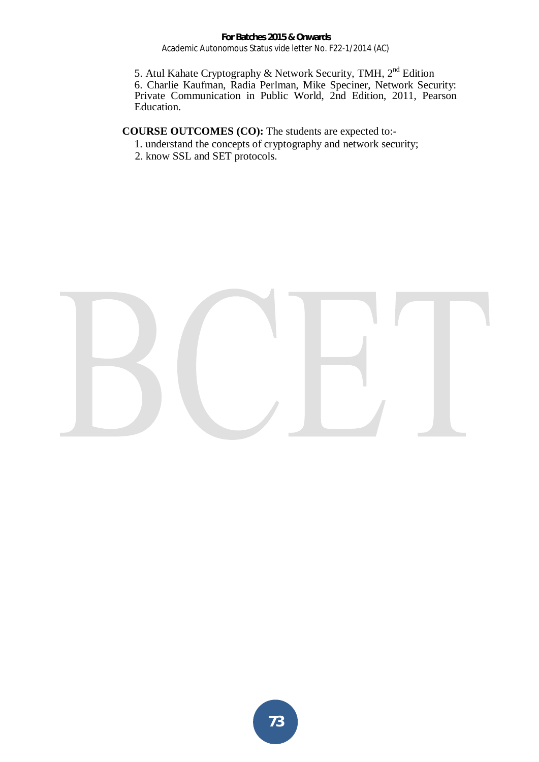5. Atul Kahate Cryptography & Network Security, TMH, 2nd Edition
6. Charlie Kaufman, Radia Perlman, Mike Speciner, Network Security: Private Communication in Public World, 2nd Edition, 2011, Pearson Education.

**COURSE OUTCOMES (CO):** The students are expected to:-

1. understand the concepts of cryptography and network security;
2. know SSL and SET protocols.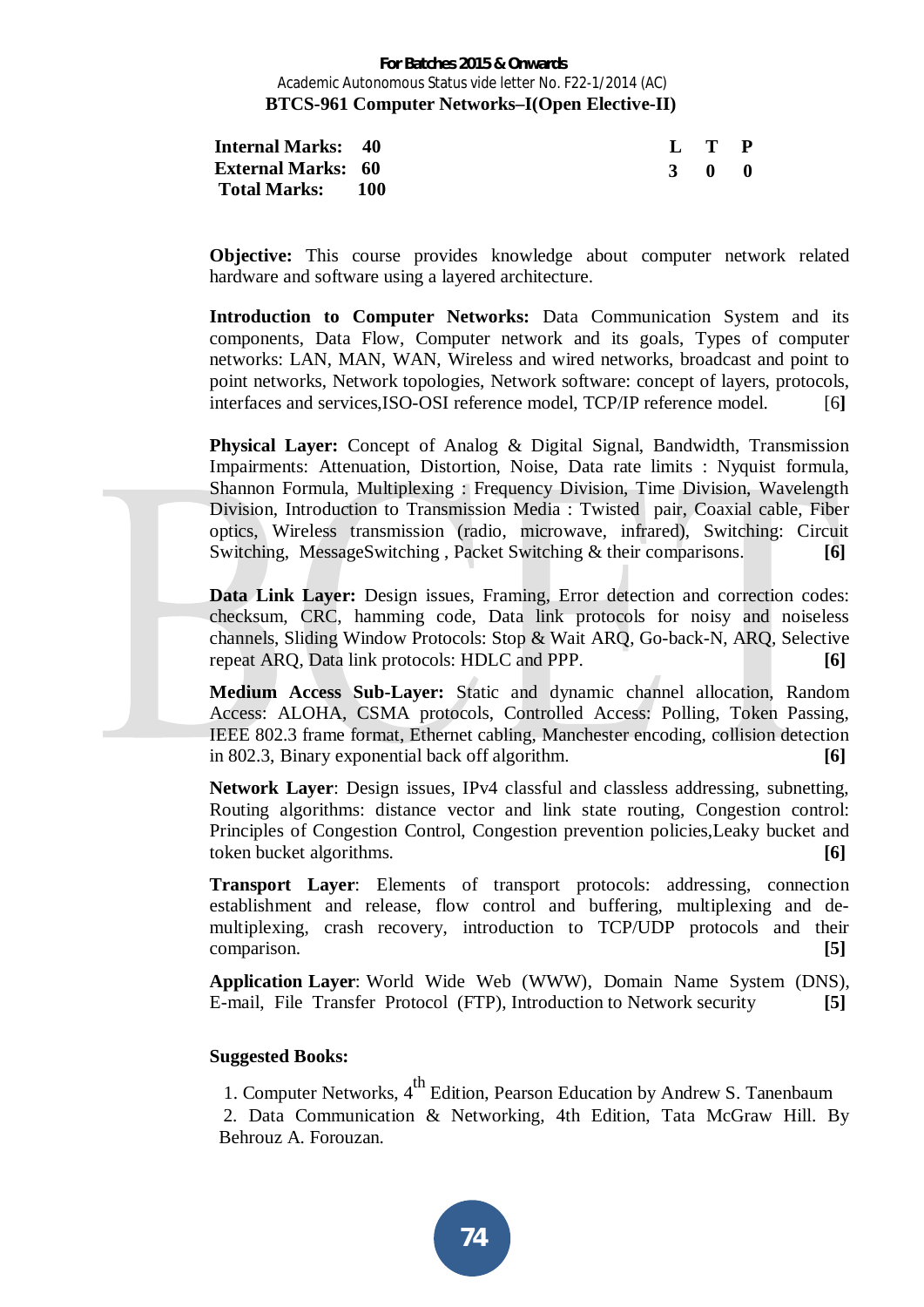**For Batches 2015 & Onwards**

Academic Autonomous Status vide letter No. F22-1/2014 (AC)

## BTCS-961 Computer Networks–I(Open Elective-II)

| | | | L | T | P |
|---|---|---|---|---|---|
| **Internal Marks:** | **40** | | **3** | **0** | **0** |
| **External Marks:** | **60** | | | | |
| **Total Marks:** | **100** | | | | |

**Objective:** This course provides knowledge about computer network related hardware and software using a layered architecture.

**Introduction to Computer Networks:** Data Communication System and its components, Data Flow, Computer network and its goals, Types of computer networks: LAN, MAN, WAN, Wireless and wired networks, broadcast and point to point networks, Network topologies, Network software: concept of layers, protocols, interfaces and services,ISO-OSI reference model, TCP/IP reference model. [6]

**Physical Layer:** Concept of Analog & Digital Signal, Bandwidth, Transmission Impairments: Attenuation, Distortion, Noise, Data rate limits : Nyquist formula, Shannon Formula, Multiplexing : Frequency Division, Time Division, Wavelength Division, Introduction to Transmission Media : Twisted pair, Coaxial cable, Fiber optics, Wireless transmission (radio, microwave, infrared), Switching: Circuit Switching, MessageSwitching , Packet Switching & their comparisons. **[6]**

**Data Link Layer:** Design issues, Framing, Error detection and correction codes: checksum, CRC, hamming code, Data link protocols for noisy and noiseless channels, Sliding Window Protocols: Stop & Wait ARQ, Go-back-N, ARQ, Selective repeat ARQ, Data link protocols: HDLC and PPP. **[6]**

**Medium Access Sub-Layer:** Static and dynamic channel allocation, Random Access: ALOHA, CSMA protocols, Controlled Access: Polling, Token Passing, IEEE 802.3 frame format, Ethernet cabling, Manchester encoding, collision detection in 802.3, Binary exponential back off algorithm. **[6]**

**Network Layer**: Design issues, IPv4 classful and classless addressing, subnetting, Routing algorithms: distance vector and link state routing, Congestion control: Principles of Congestion Control, Congestion prevention policies,Leaky bucket and token bucket algorithms. **[6]**

**Transport Layer**: Elements of transport protocols: addressing, connection establishment and release, flow control and buffering, multiplexing and de-multiplexing, crash recovery, introduction to TCP/UDP protocols and their comparison. **[5]**

**Application Layer**: World Wide Web (WWW), Domain Name System (DNS), E-mail, File Transfer Protocol (FTP), Introduction to Network security **[5]**

**Suggested Books:**

1. Computer Networks, 4th Edition, Pearson Education by Andrew S. Tanenbaum
2. Data Communication & Networking, 4th Edition, Tata McGraw Hill. By Behrouz A. Forouzan.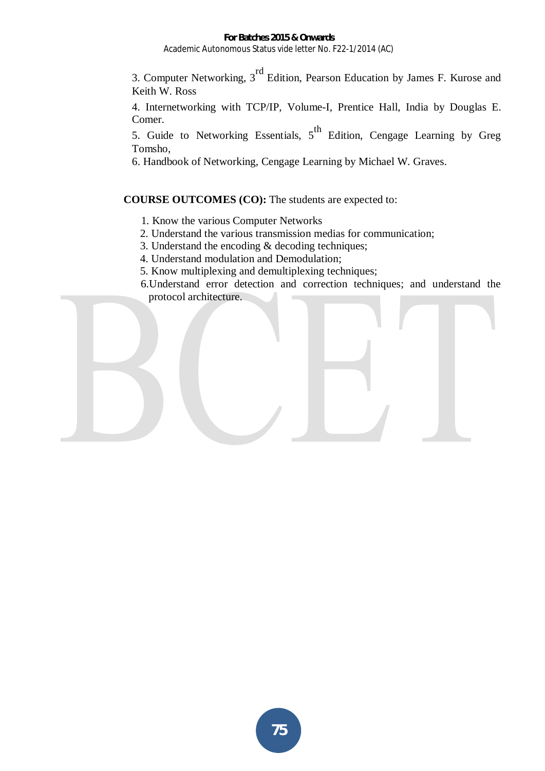3. Computer Networking, 3rd Edition, Pearson Education by James F. Kurose and Keith W. Ross

4. Internetworking with TCP/IP, Volume-I, Prentice Hall, India by Douglas E. Comer.

5. Guide to Networking Essentials, 5th Edition, Cengage Learning by Greg Tomsho,

6. Handbook of Networking, Cengage Learning by Michael W. Graves.

**COURSE OUTCOMES (CO):** The students are expected to:

1. Know the various Computer Networks
2. Understand the various transmission medias for communication;
3. Understand the encoding & decoding techniques;
4. Understand modulation and Demodulation;
5. Know multiplexing and demultiplexing techniques;
6. Understand error detection and correction techniques; and understand the protocol architecture.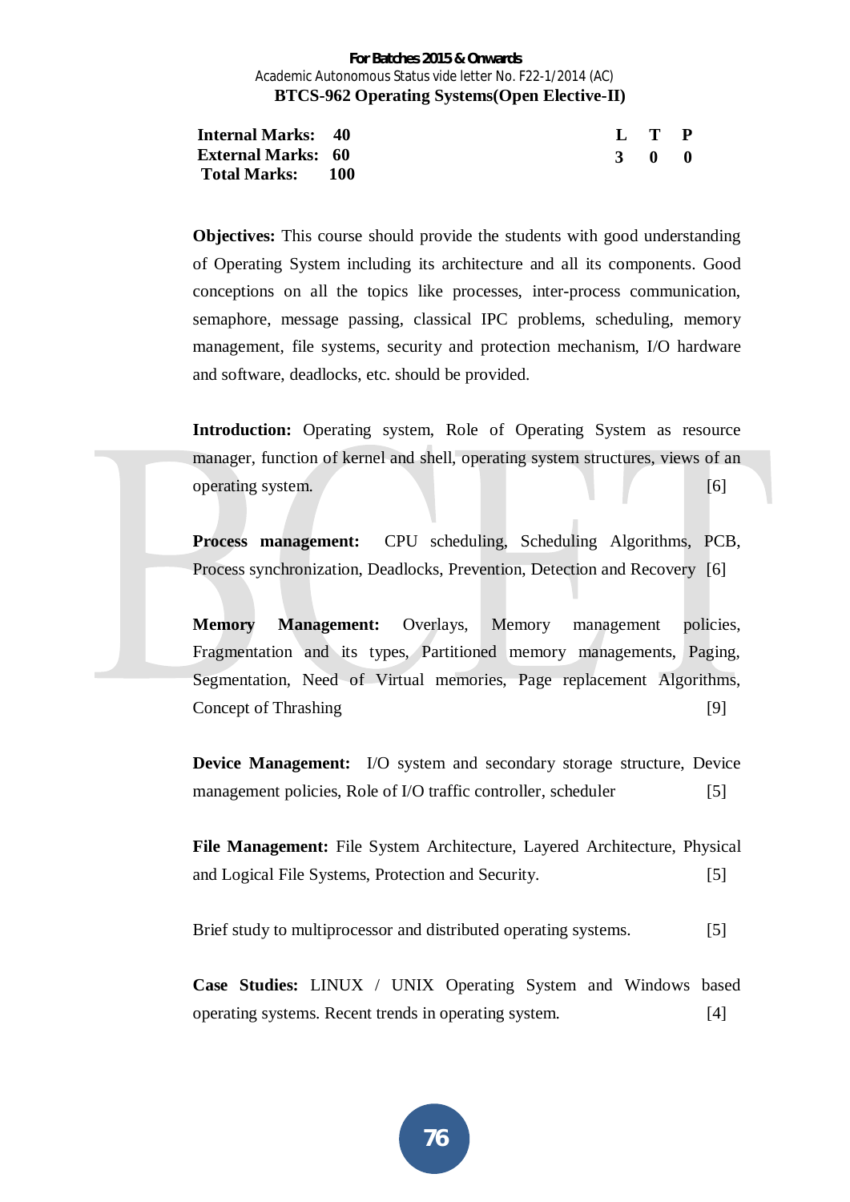**For Batches 2015 & Onwards**

Academic Autonomous Status vide letter No. F22-1/2014 (AC)

## BTCS-962 Operating Systems(Open Elective-II)

| | | | L | T | P |
|---|---|---|---|---|---|
| **Internal Marks:** | **40** | | **3** | **0** | **0** |
| **External Marks:** | **60** | | | | |
| **Total Marks:** | **100** | | | | |

**Objectives:** This course should provide the students with good understanding of Operating System including its architecture and all its components. Good conceptions on all the topics like processes, inter-process communication, semaphore, message passing, classical IPC problems, scheduling, memory management, file systems, security and protection mechanism, I/O hardware and software, deadlocks, etc. should be provided.

**Introduction:** Operating system, Role of Operating System as resource manager, function of kernel and shell, operating system structures, views of an operating system. [6]

**Process management:** CPU scheduling, Scheduling Algorithms, PCB, Process synchronization, Deadlocks, Prevention, Detection and Recovery [6]

**Memory Management:** Overlays, Memory management policies, Fragmentation and its types, Partitioned memory managements, Paging, Segmentation, Need of Virtual memories, Page replacement Algorithms, Concept of Thrashing [9]

**Device Management:** I/O system and secondary storage structure, Device management policies, Role of I/O traffic controller, scheduler [5]

**File Management:** File System Architecture, Layered Architecture, Physical and Logical File Systems, Protection and Security. [5]

Brief study to multiprocessor and distributed operating systems. [5]

**Case Studies:** LINUX / UNIX Operating System and Windows based operating systems. Recent trends in operating system. [4]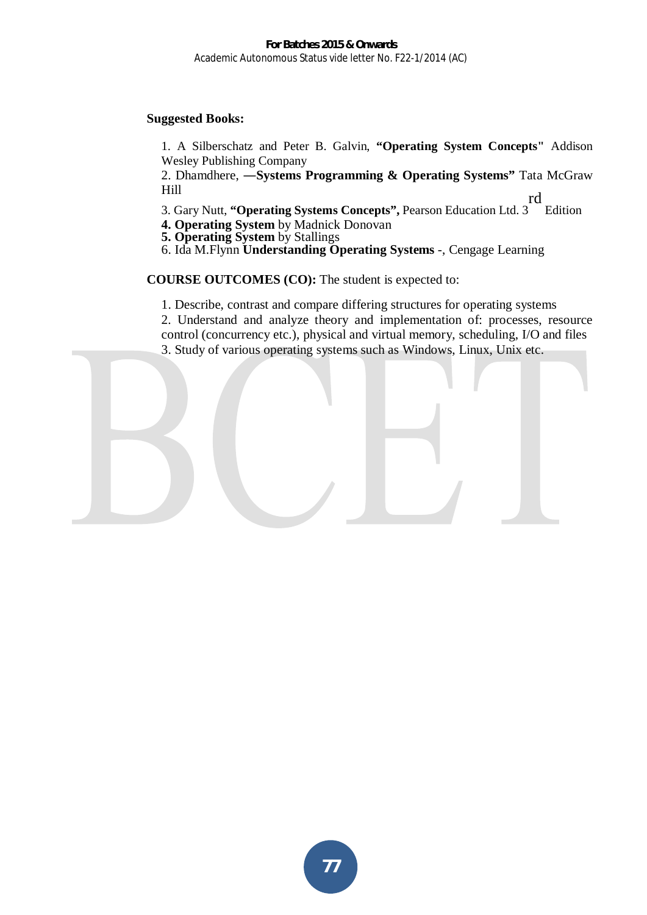**Suggested Books:**

1. A Silberschatz and Peter B. Galvin, **"Operating System Concepts"** Addison Wesley Publishing Company
2. Dhamdhere, **—Systems Programming & Operating Systems"** Tata McGraw Hill
3. Gary Nutt, **"Operating Systems Concepts",** Pearson Education Ltd. 3rd Edition
4. **Operating System** by Madnick Donovan
5. **Operating System** by Stallings
6. Ida M.Flynn **Understanding Operating Systems** -, Cengage Learning

**COURSE OUTCOMES (CO):** The student is expected to:

1. Describe, contrast and compare differing structures for operating systems
2. Understand and analyze theory and implementation of: processes, resource control (concurrency etc.), physical and virtual memory, scheduling, I/O and files
3. Study of various operating systems such as Windows, Linux, Unix etc.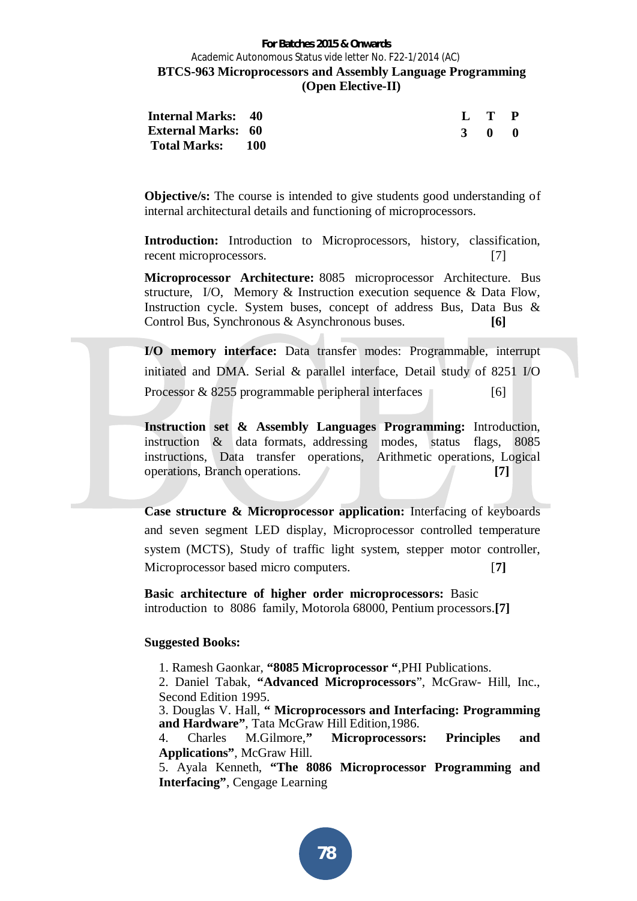**For Batches 2015 & Onwards**

Academic Autonomous Status vide letter No. F22-1/2014 (AC)

## BTCS-963 Microprocessors and Assembly Language Programming (Open Elective-II)

| | | | L | T | P |
|---|---|---|---|---|---|
| **Internal Marks:** | **40** | | **3** | **0** | **0** |
| **External Marks:** | **60** | | | | |
| **Total Marks:** | **100** | | | | |

**Objective/s:** The course is intended to give students good understanding of internal architectural details and functioning of microprocessors.

**Introduction:** Introduction to Microprocessors, history, classification, recent microprocessors. [7]

**Microprocessor Architecture:** 8085 microprocessor Architecture. Bus structure, I/O, Memory & Instruction execution sequence & Data Flow, Instruction cycle. System buses, concept of address Bus, Data Bus & Control Bus, Synchronous & Asynchronous buses. **[6]**

**I/O memory interface:** Data transfer modes: Programmable, interrupt initiated and DMA. Serial & parallel interface, Detail study of 8251 I/O Processor & 8255 programmable peripheral interfaces [6]

**Instruction set & Assembly Languages Programming:** Introduction, instruction & data formats, addressing modes, status flags, 8085 instructions, Data transfer operations, Arithmetic operations, Logical operations, Branch operations. **[7]**

**Case structure & Microprocessor application:** Interfacing of keyboards and seven segment LED display, Microprocessor controlled temperature system (MCTS), Study of traffic light system, stepper motor controller, Microprocessor based micro computers. [**7**]

**Basic architecture of higher order microprocessors:** Basic introduction to 8086 family, Motorola 68000, Pentium processors.**[7]**

**Suggested Books:**

1. Ramesh Gaonkar, **"8085 Microprocessor "**,PHI Publications.
2. Daniel Tabak, **"Advanced Microprocessors**", McGraw- Hill, Inc., Second Edition 1995.
3. Douglas V. Hall, **" Microprocessors and Interfacing: Programming and Hardware"**, Tata McGraw Hill Edition,1986.
4. Charles M.Gilmore,**" Microprocessors: Principles and Applications"**, McGraw Hill.
5. Ayala Kenneth, **"The 8086 Microprocessor Programming and Interfacing"**, Cengage Learning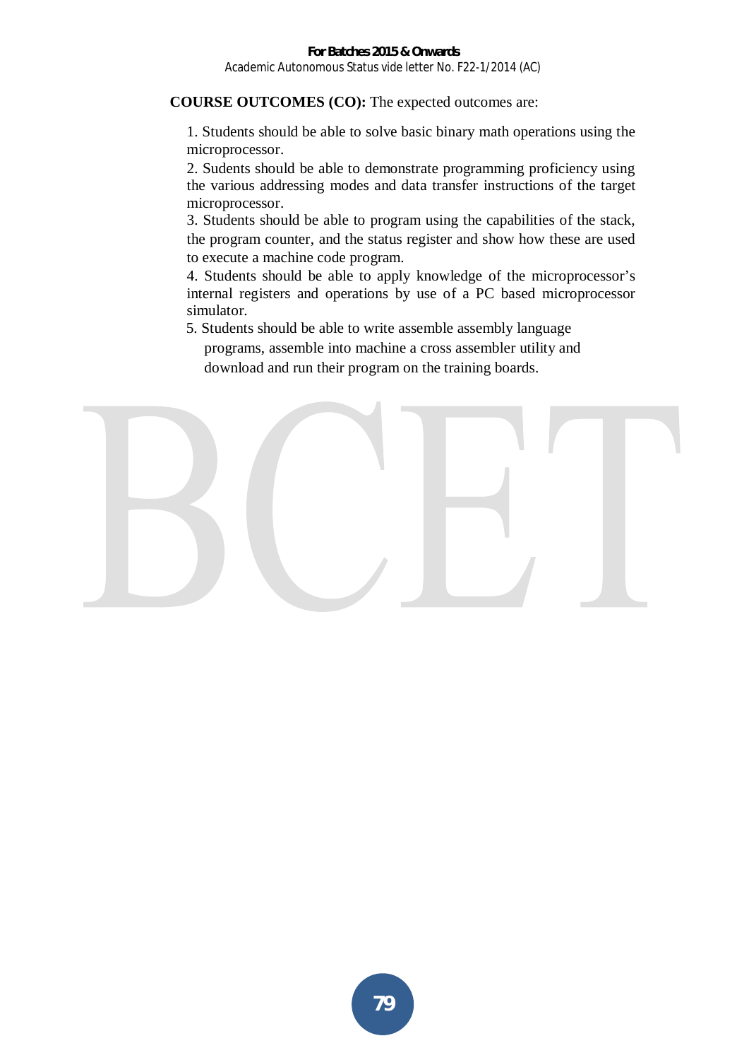**COURSE OUTCOMES (CO):** The expected outcomes are:

1. Students should be able to solve basic binary math operations using the microprocessor.
2. Sudents should be able to demonstrate programming proficiency using the various addressing modes and data transfer instructions of the target microprocessor.
3. Students should be able to program using the capabilities of the stack, the program counter, and the status register and show how these are used to execute a machine code program.
4. Students should be able to apply knowledge of the microprocessor's internal registers and operations by use of a PC based microprocessor simulator.
5. Students should be able to write assemble assembly language programs, assemble into machine a cross assembler utility and download and run their program on the training boards.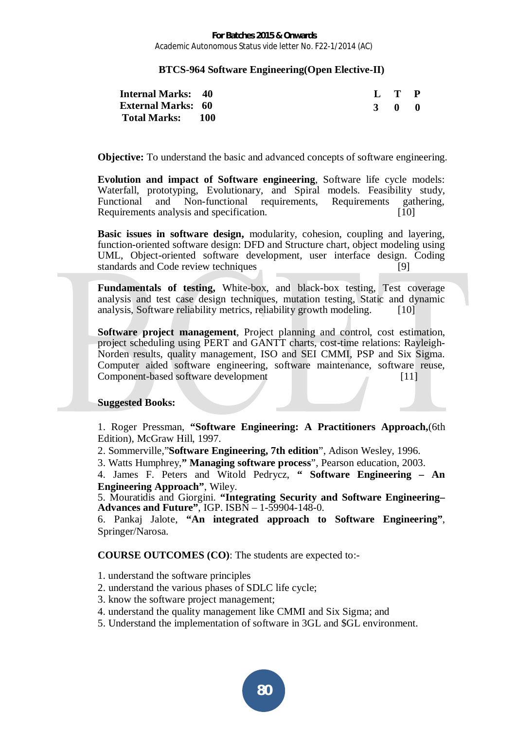## BTCS-964 Software Engineering(Open Elective-II)

| | | | L | T | P |
|---|---|---|---|---|---|
| **Internal Marks:** | **40** | | **3** | **0** | **0** |
| **External Marks:** | **60** | | | | |
| **Total Marks:** | **100** | | | | |

**Objective:** To understand the basic and advanced concepts of software engineering.

**Evolution and impact of Software engineering**, Software life cycle models: Waterfall, prototyping, Evolutionary, and Spiral models. Feasibility study, Functional and Non-functional requirements, Requirements gathering, Requirements analysis and specification. [10]

**Basic issues in software design,** modularity, cohesion, coupling and layering, function-oriented software design: DFD and Structure chart, object modeling using UML, Object-oriented software development, user interface design. Coding standards and Code review techniques [9]

**Fundamentals of testing,** White-box, and black-box testing, Test coverage analysis and test case design techniques, mutation testing, Static and dynamic analysis, Software reliability metrics, reliability growth modeling. [10]

**Software project management**, Project planning and control, cost estimation, project scheduling using PERT and GANTT charts, cost-time relations: Rayleigh-Norden results, quality management, ISO and SEI CMMI, PSP and Six Sigma. Computer aided software engineering, software maintenance, software reuse, Component-based software development [11]

**Suggested Books:**

1. Roger Pressman, **"Software Engineering: A Practitioners Approach,**(6th Edition), McGraw Hill, 1997.
2. Sommerville,"**Software Engineering, 7th edition**", Adison Wesley, 1996.
3. Watts Humphrey,**" Managing software process**", Pearson education, 2003.
4. James F. Peters and Witold Pedrycz, **" Software Engineering – An Engineering Approach"**, Wiley.
5. Mouratidis and Giorgini. **"Integrating Security and Software Engineering–Advances and Future"**, IGP. ISBN – 1-59904-148-0.
6. Pankaj Jalote, **"An integrated approach to Software Engineering"**, Springer/Narosa.

**COURSE OUTCOMES (CO)**: The students are expected to:-

1. understand the software principles
2. understand the various phases of SDLC life cycle;
3. know the software project management;
4. understand the quality management like CMMI and Six Sigma; and
5. Understand the implementation of software in 3GL and $GL environment.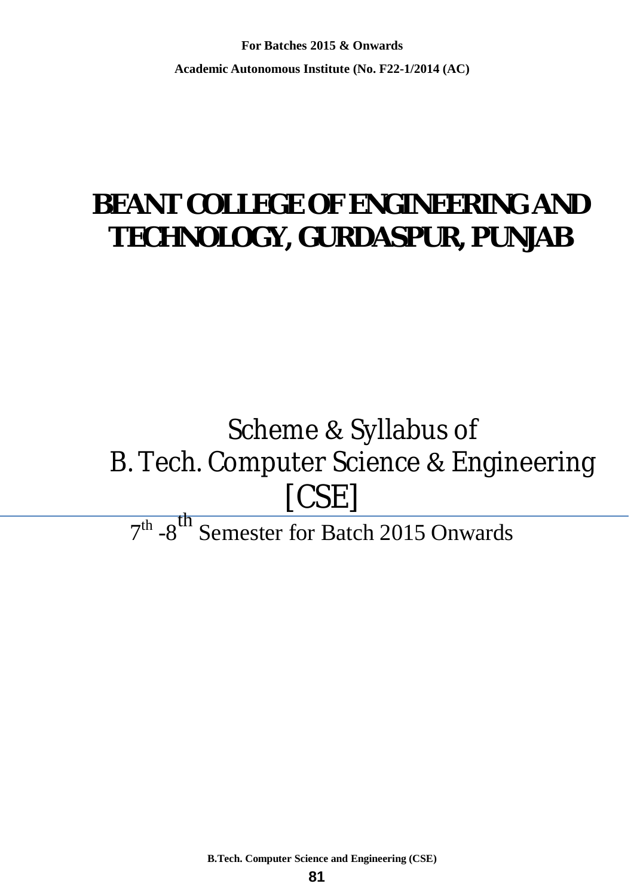**For Batches 2015 & Onwards**

**Academic Autonomous Institute (No. F22-1/2014 (AC)**

# BEANT COLLEGE OF ENGINEERING AND TECHNOLOGY, GURDASPUR, PUNJAB

## Scheme & Syllabus of B. Tech. Computer Science & Engineering [CSE]

7th -8th Semester for Batch 2015 Onwards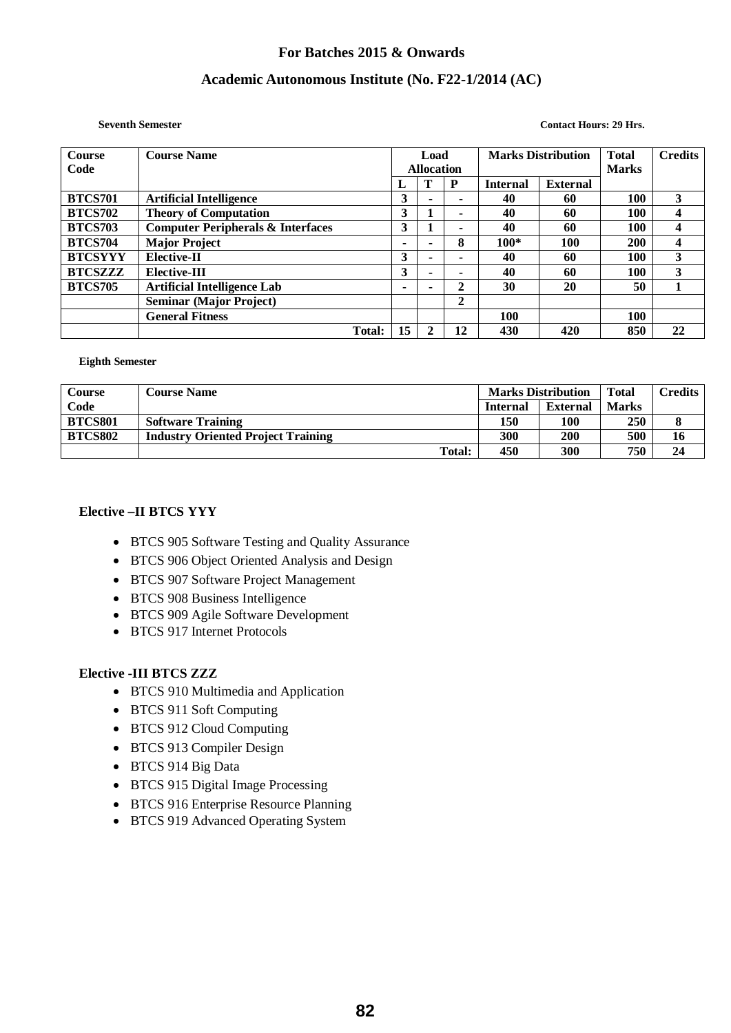**For Batches 2015 & Onwards**

**Academic Autonomous Institute (No. F22-1/2014 (AC)**

**Seventh Semester** **Contact Hours: 29 Hrs.**

| Course Code | Course Name | Load Allocation | | | Marks Distribution | | Total Marks | Credits |
|---|---|---|---|---|---|---|---|---|
| | | L | T | P | Internal | External | | |
| BTCS701 | Artificial Intelligence | 3 | - | - | 40 | 60 | 100 | 3 |
| BTCS702 | Theory of Computation | 3 | 1 | - | 40 | 60 | 100 | 4 |
| BTCS703 | Computer Peripherals & Interfaces | 3 | 1 | - | 40 | 60 | 100 | 4 |
| BTCS704 | Major Project | - | - | 8 | 100* | 100 | 200 | 4 |
| BTCSYYY | Elective-II | 3 | - | - | 40 | 60 | 100 | 3 |
| BTCSZZZ | Elective-III | 3 | - | - | 40 | 60 | 100 | 3 |
| BTCS705 | Artificial Intelligence Lab | - | - | 2 | 30 | 20 | 50 | 1 |
| | Seminar (Major Project) | | | 2 | | | | |
| | General Fitness | | | | 100 | | 100 | |
| | Total: | 15 | 2 | 12 | 430 | 420 | 850 | 22 |

**Eighth Semester**

| Course Code | Course Name | Marks Distribution | | Total Marks | Credits |
|---|---|---|---|---|---|
| | | Internal | External | | |
| BTCS801 | Software Training | 150 | 100 | 250 | 8 |
| BTCS802 | Industry Oriented Project Training | 300 | 200 | 500 | 16 |
| | Total: | 450 | 300 | 750 | 24 |

**Elective –II BTCS YYY**

- BTCS 905 Software Testing and Quality Assurance
- BTCS 906 Object Oriented Analysis and Design
- BTCS 907 Software Project Management
- BTCS 908 Business Intelligence
- BTCS 909 Agile Software Development
- BTCS 917 Internet Protocols

**Elective -III BTCS ZZZ**

- BTCS 910 Multimedia and Application
- BTCS 911 Soft Computing
- BTCS 912 Cloud Computing
- BTCS 913 Compiler Design
- BTCS 914 Big Data
- BTCS 915 Digital Image Processing
- BTCS 916 Enterprise Resource Planning
- BTCS 919 Advanced Operating System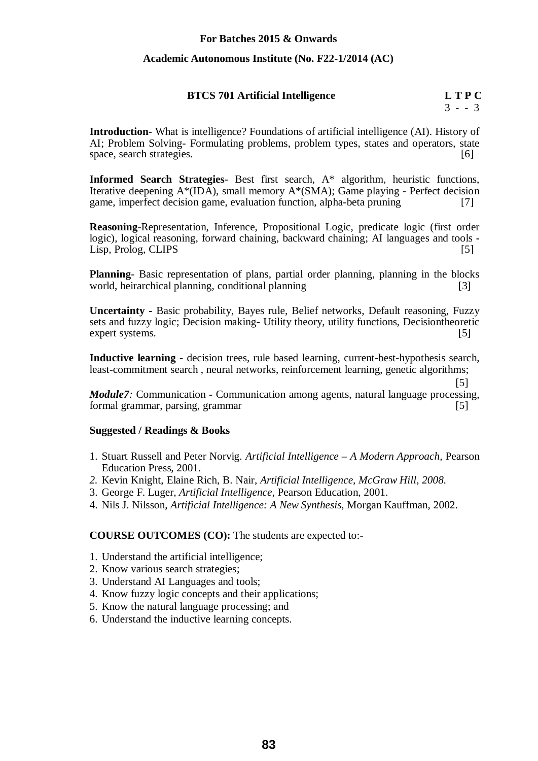**For Batches 2015 & Onwards**

**Academic Autonomous Institute (No. F22-1/2014 (AC)**

## BTCS 701 Artificial Intelligence

| L | T | P | C |
|---|---|---|---|
| 3 | - | - | 3 |

**Introduction**- What is intelligence? Foundations of artificial intelligence (AI). History of AI; Problem Solving- Formulating problems, problem types, states and operators, state space, search strategies. [6]

**Informed Search Strategies**- Best first search, A* algorithm, heuristic functions, Iterative deepening A*(IDA), small memory A*(SMA); Game playing - Perfect decision game, imperfect decision game, evaluation function, alpha-beta pruning [7]

**Reasoning**-Representation, Inference, Propositional Logic, predicate logic (first order logic), logical reasoning, forward chaining, backward chaining; AI languages and tools - Lisp, Prolog, CLIPS [5]

**Planning**- Basic representation of plans, partial order planning, planning in the blocks world, heirarchical planning, conditional planning [3]

**Uncertainty** - Basic probability, Bayes rule, Belief networks, Default reasoning, Fuzzy sets and fuzzy logic; Decision making**-** Utility theory, utility functions, Decisiontheoretic expert systems. [5]

**Inductive learning** - decision trees, rule based learning, current-best-hypothesis search, least-commitment search , neural networks, reinforcement learning, genetic algorithms; [5]

***Module7**:* Communication **-** Communication among agents, natural language processing, formal grammar, parsing, grammar [5]

### Suggested / Readings & Books

1. Stuart Russell and Peter Norvig. *Artificial Intelligence – A Modern Approach,* Pearson Education Press, 2001.
2. Kevin Knight, Elaine Rich, B. Nair, *Artificial Intelligence, McGraw Hill, 2008.*
3. George F. Luger, *Artificial Intelligence,* Pearson Education, 2001.
4. Nils J. Nilsson, *Artificial Intelligence: A New Synthesis,* Morgan Kauffman, 2002.

**COURSE OUTCOMES (CO):** The students are expected to:-

1. Understand the artificial intelligence;
2. Know various search strategies;
3. Understand AI Languages and tools;
4. Know fuzzy logic concepts and their applications;
5. Know the natural language processing; and
6. Understand the inductive learning concepts.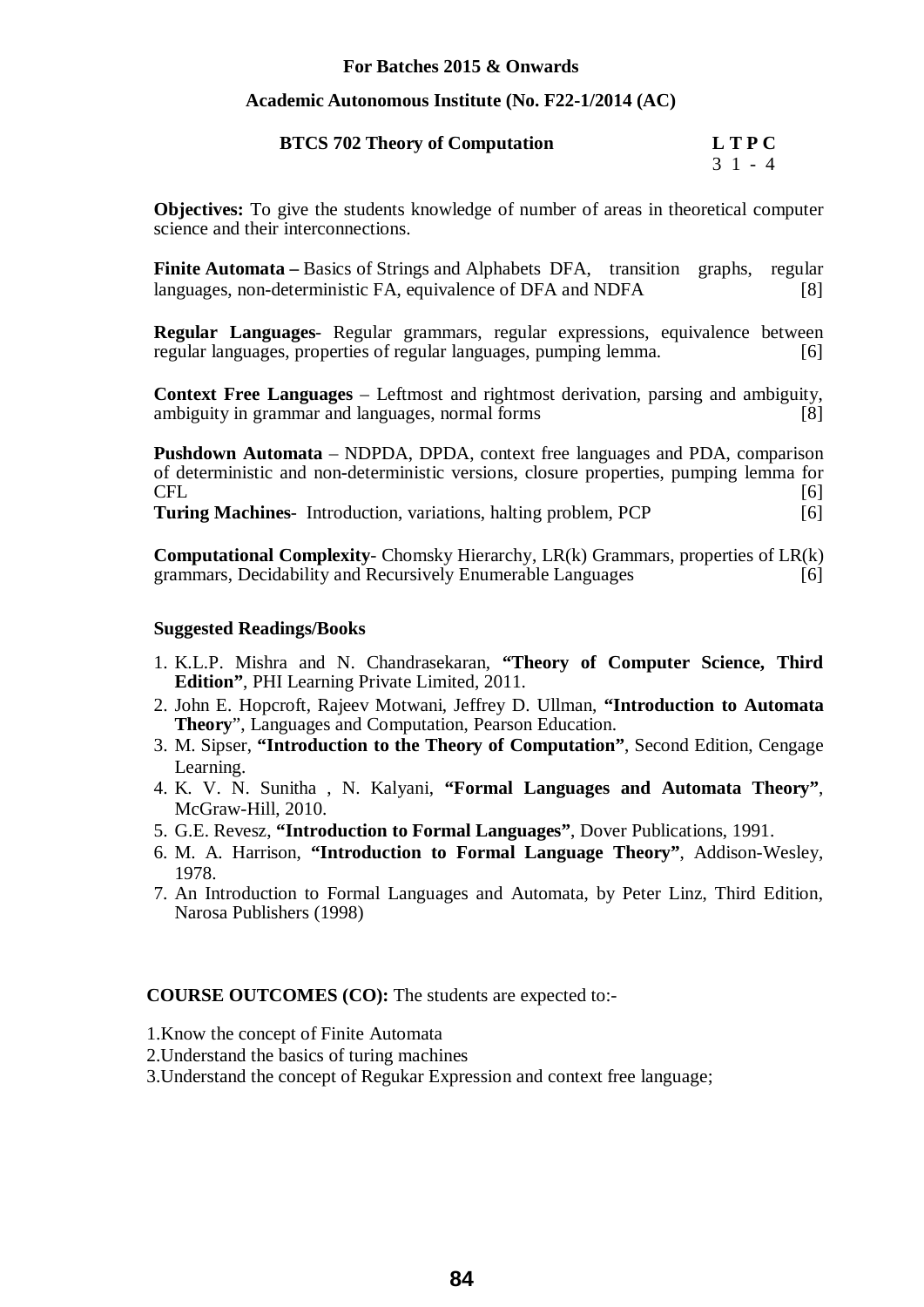**For Batches 2015 & Onwards**

**Academic Autonomous Institute (No. F22-1/2014 (AC)**

## BTCS 702 Theory of Computation

| L | T | P | C |
|---|---|---|---|
| 3 | 1 | - | 4 |

**Objectives:** To give the students knowledge of number of areas in theoretical computer science and their interconnections.

**Finite Automata –** Basics of Strings and Alphabets DFA, transition graphs, regular languages, non-deterministic FA, equivalence of DFA and NDFA [8]

**Regular Languages**- Regular grammars, regular expressions, equivalence between regular languages, properties of regular languages, pumping lemma. [6]

**Context Free Languages** – Leftmost and rightmost derivation, parsing and ambiguity, ambiguity in grammar and languages, normal forms [8]

**Pushdown Automata** – NDPDA, DPDA, context free languages and PDA, comparison of deterministic and non-deterministic versions, closure properties, pumping lemma for CFL [6]

**Turing Machines**- Introduction, variations, halting problem, PCP [6]

**Computational Complexity**- Chomsky Hierarchy, LR(k) Grammars, properties of LR(k) grammars, Decidability and Recursively Enumerable Languages [6]

### Suggested Readings/Books

1. K.L.P. Mishra and N. Chandrasekaran, **"Theory of Computer Science, Third Edition"**, PHI Learning Private Limited, 2011.
2. John E. Hopcroft, Rajeev Motwani, Jeffrey D. Ullman, **"Introduction to Automata Theory**", Languages and Computation, Pearson Education.
3. M. Sipser, **"Introduction to the Theory of Computation"**, Second Edition, Cengage Learning.
4. K. V. N. Sunitha , N. Kalyani, **"Formal Languages and Automata Theory"**, McGraw-Hill, 2010.
5. G.E. Revesz, **"Introduction to Formal Languages"**, Dover Publications, 1991.
6. M. A. Harrison, **"Introduction to Formal Language Theory"**, Addison-Wesley, 1978.
7. An Introduction to Formal Languages and Automata, by Peter Linz, Third Edition, Narosa Publishers (1998)

**COURSE OUTCOMES (CO):** The students are expected to:-

1.Know the concept of Finite Automata
2.Understand the basics of turing machines
3.Understand the concept of Regukar Expression and context free language;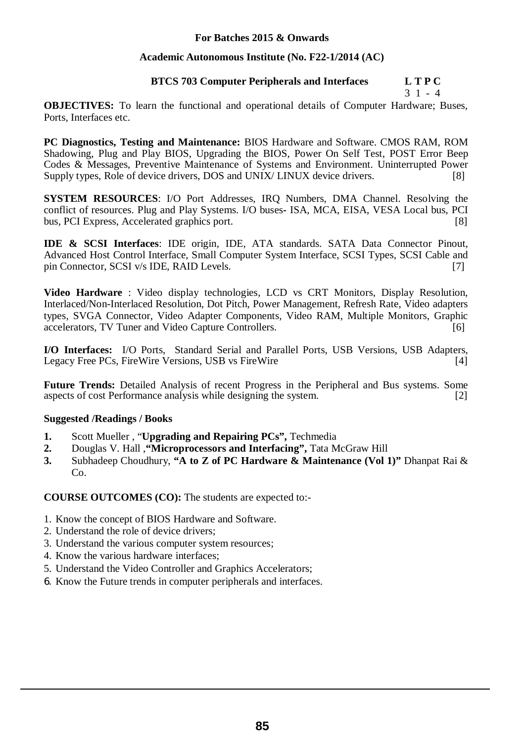**For Batches 2015 & Onwards**

**Academic Autonomous Institute (No. F22-1/2014 (AC)**

## BTCS 703 Computer Peripherals and Interfaces

| L | T | P | C |
|---|---|---|---|
| 3 | 1 | - | 4 |

**OBJECTIVES:** To learn the functional and operational details of Computer Hardware; Buses, Ports, Interfaces etc.

**PC Diagnostics, Testing and Maintenance:** BIOS Hardware and Software. CMOS RAM, ROM Shadowing, Plug and Play BIOS, Upgrading the BIOS, Power On Self Test, POST Error Beep Codes & Messages, Preventive Maintenance of Systems and Environment. Uninterrupted Power Supply types, Role of device drivers, DOS and UNIX/ LINUX device drivers. [8]

**SYSTEM RESOURCES**: I/O Port Addresses, IRQ Numbers, DMA Channel. Resolving the conflict of resources. Plug and Play Systems. I/O buses- ISA, MCA, EISA, VESA Local bus, PCI bus, PCI Express, Accelerated graphics port. [8]

**IDE & SCSI Interfaces**: IDE origin, IDE, ATA standards. SATA Data Connector Pinout, Advanced Host Control Interface, Small Computer System Interface, SCSI Types, SCSI Cable and pin Connector, SCSI v/s IDE, RAID Levels. [7]

**Video Hardware** : Video display technologies, LCD vs CRT Monitors, Display Resolution, Interlaced/Non-Interlaced Resolution, Dot Pitch, Power Management, Refresh Rate, Video adapters types, SVGA Connector, Video Adapter Components, Video RAM, Multiple Monitors, Graphic accelerators, TV Tuner and Video Capture Controllers. [6]

**I/O Interfaces:** I/O Ports, Standard Serial and Parallel Ports, USB Versions, USB Adapters, Legacy Free PCs, FireWire Versions, USB vs FireWire [4]

**Future Trends:** Detailed Analysis of recent Progress in the Peripheral and Bus systems. Some aspects of cost Performance analysis while designing the system. [2]

**Suggested /Readings / Books**

1. Scott Mueller , "**Upgrading and Repairing PCs",** Techmedia
2. Douglas V. Hall ,**"Microprocessors and Interfacing",** Tata McGraw Hill
3. Subhadeep Choudhury, **"A to Z of PC Hardware & Maintenance (Vol 1)"** Dhanpat Rai & Co.

**COURSE OUTCOMES (CO):** The students are expected to:-

1. Know the concept of BIOS Hardware and Software.
2. Understand the role of device drivers;
3. Understand the various computer system resources;
4. Know the various hardware interfaces;
5. Understand the Video Controller and Graphics Accelerators;
6. Know the Future trends in computer peripherals and interfaces.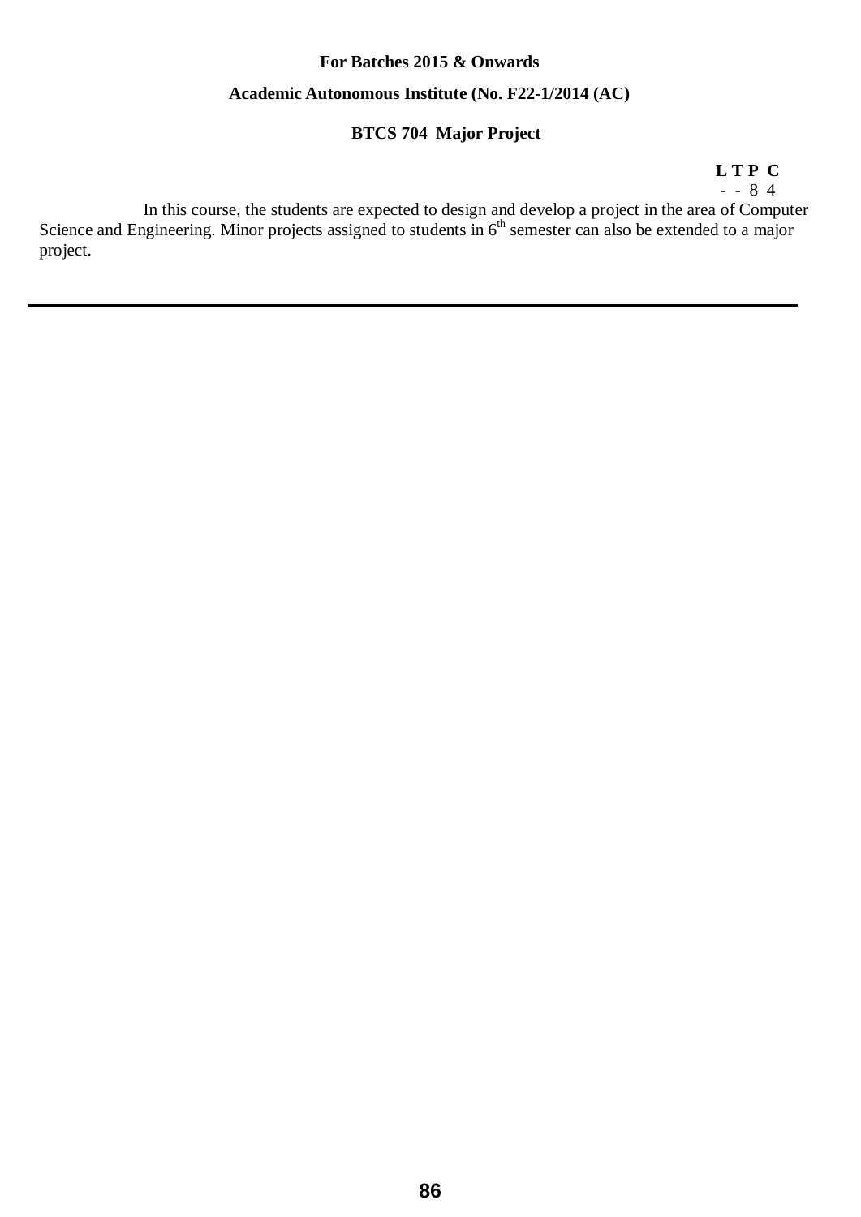**For Batches 2015 & Onwards**

**Academic Autonomous Institute (No. F22-1/2014 (AC)**

## BTCS 704 Major Project

| L | T | P | C |
|---|---|---|---|
| - | - | 8 | 4 |

In this course, the students are expected to design and develop a project in the area of Computer Science and Engineering. Minor projects assigned to students in 6th semester can also be extended to a major project.

---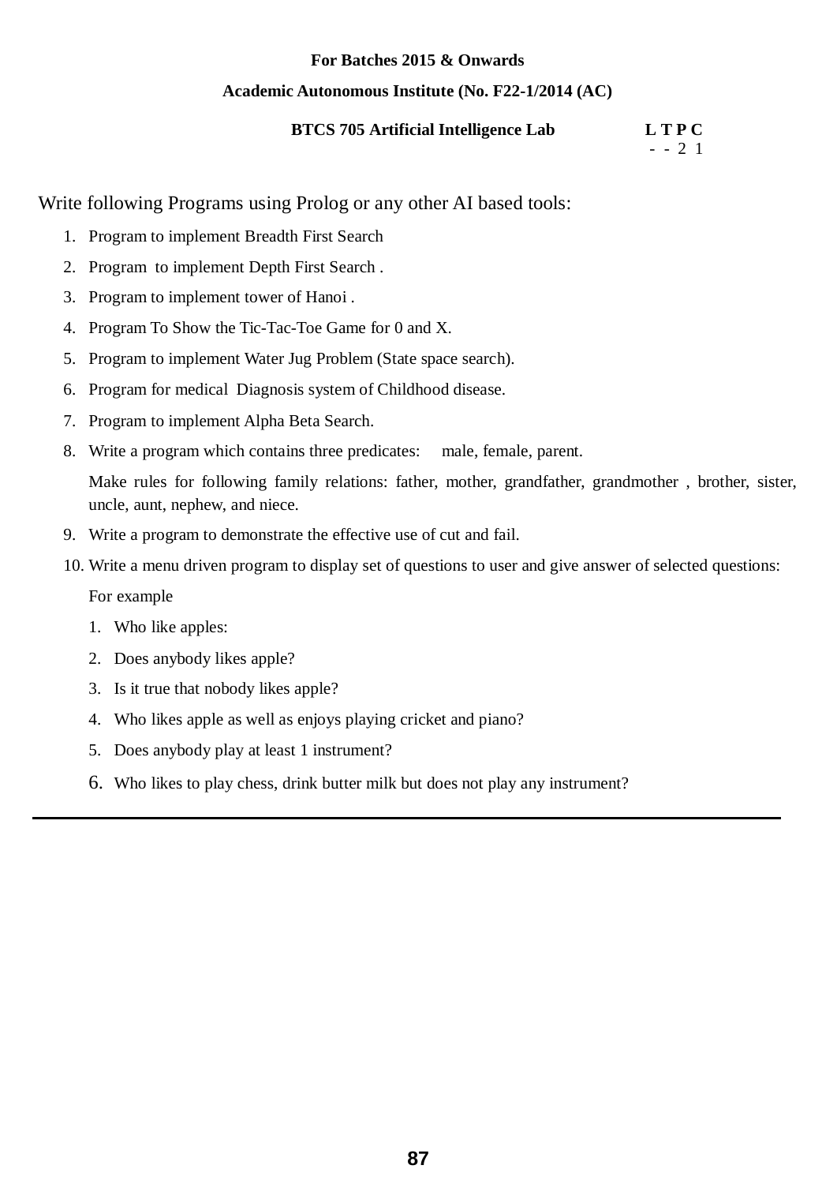**For Batches 2015 & Onwards**

**Academic Autonomous Institute (No. F22-1/2014 (AC)**

| **BTCS 705 Artificial Intelligence Lab** | **L T P C** |
|---|---|
| | - - 2 1 |

Write following Programs using Prolog or any other AI based tools:

1. Program to implement Breadth First Search
2. Program to implement Depth First Search .
3. Program to implement tower of Hanoi .
4. Program To Show the Tic-Tac-Toe Game for 0 and X.
5. Program to implement Water Jug Problem (State space search).
6. Program for medical Diagnosis system of Childhood disease.
7. Program to implement Alpha Beta Search.
8. Write a program which contains three predicates: male, female, parent.

   Make rules for following family relations: father, mother, grandfather, grandmother , brother, sister, uncle, aunt, nephew, and niece.
9. Write a program to demonstrate the effective use of cut and fail.
10. Write a menu driven program to display set of questions to user and give answer of selected questions:

    For example

    1. Who like apples:
    2. Does anybody likes apple?
    3. Is it true that nobody likes apple?
    4. Who likes apple as well as enjoys playing cricket and piano?
    5. Does anybody play at least 1 instrument?
    6. Who likes to play chess, drink butter milk but does not play any instrument?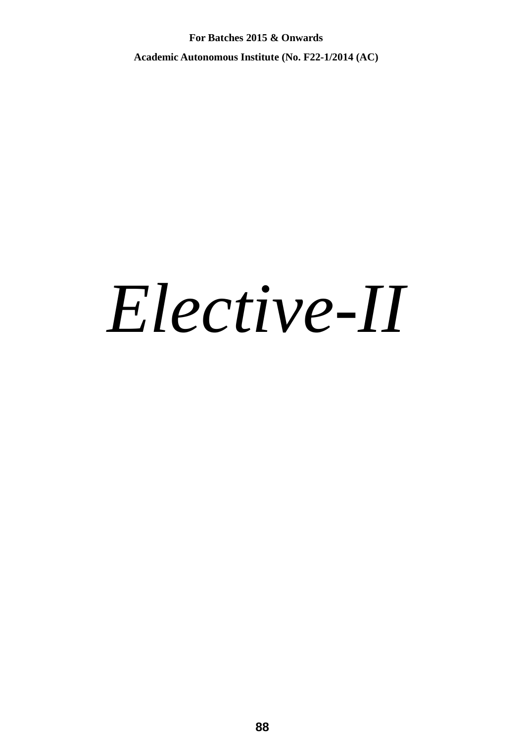# *Elective-II*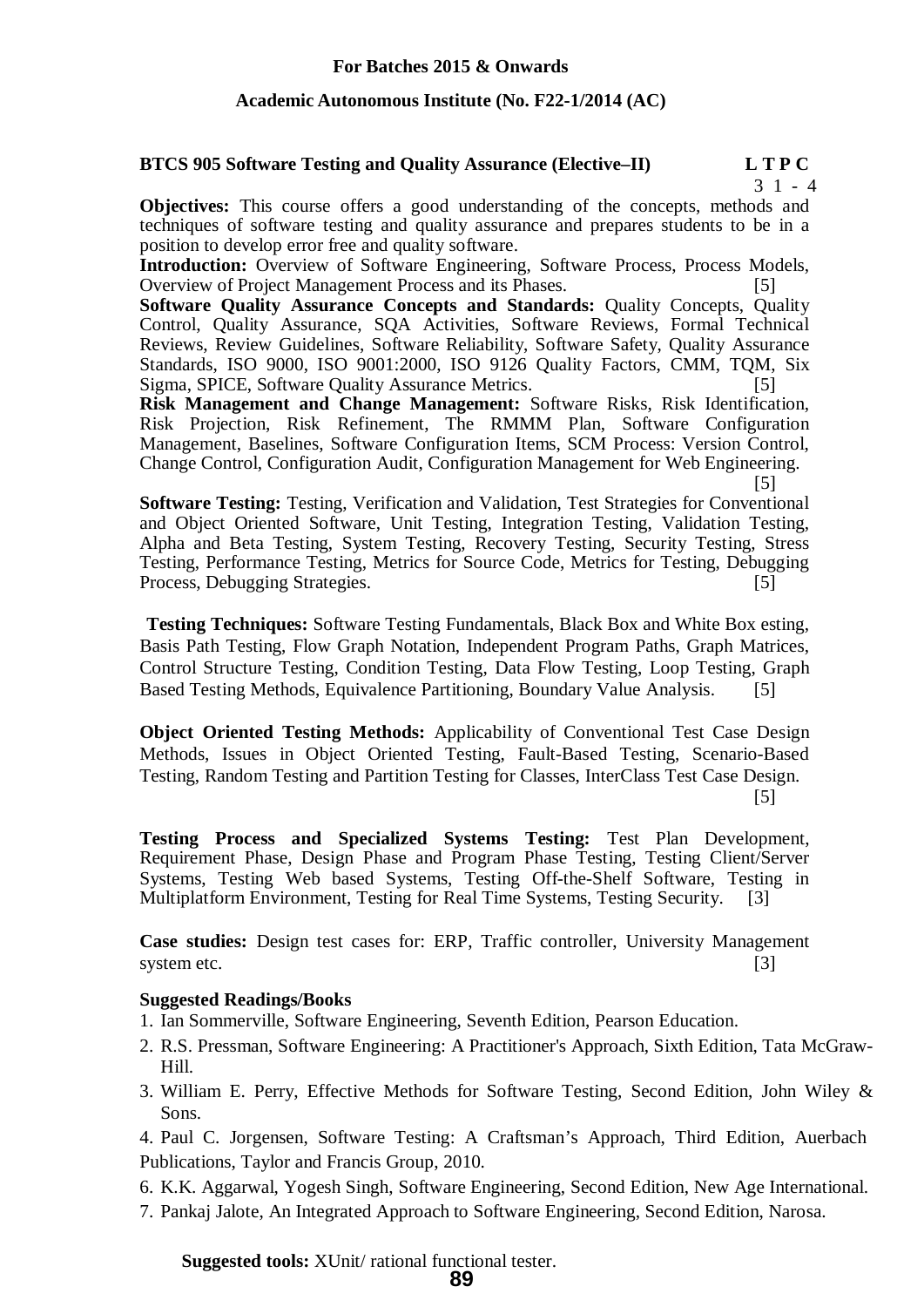**For Batches 2015 & Onwards**

**Academic Autonomous Institute (No. F22-1/2014 (AC)**

**BTCS 905 Software Testing and Quality Assurance (Elective–II)** **L T P C**

3 1 - 4

**Objectives:** This course offers a good understanding of the concepts, methods and techniques of software testing and quality assurance and prepares students to be in a position to develop error free and quality software.

**Introduction:** Overview of Software Engineering, Software Process, Process Models, Overview of Project Management Process and its Phases. [5]

**Software Quality Assurance Concepts and Standards:** Quality Concepts, Quality Control, Quality Assurance, SQA Activities, Software Reviews, Formal Technical Reviews, Review Guidelines, Software Reliability, Software Safety, Quality Assurance Standards, ISO 9000, ISO 9001:2000, ISO 9126 Quality Factors, CMM, TQM, Six Sigma, SPICE, Software Quality Assurance Metrics. [5]

**Risk Management and Change Management:** Software Risks, Risk Identification, Risk Projection, Risk Refinement, The RMMM Plan, Software Configuration Management, Baselines, Software Configuration Items, SCM Process: Version Control, Change Control, Configuration Audit, Configuration Management for Web Engineering. [5]

**Software Testing:** Testing, Verification and Validation, Test Strategies for Conventional and Object Oriented Software, Unit Testing, Integration Testing, Validation Testing, Alpha and Beta Testing, System Testing, Recovery Testing, Security Testing, Stress Testing, Performance Testing, Metrics for Source Code, Metrics for Testing, Debugging Process, Debugging Strategies. [5]

**Testing Techniques:** Software Testing Fundamentals, Black Box and White Box esting, Basis Path Testing, Flow Graph Notation, Independent Program Paths, Graph Matrices, Control Structure Testing, Condition Testing, Data Flow Testing, Loop Testing, Graph Based Testing Methods, Equivalence Partitioning, Boundary Value Analysis. [5]

**Object Oriented Testing Methods:** Applicability of Conventional Test Case Design Methods, Issues in Object Oriented Testing, Fault-Based Testing, Scenario-Based Testing, Random Testing and Partition Testing for Classes, InterClass Test Case Design. [5]

**Testing Process and Specialized Systems Testing:** Test Plan Development, Requirement Phase, Design Phase and Program Phase Testing, Testing Client/Server Systems, Testing Web based Systems, Testing Off-the-Shelf Software, Testing in Multiplatform Environment, Testing for Real Time Systems, Testing Security. [3]

**Case studies:** Design test cases for: ERP, Traffic controller, University Management system etc. [3]

**Suggested Readings/Books**

1. Ian Sommerville, Software Engineering, Seventh Edition, Pearson Education.
2. R.S. Pressman, Software Engineering: A Practitioner's Approach, Sixth Edition, Tata McGraw-Hill.
3. William E. Perry, Effective Methods for Software Testing, Second Edition, John Wiley & Sons.
4. Paul C. Jorgensen, Software Testing: A Craftsman's Approach, Third Edition, Auerbach Publications, Taylor and Francis Group, 2010.
6. K.K. Aggarwal, Yogesh Singh, Software Engineering, Second Edition, New Age International.
7. Pankaj Jalote, An Integrated Approach to Software Engineering, Second Edition, Narosa.

**Suggested tools:** XUnit/ rational functional tester.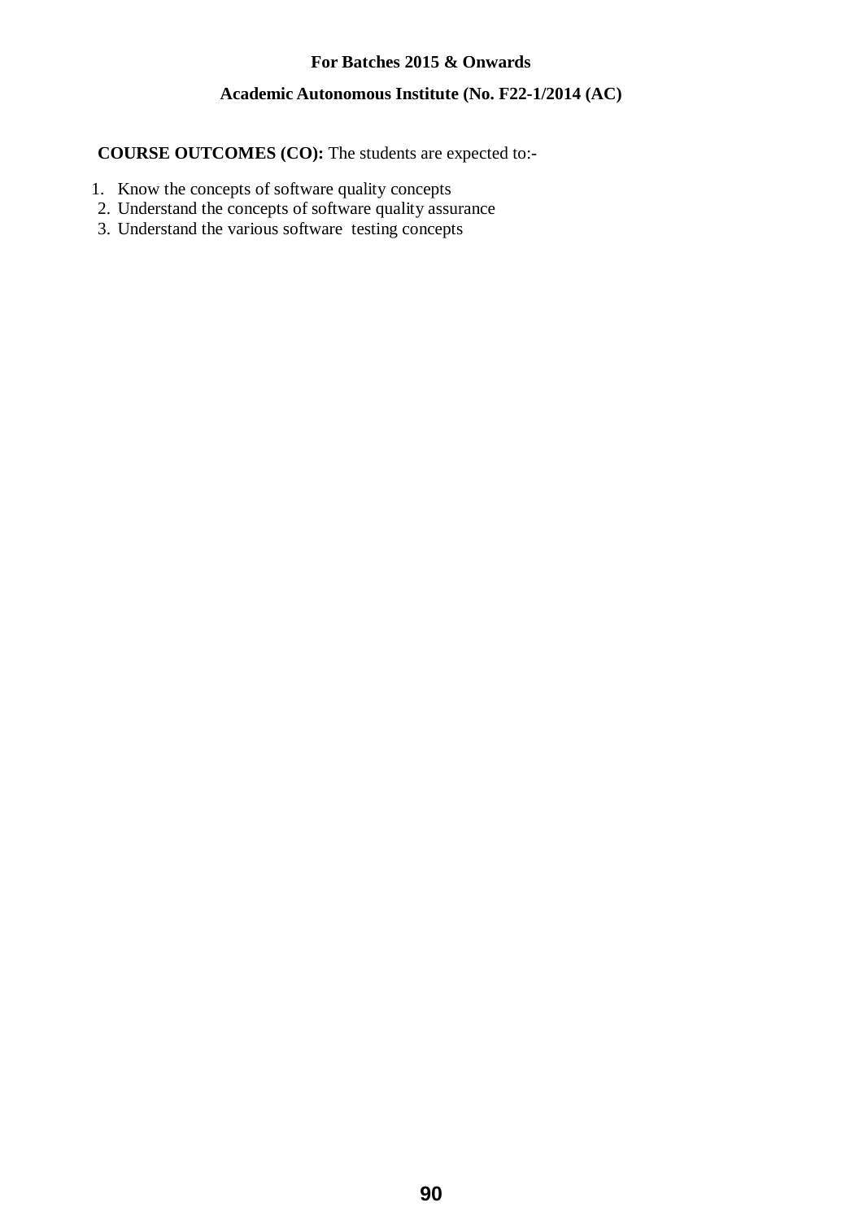**COURSE OUTCOMES (CO):** The students are expected to:-

1. Know the concepts of software quality concepts
2. Understand the concepts of software quality assurance
3. Understand the various software testing concepts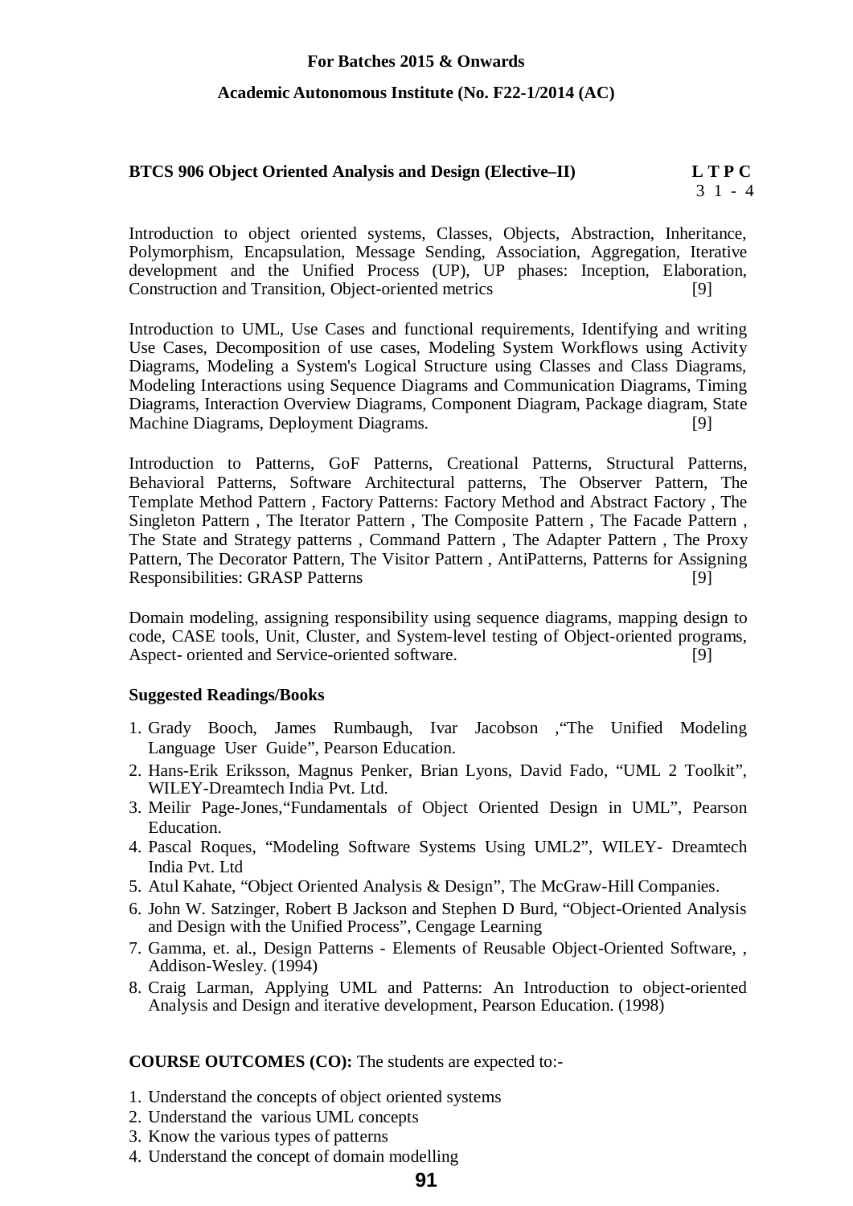**For Batches 2015 & Onwards**

**Academic Autonomous Institute (No. F22-1/2014 (AC)**

**BTCS 906 Object Oriented Analysis and Design (Elective–II)** **L T P C**
3 1 - 4

Introduction to object oriented systems, Classes, Objects, Abstraction, Inheritance, Polymorphism, Encapsulation, Message Sending, Association, Aggregation, Iterative development and the Unified Process (UP), UP phases: Inception, Elaboration, Construction and Transition, Object-oriented metrics [9]

Introduction to UML, Use Cases and functional requirements, Identifying and writing Use Cases, Decomposition of use cases, Modeling System Workflows using Activity Diagrams, Modeling a System's Logical Structure using Classes and Class Diagrams, Modeling Interactions using Sequence Diagrams and Communication Diagrams, Timing Diagrams, Interaction Overview Diagrams, Component Diagram, Package diagram, State Machine Diagrams, Deployment Diagrams. [9]

Introduction to Patterns, GoF Patterns, Creational Patterns, Structural Patterns, Behavioral Patterns, Software Architectural patterns, The Observer Pattern, The Template Method Pattern , Factory Patterns: Factory Method and Abstract Factory , The Singleton Pattern , The Iterator Pattern , The Composite Pattern , The Facade Pattern , The State and Strategy patterns , Command Pattern , The Adapter Pattern , The Proxy Pattern, The Decorator Pattern, The Visitor Pattern , AntiPatterns, Patterns for Assigning Responsibilities: GRASP Patterns [9]

Domain modeling, assigning responsibility using sequence diagrams, mapping design to code, CASE tools, Unit, Cluster, and System-level testing of Object-oriented programs, Aspect- oriented and Service-oriented software. [9]

**Suggested Readings/Books**

1. Grady Booch, James Rumbaugh, Ivar Jacobson ,"The Unified Modeling Language User Guide", Pearson Education.
2. Hans-Erik Eriksson, Magnus Penker, Brian Lyons, David Fado, "UML 2 Toolkit", WILEY-Dreamtech India Pvt. Ltd.
3. Meilir Page-Jones,"Fundamentals of Object Oriented Design in UML", Pearson Education.
4. Pascal Roques, "Modeling Software Systems Using UML2", WILEY- Dreamtech India Pvt. Ltd
5. Atul Kahate, "Object Oriented Analysis & Design", The McGraw-Hill Companies.
6. John W. Satzinger, Robert B Jackson and Stephen D Burd, "Object-Oriented Analysis and Design with the Unified Process", Cengage Learning
7. Gamma, et. al., Design Patterns - Elements of Reusable Object-Oriented Software, , Addison-Wesley. (1994)
8. Craig Larman, Applying UML and Patterns: An Introduction to object-oriented Analysis and Design and iterative development, Pearson Education. (1998)

**COURSE OUTCOMES (CO):** The students are expected to:-

1. Understand the concepts of object oriented systems
2. Understand the various UML concepts
3. Know the various types of patterns
4. Understand the concept of domain modelling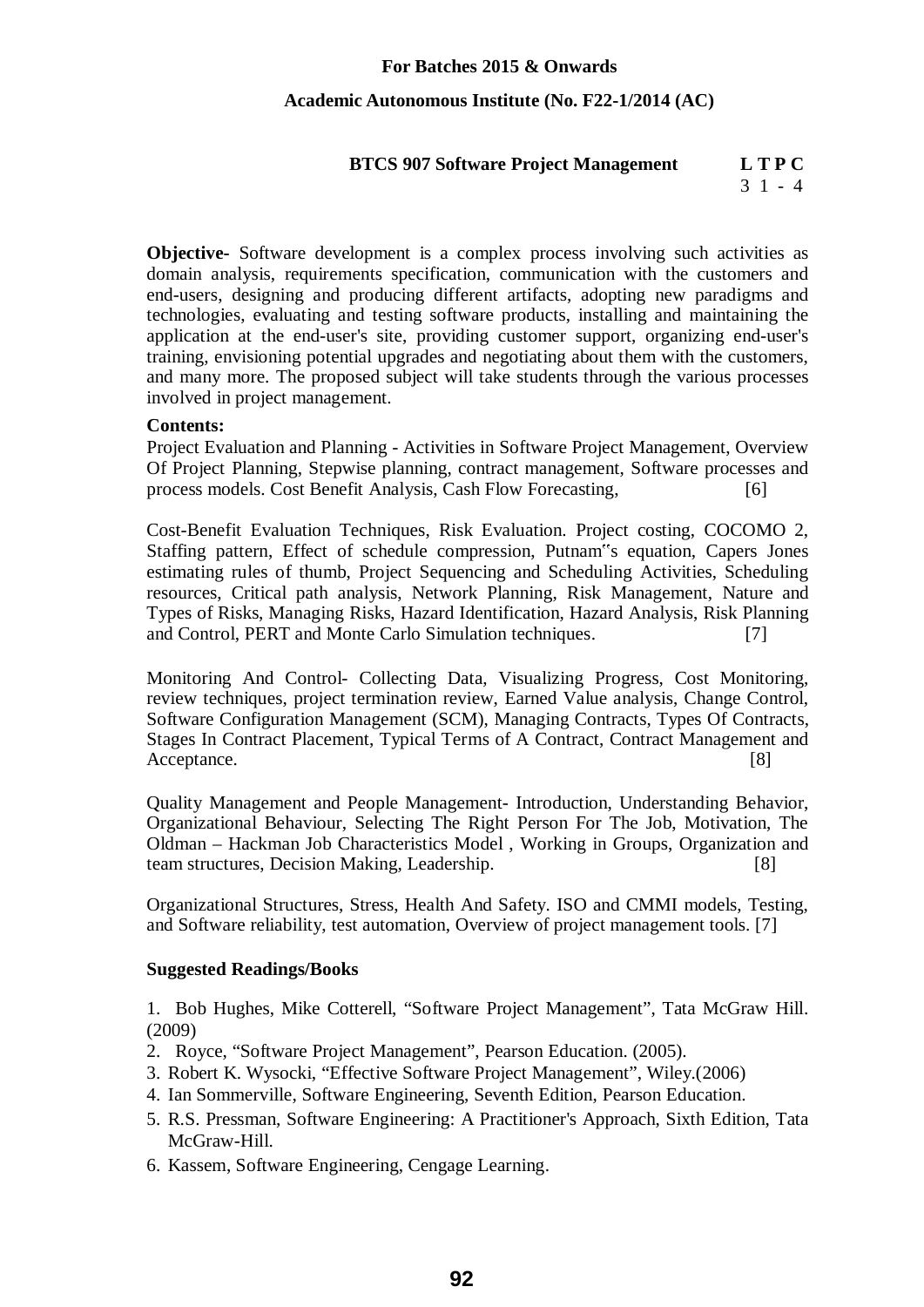**For Batches 2015 & Onwards**

**Academic Autonomous Institute (No. F22-1/2014 (AC)**

## BTCS 907 Software Project Management

| L | T | P | C |
|---|---|---|---|
| 3 | 1 | - | 4 |

**Objective-** Software development is a complex process involving such activities as domain analysis, requirements specification, communication with the customers and end-users, designing and producing different artifacts, adopting new paradigms and technologies, evaluating and testing software products, installing and maintaining the application at the end-user's site, providing customer support, organizing end-user's training, envisioning potential upgrades and negotiating about them with the customers, and many more. The proposed subject will take students through the various processes involved in project management.

**Contents:**

Project Evaluation and Planning - Activities in Software Project Management, Overview Of Project Planning, Stepwise planning, contract management, Software processes and process models. Cost Benefit Analysis, Cash Flow Forecasting, [6]

Cost-Benefit Evaluation Techniques, Risk Evaluation. Project costing, COCOMO 2, Staffing pattern, Effect of schedule compression, Putnam"s equation, Capers Jones estimating rules of thumb, Project Sequencing and Scheduling Activities, Scheduling resources, Critical path analysis, Network Planning, Risk Management, Nature and Types of Risks, Managing Risks, Hazard Identification, Hazard Analysis, Risk Planning and Control, PERT and Monte Carlo Simulation techniques. [7]

Monitoring And Control- Collecting Data, Visualizing Progress, Cost Monitoring, review techniques, project termination review, Earned Value analysis, Change Control, Software Configuration Management (SCM), Managing Contracts, Types Of Contracts, Stages In Contract Placement, Typical Terms of A Contract, Contract Management and Acceptance. [8]

Quality Management and People Management- Introduction, Understanding Behavior, Organizational Behaviour, Selecting The Right Person For The Job, Motivation, The Oldman – Hackman Job Characteristics Model , Working in Groups, Organization and team structures, Decision Making, Leadership. [8]

Organizational Structures, Stress, Health And Safety. ISO and CMMI models, Testing, and Software reliability, test automation, Overview of project management tools. [7]

**Suggested Readings/Books**

1. Bob Hughes, Mike Cotterell, "Software Project Management", Tata McGraw Hill. (2009)
2. Royce, "Software Project Management", Pearson Education. (2005).
3. Robert K. Wysocki, "Effective Software Project Management", Wiley.(2006)
4. Ian Sommerville, Software Engineering, Seventh Edition, Pearson Education.
5. R.S. Pressman, Software Engineering: A Practitioner's Approach, Sixth Edition, Tata McGraw-Hill.
6. Kassem, Software Engineering, Cengage Learning.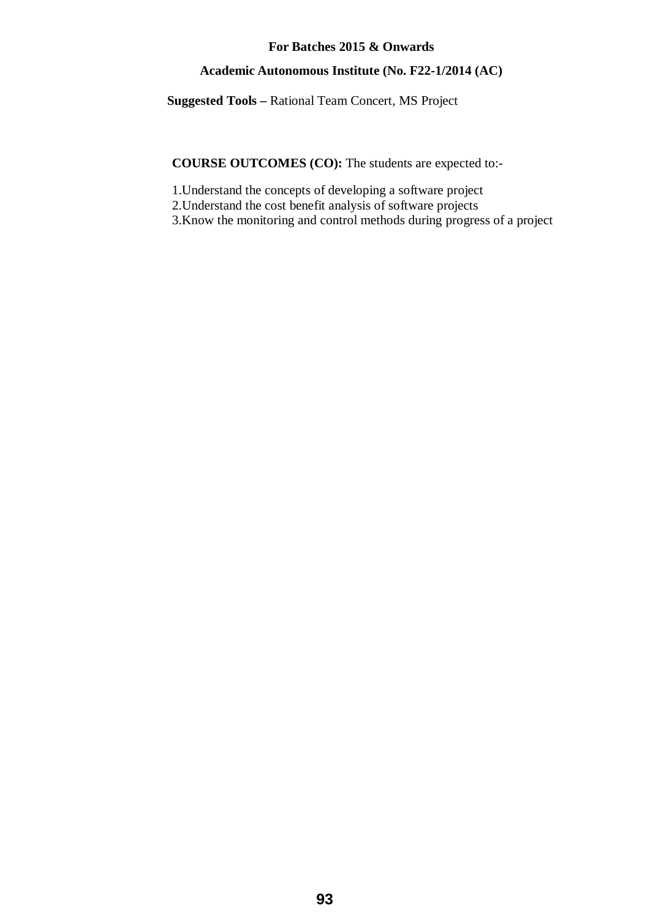**Suggested Tools –** Rational Team Concert, MS Project

**COURSE OUTCOMES (CO):** The students are expected to:-

1. Understand the concepts of developing a software project
2. Understand the cost benefit analysis of software projects
3. Know the monitoring and control methods during progress of a project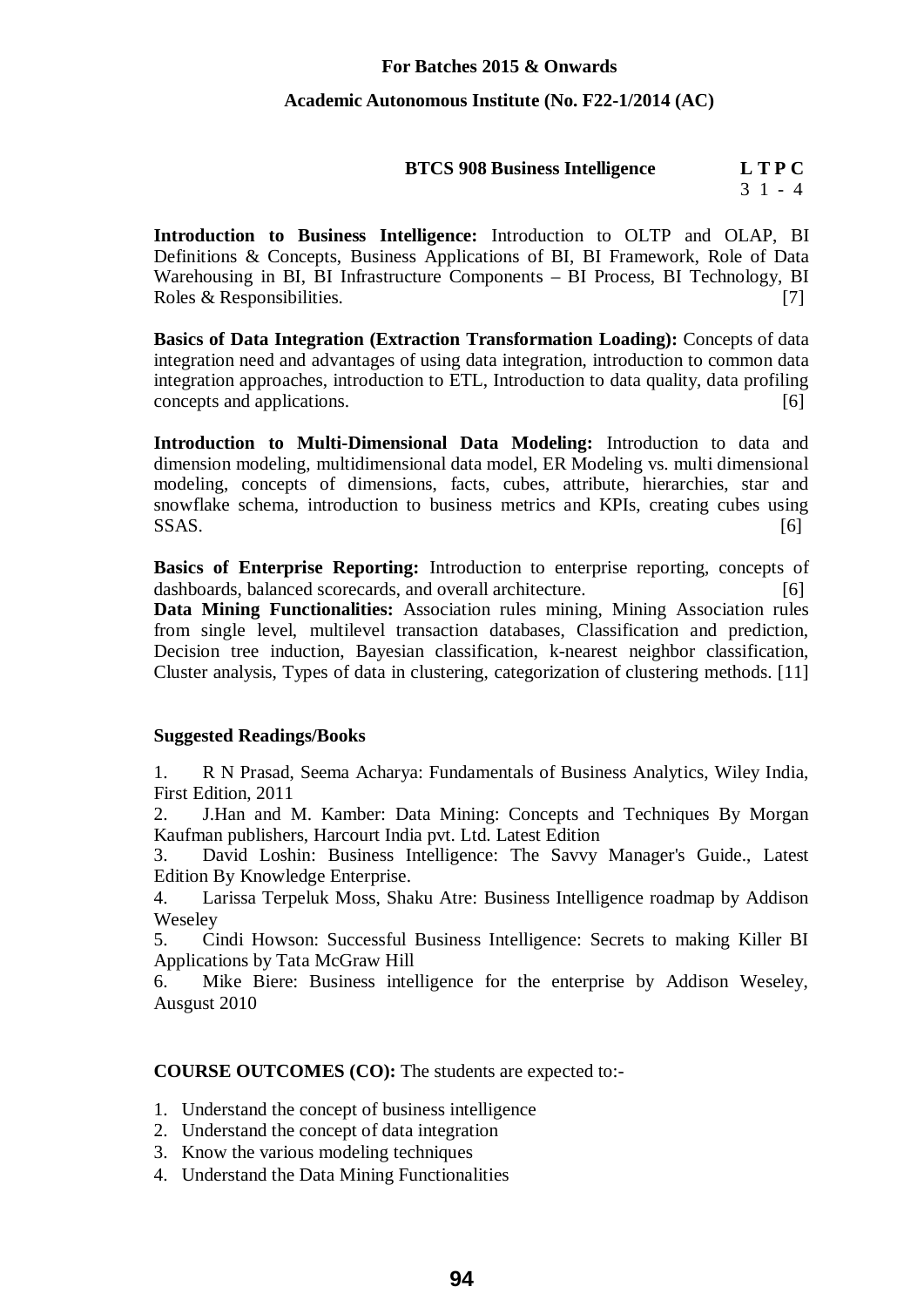**For Batches 2015 & Onwards**

**Academic Autonomous Institute (No. F22-1/2014 (AC)**

| **BTCS 908 Business Intelligence** | **L T P C** |
|---|---|
| | 3 1 - 4 |

**Introduction to Business Intelligence:** Introduction to OLTP and OLAP, BI Definitions & Concepts, Business Applications of BI, BI Framework, Role of Data Warehousing in BI, BI Infrastructure Components – BI Process, BI Technology, BI Roles & Responsibilities. [7]

**Basics of Data Integration (Extraction Transformation Loading):** Concepts of data integration need and advantages of using data integration, introduction to common data integration approaches, introduction to ETL, Introduction to data quality, data profiling concepts and applications. [6]

**Introduction to Multi-Dimensional Data Modeling:** Introduction to data and dimension modeling, multidimensional data model, ER Modeling vs. multi dimensional modeling, concepts of dimensions, facts, cubes, attribute, hierarchies, star and snowflake schema, introduction to business metrics and KPIs, creating cubes using SSAS. [6]

**Basics of Enterprise Reporting:** Introduction to enterprise reporting, concepts of dashboards, balanced scorecards, and overall architecture. [6]

**Data Mining Functionalities:** Association rules mining, Mining Association rules from single level, multilevel transaction databases, Classification and prediction, Decision tree induction, Bayesian classification, k-nearest neighbor classification, Cluster analysis, Types of data in clustering, categorization of clustering methods. [11]

**Suggested Readings/Books**

1. R N Prasad, Seema Acharya: Fundamentals of Business Analytics, Wiley India, First Edition, 2011
2. J.Han and M. Kamber: Data Mining: Concepts and Techniques By Morgan Kaufman publishers, Harcourt India pvt. Ltd. Latest Edition
3. David Loshin: Business Intelligence: The Savvy Manager's Guide., Latest Edition By Knowledge Enterprise.
4. Larissa Terpeluk Moss, Shaku Atre: Business Intelligence roadmap by Addison Weseley
5. Cindi Howson: Successful Business Intelligence: Secrets to making Killer BI Applications by Tata McGraw Hill
6. Mike Biere: Business intelligence for the enterprise by Addison Weseley, Ausgust 2010

**COURSE OUTCOMES (CO):** The students are expected to:-

1. Understand the concept of business intelligence
2. Understand the concept of data integration
3. Know the various modeling techniques
4. Understand the Data Mining Functionalities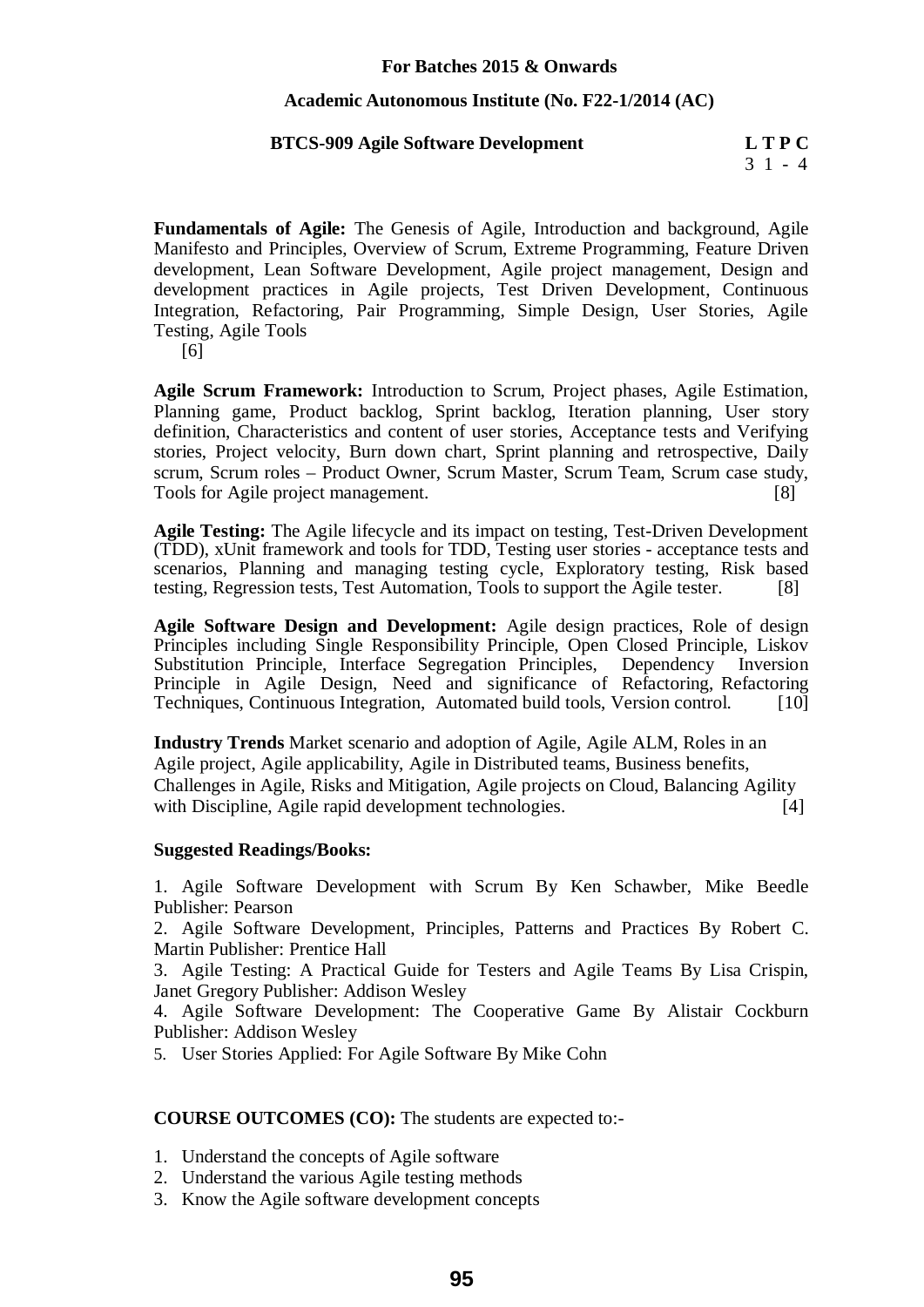**For Batches 2015 & Onwards**

**Academic Autonomous Institute (No. F22-1/2014 (AC)**

| **BTCS-909 Agile Software Development** | **L T P C** |
| --- | --- |
| | 3 1 - 4 |

**Fundamentals of Agile:** The Genesis of Agile, Introduction and background, Agile Manifesto and Principles, Overview of Scrum, Extreme Programming, Feature Driven development, Lean Software Development, Agile project management, Design and development practices in Agile projects, Test Driven Development, Continuous Integration, Refactoring, Pair Programming, Simple Design, User Stories, Agile Testing, Agile Tools [6]

**Agile Scrum Framework:** Introduction to Scrum, Project phases, Agile Estimation, Planning game, Product backlog, Sprint backlog, Iteration planning, User story definition, Characteristics and content of user stories, Acceptance tests and Verifying stories, Project velocity, Burn down chart, Sprint planning and retrospective, Daily scrum, Scrum roles – Product Owner, Scrum Master, Scrum Team, Scrum case study, Tools for Agile project management. [8]

**Agile Testing:** The Agile lifecycle and its impact on testing, Test-Driven Development (TDD), xUnit framework and tools for TDD, Testing user stories - acceptance tests and scenarios, Planning and managing testing cycle, Exploratory testing, Risk based testing, Regression tests, Test Automation, Tools to support the Agile tester. [8]

**Agile Software Design and Development:** Agile design practices, Role of design Principles including Single Responsibility Principle, Open Closed Principle, Liskov Substitution Principle, Interface Segregation Principles, Dependency Inversion Principle in Agile Design, Need and significance of Refactoring, Refactoring Techniques, Continuous Integration, Automated build tools, Version control. [10]

**Industry Trends** Market scenario and adoption of Agile, Agile ALM, Roles in an Agile project, Agile applicability, Agile in Distributed teams, Business benefits, Challenges in Agile, Risks and Mitigation, Agile projects on Cloud, Balancing Agility with Discipline, Agile rapid development technologies. [4]

**Suggested Readings/Books:**

1. Agile Software Development with Scrum By Ken Schawber, Mike Beedle Publisher: Pearson
2. Agile Software Development, Principles, Patterns and Practices By Robert C. Martin Publisher: Prentice Hall
3. Agile Testing: A Practical Guide for Testers and Agile Teams By Lisa Crispin, Janet Gregory Publisher: Addison Wesley
4. Agile Software Development: The Cooperative Game By Alistair Cockburn Publisher: Addison Wesley
5. User Stories Applied: For Agile Software By Mike Cohn

**COURSE OUTCOMES (CO):** The students are expected to:-

1. Understand the concepts of Agile software
2. Understand the various Agile testing methods
3. Know the Agile software development concepts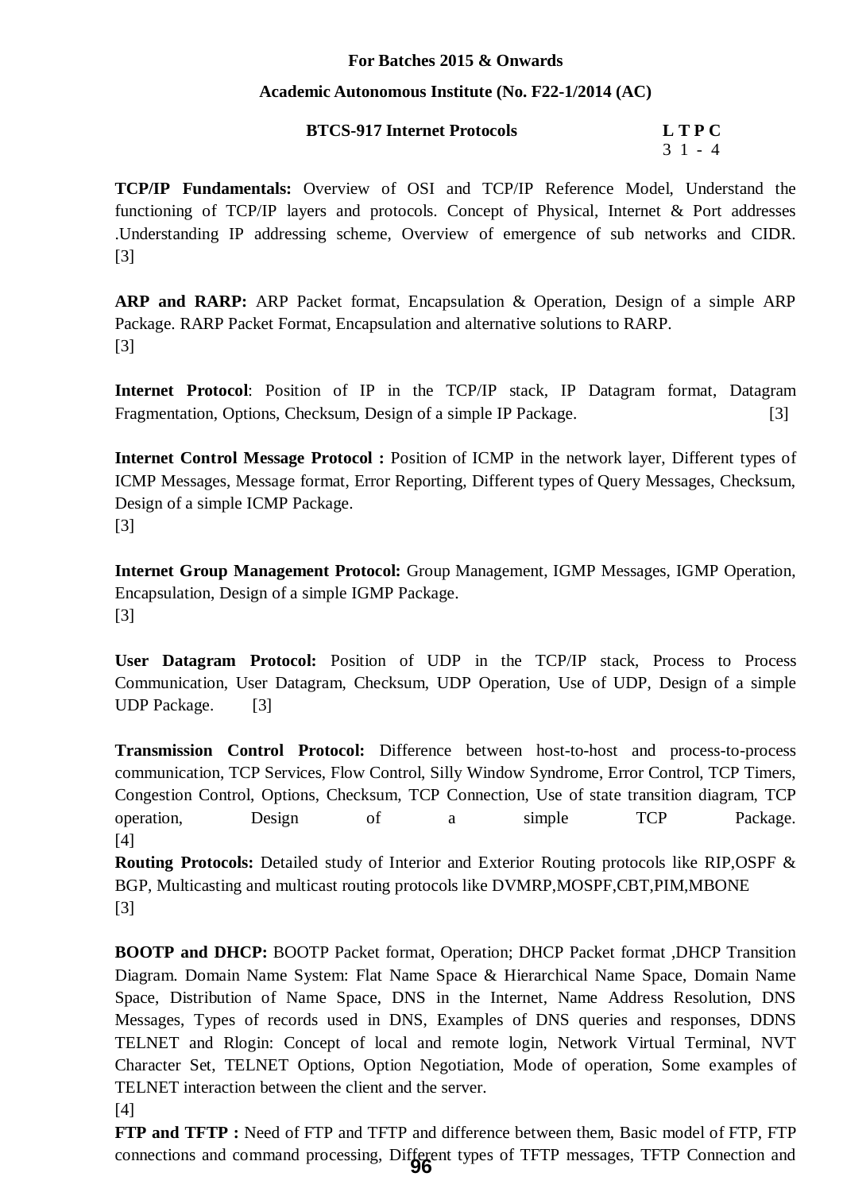**For Batches 2015 & Onwards**

**Academic Autonomous Institute (No. F22-1/2014 (AC)**

| **BTCS-917 Internet Protocols** | **L T P C** |
|---|---|
| | 3 1 - 4 |

**TCP/IP Fundamentals:** Overview of OSI and TCP/IP Reference Model, Understand the functioning of TCP/IP layers and protocols. Concept of Physical, Internet & Port addresses .Understanding IP addressing scheme, Overview of emergence of sub networks and CIDR. [3]

**ARP and RARP:** ARP Packet format, Encapsulation & Operation, Design of a simple ARP Package. RARP Packet Format, Encapsulation and alternative solutions to RARP. [3]

**Internet Protocol**: Position of IP in the TCP/IP stack, IP Datagram format, Datagram Fragmentation, Options, Checksum, Design of a simple IP Package. [3]

**Internet Control Message Protocol :** Position of ICMP in the network layer, Different types of ICMP Messages, Message format, Error Reporting, Different types of Query Messages, Checksum, Design of a simple ICMP Package. [3]

**Internet Group Management Protocol:** Group Management, IGMP Messages, IGMP Operation, Encapsulation, Design of a simple IGMP Package. [3]

**User Datagram Protocol:** Position of UDP in the TCP/IP stack, Process to Process Communication, User Datagram, Checksum, UDP Operation, Use of UDP, Design of a simple UDP Package. [3]

**Transmission Control Protocol:** Difference between host-to-host and process-to-process communication, TCP Services, Flow Control, Silly Window Syndrome, Error Control, TCP Timers, Congestion Control, Options, Checksum, TCP Connection, Use of state transition diagram, TCP operation, Design of a simple TCP Package. [4]

**Routing Protocols:** Detailed study of Interior and Exterior Routing protocols like RIP,OSPF & BGP, Multicasting and multicast routing protocols like DVMRP,MOSPF,CBT,PIM,MBONE [3]

**BOOTP and DHCP:** BOOTP Packet format, Operation; DHCP Packet format ,DHCP Transition Diagram. Domain Name System: Flat Name Space & Hierarchical Name Space, Domain Name Space, Distribution of Name Space, DNS in the Internet, Name Address Resolution, DNS Messages, Types of records used in DNS, Examples of DNS queries and responses, DDNS TELNET and Rlogin: Concept of local and remote login, Network Virtual Terminal, NVT Character Set, TELNET Options, Option Negotiation, Mode of operation, Some examples of TELNET interaction between the client and the server. [4]

**FTP and TFTP :** Need of FTP and TFTP and difference between them, Basic model of FTP, FTP connections and command processing, Different types of TFTP messages, TFTP Connection and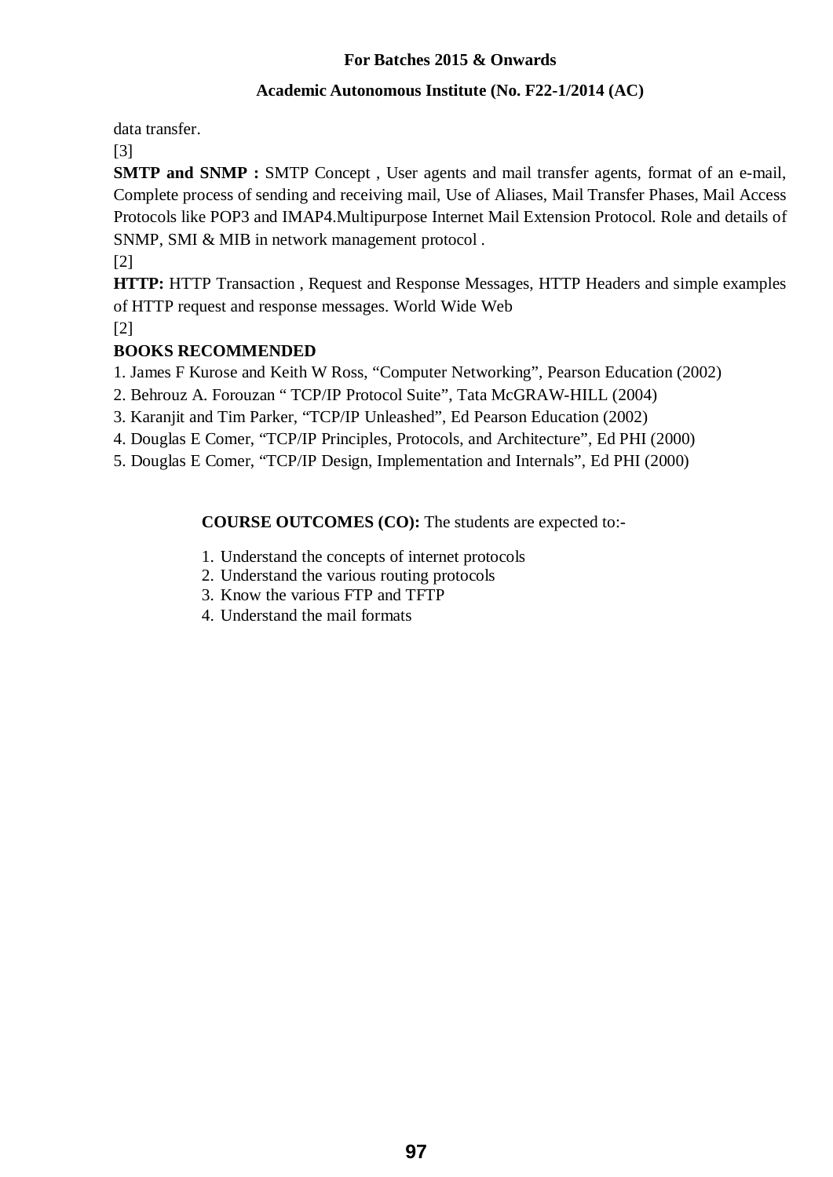data transfer.

[3]

**SMTP and SNMP :** SMTP Concept , User agents and mail transfer agents, format of an e-mail, Complete process of sending and receiving mail, Use of Aliases, Mail Transfer Phases, Mail Access Protocols like POP3 and IMAP4.Multipurpose Internet Mail Extension Protocol. Role and details of SNMP, SMI & MIB in network management protocol .

[2]

**HTTP:** HTTP Transaction , Request and Response Messages, HTTP Headers and simple examples of HTTP request and response messages. World Wide Web

[2]

**BOOKS RECOMMENDED**

1. James F Kurose and Keith W Ross, "Computer Networking", Pearson Education (2002)
2. Behrouz A. Forouzan " TCP/IP Protocol Suite", Tata McGRAW-HILL (2004)
3. Karanjit and Tim Parker, "TCP/IP Unleashed", Ed Pearson Education (2002)
4. Douglas E Comer, "TCP/IP Principles, Protocols, and Architecture", Ed PHI (2000)
5. Douglas E Comer, "TCP/IP Design, Implementation and Internals", Ed PHI (2000)

**COURSE OUTCOMES (CO):** The students are expected to:-

1. Understand the concepts of internet protocols
2. Understand the various routing protocols
3. Know the various FTP and TFTP
4. Understand the mail formats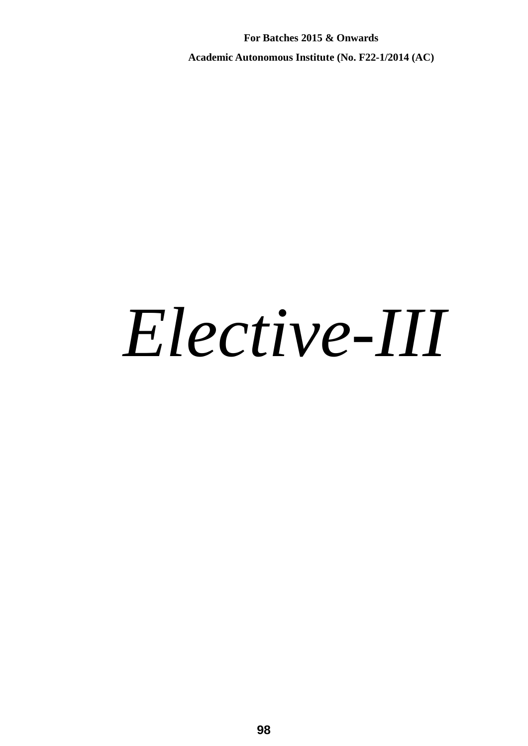# *Elective-III*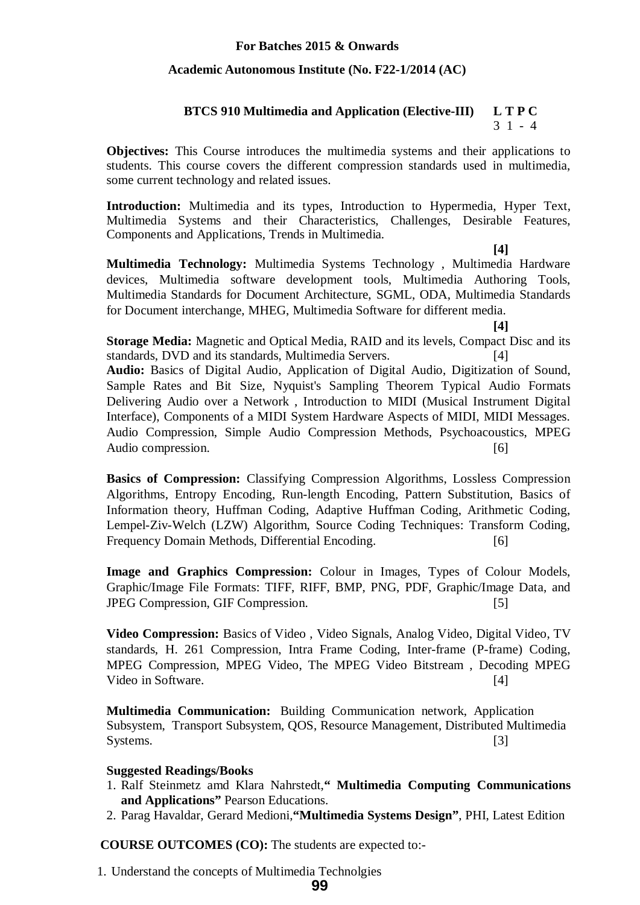**For Batches 2015 & Onwards**

**Academic Autonomous Institute (No. F22-1/2014 (AC)**

### BTCS 910 Multimedia and Application (Elective-III)

| L | T | P | C |
|---|---|---|---|
| 3 | 1 | - | 4 |

**Objectives:** This Course introduces the multimedia systems and their applications to students. This course covers the different compression standards used in multimedia, some current technology and related issues.

**Introduction:** Multimedia and its types, Introduction to Hypermedia, Hyper Text, Multimedia Systems and their Characteristics, Challenges, Desirable Features, Components and Applications, Trends in Multimedia. **[4]**

**Multimedia Technology:** Multimedia Systems Technology , Multimedia Hardware devices, Multimedia software development tools, Multimedia Authoring Tools, Multimedia Standards for Document Architecture, SGML, ODA, Multimedia Standards for Document interchange, MHEG, Multimedia Software for different media. **[4]**

**Storage Media:** Magnetic and Optical Media, RAID and its levels, Compact Disc and its standards, DVD and its standards, Multimedia Servers. [4]

**Audio:** Basics of Digital Audio, Application of Digital Audio, Digitization of Sound, Sample Rates and Bit Size, Nyquist's Sampling Theorem Typical Audio Formats Delivering Audio over a Network , Introduction to MIDI (Musical Instrument Digital Interface), Components of a MIDI System Hardware Aspects of MIDI, MIDI Messages. Audio Compression, Simple Audio Compression Methods, Psychoacoustics, MPEG Audio compression. [6]

**Basics of Compression:** Classifying Compression Algorithms, Lossless Compression Algorithms, Entropy Encoding, Run-length Encoding, Pattern Substitution, Basics of Information theory, Huffman Coding, Adaptive Huffman Coding, Arithmetic Coding, Lempel-Ziv-Welch (LZW) Algorithm, Source Coding Techniques: Transform Coding, Frequency Domain Methods, Differential Encoding. [6]

**Image and Graphics Compression:** Colour in Images, Types of Colour Models, Graphic/Image File Formats: TIFF, RIFF, BMP, PNG, PDF, Graphic/Image Data, and JPEG Compression, GIF Compression. [5]

**Video Compression:** Basics of Video , Video Signals, Analog Video, Digital Video, TV standards, H. 261 Compression, Intra Frame Coding, Inter-frame (P-frame) Coding, MPEG Compression, MPEG Video, The MPEG Video Bitstream , Decoding MPEG Video in Software. [4]

**Multimedia Communication:** Building Communication network, Application Subsystem, Transport Subsystem, QOS, Resource Management, Distributed Multimedia Systems. [3]

**Suggested Readings/Books**

1. Ralf Steinmetz amd Klara Nahrstedt,**" Multimedia Computing Communications and Applications"** Pearson Educations.
2. Parag Havaldar, Gerard Medioni,**"Multimedia Systems Design"**, PHI, Latest Edition

**COURSE OUTCOMES (CO):** The students are expected to:-

1. Understand the concepts of Multimedia Technolgies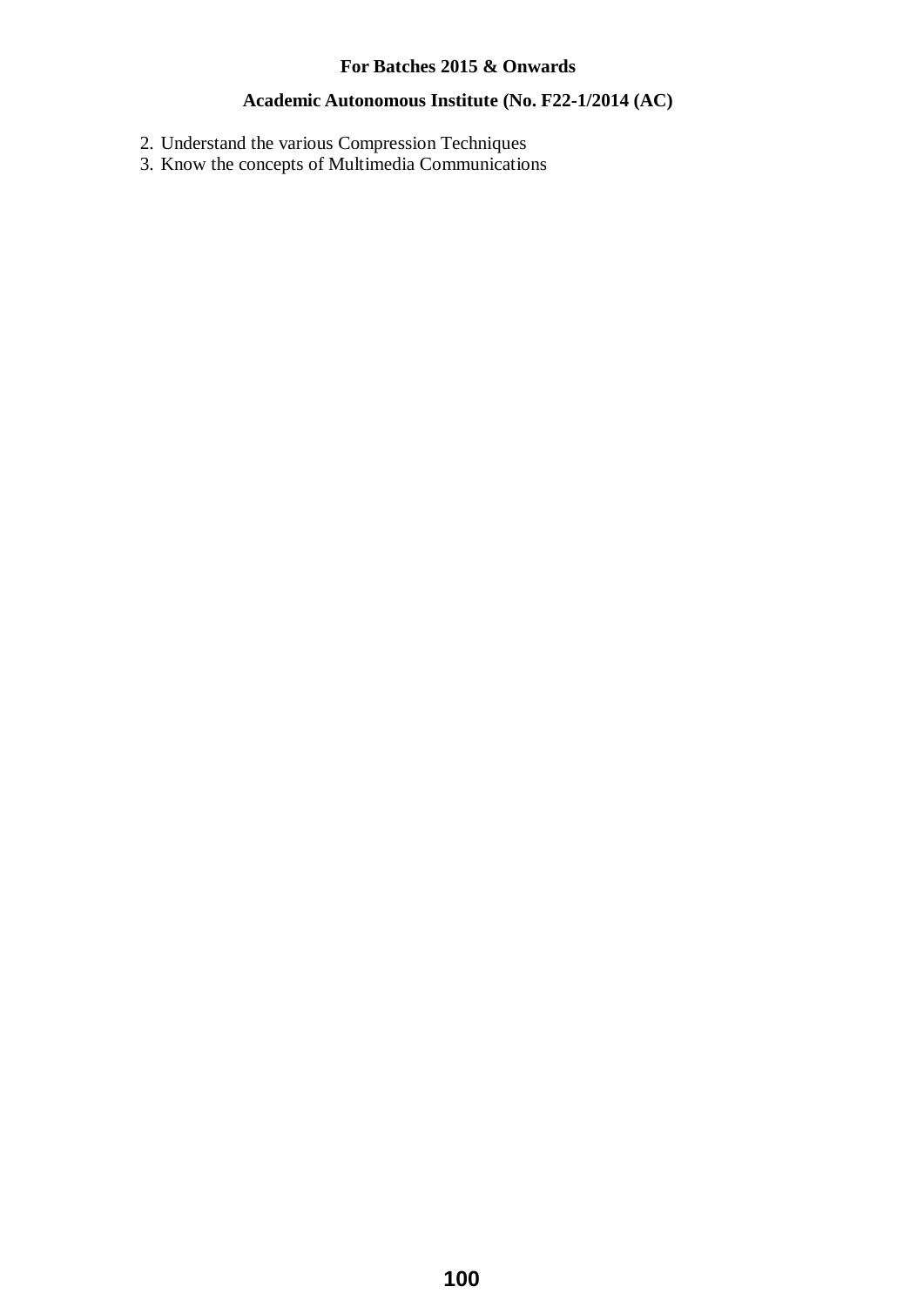2. Understand the various Compression Techniques
3. Know the concepts of Multimedia Communications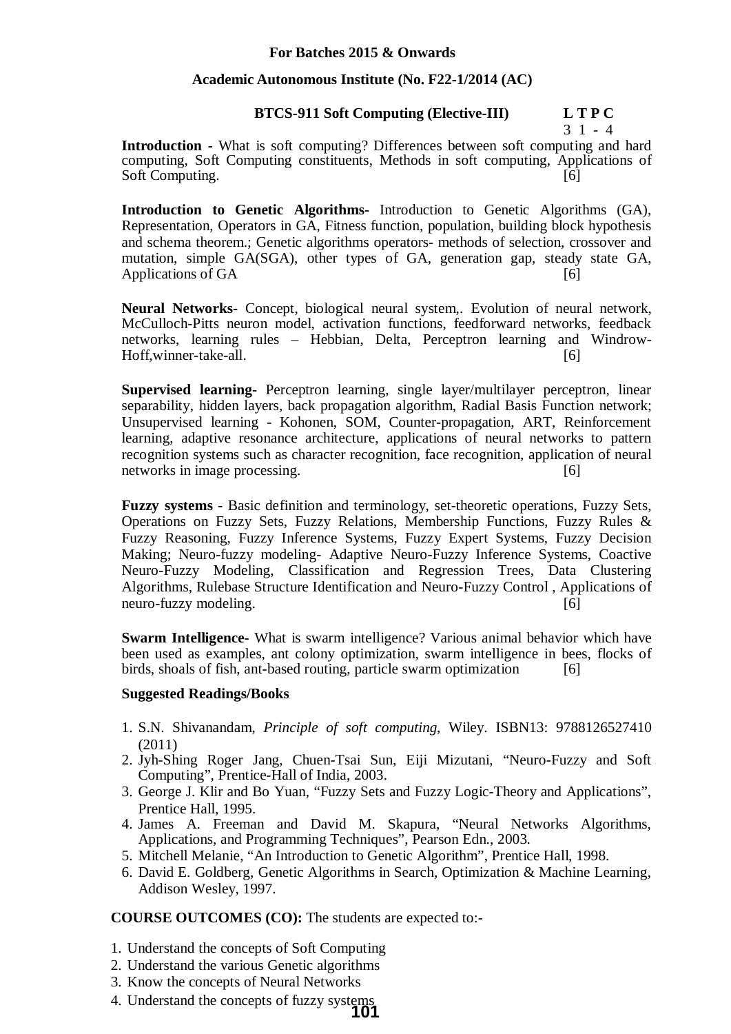**For Batches 2015 & Onwards**

**Academic Autonomous Institute (No. F22-1/2014 (AC)**

**BTCS-911 Soft Computing (Elective-III)** **L T P C**
3 1 - 4

**Introduction -** What is soft computing? Differences between soft computing and hard computing, Soft Computing constituents, Methods in soft computing, Applications of Soft Computing. [6]

**Introduction to Genetic Algorithms-** Introduction to Genetic Algorithms (GA), Representation, Operators in GA, Fitness function, population, building block hypothesis and schema theorem.; Genetic algorithms operators- methods of selection, crossover and mutation, simple GA(SGA), other types of GA, generation gap, steady state GA, Applications of GA [6]

**Neural Networks-** Concept, biological neural system,. Evolution of neural network, McCulloch-Pitts neuron model, activation functions, feedforward networks, feedback networks, learning rules – Hebbian, Delta, Perceptron learning and Windrow-Hoff,winner-take-all. [6]

**Supervised learning-** Perceptron learning, single layer/multilayer perceptron, linear separability, hidden layers, back propagation algorithm, Radial Basis Function network; Unsupervised learning - Kohonen, SOM, Counter-propagation, ART, Reinforcement learning, adaptive resonance architecture, applications of neural networks to pattern recognition systems such as character recognition, face recognition, application of neural networks in image processing. [6]

**Fuzzy systems -** Basic definition and terminology, set-theoretic operations, Fuzzy Sets, Operations on Fuzzy Sets, Fuzzy Relations, Membership Functions, Fuzzy Rules & Fuzzy Reasoning, Fuzzy Inference Systems, Fuzzy Expert Systems, Fuzzy Decision Making; Neuro-fuzzy modeling- Adaptive Neuro-Fuzzy Inference Systems, Coactive Neuro-Fuzzy Modeling, Classification and Regression Trees, Data Clustering Algorithms, Rulebase Structure Identification and Neuro-Fuzzy Control , Applications of neuro-fuzzy modeling. [6]

**Swarm Intelligence-** What is swarm intelligence? Various animal behavior which have been used as examples, ant colony optimization, swarm intelligence in bees, flocks of birds, shoals of fish, ant-based routing, particle swarm optimization [6]

**Suggested Readings/Books**

1. S.N. Shivanandam, *Principle of soft computing*, Wiley. ISBN13: 9788126527410 (2011)
2. Jyh-Shing Roger Jang, Chuen-Tsai Sun, Eiji Mizutani, "Neuro-Fuzzy and Soft Computing", Prentice-Hall of India, 2003.
3. George J. Klir and Bo Yuan, "Fuzzy Sets and Fuzzy Logic-Theory and Applications", Prentice Hall, 1995.
4. James A. Freeman and David M. Skapura, "Neural Networks Algorithms, Applications, and Programming Techniques", Pearson Edn., 2003.
5. Mitchell Melanie, "An Introduction to Genetic Algorithm", Prentice Hall, 1998.
6. David E. Goldberg, Genetic Algorithms in Search, Optimization & Machine Learning, Addison Wesley, 1997.

**COURSE OUTCOMES (CO):** The students are expected to:-

1. Understand the concepts of Soft Computing
2. Understand the various Genetic algorithms
3. Know the concepts of Neural Networks
4. Understand the concepts of fuzzy systems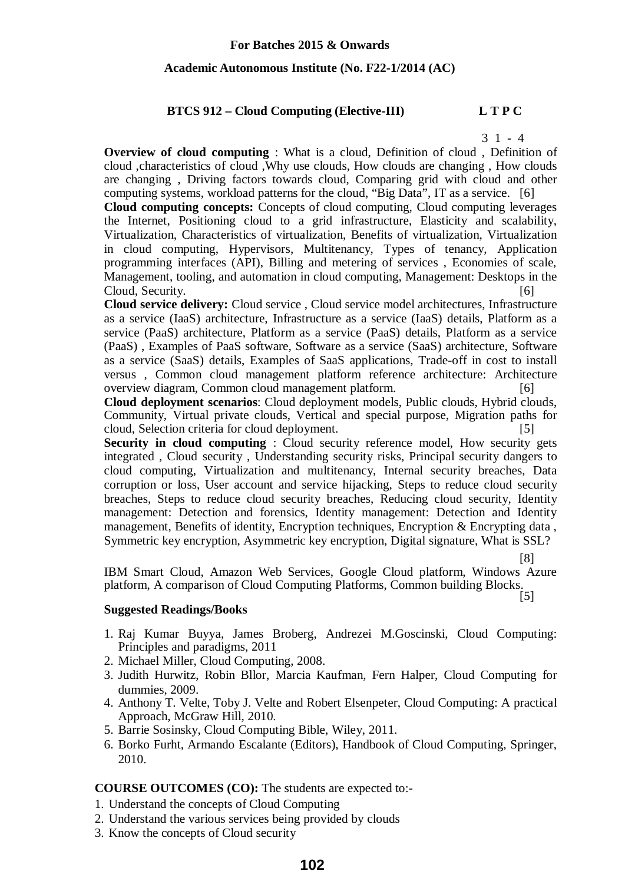**For Batches 2015 & Onwards**

**Academic Autonomous Institute (No. F22-1/2014 (AC)**

## BTCS 912 – Cloud Computing (Elective-III)

| L | T | P | C |
|---|---|---|---|
| 3 | 1 | - | 4 |

**Overview of cloud computing** : What is a cloud, Definition of cloud , Definition of cloud ,characteristics of cloud ,Why use clouds, How clouds are changing , How clouds are changing , Driving factors towards cloud, Comparing grid with cloud and other computing systems, workload patterns for the cloud, "Big Data", IT as a service. [6]

**Cloud computing concepts:** Concepts of cloud computing, Cloud computing leverages the Internet, Positioning cloud to a grid infrastructure, Elasticity and scalability, Virtualization, Characteristics of virtualization, Benefits of virtualization, Virtualization in cloud computing, Hypervisors, Multitenancy, Types of tenancy, Application programming interfaces (API), Billing and metering of services , Economies of scale, Management, tooling, and automation in cloud computing, Management: Desktops in the Cloud, Security. [6]

**Cloud service delivery:** Cloud service , Cloud service model architectures, Infrastructure as a service (IaaS) architecture, Infrastructure as a service (IaaS) details, Platform as a service (PaaS) architecture, Platform as a service (PaaS) details, Platform as a service (PaaS) , Examples of PaaS software, Software as a service (SaaS) architecture, Software as a service (SaaS) details, Examples of SaaS applications, Trade-off in cost to install versus , Common cloud management platform reference architecture: Architecture overview diagram, Common cloud management platform. [6]

**Cloud deployment scenarios**: Cloud deployment models, Public clouds, Hybrid clouds, Community, Virtual private clouds, Vertical and special purpose, Migration paths for cloud, Selection criteria for cloud deployment. [5]

**Security in cloud computing** : Cloud security reference model, How security gets integrated , Cloud security , Understanding security risks, Principal security dangers to cloud computing, Virtualization and multitenancy, Internal security breaches, Data corruption or loss, User account and service hijacking, Steps to reduce cloud security breaches, Steps to reduce cloud security breaches, Reducing cloud security, Identity management: Detection and forensics, Identity management: Detection and Identity management, Benefits of identity, Encryption techniques, Encryption & Encrypting data , Symmetric key encryption, Asymmetric key encryption, Digital signature, What is SSL? [8]

IBM Smart Cloud, Amazon Web Services, Google Cloud platform, Windows Azure platform, A comparison of Cloud Computing Platforms, Common building Blocks. [5]

### Suggested Readings/Books

1. Raj Kumar Buyya, James Broberg, Andrezei M.Goscinski, Cloud Computing: Principles and paradigms, 2011
2. Michael Miller, Cloud Computing, 2008.
3. Judith Hurwitz, Robin Bllor, Marcia Kaufman, Fern Halper, Cloud Computing for dummies, 2009.
4. Anthony T. Velte, Toby J. Velte and Robert Elsenpeter, Cloud Computing: A practical Approach, McGraw Hill, 2010.
5. Barrie Sosinsky, Cloud Computing Bible, Wiley, 2011.
6. Borko Furht, Armando Escalante (Editors), Handbook of Cloud Computing, Springer, 2010.

**COURSE OUTCOMES (CO):** The students are expected to:-

1. Understand the concepts of Cloud Computing
2. Understand the various services being provided by clouds
3. Know the concepts of Cloud security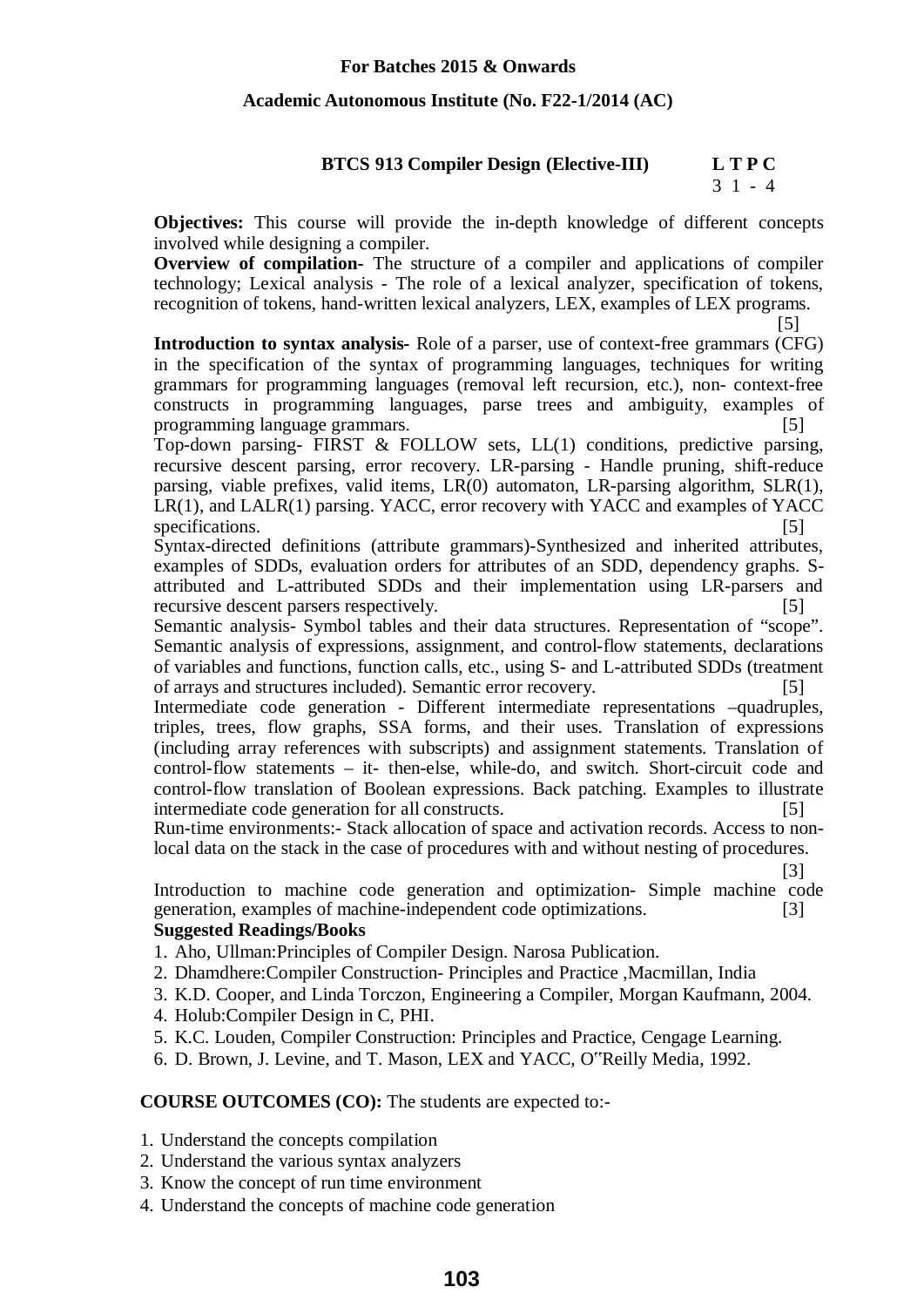**For Batches 2015 & Onwards**

**Academic Autonomous Institute (No. F22-1/2014 (AC)**

**BTCS 913 Compiler Design (Elective-III)** **L T P C**
3 1 - 4

**Objectives:** This course will provide the in-depth knowledge of different concepts involved while designing a compiler.

**Overview of compilation-** The structure of a compiler and applications of compiler technology; Lexical analysis - The role of a lexical analyzer, specification of tokens, recognition of tokens, hand-written lexical analyzers, LEX, examples of LEX programs. [5]

**Introduction to syntax analysis-** Role of a parser, use of context-free grammars (CFG) in the specification of the syntax of programming languages, techniques for writing grammars for programming languages (removal left recursion, etc.), non- context-free constructs in programming languages, parse trees and ambiguity, examples of programming language grammars. [5]

Top-down parsing- FIRST & FOLLOW sets, LL(1) conditions, predictive parsing, recursive descent parsing, error recovery. LR-parsing - Handle pruning, shift-reduce parsing, viable prefixes, valid items, LR(0) automaton, LR-parsing algorithm, SLR(1), LR(1), and LALR(1) parsing. YACC, error recovery with YACC and examples of YACC specifications. [5]

Syntax-directed definitions (attribute grammars)-Synthesized and inherited attributes, examples of SDDs, evaluation orders for attributes of an SDD, dependency graphs. S-attributed and L-attributed SDDs and their implementation using LR-parsers and recursive descent parsers respectively. [5]

Semantic analysis- Symbol tables and their data structures. Representation of "scope". Semantic analysis of expressions, assignment, and control-flow statements, declarations of variables and functions, function calls, etc., using S- and L-attributed SDDs (treatment of arrays and structures included). Semantic error recovery. [5]

Intermediate code generation - Different intermediate representations –quadruples, triples, trees, flow graphs, SSA forms, and their uses. Translation of expressions (including array references with subscripts) and assignment statements. Translation of control-flow statements – it- then-else, while-do, and switch. Short-circuit code and control-flow translation of Boolean expressions. Back patching. Examples to illustrate intermediate code generation for all constructs. [5]

Run-time environments:- Stack allocation of space and activation records. Access to non-local data on the stack in the case of procedures with and without nesting of procedures. [3]

Introduction to machine code generation and optimization- Simple machine code generation, examples of machine-independent code optimizations. [3]

**Suggested Readings/Books**

1. Aho, Ullman:Principles of Compiler Design. Narosa Publication.
2. Dhamdhere:Compiler Construction- Principles and Practice ,Macmillan, India
3. K.D. Cooper, and Linda Torczon, Engineering a Compiler, Morgan Kaufmann, 2004.
4. Holub:Compiler Design in C, PHI.
5. K.C. Louden, Compiler Construction: Principles and Practice, Cengage Learning.
6. D. Brown, J. Levine, and T. Mason, LEX and YACC, O"Reilly Media, 1992.

**COURSE OUTCOMES (CO):** The students are expected to:-

1. Understand the concepts compilation
2. Understand the various syntax analyzers
3. Know the concept of run time environment
4. Understand the concepts of machine code generation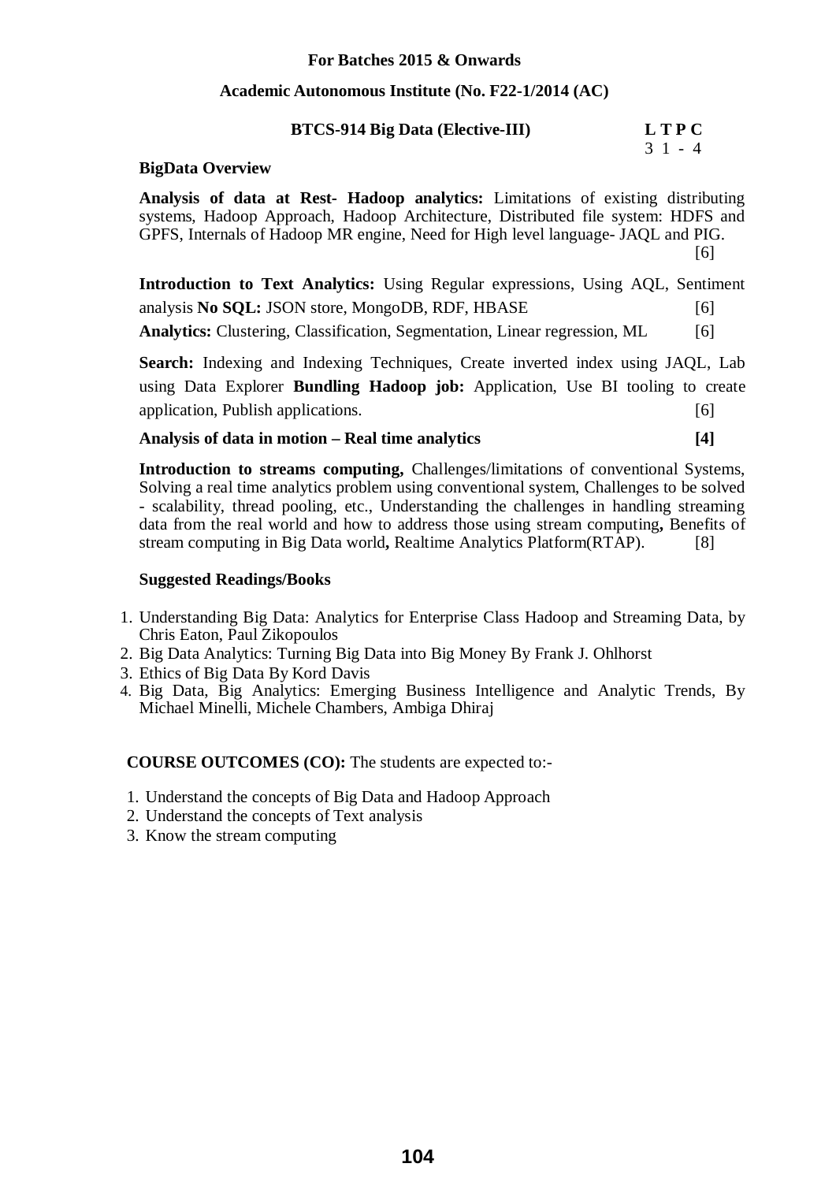**For Batches 2015 & Onwards**

**Academic Autonomous Institute (No. F22-1/2014 (AC)**

**BTCS-914 Big Data (Elective-III)**

| L | T | P | C |
|---|---|---|---|
| 3 | 1 | - | 4 |

**BigData Overview**

**Analysis of data at Rest- Hadoop analytics:** Limitations of existing distributing systems, Hadoop Approach, Hadoop Architecture, Distributed file system: HDFS and GPFS, Internals of Hadoop MR engine, Need for High level language- JAQL and PIG. [6]

**Introduction to Text Analytics:** Using Regular expressions, Using AQL, Sentiment analysis **No SQL:** JSON store, MongoDB, RDF, HBASE [6]

**Analytics:** Clustering, Classification, Segmentation, Linear regression, ML [6]

**Search:** Indexing and Indexing Techniques, Create inverted index using JAQL, Lab using Data Explorer **Bundling Hadoop job:** Application, Use BI tooling to create application, Publish applications. [6]

**Analysis of data in motion – Real time analytics [4]**

**Introduction to streams computing,** Challenges/limitations of conventional Systems, Solving a real time analytics problem using conventional system, Challenges to be solved - scalability, thread pooling, etc., Understanding the challenges in handling streaming data from the real world and how to address those using stream computing**,** Benefits of stream computing in Big Data world**,** Realtime Analytics Platform(RTAP). [8]

**Suggested Readings/Books**

1. Understanding Big Data: Analytics for Enterprise Class Hadoop and Streaming Data, by Chris Eaton, Paul Zikopoulos
2. Big Data Analytics: Turning Big Data into Big Money By Frank J. Ohlhorst
3. Ethics of Big Data By Kord Davis
4. Big Data, Big Analytics: Emerging Business Intelligence and Analytic Trends, By Michael Minelli, Michele Chambers, Ambiga Dhiraj

**COURSE OUTCOMES (CO):** The students are expected to:-

1. Understand the concepts of Big Data and Hadoop Approach
2. Understand the concepts of Text analysis
3. Know the stream computing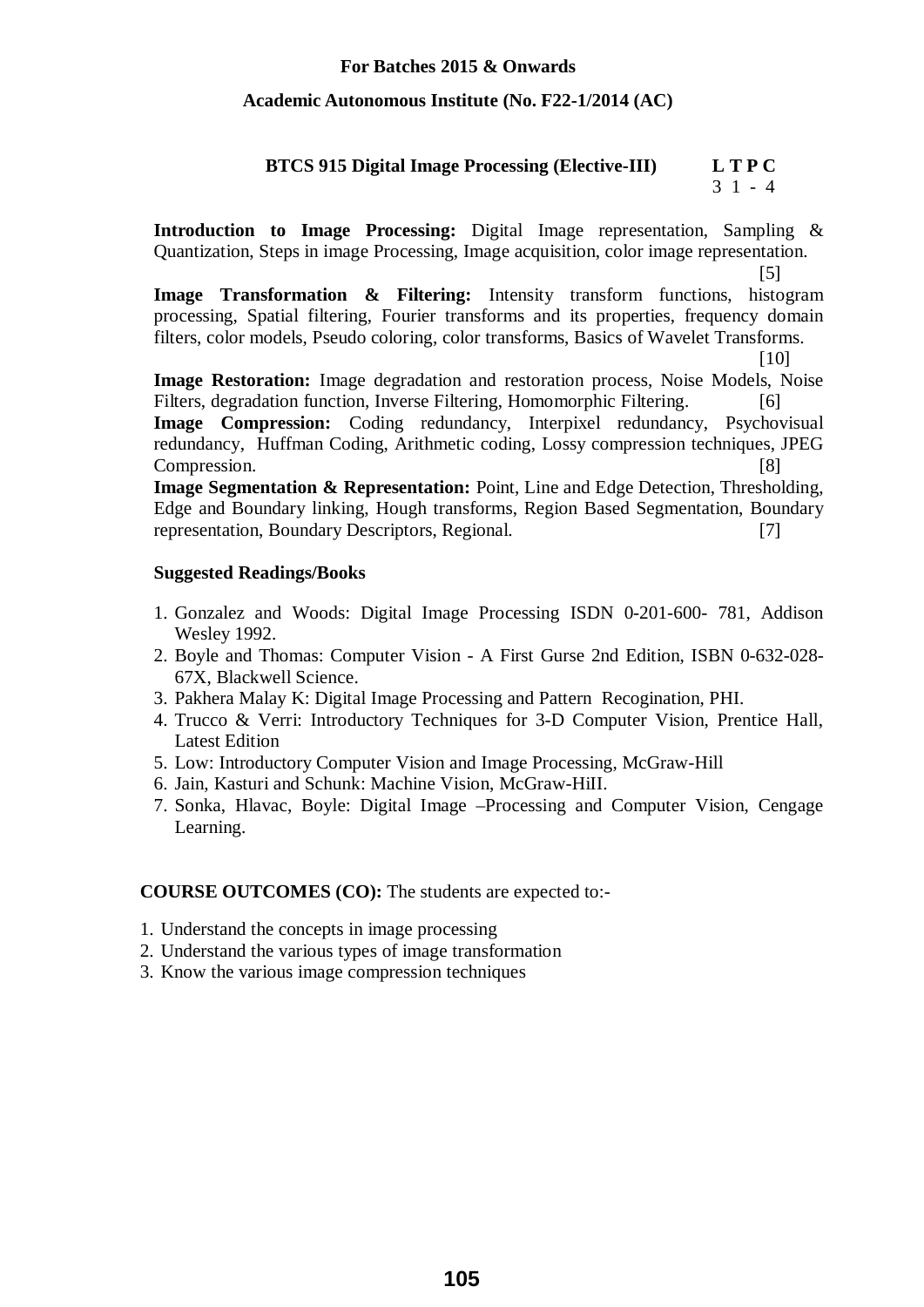For Batches 2015 & Onwards

Academic Autonomous Institute (No. F22-1/2014 (AC)

## BTCS 915 Digital Image Processing (Elective-III)

| L | T | P | C |
|---|---|---|---|
| 3 | 1 | - | 4 |

**Introduction to Image Processing:** Digital Image representation, Sampling & Quantization, Steps in image Processing, Image acquisition, color image representation. [5]

**Image Transformation & Filtering:** Intensity transform functions, histogram processing, Spatial filtering, Fourier transforms and its properties, frequency domain filters, color models, Pseudo coloring, color transforms, Basics of Wavelet Transforms. [10]

**Image Restoration:** Image degradation and restoration process, Noise Models, Noise Filters, degradation function, Inverse Filtering, Homomorphic Filtering. [6]

**Image Compression:** Coding redundancy, Interpixel redundancy, Psychovisual redundancy, Huffman Coding, Arithmetic coding, Lossy compression techniques, JPEG Compression. [8]

**Image Segmentation & Representation:** Point, Line and Edge Detection, Thresholding, Edge and Boundary linking, Hough transforms, Region Based Segmentation, Boundary representation, Boundary Descriptors, Regional. [7]

### Suggested Readings/Books

1. Gonzalez and Woods: Digital Image Processing ISDN 0-201-600- 781, Addison Wesley 1992.
2. Boyle and Thomas: Computer Vision - A First Gurse 2nd Edition, ISBN 0-632-028-67X, Blackwell Science.
3. Pakhera Malay K: Digital Image Processing and Pattern Recogination, PHI.
4. Trucco & Verri: Introductory Techniques for 3-D Computer Vision, Prentice Hall, Latest Edition
5. Low: Introductory Computer Vision and Image Processing, McGraw-Hill
6. Jain, Kasturi and Schunk: Machine Vision, McGraw-HiII.
7. Sonka, Hlavac, Boyle: Digital Image –Processing and Computer Vision, Cengage Learning.

**COURSE OUTCOMES (CO):** The students are expected to:-

1. Understand the concepts in image processing
2. Understand the various types of image transformation
3. Know the various image compression techniques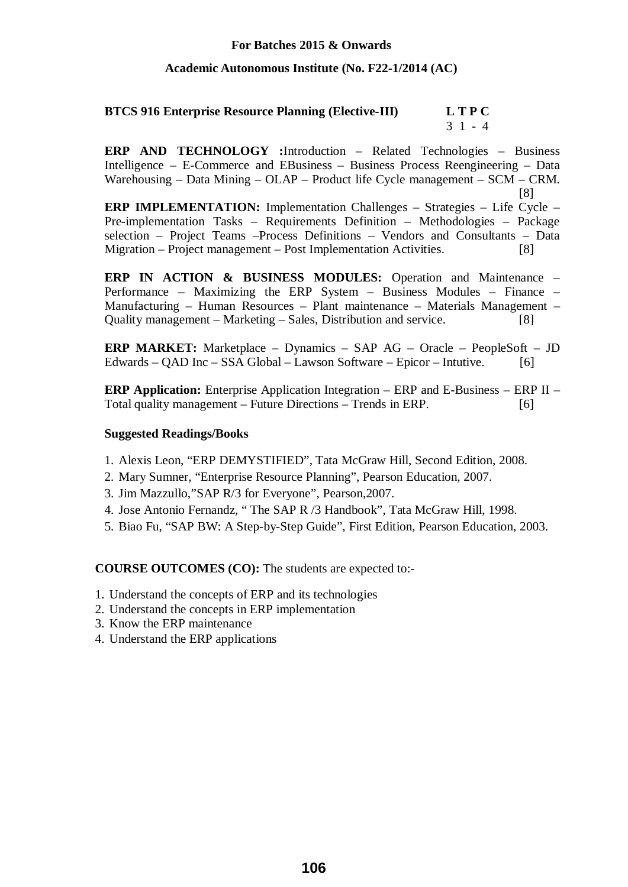**For Batches 2015 & Onwards**

**Academic Autonomous Institute (No. F22-1/2014 (AC)**

**BTCS 916 Enterprise Resource Planning (Elective-III)**

| L | T | P | C |
|---|---|---|---|
| 3 | 1 | - | 4 |

**ERP AND TECHNOLOGY :**Introduction – Related Technologies – Business Intelligence – E-Commerce and EBusiness – Business Process Reengineering – Data Warehousing – Data Mining – OLAP – Product life Cycle management – SCM – CRM. [8]

**ERP IMPLEMENTATION:** Implementation Challenges – Strategies – Life Cycle – Pre-implementation Tasks – Requirements Definition – Methodologies – Package selection – Project Teams –Process Definitions – Vendors and Consultants – Data Migration – Project management – Post Implementation Activities. [8]

**ERP IN ACTION & BUSINESS MODULES:** Operation and Maintenance – Performance – Maximizing the ERP System – Business Modules – Finance – Manufacturing – Human Resources – Plant maintenance – Materials Management – Quality management – Marketing – Sales, Distribution and service. [8]

**ERP MARKET:** Marketplace – Dynamics – SAP AG – Oracle – PeopleSoft – JD Edwards – QAD Inc – SSA Global – Lawson Software – Epicor – Intutive. [6]

**ERP Application:** Enterprise Application Integration – ERP and E-Business – ERP II – Total quality management – Future Directions – Trends in ERP. [6]

**Suggested Readings/Books**

1. Alexis Leon, "ERP DEMYSTIFIED", Tata McGraw Hill, Second Edition, 2008.
2. Mary Sumner, "Enterprise Resource Planning", Pearson Education, 2007.
3. Jim Mazzullo,"SAP R/3 for Everyone", Pearson,2007.
4. Jose Antonio Fernandz, " The SAP R /3 Handbook", Tata McGraw Hill, 1998.
5. Biao Fu, "SAP BW: A Step-by-Step Guide", First Edition, Pearson Education, 2003.

**COURSE OUTCOMES (CO):** The students are expected to:-

1. Understand the concepts of ERP and its technologies
2. Understand the concepts in ERP implementation
3. Know the ERP maintenance
4. Understand the ERP applications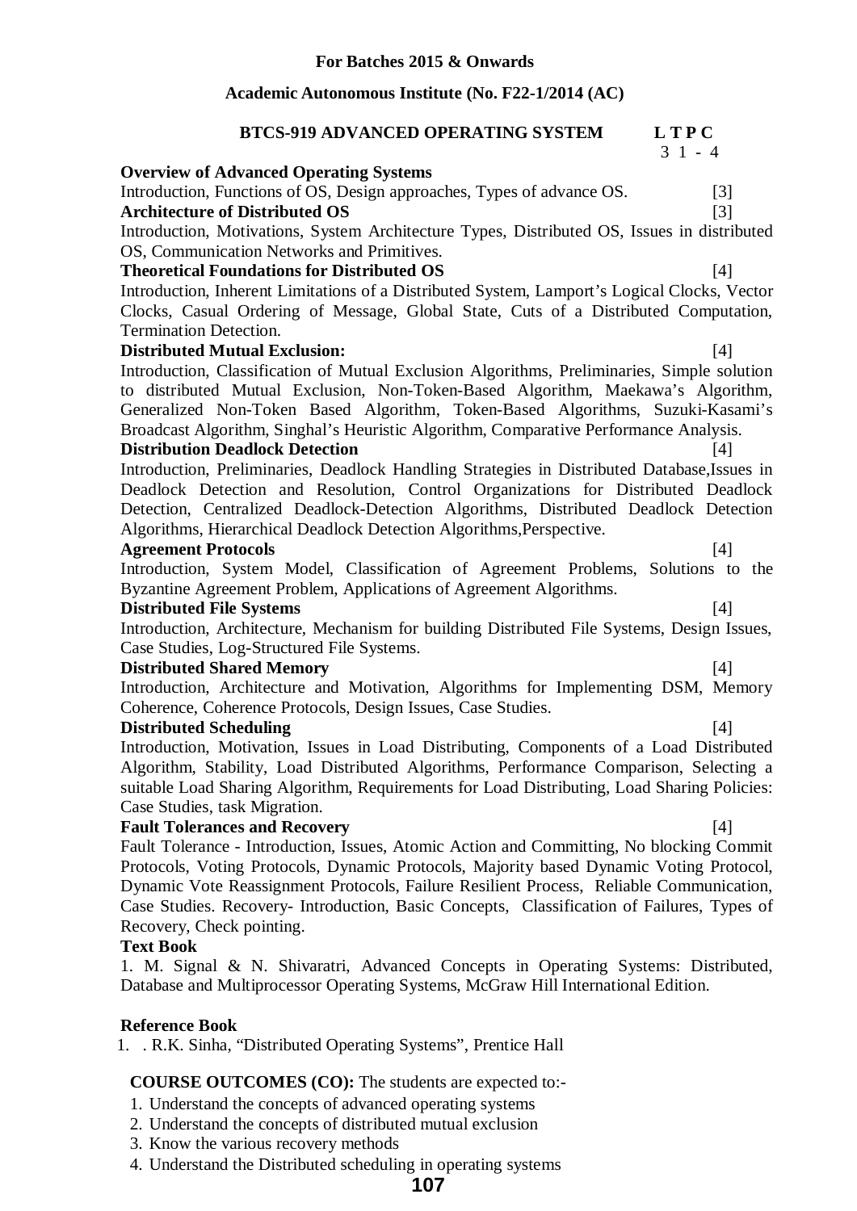**For Batches 2015 & Onwards**

**Academic Autonomous Institute (No. F22-1/2014 (AC)**

## BTCS-919 ADVANCED OPERATING SYSTEM

| L | T | P | C |
|---|---|---|---|
| 3 | 1 | - | 4 |

**Overview of Advanced Operating Systems**

Introduction, Functions of OS, Design approaches, Types of advance OS. [3]

**Architecture of Distributed OS** [3]

Introduction, Motivations, System Architecture Types, Distributed OS, Issues in distributed OS, Communication Networks and Primitives.

**Theoretical Foundations for Distributed OS** [4]

Introduction, Inherent Limitations of a Distributed System, Lamport's Logical Clocks, Vector Clocks, Casual Ordering of Message, Global State, Cuts of a Distributed Computation, Termination Detection.

**Distributed Mutual Exclusion:** [4]

Introduction, Classification of Mutual Exclusion Algorithms, Preliminaries, Simple solution to distributed Mutual Exclusion, Non-Token-Based Algorithm, Maekawa's Algorithm, Generalized Non-Token Based Algorithm, Token-Based Algorithms, Suzuki-Kasami's Broadcast Algorithm, Singhal's Heuristic Algorithm, Comparative Performance Analysis.

**Distribution Deadlock Detection** [4]

Introduction, Preliminaries, Deadlock Handling Strategies in Distributed Database,Issues in Deadlock Detection and Resolution, Control Organizations for Distributed Deadlock Detection, Centralized Deadlock-Detection Algorithms, Distributed Deadlock Detection Algorithms, Hierarchical Deadlock Detection Algorithms,Perspective.

**Agreement Protocols** [4]

Introduction, System Model, Classification of Agreement Problems, Solutions to the Byzantine Agreement Problem, Applications of Agreement Algorithms.

**Distributed File Systems** [4]

Introduction, Architecture, Mechanism for building Distributed File Systems, Design Issues, Case Studies, Log-Structured File Systems.

**Distributed Shared Memory** [4]

Introduction, Architecture and Motivation, Algorithms for Implementing DSM, Memory Coherence, Coherence Protocols, Design Issues, Case Studies.

**Distributed Scheduling** [4]

Introduction, Motivation, Issues in Load Distributing, Components of a Load Distributed Algorithm, Stability, Load Distributed Algorithms, Performance Comparison, Selecting a suitable Load Sharing Algorithm, Requirements for Load Distributing, Load Sharing Policies: Case Studies, task Migration.

**Fault Tolerances and Recovery** [4]

Fault Tolerance - Introduction, Issues, Atomic Action and Committing, No blocking Commit Protocols, Voting Protocols, Dynamic Protocols, Majority based Dynamic Voting Protocol, Dynamic Vote Reassignment Protocols, Failure Resilient Process, Reliable Communication, Case Studies. Recovery- Introduction, Basic Concepts, Classification of Failures, Types of Recovery, Check pointing.

**Text Book**

1. M. Signal & N. Shivaratri, Advanced Concepts in Operating Systems: Distributed, Database and Multiprocessor Operating Systems, McGraw Hill International Edition.

**Reference Book**

1. . R.K. Sinha, "Distributed Operating Systems", Prentice Hall

**COURSE OUTCOMES (CO):** The students are expected to:-

1. Understand the concepts of advanced operating systems
2. Understand the concepts of distributed mutual exclusion
3. Know the various recovery methods
4. Understand the Distributed scheduling in operating systems